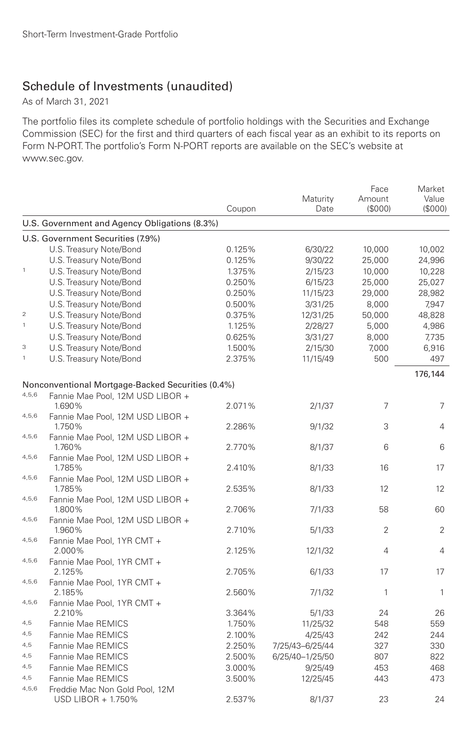## Schedule of Investments (unaudited)

As of March 31, 2021

The portfolio files its complete schedule of portfolio holdings with the Securities and Exchange Commission (SEC) for the first and third quarters of each fiscal year as an exhibit to its reports on Form N-PORT. The portfolio's Form N-PORT reports are available on the SEC's website at www.sec.gov.

| | | Coupon | Maturity Date | Face Amount ($000) | Market Value ($000) |
|---|---|---|---|---|---|
| **U.S. Government and Agency Obligations (8.3%)** | | | | | |
| **U.S. Government Securities (7.9%)** | | | | | |
| | U.S. Treasury Note/Bond | 0.125% | 6/30/22 | 10,000 | 10,002 |
| | U.S. Treasury Note/Bond | 0.125% | 9/30/22 | 25,000 | 24,996 |
| [1] | U.S. Treasury Note/Bond | 1.375% | 2/15/23 | 10,000 | 10,228 |
| | U.S. Treasury Note/Bond | 0.250% | 6/15/23 | 25,000 | 25,027 |
| | U.S. Treasury Note/Bond | 0.250% | 11/15/23 | 29,000 | 28,982 |
| | U.S. Treasury Note/Bond | 0.500% | 3/31/25 | 8,000 | 7,947 |
| [2] | U.S. Treasury Note/Bond | 0.375% | 12/31/25 | 50,000 | 48,828 |
| [1] | U.S. Treasury Note/Bond | 1.125% | 2/28/27 | 5,000 | 4,986 |
| | U.S. Treasury Note/Bond | 0.625% | 3/31/27 | 8,000 | 7,735 |
| [3] | U.S. Treasury Note/Bond | 1.500% | 2/15/30 | 7,000 | 6,916 |
| [1] | U.S. Treasury Note/Bond | 2.375% | 11/15/49 | 500 | 497 |
| | | | | | **176,144** |
| **Nonconventional Mortgage-Backed Securities (0.4%)** | | | | | |
| [4,5,6] | Fannie Mae Pool, 12M USD LIBOR + 1.690% | 2.071% | 2/1/37 | 7 | 7 |
| [4,5,6] | Fannie Mae Pool, 12M USD LIBOR + 1.750% | 2.286% | 9/1/32 | 3 | 4 |
| [4,5,6] | Fannie Mae Pool, 12M USD LIBOR + 1.760% | 2.770% | 8/1/37 | 6 | 6 |
| [4,5,6] | Fannie Mae Pool, 12M USD LIBOR + 1.785% | 2.410% | 8/1/33 | 16 | 17 |
| [4,5,6] | Fannie Mae Pool, 12M USD LIBOR + 1.785% | 2.535% | 8/1/33 | 12 | 12 |
| [4,5,6] | Fannie Mae Pool, 12M USD LIBOR + 1.800% | 2.706% | 7/1/33 | 58 | 60 |
| [4,5,6] | Fannie Mae Pool, 12M USD LIBOR + 1.960% | 2.710% | 5/1/33 | 2 | 2 |
| [4,5,6] | Fannie Mae Pool, 1YR CMT + 2.000% | 2.125% | 12/1/32 | 4 | 4 |
| [4,5,6] | Fannie Mae Pool, 1YR CMT + 2.125% | 2.705% | 6/1/33 | 17 | 17 |
| [4,5,6] | Fannie Mae Pool, 1YR CMT + 2.185% | 2.560% | 7/1/32 | 1 | 1 |
| [4,5,6] | Fannie Mae Pool, 1YR CMT + 2.210% | 3.364% | 5/1/33 | 24 | 26 |
| [4,5] | Fannie Mae REMICS | 1.750% | 11/25/32 | 548 | 559 |
| [4,5] | Fannie Mae REMICS | 2.100% | 4/25/43 | 242 | 244 |
| [4,5] | Fannie Mae REMICS | 2.250% | 7/25/43–6/25/44 | 327 | 330 |
| [4,5] | Fannie Mae REMICS | 2.500% | 6/25/40–1/25/50 | 807 | 822 |
| [4,5] | Fannie Mae REMICS | 3.000% | 9/25/49 | 453 | 468 |
| [4,5] | Fannie Mae REMICS | 3.500% | 12/25/45 | 443 | 473 |
| [4,5,6] | Freddie Mac Non Gold Pool, 12M USD LIBOR + 1.750% | 2.537% | 8/1/37 | 23 | 24 |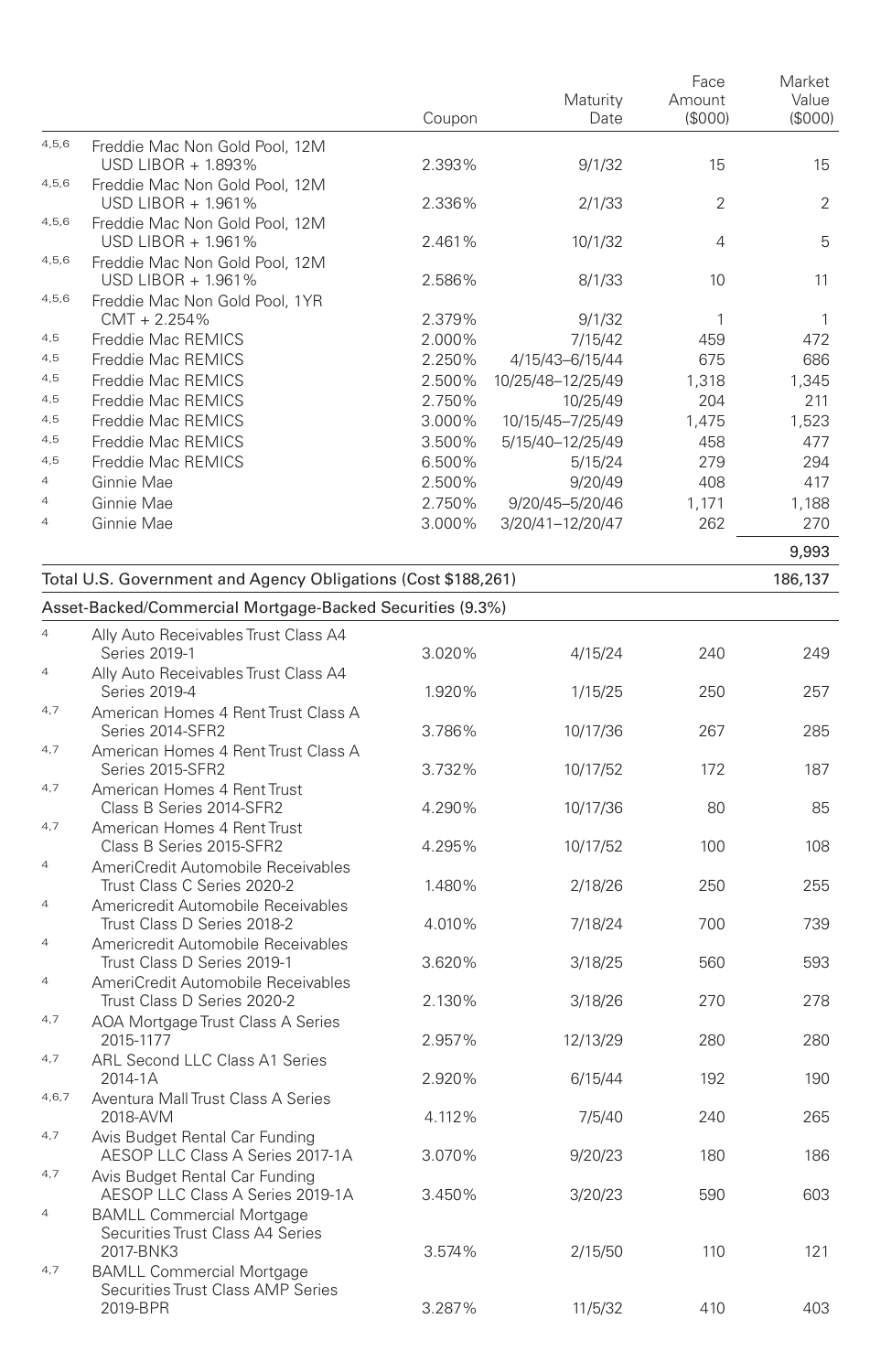| | | Coupon | Maturity Date | Face Amount ($000) | Market Value ($000) |
|---|---|---|---|---|---|
| 4,5,6 | Freddie Mac Non Gold Pool, 12M USD LIBOR + 1.893% | 2.393% | 9/1/32 | 15 | 15 |
| 4,5,6 | Freddie Mac Non Gold Pool, 12M USD LIBOR + 1.961% | 2.336% | 2/1/33 | 2 | 2 |
| 4,5,6 | Freddie Mac Non Gold Pool, 12M USD LIBOR + 1.961% | 2.461% | 10/1/32 | 4 | 5 |
| 4,5,6 | Freddie Mac Non Gold Pool, 12M USD LIBOR + 1.961% | 2.586% | 8/1/33 | 10 | 11 |
| 4,5,6 | Freddie Mac Non Gold Pool, 1YR CMT + 2.254% | 2.379% | 9/1/32 | 1 | 1 |
| 4,5 | Freddie Mac REMICS | 2.000% | 7/15/42 | 459 | 472 |
| 4,5 | Freddie Mac REMICS | 2.250% | 4/15/43–6/15/44 | 675 | 686 |
| 4,5 | Freddie Mac REMICS | 2.500% | 10/25/48–12/25/49 | 1,318 | 1,345 |
| 4,5 | Freddie Mac REMICS | 2.750% | 10/25/49 | 204 | 211 |
| 4,5 | Freddie Mac REMICS | 3.000% | 10/15/45–7/25/49 | 1,475 | 1,523 |
| 4,5 | Freddie Mac REMICS | 3.500% | 5/15/40–12/25/49 | 458 | 477 |
| 4,5 | Freddie Mac REMICS | 6.500% | 5/15/24 | 279 | 294 |
| 4 | Ginnie Mae | 2.500% | 9/20/49 | 408 | 417 |
| 4 | Ginnie Mae | 2.750% | 9/20/45–5/20/46 | 1,171 | 1,188 |
| 4 | Ginnie Mae | 3.000% | 3/20/41–12/20/47 | 262 | 270 |
| | | | | | 9,993 |
| **Total U.S. Government and Agency Obligations (Cost $188,261)** | | | | | 186,137 |
| **Asset-Backed/Commercial Mortgage-Backed Securities (9.3%)** | | | | | |
| 4 | Ally Auto Receivables Trust Class A4 Series 2019-1 | 3.020% | 4/15/24 | 240 | 249 |
| 4 | Ally Auto Receivables Trust Class A4 Series 2019-4 | 1.920% | 1/15/25 | 250 | 257 |
| 4,7 | American Homes 4 Rent Trust Class A Series 2014-SFR2 | 3.786% | 10/17/36 | 267 | 285 |
| 4,7 | American Homes 4 Rent Trust Class A Series 2015-SFR2 | 3.732% | 10/17/52 | 172 | 187 |
| 4,7 | American Homes 4 Rent Trust Class B Series 2014-SFR2 | 4.290% | 10/17/36 | 80 | 85 |
| 4,7 | American Homes 4 Rent Trust Class B Series 2015-SFR2 | 4.295% | 10/17/52 | 100 | 108 |
| 4 | AmeriCredit Automobile Receivables Trust Class C Series 2020-2 | 1.480% | 2/18/26 | 250 | 255 |
| 4 | Americredit Automobile Receivables Trust Class D Series 2018-2 | 4.010% | 7/18/24 | 700 | 739 |
| 4 | Americredit Automobile Receivables Trust Class D Series 2019-1 | 3.620% | 3/18/25 | 560 | 593 |
| 4 | AmeriCredit Automobile Receivables Trust Class D Series 2020-2 | 2.130% | 3/18/26 | 270 | 278 |
| 4,7 | AOA Mortgage Trust Class A Series 2015-1177 | 2.957% | 12/13/29 | 280 | 280 |
| 4,7 | ARL Second LLC Class A1 Series 2014-1A | 2.920% | 6/15/44 | 192 | 190 |
| 4,6,7 | Aventura Mall Trust Class A Series 2018-AVM | 4.112% | 7/5/40 | 240 | 265 |
| 4,7 | Avis Budget Rental Car Funding AESOP LLC Class A Series 2017-1A | 3.070% | 9/20/23 | 180 | 186 |
| 4,7 | Avis Budget Rental Car Funding AESOP LLC Class A Series 2019-1A | 3.450% | 3/20/23 | 590 | 603 |
| 4 | BAMLL Commercial Mortgage Securities Trust Class A4 Series 2017-BNK3 | 3.574% | 2/15/50 | 110 | 121 |
| 4,7 | BAMLL Commercial Mortgage Securities Trust Class AMP Series 2019-BPR | 3.287% | 11/5/32 | 410 | 403 |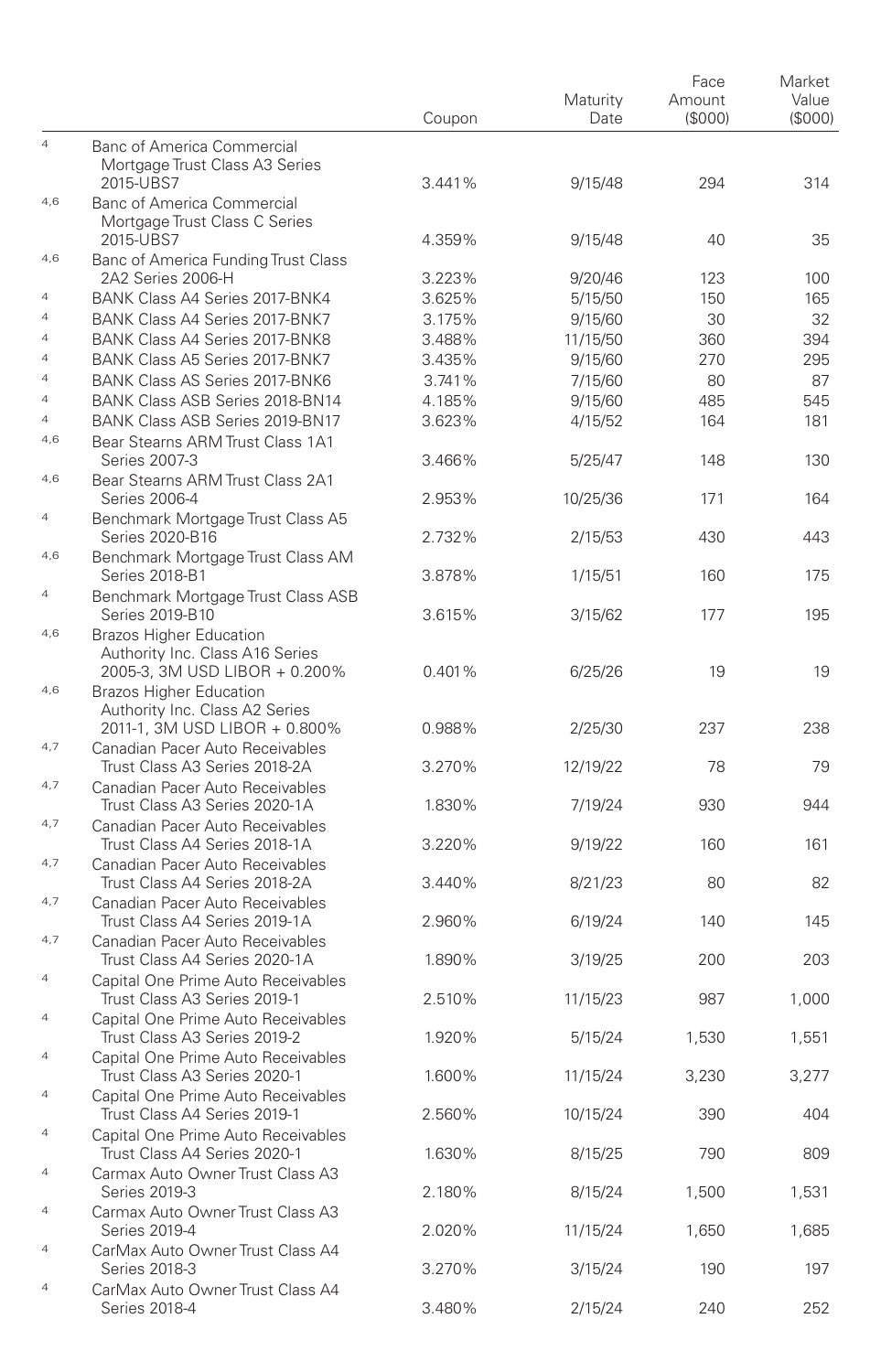| | | Coupon | Maturity Date | Face Amount ($000) | Market Value ($000) |
|---|---|---|---|---|---|
| [4] | Banc of America Commercial Mortgage Trust Class A3 Series 2015-UBS7 | 3.441% | 9/15/48 | 294 | 314 |
| [4,6] | Banc of America Commercial Mortgage Trust Class C Series 2015-UBS7 | 4.359% | 9/15/48 | 40 | 35 |
| [4,6] | Banc of America Funding Trust Class 2A2 Series 2006-H | 3.223% | 9/20/46 | 123 | 100 |
| [4] | BANK Class A4 Series 2017-BNK4 | 3.625% | 5/15/50 | 150 | 165 |
| [4] | BANK Class A4 Series 2017-BNK7 | 3.175% | 9/15/60 | 30 | 32 |
| [4] | BANK Class A4 Series 2017-BNK8 | 3.488% | 11/15/50 | 360 | 394 |
| [4] | BANK Class A5 Series 2017-BNK7 | 3.435% | 9/15/60 | 270 | 295 |
| [4] | BANK Class AS Series 2017-BNK6 | 3.741% | 7/15/60 | 80 | 87 |
| [4] | BANK Class ASB Series 2018-BN14 | 4.185% | 9/15/60 | 485 | 545 |
| [4] | BANK Class ASB Series 2019-BN17 | 3.623% | 4/15/52 | 164 | 181 |
| [4,6] | Bear Stearns ARM Trust Class 1A1 Series 2007-3 | 3.466% | 5/25/47 | 148 | 130 |
| [4,6] | Bear Stearns ARM Trust Class 2A1 Series 2006-4 | 2.953% | 10/25/36 | 171 | 164 |
| [4] | Benchmark Mortgage Trust Class A5 Series 2020-B16 | 2.732% | 2/15/53 | 430 | 443 |
| [4,6] | Benchmark Mortgage Trust Class AM Series 2018-B1 | 3.878% | 1/15/51 | 160 | 175 |
| [4] | Benchmark Mortgage Trust Class ASB Series 2019-B10 | 3.615% | 3/15/62 | 177 | 195 |
| [4,6] | Brazos Higher Education Authority Inc. Class A16 Series 2005-3, 3M USD LIBOR + 0.200% | 0.401% | 6/25/26 | 19 | 19 |
| [4,6] | Brazos Higher Education Authority Inc. Class A2 Series 2011-1, 3M USD LIBOR + 0.800% | 0.988% | 2/25/30 | 237 | 238 |
| [4,7] | Canadian Pacer Auto Receivables Trust Class A3 Series 2018-2A | 3.270% | 12/19/22 | 78 | 79 |
| [4,7] | Canadian Pacer Auto Receivables Trust Class A3 Series 2020-1A | 1.830% | 7/19/24 | 930 | 944 |
| [4,7] | Canadian Pacer Auto Receivables Trust Class A4 Series 2018-1A | 3.220% | 9/19/22 | 160 | 161 |
| [4,7] | Canadian Pacer Auto Receivables Trust Class A4 Series 2018-2A | 3.440% | 8/21/23 | 80 | 82 |
| [4,7] | Canadian Pacer Auto Receivables Trust Class A4 Series 2019-1A | 2.960% | 6/19/24 | 140 | 145 |
| [4,7] | Canadian Pacer Auto Receivables Trust Class A4 Series 2020-1A | 1.890% | 3/19/25 | 200 | 203 |
| [4] | Capital One Prime Auto Receivables Trust Class A3 Series 2019-1 | 2.510% | 11/15/23 | 987 | 1,000 |
| [4] | Capital One Prime Auto Receivables Trust Class A3 Series 2019-2 | 1.920% | 5/15/24 | 1,530 | 1,551 |
| [4] | Capital One Prime Auto Receivables Trust Class A3 Series 2020-1 | 1.600% | 11/15/24 | 3,230 | 3,277 |
| [4] | Capital One Prime Auto Receivables Trust Class A4 Series 2019-1 | 2.560% | 10/15/24 | 390 | 404 |
| [4] | Capital One Prime Auto Receivables Trust Class A4 Series 2020-1 | 1.630% | 8/15/25 | 790 | 809 |
| [4] | Carmax Auto Owner Trust Class A3 Series 2019-3 | 2.180% | 8/15/24 | 1,500 | 1,531 |
| [4] | Carmax Auto Owner Trust Class A3 Series 2019-4 | 2.020% | 11/15/24 | 1,650 | 1,685 |
| [4] | CarMax Auto Owner Trust Class A4 Series 2018-3 | 3.270% | 3/15/24 | 190 | 197 |
| [4] | CarMax Auto Owner Trust Class A4 Series 2018-4 | 3.480% | 2/15/24 | 240 | 252 |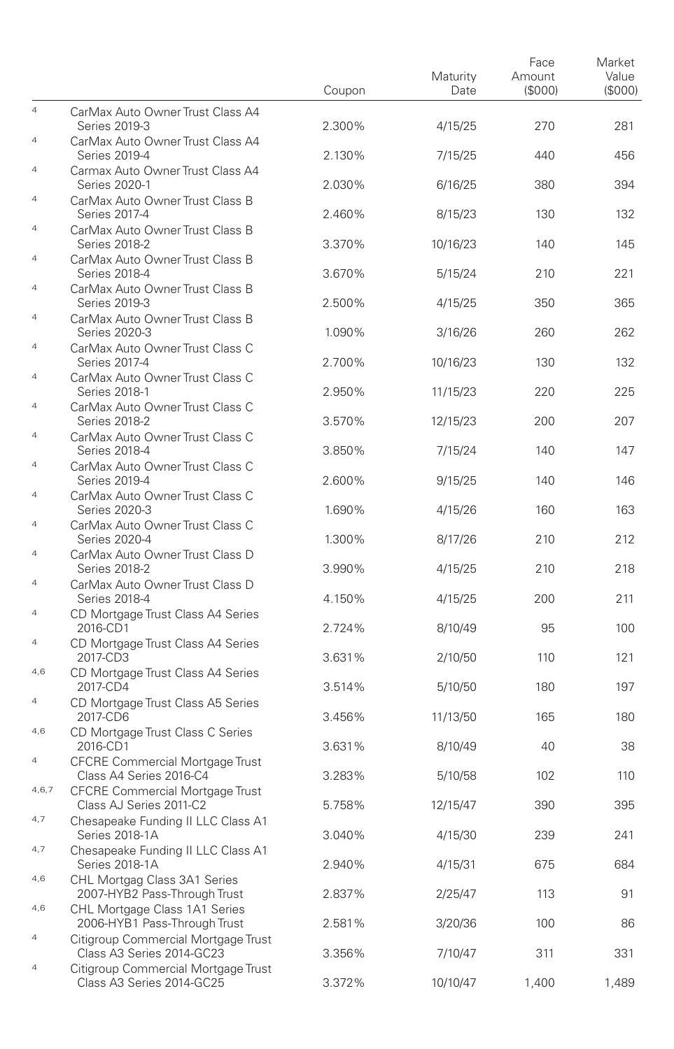| | | Coupon | Maturity Date | Face Amount ($000) | Market Value ($000) |
|---|---|---|---|---|---|
| [4] | CarMax Auto Owner Trust Class A4 Series 2019-3 | 2.300% | 4/15/25 | 270 | 281 |
| [4] | CarMax Auto Owner Trust Class A4 Series 2019-4 | 2.130% | 7/15/25 | 440 | 456 |
| [4] | Carmax Auto Owner Trust Class A4 Series 2020-1 | 2.030% | 6/16/25 | 380 | 394 |
| [4] | CarMax Auto Owner Trust Class B Series 2017-4 | 2.460% | 8/15/23 | 130 | 132 |
| [4] | CarMax Auto Owner Trust Class B Series 2018-2 | 3.370% | 10/16/23 | 140 | 145 |
| [4] | CarMax Auto Owner Trust Class B Series 2018-4 | 3.670% | 5/15/24 | 210 | 221 |
| [4] | CarMax Auto Owner Trust Class B Series 2019-3 | 2.500% | 4/15/25 | 350 | 365 |
| [4] | CarMax Auto Owner Trust Class B Series 2020-3 | 1.090% | 3/16/26 | 260 | 262 |
| [4] | CarMax Auto Owner Trust Class C Series 2017-4 | 2.700% | 10/16/23 | 130 | 132 |
| [4] | CarMax Auto Owner Trust Class C Series 2018-1 | 2.950% | 11/15/23 | 220 | 225 |
| [4] | CarMax Auto Owner Trust Class C Series 2018-2 | 3.570% | 12/15/23 | 200 | 207 |
| [4] | CarMax Auto Owner Trust Class C Series 2018-4 | 3.850% | 7/15/24 | 140 | 147 |
| [4] | CarMax Auto Owner Trust Class C Series 2019-4 | 2.600% | 9/15/25 | 140 | 146 |
| [4] | CarMax Auto Owner Trust Class C Series 2020-3 | 1.690% | 4/15/26 | 160 | 163 |
| [4] | CarMax Auto Owner Trust Class C Series 2020-4 | 1.300% | 8/17/26 | 210 | 212 |
| [4] | CarMax Auto Owner Trust Class D Series 2018-2 | 3.990% | 4/15/25 | 210 | 218 |
| [4] | CarMax Auto Owner Trust Class D Series 2018-4 | 4.150% | 4/15/25 | 200 | 211 |
| [4] | CD Mortgage Trust Class A4 Series 2016-CD1 | 2.724% | 8/10/49 | 95 | 100 |
| [4] | CD Mortgage Trust Class A4 Series 2017-CD3 | 3.631% | 2/10/50 | 110 | 121 |
| [4,6] | CD Mortgage Trust Class A4 Series 2017-CD4 | 3.514% | 5/10/50 | 180 | 197 |
| [4] | CD Mortgage Trust Class A5 Series 2017-CD6 | 3.456% | 11/13/50 | 165 | 180 |
| [4,6] | CD Mortgage Trust Class C Series 2016-CD1 | 3.631% | 8/10/49 | 40 | 38 |
| [4] | CFCRE Commercial Mortgage Trust Class A4 Series 2016-C4 | 3.283% | 5/10/58 | 102 | 110 |
| [4,6,7] | CFCRE Commercial Mortgage Trust Class AJ Series 2011-C2 | 5.758% | 12/15/47 | 390 | 395 |
| [4,7] | Chesapeake Funding II LLC Class A1 Series 2018-1A | 3.040% | 4/15/30 | 239 | 241 |
| [4,7] | Chesapeake Funding II LLC Class A1 Series 2018-1A | 2.940% | 4/15/31 | 675 | 684 |
| [4,6] | CHL Mortgag Class 3A1 Series 2007-HYB2 Pass-Through Trust | 2.837% | 2/25/47 | 113 | 91 |
| [4,6] | CHL Mortgage Class 1A1 Series 2006-HYB1 Pass-Through Trust | 2.581% | 3/20/36 | 100 | 86 |
| [4] | Citigroup Commercial Mortgage Trust Class A3 Series 2014-GC23 | 3.356% | 7/10/47 | 311 | 331 |
| [4] | Citigroup Commercial Mortgage Trust Class A3 Series 2014-GC25 | 3.372% | 10/10/47 | 1,400 | 1,489 |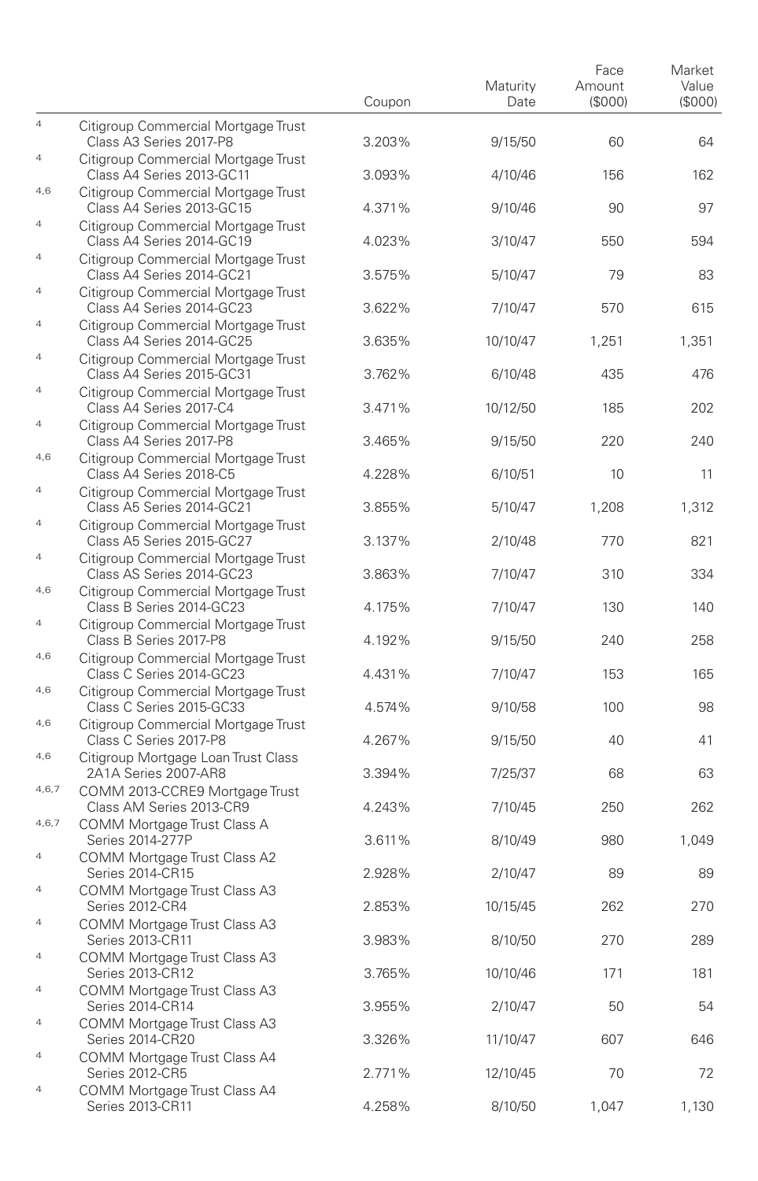| | | Coupon | Maturity Date | Face Amount ($000) | Market Value ($000) |
|---|---|---|---|---|---|
| 4 | Citigroup Commercial Mortgage Trust Class A3 Series 2017-P8 | 3.203% | 9/15/50 | 60 | 64 |
| 4 | Citigroup Commercial Mortgage Trust Class A4 Series 2013-GC11 | 3.093% | 4/10/46 | 156 | 162 |
| 4,6 | Citigroup Commercial Mortgage Trust Class A4 Series 2013-GC15 | 4.371% | 9/10/46 | 90 | 97 |
| 4 | Citigroup Commercial Mortgage Trust Class A4 Series 2014-GC19 | 4.023% | 3/10/47 | 550 | 594 |
| 4 | Citigroup Commercial Mortgage Trust Class A4 Series 2014-GC21 | 3.575% | 5/10/47 | 79 | 83 |
| 4 | Citigroup Commercial Mortgage Trust Class A4 Series 2014-GC23 | 3.622% | 7/10/47 | 570 | 615 |
| 4 | Citigroup Commercial Mortgage Trust Class A4 Series 2014-GC25 | 3.635% | 10/10/47 | 1,251 | 1,351 |
| 4 | Citigroup Commercial Mortgage Trust Class A4 Series 2015-GC31 | 3.762% | 6/10/48 | 435 | 476 |
| 4 | Citigroup Commercial Mortgage Trust Class A4 Series 2017-C4 | 3.471% | 10/12/50 | 185 | 202 |
| 4 | Citigroup Commercial Mortgage Trust Class A4 Series 2017-P8 | 3.465% | 9/15/50 | 220 | 240 |
| 4,6 | Citigroup Commercial Mortgage Trust Class A4 Series 2018-C5 | 4.228% | 6/10/51 | 10 | 11 |
| 4 | Citigroup Commercial Mortgage Trust Class A5 Series 2014-GC21 | 3.855% | 5/10/47 | 1,208 | 1,312 |
| 4 | Citigroup Commercial Mortgage Trust Class A5 Series 2015-GC27 | 3.137% | 2/10/48 | 770 | 821 |
| 4 | Citigroup Commercial Mortgage Trust Class AS Series 2014-GC23 | 3.863% | 7/10/47 | 310 | 334 |
| 4,6 | Citigroup Commercial Mortgage Trust Class B Series 2014-GC23 | 4.175% | 7/10/47 | 130 | 140 |
| 4 | Citigroup Commercial Mortgage Trust Class B Series 2017-P8 | 4.192% | 9/15/50 | 240 | 258 |
| 4,6 | Citigroup Commercial Mortgage Trust Class C Series 2014-GC23 | 4.431% | 7/10/47 | 153 | 165 |
| 4,6 | Citigroup Commercial Mortgage Trust Class C Series 2015-GC33 | 4.574% | 9/10/58 | 100 | 98 |
| 4,6 | Citigroup Commercial Mortgage Trust Class C Series 2017-P8 | 4.267% | 9/15/50 | 40 | 41 |
| 4,6 | Citigroup Mortgage Loan Trust Class 2A1A Series 2007-AR8 | 3.394% | 7/25/37 | 68 | 63 |
| 4,6,7 | COMM 2013-CCRE9 Mortgage Trust Class AM Series 2013-CR9 | 4.243% | 7/10/45 | 250 | 262 |
| 4,6,7 | COMM Mortgage Trust Class A Series 2014-277P | 3.611% | 8/10/49 | 980 | 1,049 |
| 4 | COMM Mortgage Trust Class A2 Series 2014-CR15 | 2.928% | 2/10/47 | 89 | 89 |
| 4 | COMM Mortgage Trust Class A3 Series 2012-CR4 | 2.853% | 10/15/45 | 262 | 270 |
| 4 | COMM Mortgage Trust Class A3 Series 2013-CR11 | 3.983% | 8/10/50 | 270 | 289 |
| 4 | COMM Mortgage Trust Class A3 Series 2013-CR12 | 3.765% | 10/10/46 | 171 | 181 |
| 4 | COMM Mortgage Trust Class A3 Series 2014-CR14 | 3.955% | 2/10/47 | 50 | 54 |
| 4 | COMM Mortgage Trust Class A3 Series 2014-CR20 | 3.326% | 11/10/47 | 607 | 646 |
| 4 | COMM Mortgage Trust Class A4 Series 2012-CR5 | 2.771% | 12/10/45 | 70 | 72 |
| 4 | COMM Mortgage Trust Class A4 Series 2013-CR11 | 4.258% | 8/10/50 | 1,047 | 1,130 |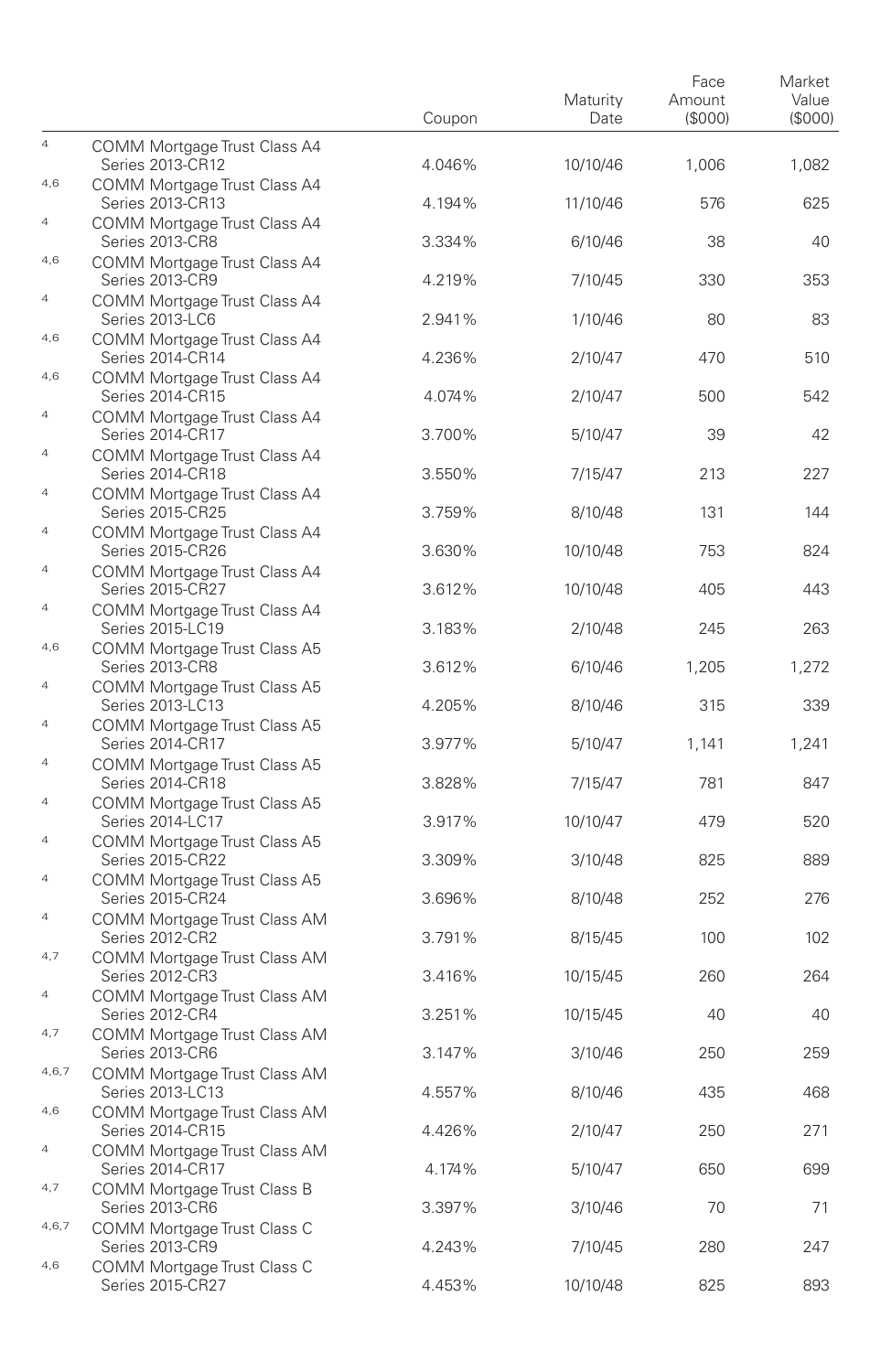| | | Coupon | Maturity Date | Face Amount ($000) | Market Value ($000) |
|---|---|---|---|---|---|
| [4] | COMM Mortgage Trust Class A4 Series 2013-CR12 | 4.046% | 10/10/46 | 1,006 | 1,082 |
| [4,6] | COMM Mortgage Trust Class A4 Series 2013-CR13 | 4.194% | 11/10/46 | 576 | 625 |
| [4] | COMM Mortgage Trust Class A4 Series 2013-CR8 | 3.334% | 6/10/46 | 38 | 40 |
| [4,6] | COMM Mortgage Trust Class A4 Series 2013-CR9 | 4.219% | 7/10/45 | 330 | 353 |
| [4] | COMM Mortgage Trust Class A4 Series 2013-LC6 | 2.941% | 1/10/46 | 80 | 83 |
| [4,6] | COMM Mortgage Trust Class A4 Series 2014-CR14 | 4.236% | 2/10/47 | 470 | 510 |
| [4,6] | COMM Mortgage Trust Class A4 Series 2014-CR15 | 4.074% | 2/10/47 | 500 | 542 |
| [4] | COMM Mortgage Trust Class A4 Series 2014-CR17 | 3.700% | 5/10/47 | 39 | 42 |
| [4] | COMM Mortgage Trust Class A4 Series 2014-CR18 | 3.550% | 7/15/47 | 213 | 227 |
| [4] | COMM Mortgage Trust Class A4 Series 2015-CR25 | 3.759% | 8/10/48 | 131 | 144 |
| [4] | COMM Mortgage Trust Class A4 Series 2015-CR26 | 3.630% | 10/10/48 | 753 | 824 |
| [4] | COMM Mortgage Trust Class A4 Series 2015-CR27 | 3.612% | 10/10/48 | 405 | 443 |
| [4] | COMM Mortgage Trust Class A4 Series 2015-LC19 | 3.183% | 2/10/48 | 245 | 263 |
| [4,6] | COMM Mortgage Trust Class A5 Series 2013-CR8 | 3.612% | 6/10/46 | 1,205 | 1,272 |
| [4] | COMM Mortgage Trust Class A5 Series 2013-LC13 | 4.205% | 8/10/46 | 315 | 339 |
| [4] | COMM Mortgage Trust Class A5 Series 2014-CR17 | 3.977% | 5/10/47 | 1,141 | 1,241 |
| [4] | COMM Mortgage Trust Class A5 Series 2014-CR18 | 3.828% | 7/15/47 | 781 | 847 |
| [4] | COMM Mortgage Trust Class A5 Series 2014-LC17 | 3.917% | 10/10/47 | 479 | 520 |
| [4] | COMM Mortgage Trust Class A5 Series 2015-CR22 | 3.309% | 3/10/48 | 825 | 889 |
| [4] | COMM Mortgage Trust Class A5 Series 2015-CR24 | 3.696% | 8/10/48 | 252 | 276 |
| [4] | COMM Mortgage Trust Class AM Series 2012-CR2 | 3.791% | 8/15/45 | 100 | 102 |
| [4,7] | COMM Mortgage Trust Class AM Series 2012-CR3 | 3.416% | 10/15/45 | 260 | 264 |
| [4] | COMM Mortgage Trust Class AM Series 2012-CR4 | 3.251% | 10/15/45 | 40 | 40 |
| [4,7] | COMM Mortgage Trust Class AM Series 2013-CR6 | 3.147% | 3/10/46 | 250 | 259 |
| [4,6,7] | COMM Mortgage Trust Class AM Series 2013-LC13 | 4.557% | 8/10/46 | 435 | 468 |
| [4,6] | COMM Mortgage Trust Class AM Series 2014-CR15 | 4.426% | 2/10/47 | 250 | 271 |
| [4] | COMM Mortgage Trust Class AM Series 2014-CR17 | 4.174% | 5/10/47 | 650 | 699 |
| [4,7] | COMM Mortgage Trust Class B Series 2013-CR6 | 3.397% | 3/10/46 | 70 | 71 |
| [4,6,7] | COMM Mortgage Trust Class C Series 2013-CR9 | 4.243% | 7/10/45 | 280 | 247 |
| [4,6] | COMM Mortgage Trust Class C Series 2015-CR27 | 4.453% | 10/10/48 | 825 | 893 |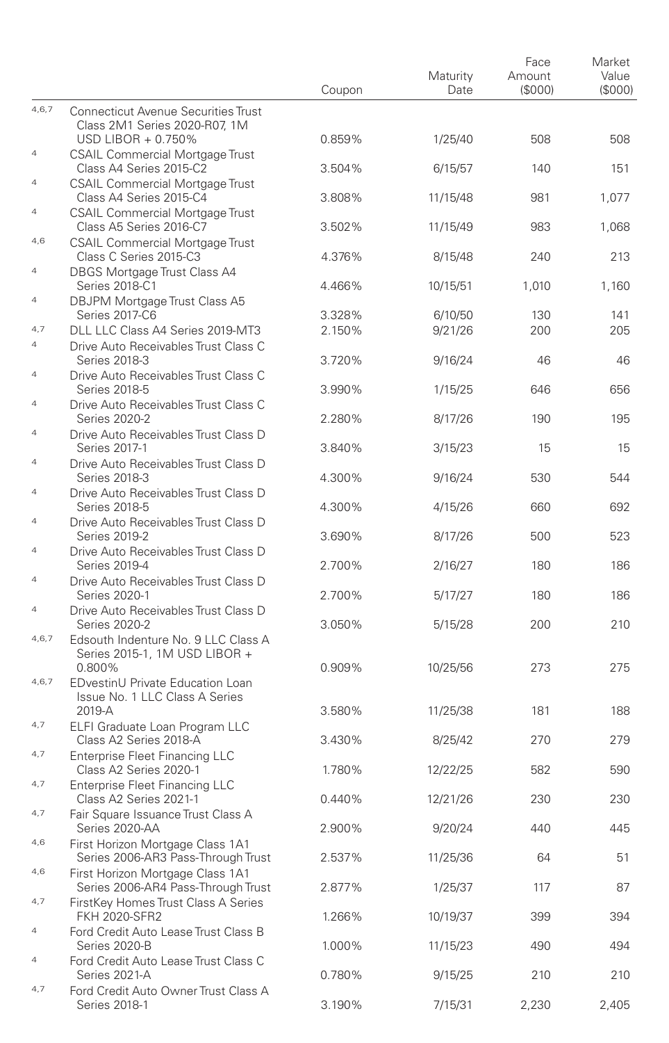| | | Coupon | Maturity Date | Face Amount ($000) | Market Value ($000) |
|---|---|---|---|---|---|
| 4,6,7 | Connecticut Avenue Securities Trust Class 2M1 Series 2020-R07, 1M USD LIBOR + 0.750% | 0.859% | 1/25/40 | 508 | 508 |
| 4 | CSAIL Commercial Mortgage Trust Class A4 Series 2015-C2 | 3.504% | 6/15/57 | 140 | 151 |
| 4 | CSAIL Commercial Mortgage Trust Class A4 Series 2015-C4 | 3.808% | 11/15/48 | 981 | 1,077 |
| 4 | CSAIL Commercial Mortgage Trust Class A5 Series 2016-C7 | 3.502% | 11/15/49 | 983 | 1,068 |
| 4,6 | CSAIL Commercial Mortgage Trust Class C Series 2015-C3 | 4.376% | 8/15/48 | 240 | 213 |
| 4 | DBGS Mortgage Trust Class A4 Series 2018-C1 | 4.466% | 10/15/51 | 1,010 | 1,160 |
| 4 | DBJPM Mortgage Trust Class A5 Series 2017-C6 | 3.328% | 6/10/50 | 130 | 141 |
| 4,7 | DLL LLC Class A4 Series 2019-MT3 | 2.150% | 9/21/26 | 200 | 205 |
| 4 | Drive Auto Receivables Trust Class C Series 2018-3 | 3.720% | 9/16/24 | 46 | 46 |
| 4 | Drive Auto Receivables Trust Class C Series 2018-5 | 3.990% | 1/15/25 | 646 | 656 |
| 4 | Drive Auto Receivables Trust Class C Series 2020-2 | 2.280% | 8/17/26 | 190 | 195 |
| 4 | Drive Auto Receivables Trust Class D Series 2017-1 | 3.840% | 3/15/23 | 15 | 15 |
| 4 | Drive Auto Receivables Trust Class D Series 2018-3 | 4.300% | 9/16/24 | 530 | 544 |
| 4 | Drive Auto Receivables Trust Class D Series 2018-5 | 4.300% | 4/15/26 | 660 | 692 |
| 4 | Drive Auto Receivables Trust Class D Series 2019-2 | 3.690% | 8/17/26 | 500 | 523 |
| 4 | Drive Auto Receivables Trust Class D Series 2019-4 | 2.700% | 2/16/27 | 180 | 186 |
| 4 | Drive Auto Receivables Trust Class D Series 2020-1 | 2.700% | 5/17/27 | 180 | 186 |
| 4 | Drive Auto Receivables Trust Class D Series 2020-2 | 3.050% | 5/15/28 | 200 | 210 |
| 4,6,7 | Edsouth Indenture No. 9 LLC Class A Series 2015-1, 1M USD LIBOR + 0.800% | 0.909% | 10/25/56 | 273 | 275 |
| 4,6,7 | EDvestinU Private Education Loan Issue No. 1 LLC Class A Series 2019-A | 3.580% | 11/25/38 | 181 | 188 |
| 4,7 | ELFI Graduate Loan Program LLC Class A2 Series 2018-A | 3.430% | 8/25/42 | 270 | 279 |
| 4,7 | Enterprise Fleet Financing LLC Class A2 Series 2020-1 | 1.780% | 12/22/25 | 582 | 590 |
| 4,7 | Enterprise Fleet Financing LLC Class A2 Series 2021-1 | 0.440% | 12/21/26 | 230 | 230 |
| 4,7 | Fair Square Issuance Trust Class A Series 2020-AA | 2.900% | 9/20/24 | 440 | 445 |
| 4,6 | First Horizon Mortgage Class 1A1 Series 2006-AR3 Pass-Through Trust | 2.537% | 11/25/36 | 64 | 51 |
| 4,6 | First Horizon Mortgage Class 1A1 Series 2006-AR4 Pass-Through Trust | 2.877% | 1/25/37 | 117 | 87 |
| 4,7 | FirstKey Homes Trust Class A Series FKH 2020-SFR2 | 1.266% | 10/19/37 | 399 | 394 |
| 4 | Ford Credit Auto Lease Trust Class B Series 2020-B | 1.000% | 11/15/23 | 490 | 494 |
| 4 | Ford Credit Auto Lease Trust Class C Series 2021-A | 0.780% | 9/15/25 | 210 | 210 |
| 4,7 | Ford Credit Auto Owner Trust Class A Series 2018-1 | 3.190% | 7/15/31 | 2,230 | 2,405 |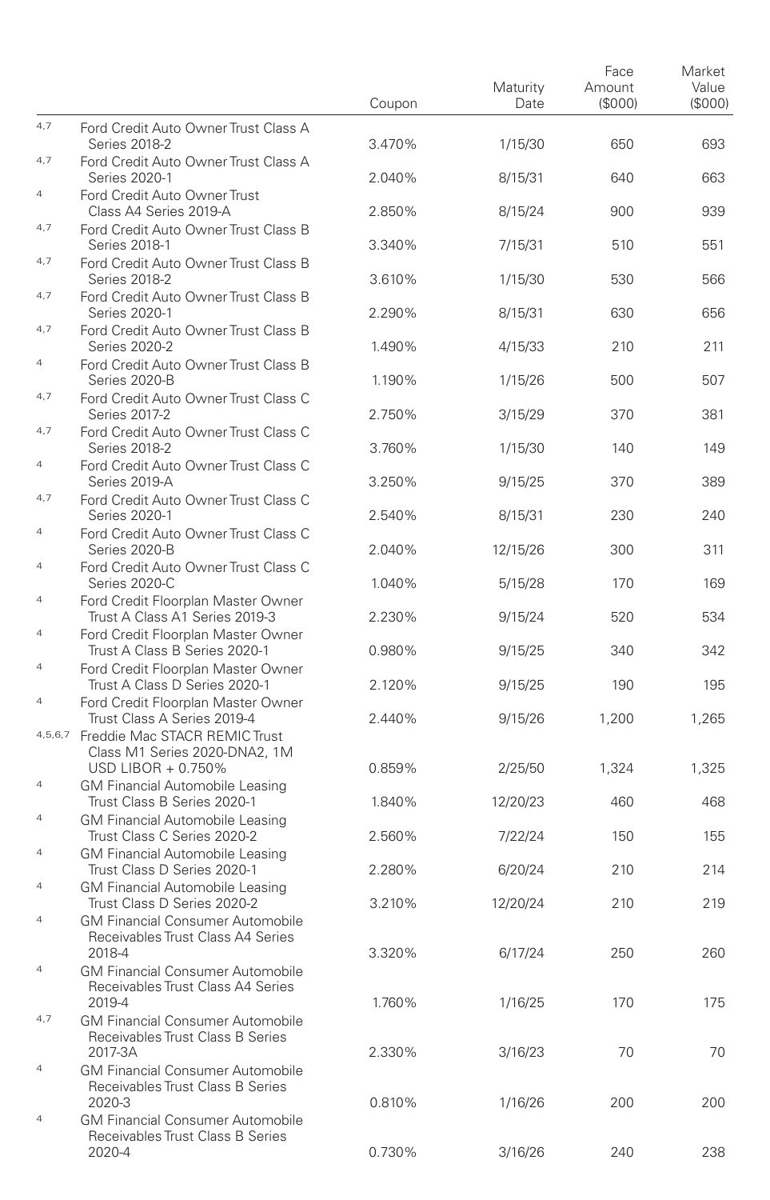| | | Coupon | Maturity Date | Face Amount ($000) | Market Value ($000) |
|---|---|---|---|---|---|
| [4,7] | Ford Credit Auto Owner Trust Class A Series 2018-2 | 3.470% | 1/15/30 | 650 | 693 |
| [4,7] | Ford Credit Auto Owner Trust Class A Series 2020-1 | 2.040% | 8/15/31 | 640 | 663 |
| [4] | Ford Credit Auto Owner Trust Class A4 Series 2019-A | 2.850% | 8/15/24 | 900 | 939 |
| [4,7] | Ford Credit Auto Owner Trust Class B Series 2018-1 | 3.340% | 7/15/31 | 510 | 551 |
| [4,7] | Ford Credit Auto Owner Trust Class B Series 2018-2 | 3.610% | 1/15/30 | 530 | 566 |
| [4,7] | Ford Credit Auto Owner Trust Class B Series 2020-1 | 2.290% | 8/15/31 | 630 | 656 |
| [4,7] | Ford Credit Auto Owner Trust Class B Series 2020-2 | 1.490% | 4/15/33 | 210 | 211 |
| [4] | Ford Credit Auto Owner Trust Class B Series 2020-B | 1.190% | 1/15/26 | 500 | 507 |
| [4,7] | Ford Credit Auto Owner Trust Class C Series 2017-2 | 2.750% | 3/15/29 | 370 | 381 |
| [4,7] | Ford Credit Auto Owner Trust Class C Series 2018-2 | 3.760% | 1/15/30 | 140 | 149 |
| [4] | Ford Credit Auto Owner Trust Class C Series 2019-A | 3.250% | 9/15/25 | 370 | 389 |
| [4,7] | Ford Credit Auto Owner Trust Class C Series 2020-1 | 2.540% | 8/15/31 | 230 | 240 |
| [4] | Ford Credit Auto Owner Trust Class C Series 2020-B | 2.040% | 12/15/26 | 300 | 311 |
| [4] | Ford Credit Auto Owner Trust Class C Series 2020-C | 1.040% | 5/15/28 | 170 | 169 |
| [4] | Ford Credit Floorplan Master Owner Trust A Class A1 Series 2019-3 | 2.230% | 9/15/24 | 520 | 534 |
| [4] | Ford Credit Floorplan Master Owner Trust A Class B Series 2020-1 | 0.980% | 9/15/25 | 340 | 342 |
| [4] | Ford Credit Floorplan Master Owner Trust A Class D Series 2020-1 | 2.120% | 9/15/25 | 190 | 195 |
| [4] | Ford Credit Floorplan Master Owner Trust Class A Series 2019-4 | 2.440% | 9/15/26 | 1,200 | 1,265 |
| [4,5,6,7] | Freddie Mac STACR REMIC Trust Class M1 Series 2020-DNA2, 1M USD LIBOR + 0.750% | 0.859% | 2/25/50 | 1,324 | 1,325 |
| [4] | GM Financial Automobile Leasing Trust Class B Series 2020-1 | 1.840% | 12/20/23 | 460 | 468 |
| [4] | GM Financial Automobile Leasing Trust Class C Series 2020-2 | 2.560% | 7/22/24 | 150 | 155 |
| [4] | GM Financial Automobile Leasing Trust Class D Series 2020-1 | 2.280% | 6/20/24 | 210 | 214 |
| [4] | GM Financial Automobile Leasing Trust Class D Series 2020-2 | 3.210% | 12/20/24 | 210 | 219 |
| [4] | GM Financial Consumer Automobile Receivables Trust Class A4 Series 2018-4 | 3.320% | 6/17/24 | 250 | 260 |
| [4] | GM Financial Consumer Automobile Receivables Trust Class A4 Series 2019-4 | 1.760% | 1/16/25 | 170 | 175 |
| [4,7] | GM Financial Consumer Automobile Receivables Trust Class B Series 2017-3A | 2.330% | 3/16/23 | 70 | 70 |
| [4] | GM Financial Consumer Automobile Receivables Trust Class B Series 2020-3 | 0.810% | 1/16/26 | 200 | 200 |
| [4] | GM Financial Consumer Automobile Receivables Trust Class B Series 2020-4 | 0.730% | 3/16/26 | 240 | 238 |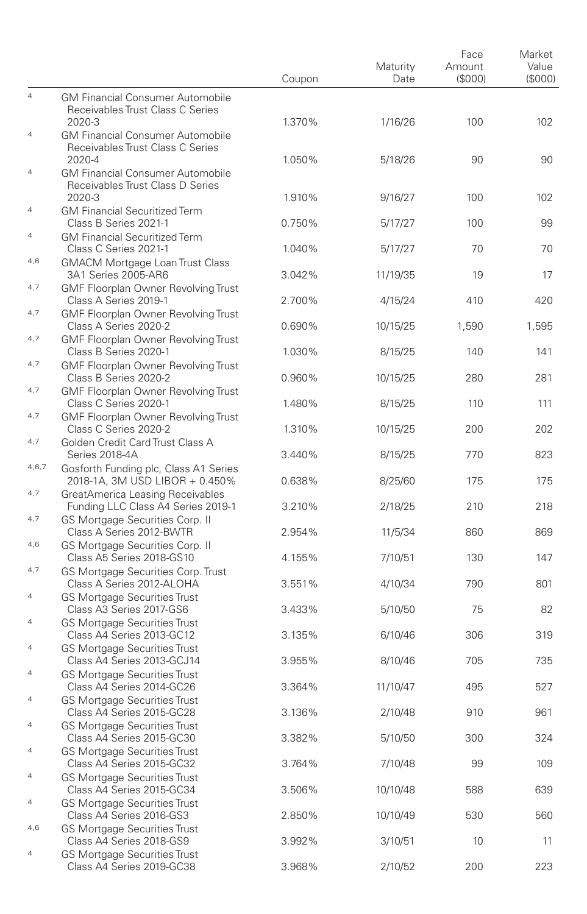| | | Coupon | Maturity Date | Face Amount ($000) | Market Value ($000) |
|---|---|---|---|---|---|
| 4 | GM Financial Consumer Automobile Receivables Trust Class C Series 2020-3 | 1.370% | 1/16/26 | 100 | 102 |
| 4 | GM Financial Consumer Automobile Receivables Trust Class C Series 2020-4 | 1.050% | 5/18/26 | 90 | 90 |
| 4 | GM Financial Consumer Automobile Receivables Trust Class D Series 2020-3 | 1.910% | 9/16/27 | 100 | 102 |
| 4 | GM Financial Securitized Term Class B Series 2021-1 | 0.750% | 5/17/27 | 100 | 99 |
| 4 | GM Financial Securitized Term Class C Series 2021-1 | 1.040% | 5/17/27 | 70 | 70 |
| 4,6 | GMACM Mortgage Loan Trust Class 3A1 Series 2005-AR6 | 3.042% | 11/19/35 | 19 | 17 |
| 4,7 | GMF Floorplan Owner Revolving Trust Class A Series 2019-1 | 2.700% | 4/15/24 | 410 | 420 |
| 4,7 | GMF Floorplan Owner Revolving Trust Class A Series 2020-2 | 0.690% | 10/15/25 | 1,590 | 1,595 |
| 4,7 | GMF Floorplan Owner Revolving Trust Class B Series 2020-1 | 1.030% | 8/15/25 | 140 | 141 |
| 4,7 | GMF Floorplan Owner Revolving Trust Class B Series 2020-2 | 0.960% | 10/15/25 | 280 | 281 |
| 4,7 | GMF Floorplan Owner Revolving Trust Class C Series 2020-1 | 1.480% | 8/15/25 | 110 | 111 |
| 4,7 | GMF Floorplan Owner Revolving Trust Class C Series 2020-2 | 1.310% | 10/15/25 | 200 | 202 |
| 4,7 | Golden Credit Card Trust Class A Series 2018-4A | 3.440% | 8/15/25 | 770 | 823 |
| 4,6,7 | Gosforth Funding plc, Class A1 Series 2018-1A, 3M USD LIBOR + 0.450% | 0.638% | 8/25/60 | 175 | 175 |
| 4,7 | GreatAmerica Leasing Receivables Funding LLC Class A4 Series 2019-1 | 3.210% | 2/18/25 | 210 | 218 |
| 4,7 | GS Mortgage Securities Corp. II Class A Series 2012-BWTR | 2.954% | 11/5/34 | 860 | 869 |
| 4,6 | GS Mortgage Securities Corp. II Class A5 Series 2018-GS10 | 4.155% | 7/10/51 | 130 | 147 |
| 4,7 | GS Mortgage Securities Corp. Trust Class A Series 2012-ALOHA | 3.551% | 4/10/34 | 790 | 801 |
| 4 | GS Mortgage Securities Trust Class A3 Series 2017-GS6 | 3.433% | 5/10/50 | 75 | 82 |
| 4 | GS Mortgage Securities Trust Class A4 Series 2013-GC12 | 3.135% | 6/10/46 | 306 | 319 |
| 4 | GS Mortgage Securities Trust Class A4 Series 2013-GCJ14 | 3.955% | 8/10/46 | 705 | 735 |
| 4 | GS Mortgage Securities Trust Class A4 Series 2014-GC26 | 3.364% | 11/10/47 | 495 | 527 |
| 4 | GS Mortgage Securities Trust Class A4 Series 2015-GC28 | 3.136% | 2/10/48 | 910 | 961 |
| 4 | GS Mortgage Securities Trust Class A4 Series 2015-GC30 | 3.382% | 5/10/50 | 300 | 324 |
| 4 | GS Mortgage Securities Trust Class A4 Series 2015-GC32 | 3.764% | 7/10/48 | 99 | 109 |
| 4 | GS Mortgage Securities Trust Class A4 Series 2015-GC34 | 3.506% | 10/10/48 | 588 | 639 |
| 4 | GS Mortgage Securities Trust Class A4 Series 2016-GS3 | 2.850% | 10/10/49 | 530 | 560 |
| 4,6 | GS Mortgage Securities Trust Class A4 Series 2018-GS9 | 3.992% | 3/10/51 | 10 | 11 |
| 4 | GS Mortgage Securities Trust Class A4 Series 2019-GC38 | 3.968% | 2/10/52 | 200 | 223 |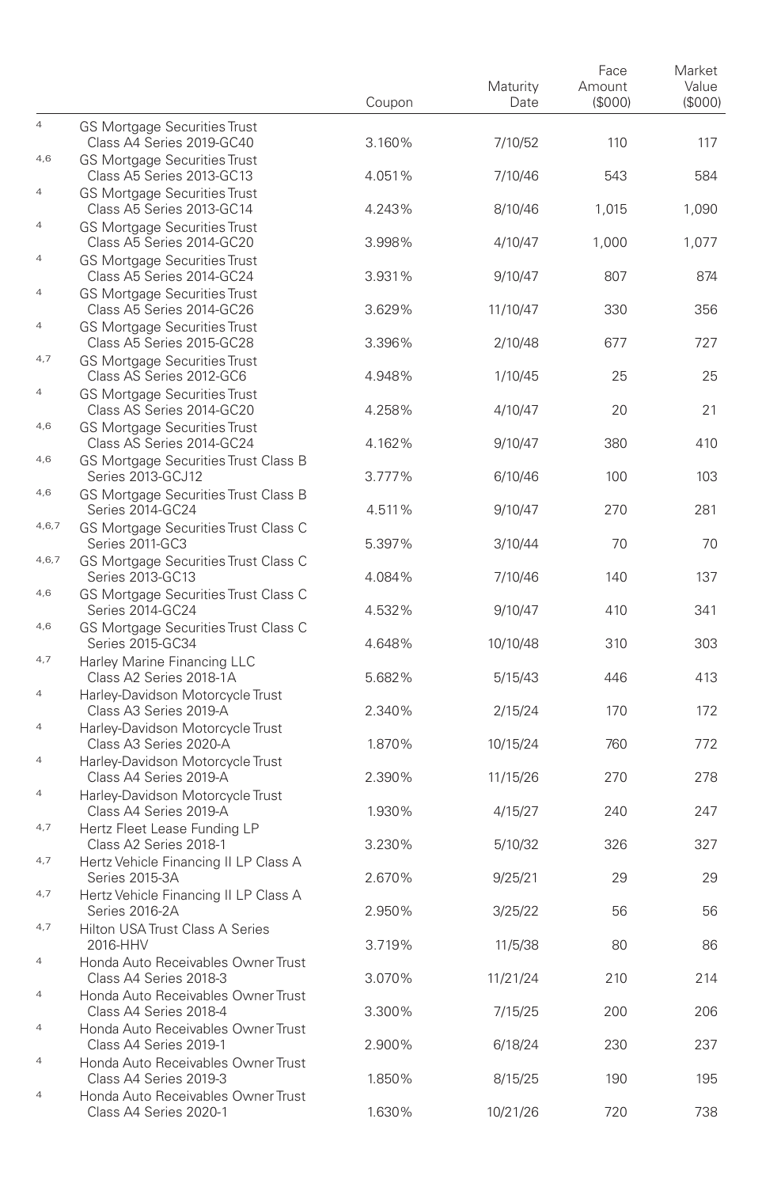| | | Coupon | Maturity Date | Face Amount ($000) | Market Value ($000) |
|---|---|---|---|---|---|
| [4] | GS Mortgage Securities Trust Class A4 Series 2019-GC40 | 3.160% | 7/10/52 | 110 | 117 |
| [4,6] | GS Mortgage Securities Trust Class A5 Series 2013-GC13 | 4.051% | 7/10/46 | 543 | 584 |
| [4] | GS Mortgage Securities Trust Class A5 Series 2013-GC14 | 4.243% | 8/10/46 | 1,015 | 1,090 |
| [4] | GS Mortgage Securities Trust Class A5 Series 2014-GC20 | 3.998% | 4/10/47 | 1,000 | 1,077 |
| [4] | GS Mortgage Securities Trust Class A5 Series 2014-GC24 | 3.931% | 9/10/47 | 807 | 874 |
| [4] | GS Mortgage Securities Trust Class A5 Series 2014-GC26 | 3.629% | 11/10/47 | 330 | 356 |
| [4] | GS Mortgage Securities Trust Class A5 Series 2015-GC28 | 3.396% | 2/10/48 | 677 | 727 |
| [4,7] | GS Mortgage Securities Trust Class AS Series 2012-GC6 | 4.948% | 1/10/45 | 25 | 25 |
| [4] | GS Mortgage Securities Trust Class AS Series 2014-GC20 | 4.258% | 4/10/47 | 20 | 21 |
| [4,6] | GS Mortgage Securities Trust Class AS Series 2014-GC24 | 4.162% | 9/10/47 | 380 | 410 |
| [4,6] | GS Mortgage Securities Trust Class B Series 2013-GCJ12 | 3.777% | 6/10/46 | 100 | 103 |
| [4,6] | GS Mortgage Securities Trust Class B Series 2014-GC24 | 4.511% | 9/10/47 | 270 | 281 |
| [4,6,7] | GS Mortgage Securities Trust Class C Series 2011-GC3 | 5.397% | 3/10/44 | 70 | 70 |
| [4,6,7] | GS Mortgage Securities Trust Class C Series 2013-GC13 | 4.084% | 7/10/46 | 140 | 137 |
| [4,6] | GS Mortgage Securities Trust Class C Series 2014-GC24 | 4.532% | 9/10/47 | 410 | 341 |
| [4,6] | GS Mortgage Securities Trust Class C Series 2015-GC34 | 4.648% | 10/10/48 | 310 | 303 |
| [4,7] | Harley Marine Financing LLC Class A2 Series 2018-1A | 5.682% | 5/15/43 | 446 | 413 |
| [4] | Harley-Davidson Motorcycle Trust Class A3 Series 2019-A | 2.340% | 2/15/24 | 170 | 172 |
| [4] | Harley-Davidson Motorcycle Trust Class A3 Series 2020-A | 1.870% | 10/15/24 | 760 | 772 |
| [4] | Harley-Davidson Motorcycle Trust Class A4 Series 2019-A | 2.390% | 11/15/26 | 270 | 278 |
| [4] | Harley-Davidson Motorcycle Trust Class A4 Series 2019-A | 1.930% | 4/15/27 | 240 | 247 |
| [4,7] | Hertz Fleet Lease Funding LP Class A2 Series 2018-1 | 3.230% | 5/10/32 | 326 | 327 |
| [4,7] | Hertz Vehicle Financing II LP Class A Series 2015-3A | 2.670% | 9/25/21 | 29 | 29 |
| [4,7] | Hertz Vehicle Financing II LP Class A Series 2016-2A | 2.950% | 3/25/22 | 56 | 56 |
| [4,7] | Hilton USA Trust Class A Series 2016-HHV | 3.719% | 11/5/38 | 80 | 86 |
| [4] | Honda Auto Receivables Owner Trust Class A4 Series 2018-3 | 3.070% | 11/21/24 | 210 | 214 |
| [4] | Honda Auto Receivables Owner Trust Class A4 Series 2018-4 | 3.300% | 7/15/25 | 200 | 206 |
| [4] | Honda Auto Receivables Owner Trust Class A4 Series 2019-1 | 2.900% | 6/18/24 | 230 | 237 |
| [4] | Honda Auto Receivables Owner Trust Class A4 Series 2019-3 | 1.850% | 8/15/25 | 190 | 195 |
| [4] | Honda Auto Receivables Owner Trust Class A4 Series 2020-1 | 1.630% | 10/21/26 | 720 | 738 |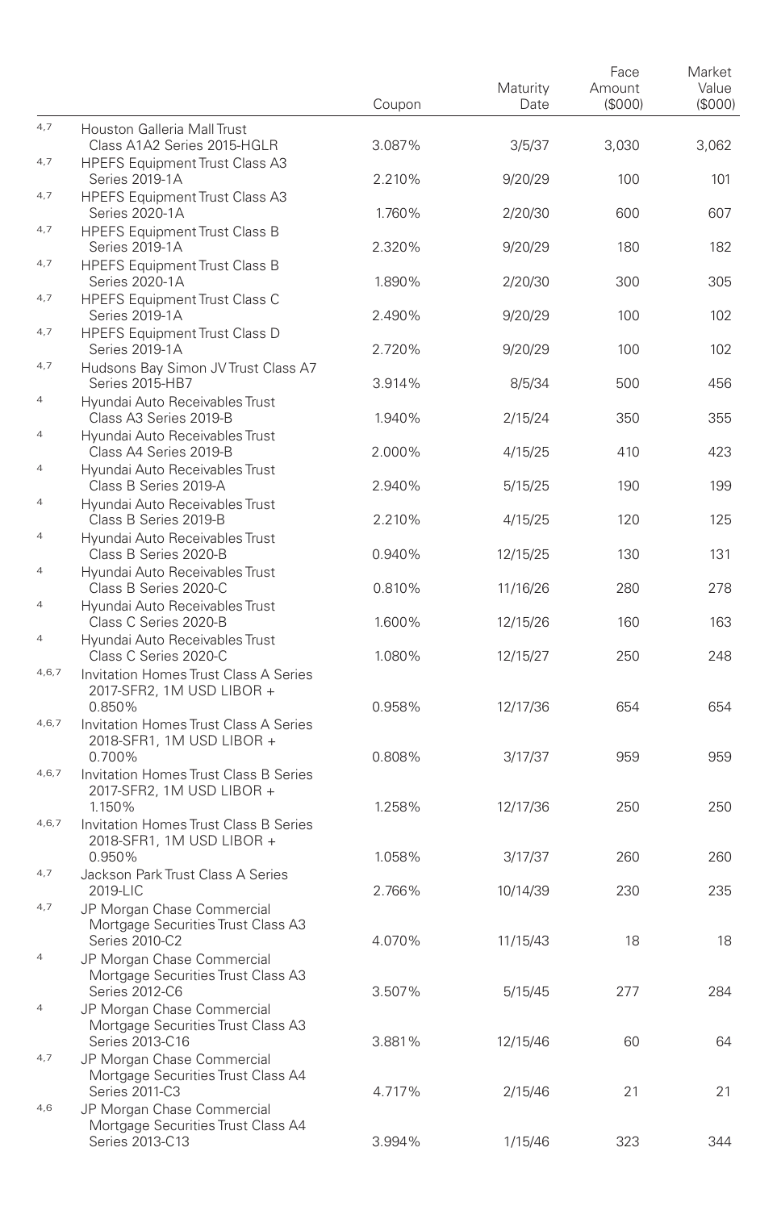| | | Coupon | Maturity Date | Face Amount ($000) | Market Value ($000) |
|---|---|---|---|---|---|
| 4,7 | Houston Galleria Mall Trust Class A1A2 Series 2015-HGLR | 3.087% | 3/5/37 | 3,030 | 3,062 |
| 4,7 | HPEFS Equipment Trust Class A3 Series 2019-1A | 2.210% | 9/20/29 | 100 | 101 |
| 4,7 | HPEFS Equipment Trust Class A3 Series 2020-1A | 1.760% | 2/20/30 | 600 | 607 |
| 4,7 | HPEFS Equipment Trust Class B Series 2019-1A | 2.320% | 9/20/29 | 180 | 182 |
| 4,7 | HPEFS Equipment Trust Class B Series 2020-1A | 1.890% | 2/20/30 | 300 | 305 |
| 4,7 | HPEFS Equipment Trust Class C Series 2019-1A | 2.490% | 9/20/29 | 100 | 102 |
| 4,7 | HPEFS Equipment Trust Class D Series 2019-1A | 2.720% | 9/20/29 | 100 | 102 |
| 4,7 | Hudsons Bay Simon JV Trust Class A7 Series 2015-HB7 | 3.914% | 8/5/34 | 500 | 456 |
| 4 | Hyundai Auto Receivables Trust Class A3 Series 2019-B | 1.940% | 2/15/24 | 350 | 355 |
| 4 | Hyundai Auto Receivables Trust Class A4 Series 2019-B | 2.000% | 4/15/25 | 410 | 423 |
| 4 | Hyundai Auto Receivables Trust Class B Series 2019-A | 2.940% | 5/15/25 | 190 | 199 |
| 4 | Hyundai Auto Receivables Trust Class B Series 2019-B | 2.210% | 4/15/25 | 120 | 125 |
| 4 | Hyundai Auto Receivables Trust Class B Series 2020-B | 0.940% | 12/15/25 | 130 | 131 |
| 4 | Hyundai Auto Receivables Trust Class B Series 2020-C | 0.810% | 11/16/26 | 280 | 278 |
| 4 | Hyundai Auto Receivables Trust Class C Series 2020-B | 1.600% | 12/15/26 | 160 | 163 |
| 4 | Hyundai Auto Receivables Trust Class C Series 2020-C | 1.080% | 12/15/27 | 250 | 248 |
| 4,6,7 | Invitation Homes Trust Class A Series 2017-SFR2, 1M USD LIBOR + 0.850% | 0.958% | 12/17/36 | 654 | 654 |
| 4,6,7 | Invitation Homes Trust Class A Series 2018-SFR1, 1M USD LIBOR + 0.700% | 0.808% | 3/17/37 | 959 | 959 |
| 4,6,7 | Invitation Homes Trust Class B Series 2017-SFR2, 1M USD LIBOR + 1.150% | 1.258% | 12/17/36 | 250 | 250 |
| 4,6,7 | Invitation Homes Trust Class B Series 2018-SFR1, 1M USD LIBOR + 0.950% | 1.058% | 3/17/37 | 260 | 260 |
| 4,7 | Jackson Park Trust Class A Series 2019-LIC | 2.766% | 10/14/39 | 230 | 235 |
| 4,7 | JP Morgan Chase Commercial Mortgage Securities Trust Class A3 Series 2010-C2 | 4.070% | 11/15/43 | 18 | 18 |
| 4 | JP Morgan Chase Commercial Mortgage Securities Trust Class A3 Series 2012-C6 | 3.507% | 5/15/45 | 277 | 284 |
| 4 | JP Morgan Chase Commercial Mortgage Securities Trust Class A3 Series 2013-C16 | 3.881% | 12/15/46 | 60 | 64 |
| 4,7 | JP Morgan Chase Commercial Mortgage Securities Trust Class A4 Series 2011-C3 | 4.717% | 2/15/46 | 21 | 21 |
| 4,6 | JP Morgan Chase Commercial Mortgage Securities Trust Class A4 Series 2013-C13 | 3.994% | 1/15/46 | 323 | 344 |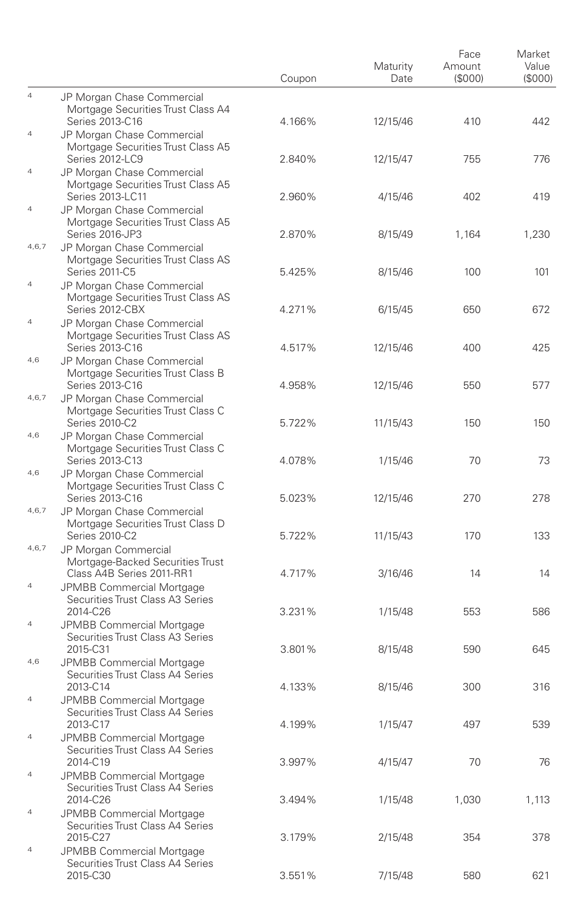| | | Coupon | Maturity Date | Face Amount ($000) | Market Value ($000) |
|---|---|---|---|---|---|
| 4 | JP Morgan Chase Commercial Mortgage Securities Trust Class A4 Series 2013-C16 | 4.166% | 12/15/46 | 410 | 442 |
| 4 | JP Morgan Chase Commercial Mortgage Securities Trust Class A5 Series 2012-LC9 | 2.840% | 12/15/47 | 755 | 776 |
| 4 | JP Morgan Chase Commercial Mortgage Securities Trust Class A5 Series 2013-LC11 | 2.960% | 4/15/46 | 402 | 419 |
| 4 | JP Morgan Chase Commercial Mortgage Securities Trust Class A5 Series 2016-JP3 | 2.870% | 8/15/49 | 1,164 | 1,230 |
| 4,6,7 | JP Morgan Chase Commercial Mortgage Securities Trust Class AS Series 2011-C5 | 5.425% | 8/15/46 | 100 | 101 |
| 4 | JP Morgan Chase Commercial Mortgage Securities Trust Class AS Series 2012-CBX | 4.271% | 6/15/45 | 650 | 672 |
| 4 | JP Morgan Chase Commercial Mortgage Securities Trust Class AS Series 2013-C16 | 4.517% | 12/15/46 | 400 | 425 |
| 4,6 | JP Morgan Chase Commercial Mortgage Securities Trust Class B Series 2013-C16 | 4.958% | 12/15/46 | 550 | 577 |
| 4,6,7 | JP Morgan Chase Commercial Mortgage Securities Trust Class C Series 2010-C2 | 5.722% | 11/15/43 | 150 | 150 |
| 4,6 | JP Morgan Chase Commercial Mortgage Securities Trust Class C Series 2013-C13 | 4.078% | 1/15/46 | 70 | 73 |
| 4,6 | JP Morgan Chase Commercial Mortgage Securities Trust Class C Series 2013-C16 | 5.023% | 12/15/46 | 270 | 278 |
| 4,6,7 | JP Morgan Chase Commercial Mortgage Securities Trust Class D Series 2010-C2 | 5.722% | 11/15/43 | 170 | 133 |
| 4,6,7 | JP Morgan Commercial Mortgage-Backed Securities Trust Class A4B Series 2011-RR1 | 4.717% | 3/16/46 | 14 | 14 |
| 4 | JPMBB Commercial Mortgage Securities Trust Class A3 Series 2014-C26 | 3.231% | 1/15/48 | 553 | 586 |
| 4 | JPMBB Commercial Mortgage Securities Trust Class A3 Series 2015-C31 | 3.801% | 8/15/48 | 590 | 645 |
| 4,6 | JPMBB Commercial Mortgage Securities Trust Class A4 Series 2013-C14 | 4.133% | 8/15/46 | 300 | 316 |
| 4 | JPMBB Commercial Mortgage Securities Trust Class A4 Series 2013-C17 | 4.199% | 1/15/47 | 497 | 539 |
| 4 | JPMBB Commercial Mortgage Securities Trust Class A4 Series 2014-C19 | 3.997% | 4/15/47 | 70 | 76 |
| 4 | JPMBB Commercial Mortgage Securities Trust Class A4 Series 2014-C26 | 3.494% | 1/15/48 | 1,030 | 1,113 |
| 4 | JPMBB Commercial Mortgage Securities Trust Class A4 Series 2015-C27 | 3.179% | 2/15/48 | 354 | 378 |
| 4 | JPMBB Commercial Mortgage Securities Trust Class A4 Series 2015-C30 | 3.551% | 7/15/48 | 580 | 621 |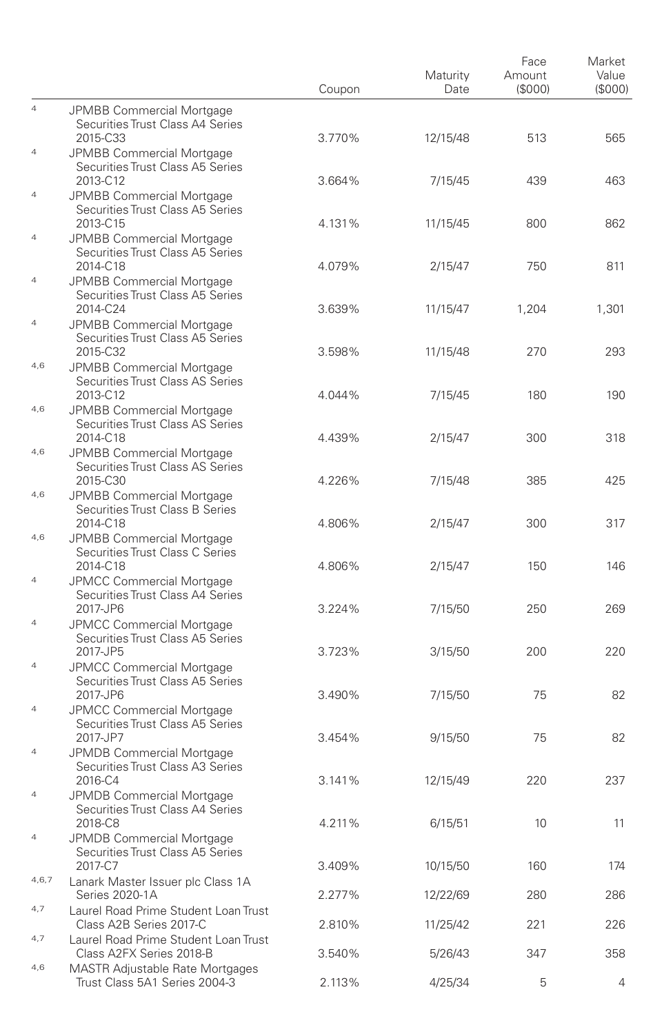| | | Coupon | Maturity Date | Face Amount ($000) | Market Value ($000) |
|---|---|---|---|---|---|
| 4 | JPMBB Commercial Mortgage Securities Trust Class A4 Series 2015-C33 | 3.770% | 12/15/48 | 513 | 565 |
| 4 | JPMBB Commercial Mortgage Securities Trust Class A5 Series 2013-C12 | 3.664% | 7/15/45 | 439 | 463 |
| 4 | JPMBB Commercial Mortgage Securities Trust Class A5 Series 2013-C15 | 4.131% | 11/15/45 | 800 | 862 |
| 4 | JPMBB Commercial Mortgage Securities Trust Class A5 Series 2014-C18 | 4.079% | 2/15/47 | 750 | 811 |
| 4 | JPMBB Commercial Mortgage Securities Trust Class A5 Series 2014-C24 | 3.639% | 11/15/47 | 1,204 | 1,301 |
| 4 | JPMBB Commercial Mortgage Securities Trust Class A5 Series 2015-C32 | 3.598% | 11/15/48 | 270 | 293 |
| 4,6 | JPMBB Commercial Mortgage Securities Trust Class AS Series 2013-C12 | 4.044% | 7/15/45 | 180 | 190 |
| 4,6 | JPMBB Commercial Mortgage Securities Trust Class AS Series 2014-C18 | 4.439% | 2/15/47 | 300 | 318 |
| 4,6 | JPMBB Commercial Mortgage Securities Trust Class AS Series 2015-C30 | 4.226% | 7/15/48 | 385 | 425 |
| 4,6 | JPMBB Commercial Mortgage Securities Trust Class B Series 2014-C18 | 4.806% | 2/15/47 | 300 | 317 |
| 4,6 | JPMBB Commercial Mortgage Securities Trust Class C Series 2014-C18 | 4.806% | 2/15/47 | 150 | 146 |
| 4 | JPMCC Commercial Mortgage Securities Trust Class A4 Series 2017-JP6 | 3.224% | 7/15/50 | 250 | 269 |
| 4 | JPMCC Commercial Mortgage Securities Trust Class A5 Series 2017-JP5 | 3.723% | 3/15/50 | 200 | 220 |
| 4 | JPMCC Commercial Mortgage Securities Trust Class A5 Series 2017-JP6 | 3.490% | 7/15/50 | 75 | 82 |
| 4 | JPMCC Commercial Mortgage Securities Trust Class A5 Series 2017-JP7 | 3.454% | 9/15/50 | 75 | 82 |
| 4 | JPMDB Commercial Mortgage Securities Trust Class A3 Series 2016-C4 | 3.141% | 12/15/49 | 220 | 237 |
| 4 | JPMDB Commercial Mortgage Securities Trust Class A4 Series 2018-C8 | 4.211% | 6/15/51 | 10 | 11 |
| 4 | JPMDB Commercial Mortgage Securities Trust Class A5 Series 2017-C7 | 3.409% | 10/15/50 | 160 | 174 |
| 4,6,7 | Lanark Master Issuer plc Class 1A Series 2020-1A | 2.277% | 12/22/69 | 280 | 286 |
| 4,7 | Laurel Road Prime Student Loan Trust Class A2B Series 2017-C | 2.810% | 11/25/42 | 221 | 226 |
| 4,7 | Laurel Road Prime Student Loan Trust Class A2FX Series 2018-B | 3.540% | 5/26/43 | 347 | 358 |
| 4,6 | MASTR Adjustable Rate Mortgages Trust Class 5A1 Series 2004-3 | 2.113% | 4/25/34 | 5 | 4 |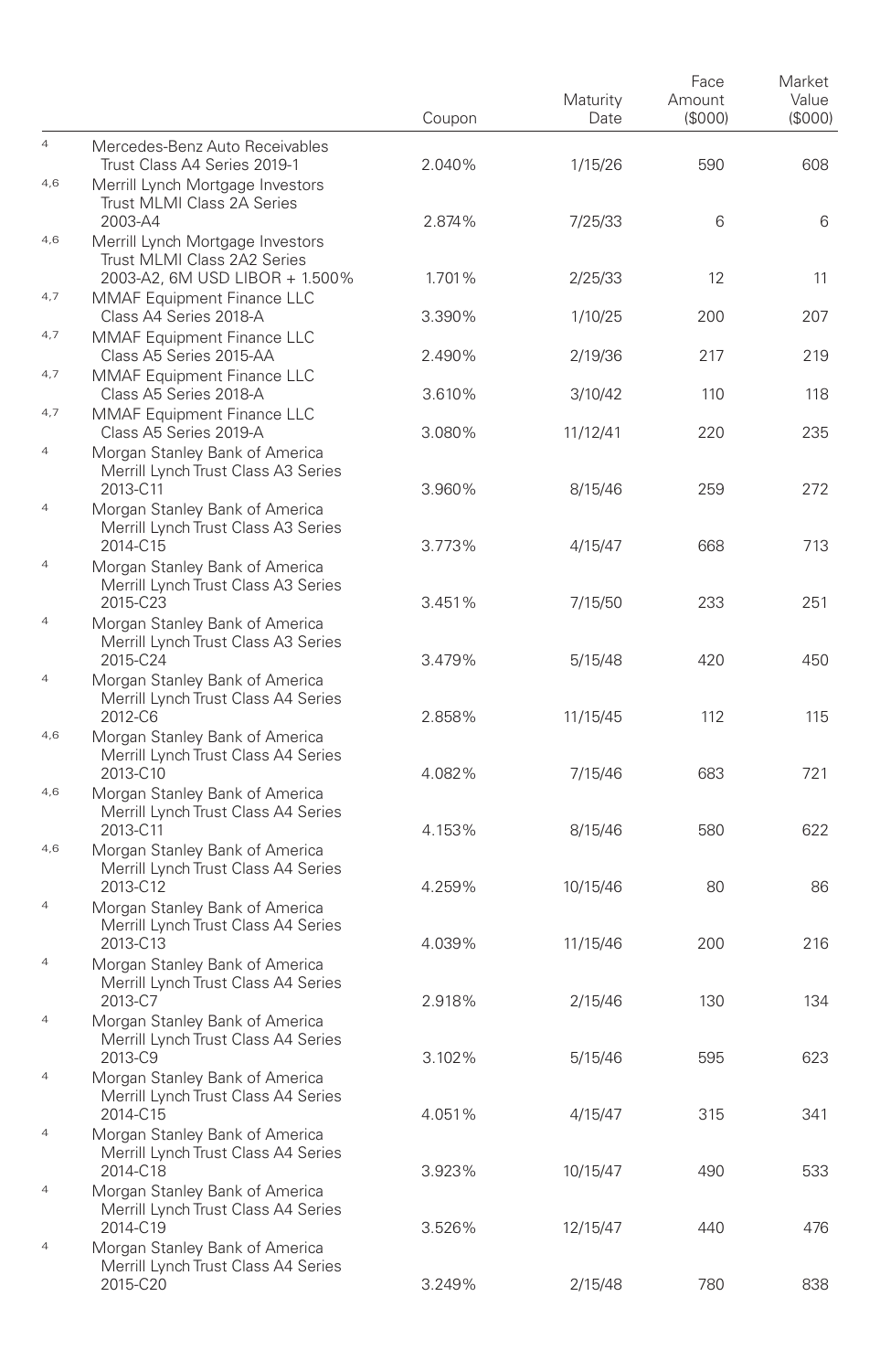| | | Coupon | Maturity Date | Face Amount ($000) | Market Value ($000) |
|---|---|---|---|---|---|
| [4] | Mercedes-Benz Auto Receivables Trust Class A4 Series 2019-1 | 2.040% | 1/15/26 | 590 | 608 |
| [4,6] | Merrill Lynch Mortgage Investors Trust MLMI Class 2A Series 2003-A4 | 2.874% | 7/25/33 | 6 | 6 |
| [4,6] | Merrill Lynch Mortgage Investors Trust MLMI Class 2A2 Series 2003-A2, 6M USD LIBOR + 1.500% | 1.701% | 2/25/33 | 12 | 11 |
| [4,7] | MMAF Equipment Finance LLC Class A4 Series 2018-A | 3.390% | 1/10/25 | 200 | 207 |
| [4,7] | MMAF Equipment Finance LLC Class A5 Series 2015-AA | 2.490% | 2/19/36 | 217 | 219 |
| [4,7] | MMAF Equipment Finance LLC Class A5 Series 2018-A | 3.610% | 3/10/42 | 110 | 118 |
| [4,7] | MMAF Equipment Finance LLC Class A5 Series 2019-A | 3.080% | 11/12/41 | 220 | 235 |
| [4] | Morgan Stanley Bank of America Merrill Lynch Trust Class A3 Series 2013-C11 | 3.960% | 8/15/46 | 259 | 272 |
| [4] | Morgan Stanley Bank of America Merrill Lynch Trust Class A3 Series 2014-C15 | 3.773% | 4/15/47 | 668 | 713 |
| [4] | Morgan Stanley Bank of America Merrill Lynch Trust Class A3 Series 2015-C23 | 3.451% | 7/15/50 | 233 | 251 |
| [4] | Morgan Stanley Bank of America Merrill Lynch Trust Class A3 Series 2015-C24 | 3.479% | 5/15/48 | 420 | 450 |
| [4] | Morgan Stanley Bank of America Merrill Lynch Trust Class A4 Series 2012-C6 | 2.858% | 11/15/45 | 112 | 115 |
| [4,6] | Morgan Stanley Bank of America Merrill Lynch Trust Class A4 Series 2013-C10 | 4.082% | 7/15/46 | 683 | 721 |
| [4,6] | Morgan Stanley Bank of America Merrill Lynch Trust Class A4 Series 2013-C11 | 4.153% | 8/15/46 | 580 | 622 |
| [4,6] | Morgan Stanley Bank of America Merrill Lynch Trust Class A4 Series 2013-C12 | 4.259% | 10/15/46 | 80 | 86 |
| [4] | Morgan Stanley Bank of America Merrill Lynch Trust Class A4 Series 2013-C13 | 4.039% | 11/15/46 | 200 | 216 |
| [4] | Morgan Stanley Bank of America Merrill Lynch Trust Class A4 Series 2013-C7 | 2.918% | 2/15/46 | 130 | 134 |
| [4] | Morgan Stanley Bank of America Merrill Lynch Trust Class A4 Series 2013-C9 | 3.102% | 5/15/46 | 595 | 623 |
| [4] | Morgan Stanley Bank of America Merrill Lynch Trust Class A4 Series 2014-C15 | 4.051% | 4/15/47 | 315 | 341 |
| [4] | Morgan Stanley Bank of America Merrill Lynch Trust Class A4 Series 2014-C18 | 3.923% | 10/15/47 | 490 | 533 |
| [4] | Morgan Stanley Bank of America Merrill Lynch Trust Class A4 Series 2014-C19 | 3.526% | 12/15/47 | 440 | 476 |
| [4] | Morgan Stanley Bank of America Merrill Lynch Trust Class A4 Series 2015-C20 | 3.249% | 2/15/48 | 780 | 838 |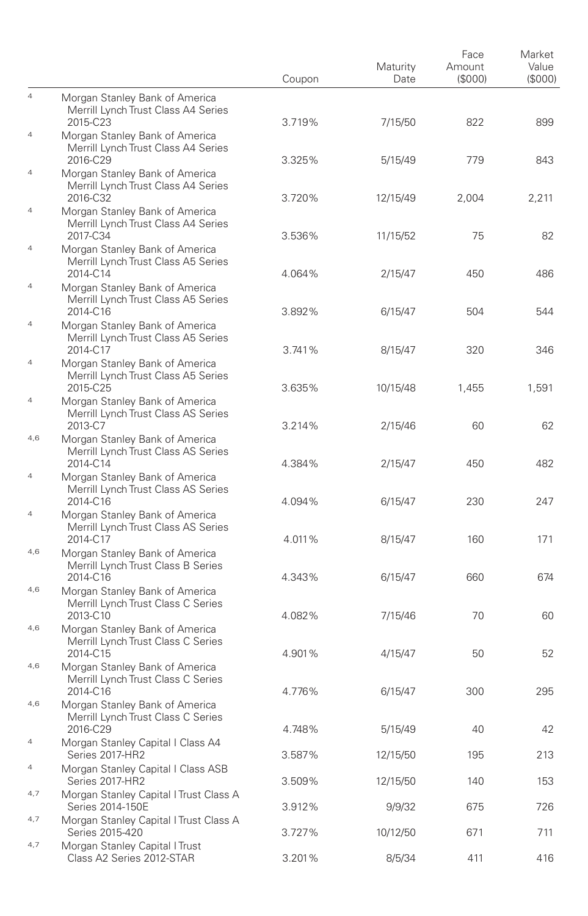| | | Coupon | Maturity Date | Face Amount ($000) | Market Value ($000) |
|---|---|---|---|---|---|
| [4] | Morgan Stanley Bank of America Merrill Lynch Trust Class A4 Series 2015-C23 | 3.719% | 7/15/50 | 822 | 899 |
| [4] | Morgan Stanley Bank of America Merrill Lynch Trust Class A4 Series 2016-C29 | 3.325% | 5/15/49 | 779 | 843 |
| [4] | Morgan Stanley Bank of America Merrill Lynch Trust Class A4 Series 2016-C32 | 3.720% | 12/15/49 | 2,004 | 2,211 |
| [4] | Morgan Stanley Bank of America Merrill Lynch Trust Class A4 Series 2017-C34 | 3.536% | 11/15/52 | 75 | 82 |
| [4] | Morgan Stanley Bank of America Merrill Lynch Trust Class A5 Series 2014-C14 | 4.064% | 2/15/47 | 450 | 486 |
| [4] | Morgan Stanley Bank of America Merrill Lynch Trust Class A5 Series 2014-C16 | 3.892% | 6/15/47 | 504 | 544 |
| [4] | Morgan Stanley Bank of America Merrill Lynch Trust Class A5 Series 2014-C17 | 3.741% | 8/15/47 | 320 | 346 |
| [4] | Morgan Stanley Bank of America Merrill Lynch Trust Class A5 Series 2015-C25 | 3.635% | 10/15/48 | 1,455 | 1,591 |
| [4] | Morgan Stanley Bank of America Merrill Lynch Trust Class AS Series 2013-C7 | 3.214% | 2/15/46 | 60 | 62 |
| [4,6] | Morgan Stanley Bank of America Merrill Lynch Trust Class AS Series 2014-C14 | 4.384% | 2/15/47 | 450 | 482 |
| [4] | Morgan Stanley Bank of America Merrill Lynch Trust Class AS Series 2014-C16 | 4.094% | 6/15/47 | 230 | 247 |
| [4] | Morgan Stanley Bank of America Merrill Lynch Trust Class AS Series 2014-C17 | 4.011% | 8/15/47 | 160 | 171 |
| [4,6] | Morgan Stanley Bank of America Merrill Lynch Trust Class B Series 2014-C16 | 4.343% | 6/15/47 | 660 | 674 |
| [4,6] | Morgan Stanley Bank of America Merrill Lynch Trust Class C Series 2013-C10 | 4.082% | 7/15/46 | 70 | 60 |
| [4,6] | Morgan Stanley Bank of America Merrill Lynch Trust Class C Series 2014-C15 | 4.901% | 4/15/47 | 50 | 52 |
| [4,6] | Morgan Stanley Bank of America Merrill Lynch Trust Class C Series 2014-C16 | 4.776% | 6/15/47 | 300 | 295 |
| [4,6] | Morgan Stanley Bank of America Merrill Lynch Trust Class C Series 2016-C29 | 4.748% | 5/15/49 | 40 | 42 |
| [4] | Morgan Stanley Capital I Class A4 Series 2017-HR2 | 3.587% | 12/15/50 | 195 | 213 |
| [4] | Morgan Stanley Capital I Class ASB Series 2017-HR2 | 3.509% | 12/15/50 | 140 | 153 |
| [4,7] | Morgan Stanley Capital I Trust Class A Series 2014-150E | 3.912% | 9/9/32 | 675 | 726 |
| [4,7] | Morgan Stanley Capital I Trust Class A Series 2015-420 | 3.727% | 10/12/50 | 671 | 711 |
| [4,7] | Morgan Stanley Capital I Trust Class A2 Series 2012-STAR | 3.201% | 8/5/34 | 411 | 416 |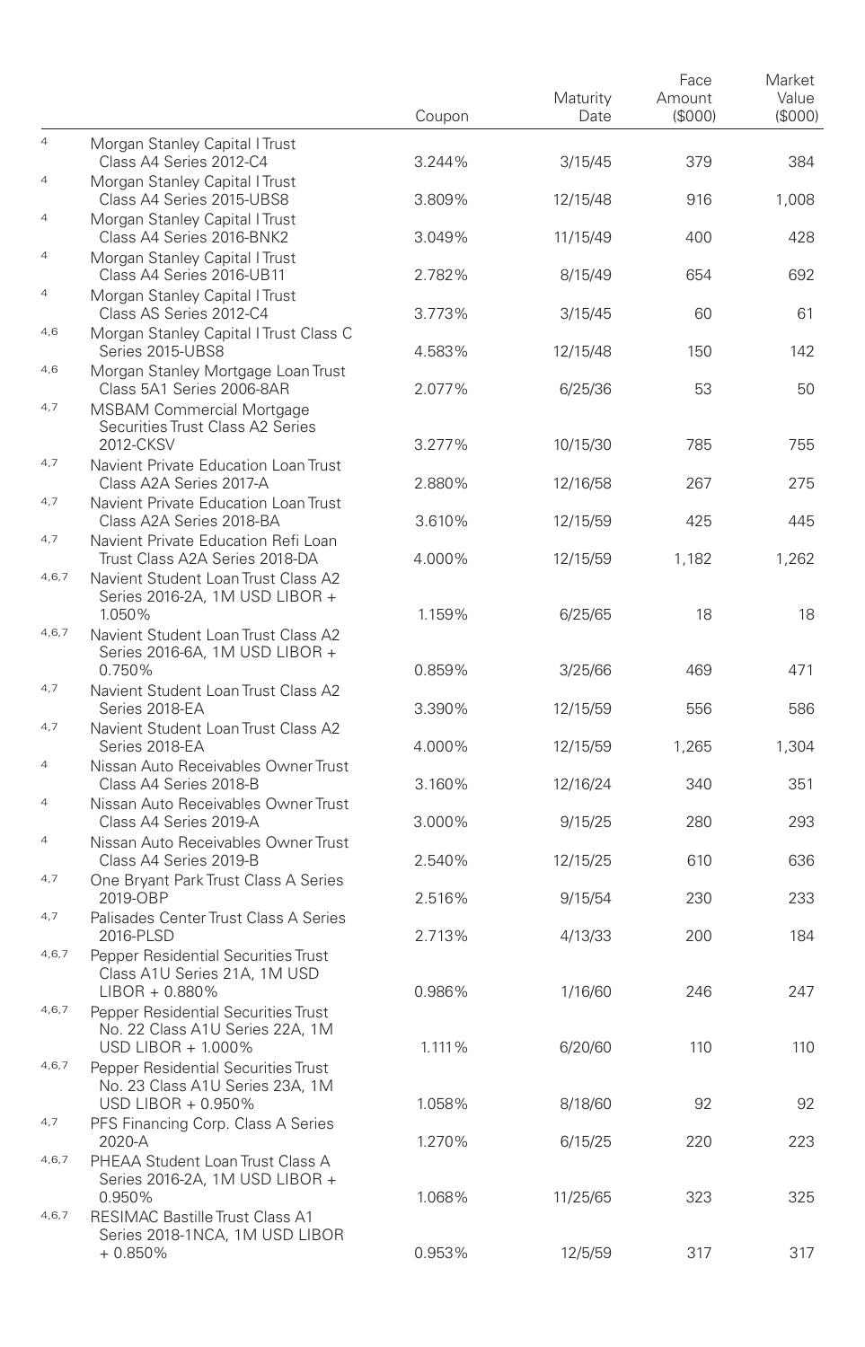| | | Coupon | Maturity Date | Face Amount ($000) | Market Value ($000) |
|---|---|---|---|---|---|
| [4] | Morgan Stanley Capital I Trust Class A4 Series 2012-C4 | 3.244% | 3/15/45 | 379 | 384 |
| [4] | Morgan Stanley Capital I Trust Class A4 Series 2015-UBS8 | 3.809% | 12/15/48 | 916 | 1,008 |
| [4] | Morgan Stanley Capital I Trust Class A4 Series 2016-BNK2 | 3.049% | 11/15/49 | 400 | 428 |
| [4] | Morgan Stanley Capital I Trust Class A4 Series 2016-UB11 | 2.782% | 8/15/49 | 654 | 692 |
| [4] | Morgan Stanley Capital I Trust Class AS Series 2012-C4 | 3.773% | 3/15/45 | 60 | 61 |
| [4,6] | Morgan Stanley Capital I Trust Class C Series 2015-UBS8 | 4.583% | 12/15/48 | 150 | 142 |
| [4,6] | Morgan Stanley Mortgage Loan Trust Class 5A1 Series 2006-8AR | 2.077% | 6/25/36 | 53 | 50 |
| [4,7] | MSBAM Commercial Mortgage Securities Trust Class A2 Series 2012-CKSV | 3.277% | 10/15/30 | 785 | 755 |
| [4,7] | Navient Private Education Loan Trust Class A2A Series 2017-A | 2.880% | 12/16/58 | 267 | 275 |
| [4,7] | Navient Private Education Loan Trust Class A2A Series 2018-BA | 3.610% | 12/15/59 | 425 | 445 |
| [4,7] | Navient Private Education Refi Loan Trust Class A2A Series 2018-DA | 4.000% | 12/15/59 | 1,182 | 1,262 |
| [4,6,7] | Navient Student Loan Trust Class A2 Series 2016-2A, 1M USD LIBOR + 1.050% | 1.159% | 6/25/65 | 18 | 18 |
| [4,6,7] | Navient Student Loan Trust Class A2 Series 2016-6A, 1M USD LIBOR + 0.750% | 0.859% | 3/25/66 | 469 | 471 |
| [4,7] | Navient Student Loan Trust Class A2 Series 2018-EA | 3.390% | 12/15/59 | 556 | 586 |
| [4,7] | Navient Student Loan Trust Class A2 Series 2018-EA | 4.000% | 12/15/59 | 1,265 | 1,304 |
| [4] | Nissan Auto Receivables Owner Trust Class A4 Series 2018-B | 3.160% | 12/16/24 | 340 | 351 |
| [4] | Nissan Auto Receivables Owner Trust Class A4 Series 2019-A | 3.000% | 9/15/25 | 280 | 293 |
| [4] | Nissan Auto Receivables Owner Trust Class A4 Series 2019-B | 2.540% | 12/15/25 | 610 | 636 |
| [4,7] | One Bryant Park Trust Class A Series 2019-OBP | 2.516% | 9/15/54 | 230 | 233 |
| [4,7] | Palisades Center Trust Class A Series 2016-PLSD | 2.713% | 4/13/33 | 200 | 184 |
| [4,6,7] | Pepper Residential Securities Trust Class A1U Series 21A, 1M USD LIBOR + 0.880% | 0.986% | 1/16/60 | 246 | 247 |
| [4,6,7] | Pepper Residential Securities Trust No. 22 Class A1U Series 22A, 1M USD LIBOR + 1.000% | 1.111% | 6/20/60 | 110 | 110 |
| [4,6,7] | Pepper Residential Securities Trust No. 23 Class A1U Series 23A, 1M USD LIBOR + 0.950% | 1.058% | 8/18/60 | 92 | 92 |
| [4,7] | PFS Financing Corp. Class A Series 2020-A | 1.270% | 6/15/25 | 220 | 223 |
| [4,6,7] | PHEAA Student Loan Trust Class A Series 2016-2A, 1M USD LIBOR + 0.950% | 1.068% | 11/25/65 | 323 | 325 |
| [4,6,7] | RESIMAC Bastille Trust Class A1 Series 2018-1NCA, 1M USD LIBOR + 0.850% | 0.953% | 12/5/59 | 317 | 317 |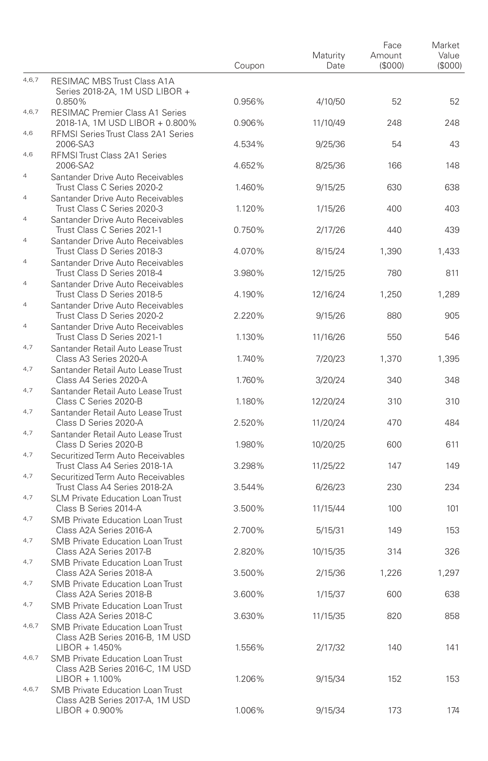| | | Coupon | Maturity Date | Face Amount ($000) | Market Value ($000) |
|---|---|---|---|---|---|
| 4,6,7 | RESIMAC MBS Trust Class A1A Series 2018-2A, 1M USD LIBOR + 0.850% | 0.956% | 4/10/50 | 52 | 52 |
| 4,6,7 | RESIMAC Premier Class A1 Series 2018-1A, 1M USD LIBOR + 0.800% | 0.906% | 11/10/49 | 248 | 248 |
| 4,6 | RFMSI Series Trust Class 2A1 Series 2006-SA3 | 4.534% | 9/25/36 | 54 | 43 |
| 4,6 | RFMSI Trust Class 2A1 Series 2006-SA2 | 4.652% | 8/25/36 | 166 | 148 |
| 4 | Santander Drive Auto Receivables Trust Class C Series 2020-2 | 1.460% | 9/15/25 | 630 | 638 |
| 4 | Santander Drive Auto Receivables Trust Class C Series 2020-3 | 1.120% | 1/15/26 | 400 | 403 |
| 4 | Santander Drive Auto Receivables Trust Class C Series 2021-1 | 0.750% | 2/17/26 | 440 | 439 |
| 4 | Santander Drive Auto Receivables Trust Class D Series 2018-3 | 4.070% | 8/15/24 | 1,390 | 1,433 |
| 4 | Santander Drive Auto Receivables Trust Class D Series 2018-4 | 3.980% | 12/15/25 | 780 | 811 |
| 4 | Santander Drive Auto Receivables Trust Class D Series 2018-5 | 4.190% | 12/16/24 | 1,250 | 1,289 |
| 4 | Santander Drive Auto Receivables Trust Class D Series 2020-2 | 2.220% | 9/15/26 | 880 | 905 |
| 4 | Santander Drive Auto Receivables Trust Class D Series 2021-1 | 1.130% | 11/16/26 | 550 | 546 |
| 4,7 | Santander Retail Auto Lease Trust Class A3 Series 2020-A | 1.740% | 7/20/23 | 1,370 | 1,395 |
| 4,7 | Santander Retail Auto Lease Trust Class A4 Series 2020-A | 1.760% | 3/20/24 | 340 | 348 |
| 4,7 | Santander Retail Auto Lease Trust Class C Series 2020-B | 1.180% | 12/20/24 | 310 | 310 |
| 4,7 | Santander Retail Auto Lease Trust Class D Series 2020-A | 2.520% | 11/20/24 | 470 | 484 |
| 4,7 | Santander Retail Auto Lease Trust Class D Series 2020-B | 1.980% | 10/20/25 | 600 | 611 |
| 4,7 | Securitized Term Auto Receivables Trust Class A4 Series 2018-1A | 3.298% | 11/25/22 | 147 | 149 |
| 4,7 | Securitized Term Auto Receivables Trust Class A4 Series 2018-2A | 3.544% | 6/26/23 | 230 | 234 |
| 4,7 | SLM Private Education Loan Trust Class B Series 2014-A | 3.500% | 11/15/44 | 100 | 101 |
| 4,7 | SMB Private Education Loan Trust Class A2A Series 2016-A | 2.700% | 5/15/31 | 149 | 153 |
| 4,7 | SMB Private Education Loan Trust Class A2A Series 2017-B | 2.820% | 10/15/35 | 314 | 326 |
| 4,7 | SMB Private Education Loan Trust Class A2A Series 2018-A | 3.500% | 2/15/36 | 1,226 | 1,297 |
| 4,7 | SMB Private Education Loan Trust Class A2A Series 2018-B | 3.600% | 1/15/37 | 600 | 638 |
| 4,7 | SMB Private Education Loan Trust Class A2A Series 2018-C | 3.630% | 11/15/35 | 820 | 858 |
| 4,6,7 | SMB Private Education Loan Trust Class A2B Series 2016-B, 1M USD LIBOR + 1.450% | 1.556% | 2/17/32 | 140 | 141 |
| 4,6,7 | SMB Private Education Loan Trust Class A2B Series 2016-C, 1M USD LIBOR + 1.100% | 1.206% | 9/15/34 | 152 | 153 |
| 4,6,7 | SMB Private Education Loan Trust Class A2B Series 2017-A, 1M USD LIBOR + 0.900% | 1.006% | 9/15/34 | 173 | 174 |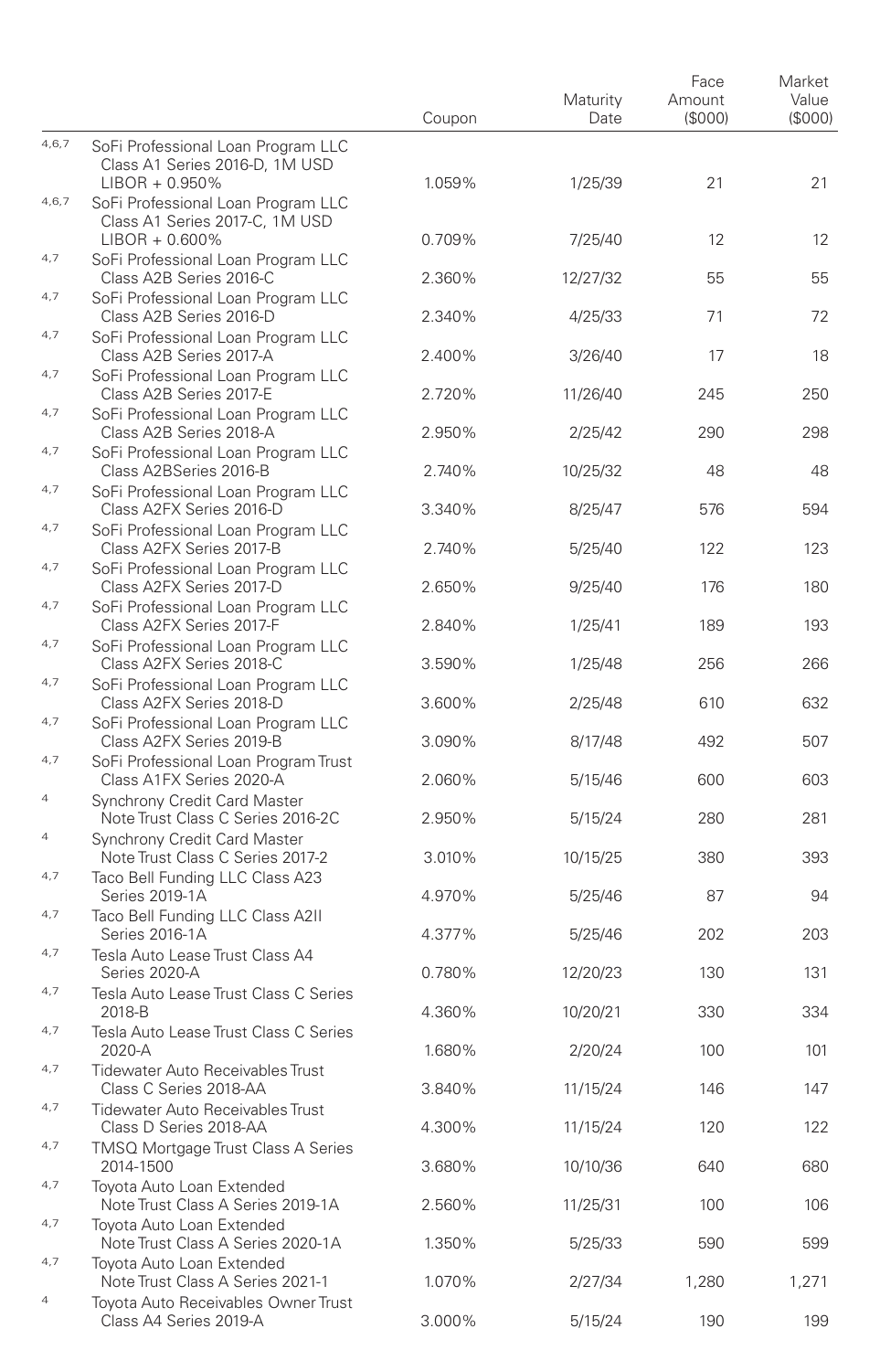| | | Coupon | Maturity Date | Face Amount ($000) | Market Value ($000) |
|---|---|---|---|---|---|
| 4,6,7 | SoFi Professional Loan Program LLC Class A1 Series 2016-D, 1M USD LIBOR + 0.950% | 1.059% | 1/25/39 | 21 | 21 |
| 4,6,7 | SoFi Professional Loan Program LLC Class A1 Series 2017-C, 1M USD LIBOR + 0.600% | 0.709% | 7/25/40 | 12 | 12 |
| 4,7 | SoFi Professional Loan Program LLC Class A2B Series 2016-C | 2.360% | 12/27/32 | 55 | 55 |
| 4,7 | SoFi Professional Loan Program LLC Class A2B Series 2016-D | 2.340% | 4/25/33 | 71 | 72 |
| 4,7 | SoFi Professional Loan Program LLC Class A2B Series 2017-A | 2.400% | 3/26/40 | 17 | 18 |
| 4,7 | SoFi Professional Loan Program LLC Class A2B Series 2017-E | 2.720% | 11/26/40 | 245 | 250 |
| 4,7 | SoFi Professional Loan Program LLC Class A2B Series 2018-A | 2.950% | 2/25/42 | 290 | 298 |
| 4,7 | SoFi Professional Loan Program LLC Class A2BSeries 2016-B | 2.740% | 10/25/32 | 48 | 48 |
| 4,7 | SoFi Professional Loan Program LLC Class A2FX Series 2016-D | 3.340% | 8/25/47 | 576 | 594 |
| 4,7 | SoFi Professional Loan Program LLC Class A2FX Series 2017-B | 2.740% | 5/25/40 | 122 | 123 |
| 4,7 | SoFi Professional Loan Program LLC Class A2FX Series 2017-D | 2.650% | 9/25/40 | 176 | 180 |
| 4,7 | SoFi Professional Loan Program LLC Class A2FX Series 2017-F | 2.840% | 1/25/41 | 189 | 193 |
| 4,7 | SoFi Professional Loan Program LLC Class A2FX Series 2018-C | 3.590% | 1/25/48 | 256 | 266 |
| 4,7 | SoFi Professional Loan Program LLC Class A2FX Series 2018-D | 3.600% | 2/25/48 | 610 | 632 |
| 4,7 | SoFi Professional Loan Program LLC Class A2FX Series 2019-B | 3.090% | 8/17/48 | 492 | 507 |
| 4,7 | SoFi Professional Loan Program Trust Class A1FX Series 2020-A | 2.060% | 5/15/46 | 600 | 603 |
| 4 | Synchrony Credit Card Master Note Trust Class C Series 2016-2C | 2.950% | 5/15/24 | 280 | 281 |
| 4 | Synchrony Credit Card Master Note Trust Class C Series 2017-2 | 3.010% | 10/15/25 | 380 | 393 |
| 4,7 | Taco Bell Funding LLC Class A23 Series 2019-1A | 4.970% | 5/25/46 | 87 | 94 |
| 4,7 | Taco Bell Funding LLC Class A2II Series 2016-1A | 4.377% | 5/25/46 | 202 | 203 |
| 4,7 | Tesla Auto Lease Trust Class A4 Series 2020-A | 0.780% | 12/20/23 | 130 | 131 |
| 4,7 | Tesla Auto Lease Trust Class C Series 2018-B | 4.360% | 10/20/21 | 330 | 334 |
| 4,7 | Tesla Auto Lease Trust Class C Series 2020-A | 1.680% | 2/20/24 | 100 | 101 |
| 4,7 | Tidewater Auto Receivables Trust Class C Series 2018-AA | 3.840% | 11/15/24 | 146 | 147 |
| 4,7 | Tidewater Auto Receivables Trust Class D Series 2018-AA | 4.300% | 11/15/24 | 120 | 122 |
| 4,7 | TMSQ Mortgage Trust Class A Series 2014-1500 | 3.680% | 10/10/36 | 640 | 680 |
| 4,7 | Toyota Auto Loan Extended Note Trust Class A Series 2019-1A | 2.560% | 11/25/31 | 100 | 106 |
| 4,7 | Toyota Auto Loan Extended Note Trust Class A Series 2020-1A | 1.350% | 5/25/33 | 590 | 599 |
| 4,7 | Toyota Auto Loan Extended Note Trust Class A Series 2021-1 | 1.070% | 2/27/34 | 1,280 | 1,271 |
| 4 | Toyota Auto Receivables Owner Trust Class A4 Series 2019-A | 3.000% | 5/15/24 | 190 | 199 |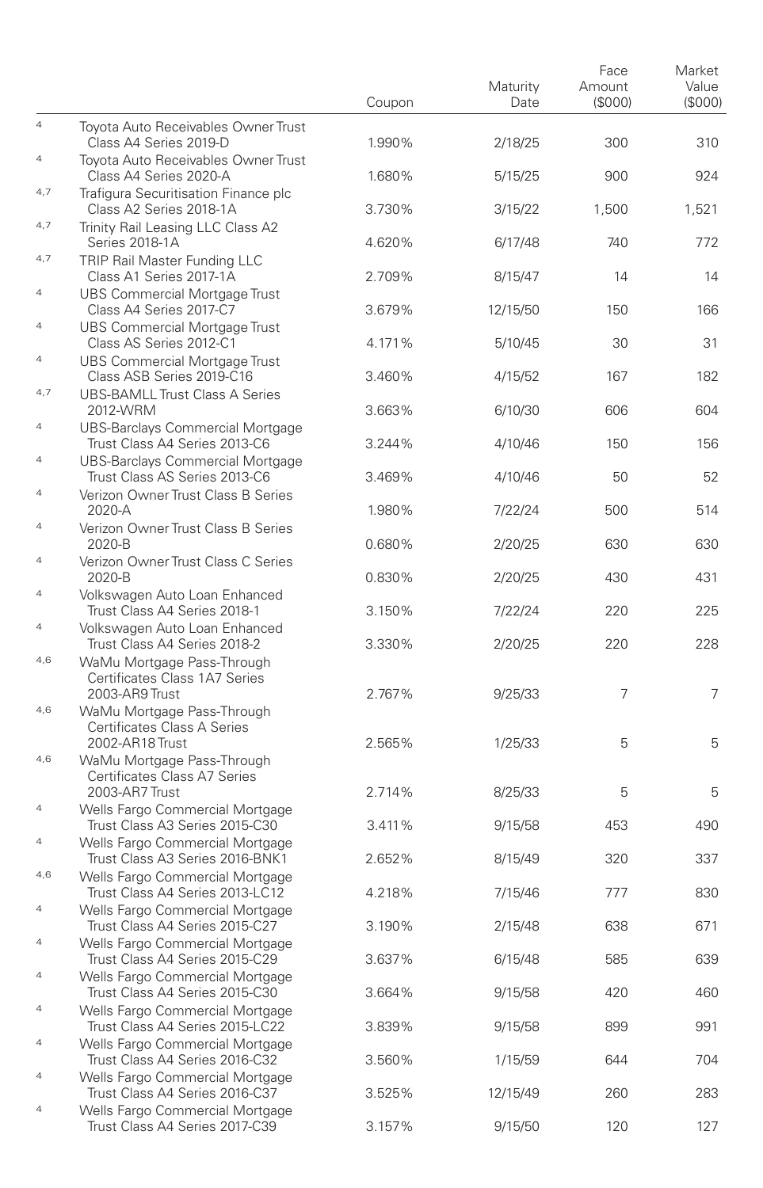| | | Coupon | Maturity Date | Face Amount ($000) | Market Value ($000) |
|---|---|---|---|---|---|
| [4] | Toyota Auto Receivables Owner Trust Class A4 Series 2019-D | 1.990% | 2/18/25 | 300 | 310 |
| [4] | Toyota Auto Receivables Owner Trust Class A4 Series 2020-A | 1.680% | 5/15/25 | 900 | 924 |
| [4,7] | Trafigura Securitisation Finance plc Class A2 Series 2018-1A | 3.730% | 3/15/22 | 1,500 | 1,521 |
| [4,7] | Trinity Rail Leasing LLC Class A2 Series 2018-1A | 4.620% | 6/17/48 | 740 | 772 |
| [4,7] | TRIP Rail Master Funding LLC Class A1 Series 2017-1A | 2.709% | 8/15/47 | 14 | 14 |
| [4] | UBS Commercial Mortgage Trust Class A4 Series 2017-C7 | 3.679% | 12/15/50 | 150 | 166 |
| [4] | UBS Commercial Mortgage Trust Class AS Series 2012-C1 | 4.171% | 5/10/45 | 30 | 31 |
| [4] | UBS Commercial Mortgage Trust Class ASB Series 2019-C16 | 3.460% | 4/15/52 | 167 | 182 |
| [4,7] | UBS-BAMLL Trust Class A Series 2012-WRM | 3.663% | 6/10/30 | 606 | 604 |
| [4] | UBS-Barclays Commercial Mortgage Trust Class A4 Series 2013-C6 | 3.244% | 4/10/46 | 150 | 156 |
| [4] | UBS-Barclays Commercial Mortgage Trust Class AS Series 2013-C6 | 3.469% | 4/10/46 | 50 | 52 |
| [4] | Verizon Owner Trust Class B Series 2020-A | 1.980% | 7/22/24 | 500 | 514 |
| [4] | Verizon Owner Trust Class B Series 2020-B | 0.680% | 2/20/25 | 630 | 630 |
| [4] | Verizon Owner Trust Class C Series 2020-B | 0.830% | 2/20/25 | 430 | 431 |
| [4] | Volkswagen Auto Loan Enhanced Trust Class A4 Series 2018-1 | 3.150% | 7/22/24 | 220 | 225 |
| [4] | Volkswagen Auto Loan Enhanced Trust Class A4 Series 2018-2 | 3.330% | 2/20/25 | 220 | 228 |
| [4,6] | WaMu Mortgage Pass-Through Certificates Class 1A7 Series 2003-AR9 Trust | 2.767% | 9/25/33 | 7 | 7 |
| [4,6] | WaMu Mortgage Pass-Through Certificates Class A Series 2002-AR18 Trust | 2.565% | 1/25/33 | 5 | 5 |
| [4,6] | WaMu Mortgage Pass-Through Certificates Class A7 Series 2003-AR7 Trust | 2.714% | 8/25/33 | 5 | 5 |
| [4] | Wells Fargo Commercial Mortgage Trust Class A3 Series 2015-C30 | 3.411% | 9/15/58 | 453 | 490 |
| [4] | Wells Fargo Commercial Mortgage Trust Class A3 Series 2016-BNK1 | 2.652% | 8/15/49 | 320 | 337 |
| [4,6] | Wells Fargo Commercial Mortgage Trust Class A4 Series 2013-LC12 | 4.218% | 7/15/46 | 777 | 830 |
| [4] | Wells Fargo Commercial Mortgage Trust Class A4 Series 2015-C27 | 3.190% | 2/15/48 | 638 | 671 |
| [4] | Wells Fargo Commercial Mortgage Trust Class A4 Series 2015-C29 | 3.637% | 6/15/48 | 585 | 639 |
| [4] | Wells Fargo Commercial Mortgage Trust Class A4 Series 2015-C30 | 3.664% | 9/15/58 | 420 | 460 |
| [4] | Wells Fargo Commercial Mortgage Trust Class A4 Series 2015-LC22 | 3.839% | 9/15/58 | 899 | 991 |
| [4] | Wells Fargo Commercial Mortgage Trust Class A4 Series 2016-C32 | 3.560% | 1/15/59 | 644 | 704 |
| [4] | Wells Fargo Commercial Mortgage Trust Class A4 Series 2016-C37 | 3.525% | 12/15/49 | 260 | 283 |
| [4] | Wells Fargo Commercial Mortgage Trust Class A4 Series 2017-C39 | 3.157% | 9/15/50 | 120 | 127 |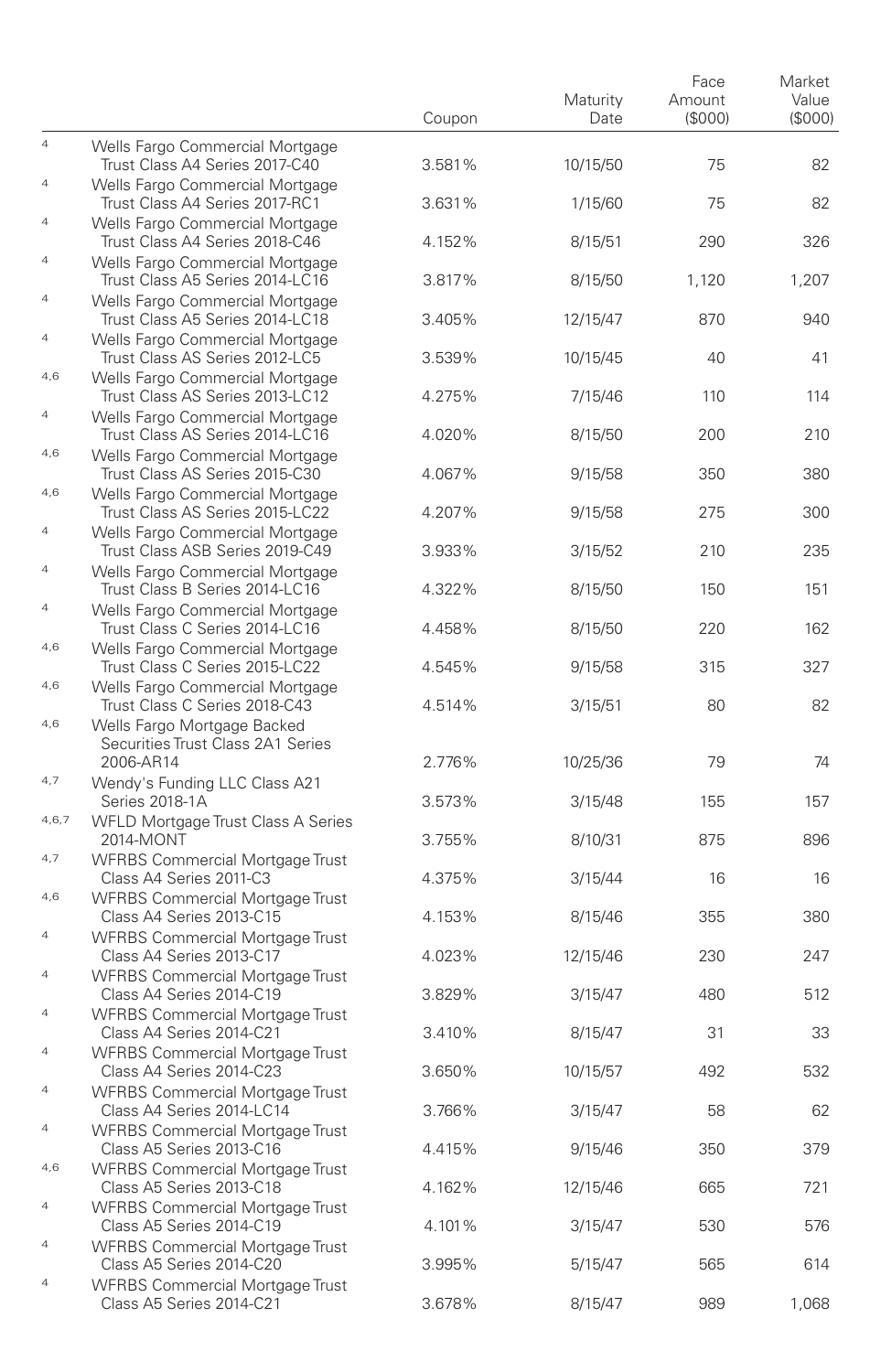| | | Coupon | Maturity Date | Face Amount ($000) | Market Value ($000) |
|---|---|---|---|---|---|
| [4] | Wells Fargo Commercial Mortgage Trust Class A4 Series 2017-C40 | 3.581% | 10/15/50 | 75 | 82 |
| [4] | Wells Fargo Commercial Mortgage Trust Class A4 Series 2017-RC1 | 3.631% | 1/15/60 | 75 | 82 |
| [4] | Wells Fargo Commercial Mortgage Trust Class A4 Series 2018-C46 | 4.152% | 8/15/51 | 290 | 326 |
| [4] | Wells Fargo Commercial Mortgage Trust Class A5 Series 2014-LC16 | 3.817% | 8/15/50 | 1,120 | 1,207 |
| [4] | Wells Fargo Commercial Mortgage Trust Class A5 Series 2014-LC18 | 3.405% | 12/15/47 | 870 | 940 |
| [4] | Wells Fargo Commercial Mortgage Trust Class AS Series 2012-LC5 | 3.539% | 10/15/45 | 40 | 41 |
| [4,6] | Wells Fargo Commercial Mortgage Trust Class AS Series 2013-LC12 | 4.275% | 7/15/46 | 110 | 114 |
| [4] | Wells Fargo Commercial Mortgage Trust Class AS Series 2014-LC16 | 4.020% | 8/15/50 | 200 | 210 |
| [4,6] | Wells Fargo Commercial Mortgage Trust Class AS Series 2015-C30 | 4.067% | 9/15/58 | 350 | 380 |
| [4,6] | Wells Fargo Commercial Mortgage Trust Class AS Series 2015-LC22 | 4.207% | 9/15/58 | 275 | 300 |
| [4] | Wells Fargo Commercial Mortgage Trust Class ASB Series 2019-C49 | 3.933% | 3/15/52 | 210 | 235 |
| [4] | Wells Fargo Commercial Mortgage Trust Class B Series 2014-LC16 | 4.322% | 8/15/50 | 150 | 151 |
| [4] | Wells Fargo Commercial Mortgage Trust Class C Series 2014-LC16 | 4.458% | 8/15/50 | 220 | 162 |
| [4,6] | Wells Fargo Commercial Mortgage Trust Class C Series 2015-LC22 | 4.545% | 9/15/58 | 315 | 327 |
| [4,6] | Wells Fargo Commercial Mortgage Trust Class C Series 2018-C43 | 4.514% | 3/15/51 | 80 | 82 |
| [4,6] | Wells Fargo Mortgage Backed Securities Trust Class 2A1 Series 2006-AR14 | 2.776% | 10/25/36 | 79 | 74 |
| [4,7] | Wendy's Funding LLC Class A21 Series 2018-1A | 3.573% | 3/15/48 | 155 | 157 |
| [4,6,7] | WFLD Mortgage Trust Class A Series 2014-MONT | 3.755% | 8/10/31 | 875 | 896 |
| [4,7] | WFRBS Commercial Mortgage Trust Class A4 Series 2011-C3 | 4.375% | 3/15/44 | 16 | 16 |
| [4,6] | WFRBS Commercial Mortgage Trust Class A4 Series 2013-C15 | 4.153% | 8/15/46 | 355 | 380 |
| [4] | WFRBS Commercial Mortgage Trust Class A4 Series 2013-C17 | 4.023% | 12/15/46 | 230 | 247 |
| [4] | WFRBS Commercial Mortgage Trust Class A4 Series 2014-C19 | 3.829% | 3/15/47 | 480 | 512 |
| [4] | WFRBS Commercial Mortgage Trust Class A4 Series 2014-C21 | 3.410% | 8/15/47 | 31 | 33 |
| [4] | WFRBS Commercial Mortgage Trust Class A4 Series 2014-C23 | 3.650% | 10/15/57 | 492 | 532 |
| [4] | WFRBS Commercial Mortgage Trust Class A4 Series 2014-LC14 | 3.766% | 3/15/47 | 58 | 62 |
| [4] | WFRBS Commercial Mortgage Trust Class A5 Series 2013-C16 | 4.415% | 9/15/46 | 350 | 379 |
| [4,6] | WFRBS Commercial Mortgage Trust Class A5 Series 2013-C18 | 4.162% | 12/15/46 | 665 | 721 |
| [4] | WFRBS Commercial Mortgage Trust Class A5 Series 2014-C19 | 4.101% | 3/15/47 | 530 | 576 |
| [4] | WFRBS Commercial Mortgage Trust Class A5 Series 2014-C20 | 3.995% | 5/15/47 | 565 | 614 |
| [4] | WFRBS Commercial Mortgage Trust Class A5 Series 2014-C21 | 3.678% | 8/15/47 | 989 | 1,068 |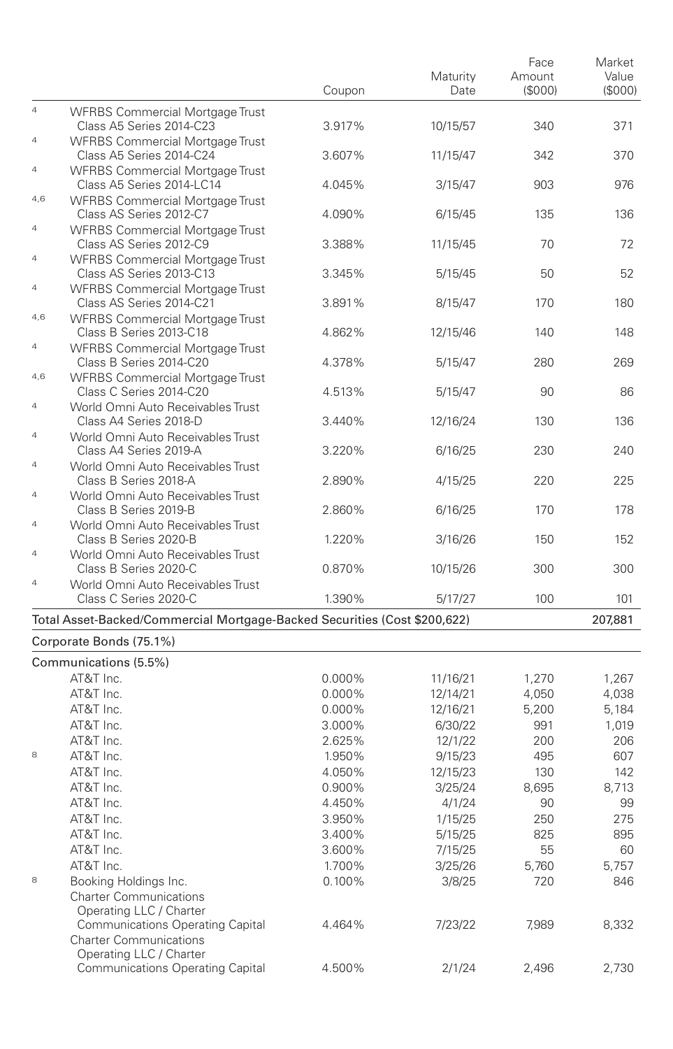| | | Coupon | Maturity Date | Face Amount ($000) | Market Value ($000) |
|---|---|---|---|---|---|
| 4 | WFRBS Commercial Mortgage Trust Class A5 Series 2014-C23 | 3.917% | 10/15/57 | 340 | 371 |
| 4 | WFRBS Commercial Mortgage Trust Class A5 Series 2014-C24 | 3.607% | 11/15/47 | 342 | 370 |
| 4 | WFRBS Commercial Mortgage Trust Class A5 Series 2014-LC14 | 4.045% | 3/15/47 | 903 | 976 |
| 4,6 | WFRBS Commercial Mortgage Trust Class AS Series 2012-C7 | 4.090% | 6/15/45 | 135 | 136 |
| 4 | WFRBS Commercial Mortgage Trust Class AS Series 2012-C9 | 3.388% | 11/15/45 | 70 | 72 |
| 4 | WFRBS Commercial Mortgage Trust Class AS Series 2013-C13 | 3.345% | 5/15/45 | 50 | 52 |
| 4 | WFRBS Commercial Mortgage Trust Class AS Series 2014-C21 | 3.891% | 8/15/47 | 170 | 180 |
| 4,6 | WFRBS Commercial Mortgage Trust Class B Series 2013-C18 | 4.862% | 12/15/46 | 140 | 148 |
| 4 | WFRBS Commercial Mortgage Trust Class B Series 2014-C20 | 4.378% | 5/15/47 | 280 | 269 |
| 4,6 | WFRBS Commercial Mortgage Trust Class C Series 2014-C20 | 4.513% | 5/15/47 | 90 | 86 |
| 4 | World Omni Auto Receivables Trust Class A4 Series 2018-D | 3.440% | 12/16/24 | 130 | 136 |
| 4 | World Omni Auto Receivables Trust Class A4 Series 2019-A | 3.220% | 6/16/25 | 230 | 240 |
| 4 | World Omni Auto Receivables Trust Class B Series 2018-A | 2.890% | 4/15/25 | 220 | 225 |
| 4 | World Omni Auto Receivables Trust Class B Series 2019-B | 2.860% | 6/16/25 | 170 | 178 |
| 4 | World Omni Auto Receivables Trust Class B Series 2020-B | 1.220% | 3/16/26 | 150 | 152 |
| 4 | World Omni Auto Receivables Trust Class B Series 2020-C | 0.870% | 10/15/26 | 300 | 300 |
| 4 | World Omni Auto Receivables Trust Class C Series 2020-C | 1.390% | 5/17/27 | 100 | 101 |
| | **Total Asset-Backed/Commercial Mortgage-Backed Securities (Cost $200,622)** | | | | **207,881** |
| | **Corporate Bonds (75.1%)** | | | | |
| | **Communications (5.5%)** | | | | |
| | AT&T Inc. | 0.000% | 11/16/21 | 1,270 | 1,267 |
| | AT&T Inc. | 0.000% | 12/14/21 | 4,050 | 4,038 |
| | AT&T Inc. | 0.000% | 12/16/21 | 5,200 | 5,184 |
| | AT&T Inc. | 3.000% | 6/30/22 | 991 | 1,019 |
| | AT&T Inc. | 2.625% | 12/1/22 | 200 | 206 |
| 8 | AT&T Inc. | 1.950% | 9/15/23 | 495 | 607 |
| | AT&T Inc. | 4.050% | 12/15/23 | 130 | 142 |
| | AT&T Inc. | 0.900% | 3/25/24 | 8,695 | 8,713 |
| | AT&T Inc. | 4.450% | 4/1/24 | 90 | 99 |
| | AT&T Inc. | 3.950% | 1/15/25 | 250 | 275 |
| | AT&T Inc. | 3.400% | 5/15/25 | 825 | 895 |
| | AT&T Inc. | 3.600% | 7/15/25 | 55 | 60 |
| | AT&T Inc. | 1.700% | 3/25/26 | 5,760 | 5,757 |
| 8 | Booking Holdings Inc. | 0.100% | 3/8/25 | 720 | 846 |
| | Charter Communications Operating LLC / Charter Communications Operating Capital | 4.464% | 7/23/22 | 7,989 | 8,332 |
| | Charter Communications Operating LLC / Charter Communications Operating Capital | 4.500% | 2/1/24 | 2,496 | 2,730 |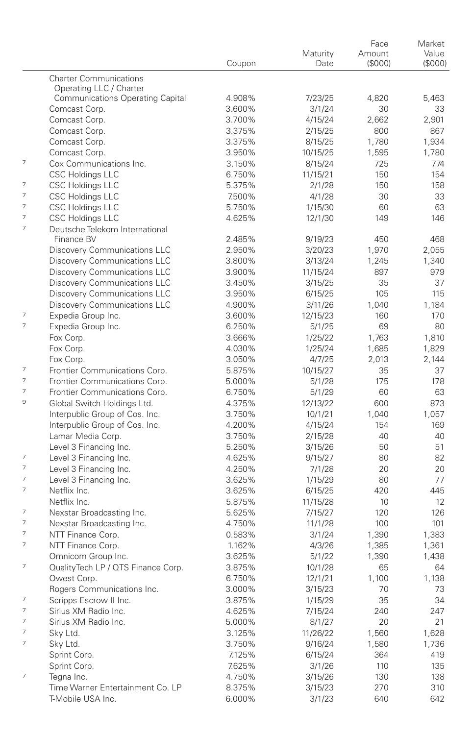| | | Coupon | Maturity Date | Face Amount ($000) | Market Value ($000) |
|---|---|---|---|---|---|
| | Charter Communications Operating LLC / Charter Communications Operating Capital | 4.908% | 7/23/25 | 4,820 | 5,463 |
| | Comcast Corp. | 3.600% | 3/1/24 | 30 | 33 |
| | Comcast Corp. | 3.700% | 4/15/24 | 2,662 | 2,901 |
| | Comcast Corp. | 3.375% | 2/15/25 | 800 | 867 |
| | Comcast Corp. | 3.375% | 8/15/25 | 1,780 | 1,934 |
| | Comcast Corp. | 3.950% | 10/15/25 | 1,595 | 1,780 |
| 7 | Cox Communications Inc. | 3.150% | 8/15/24 | 725 | 774 |
| | CSC Holdings LLC | 6.750% | 11/15/21 | 150 | 154 |
| 7 | CSC Holdings LLC | 5.375% | 2/1/28 | 150 | 158 |
| 7 | CSC Holdings LLC | 7.500% | 4/1/28 | 30 | 33 |
| 7 | CSC Holdings LLC | 5.750% | 1/15/30 | 60 | 63 |
| 7 | CSC Holdings LLC | 4.625% | 12/1/30 | 149 | 146 |
| 7 | Deutsche Telekom International Finance BV | 2.485% | 9/19/23 | 450 | 468 |
| | Discovery Communications LLC | 2.950% | 3/20/23 | 1,970 | 2,055 |
| | Discovery Communications LLC | 3.800% | 3/13/24 | 1,245 | 1,340 |
| | Discovery Communications LLC | 3.900% | 11/15/24 | 897 | 979 |
| | Discovery Communications LLC | 3.450% | 3/15/25 | 35 | 37 |
| | Discovery Communications LLC | 3.950% | 6/15/25 | 105 | 115 |
| | Discovery Communications LLC | 4.900% | 3/11/26 | 1,040 | 1,184 |
| 7 | Expedia Group Inc. | 3.600% | 12/15/23 | 160 | 170 |
| 7 | Expedia Group Inc. | 6.250% | 5/1/25 | 69 | 80 |
| | Fox Corp. | 3.666% | 1/25/22 | 1,763 | 1,810 |
| | Fox Corp. | 4.030% | 1/25/24 | 1,685 | 1,829 |
| | Fox Corp. | 3.050% | 4/7/25 | 2,013 | 2,144 |
| 7 | Frontier Communications Corp. | 5.875% | 10/15/27 | 35 | 37 |
| 7 | Frontier Communications Corp. | 5.000% | 5/1/28 | 175 | 178 |
| 7 | Frontier Communications Corp. | 6.750% | 5/1/29 | 60 | 63 |
| 9 | Global Switch Holdings Ltd. | 4.375% | 12/13/22 | 600 | 873 |
| | Interpublic Group of Cos. Inc. | 3.750% | 10/1/21 | 1,040 | 1,057 |
| | Interpublic Group of Cos. Inc. | 4.200% | 4/15/24 | 154 | 169 |
| | Lamar Media Corp. | 3.750% | 2/15/28 | 40 | 40 |
| | Level 3 Financing Inc. | 5.250% | 3/15/26 | 50 | 51 |
| 7 | Level 3 Financing Inc. | 4.625% | 9/15/27 | 80 | 82 |
| 7 | Level 3 Financing Inc. | 4.250% | 7/1/28 | 20 | 20 |
| 7 | Level 3 Financing Inc. | 3.625% | 1/15/29 | 80 | 77 |
| 7 | Netflix Inc. | 3.625% | 6/15/25 | 420 | 445 |
| | Netflix Inc. | 5.875% | 11/15/28 | 10 | 12 |
| 7 | Nexstar Broadcasting Inc. | 5.625% | 7/15/27 | 120 | 126 |
| 7 | Nexstar Broadcasting Inc. | 4.750% | 11/1/28 | 100 | 101 |
| 7 | NTT Finance Corp. | 0.583% | 3/1/24 | 1,390 | 1,383 |
| 7 | NTT Finance Corp. | 1.162% | 4/3/26 | 1,385 | 1,361 |
| | Omnicom Group Inc. | 3.625% | 5/1/22 | 1,390 | 1,438 |
| 7 | QualityTech LP / QTS Finance Corp. | 3.875% | 10/1/28 | 65 | 64 |
| | Qwest Corp. | 6.750% | 12/1/21 | 1,100 | 1,138 |
| | Rogers Communications Inc. | 3.000% | 3/15/23 | 70 | 73 |
| 7 | Scripps Escrow II Inc. | 3.875% | 1/15/29 | 35 | 34 |
| 7 | Sirius XM Radio Inc. | 4.625% | 7/15/24 | 240 | 247 |
| 7 | Sirius XM Radio Inc. | 5.000% | 8/1/27 | 20 | 21 |
| 7 | Sky Ltd. | 3.125% | 11/26/22 | 1,560 | 1,628 |
| 7 | Sky Ltd. | 3.750% | 9/16/24 | 1,580 | 1,736 |
| | Sprint Corp. | 7.125% | 6/15/24 | 364 | 419 |
| | Sprint Corp. | 7.625% | 3/1/26 | 110 | 135 |
| 7 | Tegna Inc. | 4.750% | 3/15/26 | 130 | 138 |
| | Time Warner Entertainment Co. LP | 8.375% | 3/15/23 | 270 | 310 |
| | T-Mobile USA Inc. | 6.000% | 3/1/23 | 640 | 642 |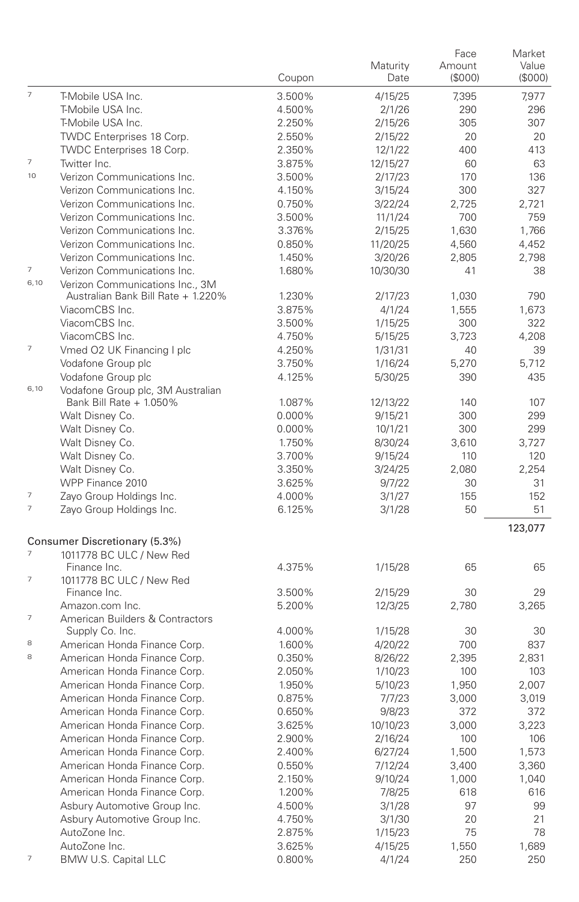| | | Coupon | Maturity Date | Face Amount ($000) | Market Value ($000) |
|---|---|---|---|---|---|
| [7] | T-Mobile USA Inc. | 3.500% | 4/15/25 | 7,395 | 7,977 |
| | T-Mobile USA Inc. | 4.500% | 2/1/26 | 290 | 296 |
| | T-Mobile USA Inc. | 2.250% | 2/15/26 | 305 | 307 |
| | TWDC Enterprises 18 Corp. | 2.550% | 2/15/22 | 20 | 20 |
| | TWDC Enterprises 18 Corp. | 2.350% | 12/1/22 | 400 | 413 |
| [7] | Twitter Inc. | 3.875% | 12/15/27 | 60 | 63 |
| [10] | Verizon Communications Inc. | 3.500% | 2/17/23 | 170 | 136 |
| | Verizon Communications Inc. | 4.150% | 3/15/24 | 300 | 327 |
| | Verizon Communications Inc. | 0.750% | 3/22/24 | 2,725 | 2,721 |
| | Verizon Communications Inc. | 3.500% | 11/1/24 | 700 | 759 |
| | Verizon Communications Inc. | 3.376% | 2/15/25 | 1,630 | 1,766 |
| | Verizon Communications Inc. | 0.850% | 11/20/25 | 4,560 | 4,452 |
| | Verizon Communications Inc. | 1.450% | 3/20/26 | 2,805 | 2,798 |
| [7] | Verizon Communications Inc. | 1.680% | 10/30/30 | 41 | 38 |
| [6,10] | Verizon Communications Inc., 3M Australian Bank Bill Rate + 1.220% | 1.230% | 2/17/23 | 1,030 | 790 |
| | ViacomCBS Inc. | 3.875% | 4/1/24 | 1,555 | 1,673 |
| | ViacomCBS Inc. | 3.500% | 1/15/25 | 300 | 322 |
| | ViacomCBS Inc. | 4.750% | 5/15/25 | 3,723 | 4,208 |
| [7] | Vmed O2 UK Financing I plc | 4.250% | 1/31/31 | 40 | 39 |
| | Vodafone Group plc | 3.750% | 1/16/24 | 5,270 | 5,712 |
| | Vodafone Group plc | 4.125% | 5/30/25 | 390 | 435 |
| [6,10] | Vodafone Group plc, 3M Australian Bank Bill Rate + 1.050% | 1.087% | 12/13/22 | 140 | 107 |
| | Walt Disney Co. | 0.000% | 9/15/21 | 300 | 299 |
| | Walt Disney Co. | 0.000% | 10/1/21 | 300 | 299 |
| | Walt Disney Co. | 1.750% | 8/30/24 | 3,610 | 3,727 |
| | Walt Disney Co. | 3.700% | 9/15/24 | 110 | 120 |
| | Walt Disney Co. | 3.350% | 3/24/25 | 2,080 | 2,254 |
| | WPP Finance 2010 | 3.625% | 9/7/22 | 30 | 31 |
| [7] | Zayo Group Holdings Inc. | 4.000% | 3/1/27 | 155 | 152 |
| [7] | Zayo Group Holdings Inc. | 6.125% | 3/1/28 | 50 | 51 |
| | | | | | 123,077 |
| | **Consumer Discretionary (5.3%)** | | | | |
| [7] | 1011778 BC ULC / New Red Finance Inc. | 4.375% | 1/15/28 | 65 | 65 |
| [7] | 1011778 BC ULC / New Red Finance Inc. | 3.500% | 2/15/29 | 30 | 29 |
| | Amazon.com Inc. | 5.200% | 12/3/25 | 2,780 | 3,265 |
| [7] | American Builders & Contractors Supply Co. Inc. | 4.000% | 1/15/28 | 30 | 30 |
| [8] | American Honda Finance Corp. | 1.600% | 4/20/22 | 700 | 837 |
| [8] | American Honda Finance Corp. | 0.350% | 8/26/22 | 2,395 | 2,831 |
| | American Honda Finance Corp. | 2.050% | 1/10/23 | 100 | 103 |
| | American Honda Finance Corp. | 1.950% | 5/10/23 | 1,950 | 2,007 |
| | American Honda Finance Corp. | 0.875% | 7/7/23 | 3,000 | 3,019 |
| | American Honda Finance Corp. | 0.650% | 9/8/23 | 372 | 372 |
| | American Honda Finance Corp. | 3.625% | 10/10/23 | 3,000 | 3,223 |
| | American Honda Finance Corp. | 2.900% | 2/16/24 | 100 | 106 |
| | American Honda Finance Corp. | 2.400% | 6/27/24 | 1,500 | 1,573 |
| | American Honda Finance Corp. | 0.550% | 7/12/24 | 3,400 | 3,360 |
| | American Honda Finance Corp. | 2.150% | 9/10/24 | 1,000 | 1,040 |
| | American Honda Finance Corp. | 1.200% | 7/8/25 | 618 | 616 |
| | Asbury Automotive Group Inc. | 4.500% | 3/1/28 | 97 | 99 |
| | Asbury Automotive Group Inc. | 4.750% | 3/1/30 | 20 | 21 |
| | AutoZone Inc. | 2.875% | 1/15/23 | 75 | 78 |
| | AutoZone Inc. | 3.625% | 4/15/25 | 1,550 | 1,689 |
| [7] | BMW U.S. Capital LLC | 0.800% | 4/1/24 | 250 | 250 |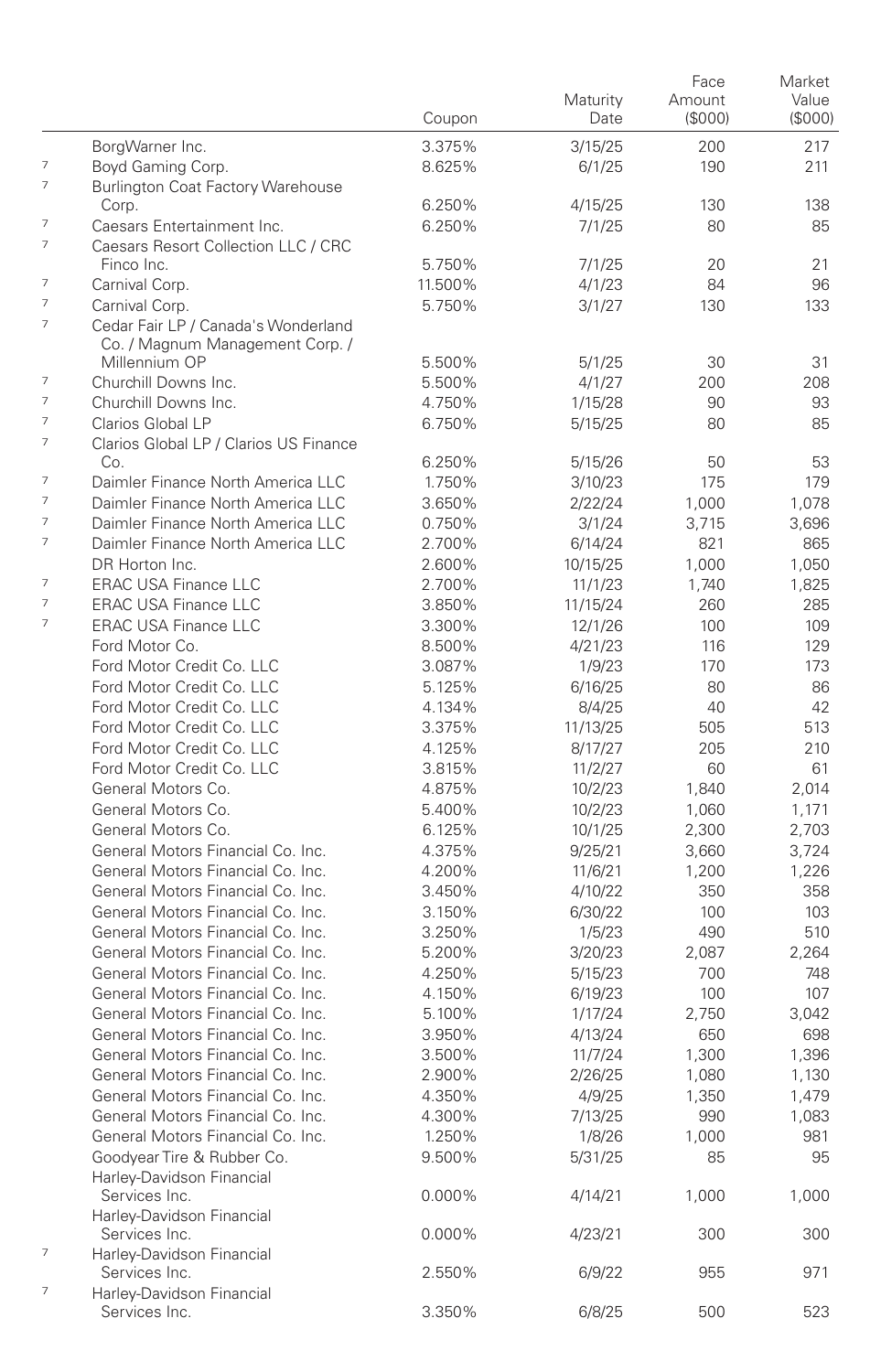| | | Coupon | Maturity Date | Face Amount ($000) | Market Value ($000) |
|---|---|---|---|---|---|
| | BorgWarner Inc. | 3.375% | 3/15/25 | 200 | 217 |
| 7 | Boyd Gaming Corp. | 8.625% | 6/1/25 | 190 | 211 |
| 7 | Burlington Coat Factory Warehouse Corp. | 6.250% | 4/15/25 | 130 | 138 |
| 7 | Caesars Entertainment Inc. | 6.250% | 7/1/25 | 80 | 85 |
| 7 | Caesars Resort Collection LLC / CRC Finco Inc. | 5.750% | 7/1/25 | 20 | 21 |
| 7 | Carnival Corp. | 11.500% | 4/1/23 | 84 | 96 |
| 7 | Carnival Corp. | 5.750% | 3/1/27 | 130 | 133 |
| 7 | Cedar Fair LP / Canada's Wonderland Co. / Magnum Management Corp. / Millennium OP | 5.500% | 5/1/25 | 30 | 31 |
| 7 | Churchill Downs Inc. | 5.500% | 4/1/27 | 200 | 208 |
| 7 | Churchill Downs Inc. | 4.750% | 1/15/28 | 90 | 93 |
| 7 | Clarios Global LP | 6.750% | 5/15/25 | 80 | 85 |
| 7 | Clarios Global LP / Clarios US Finance Co. | 6.250% | 5/15/26 | 50 | 53 |
| 7 | Daimler Finance North America LLC | 1.750% | 3/10/23 | 175 | 179 |
| 7 | Daimler Finance North America LLC | 3.650% | 2/22/24 | 1,000 | 1,078 |
| 7 | Daimler Finance North America LLC | 0.750% | 3/1/24 | 3,715 | 3,696 |
| 7 | Daimler Finance North America LLC | 2.700% | 6/14/24 | 821 | 865 |
| | DR Horton Inc. | 2.600% | 10/15/25 | 1,000 | 1,050 |
| 7 | ERAC USA Finance LLC | 2.700% | 11/1/23 | 1,740 | 1,825 |
| 7 | ERAC USA Finance LLC | 3.850% | 11/15/24 | 260 | 285 |
| 7 | ERAC USA Finance LLC | 3.300% | 12/1/26 | 100 | 109 |
| | Ford Motor Co. | 8.500% | 4/21/23 | 116 | 129 |
| | Ford Motor Credit Co. LLC | 3.087% | 1/9/23 | 170 | 173 |
| | Ford Motor Credit Co. LLC | 5.125% | 6/16/25 | 80 | 86 |
| | Ford Motor Credit Co. LLC | 4.134% | 8/4/25 | 40 | 42 |
| | Ford Motor Credit Co. LLC | 3.375% | 11/13/25 | 505 | 513 |
| | Ford Motor Credit Co. LLC | 4.125% | 8/17/27 | 205 | 210 |
| | Ford Motor Credit Co. LLC | 3.815% | 11/2/27 | 60 | 61 |
| | General Motors Co. | 4.875% | 10/2/23 | 1,840 | 2,014 |
| | General Motors Co. | 5.400% | 10/2/23 | 1,060 | 1,171 |
| | General Motors Co. | 6.125% | 10/1/25 | 2,300 | 2,703 |
| | General Motors Financial Co. Inc. | 4.375% | 9/25/21 | 3,660 | 3,724 |
| | General Motors Financial Co. Inc. | 4.200% | 11/6/21 | 1,200 | 1,226 |
| | General Motors Financial Co. Inc. | 3.450% | 4/10/22 | 350 | 358 |
| | General Motors Financial Co. Inc. | 3.150% | 6/30/22 | 100 | 103 |
| | General Motors Financial Co. Inc. | 3.250% | 1/5/23 | 490 | 510 |
| | General Motors Financial Co. Inc. | 5.200% | 3/20/23 | 2,087 | 2,264 |
| | General Motors Financial Co. Inc. | 4.250% | 5/15/23 | 700 | 748 |
| | General Motors Financial Co. Inc. | 4.150% | 6/19/23 | 100 | 107 |
| | General Motors Financial Co. Inc. | 5.100% | 1/17/24 | 2,750 | 3,042 |
| | General Motors Financial Co. Inc. | 3.950% | 4/13/24 | 650 | 698 |
| | General Motors Financial Co. Inc. | 3.500% | 11/7/24 | 1,300 | 1,396 |
| | General Motors Financial Co. Inc. | 2.900% | 2/26/25 | 1,080 | 1,130 |
| | General Motors Financial Co. Inc. | 4.350% | 4/9/25 | 1,350 | 1,479 |
| | General Motors Financial Co. Inc. | 4.300% | 7/13/25 | 990 | 1,083 |
| | General Motors Financial Co. Inc. | 1.250% | 1/8/26 | 1,000 | 981 |
| | Goodyear Tire & Rubber Co. | 9.500% | 5/31/25 | 85 | 95 |
| | Harley-Davidson Financial Services Inc. | 0.000% | 4/14/21 | 1,000 | 1,000 |
| | Harley-Davidson Financial Services Inc. | 0.000% | 4/23/21 | 300 | 300 |
| 7 | Harley-Davidson Financial Services Inc. | 2.550% | 6/9/22 | 955 | 971 |
| 7 | Harley-Davidson Financial Services Inc. | 3.350% | 6/8/25 | 500 | 523 |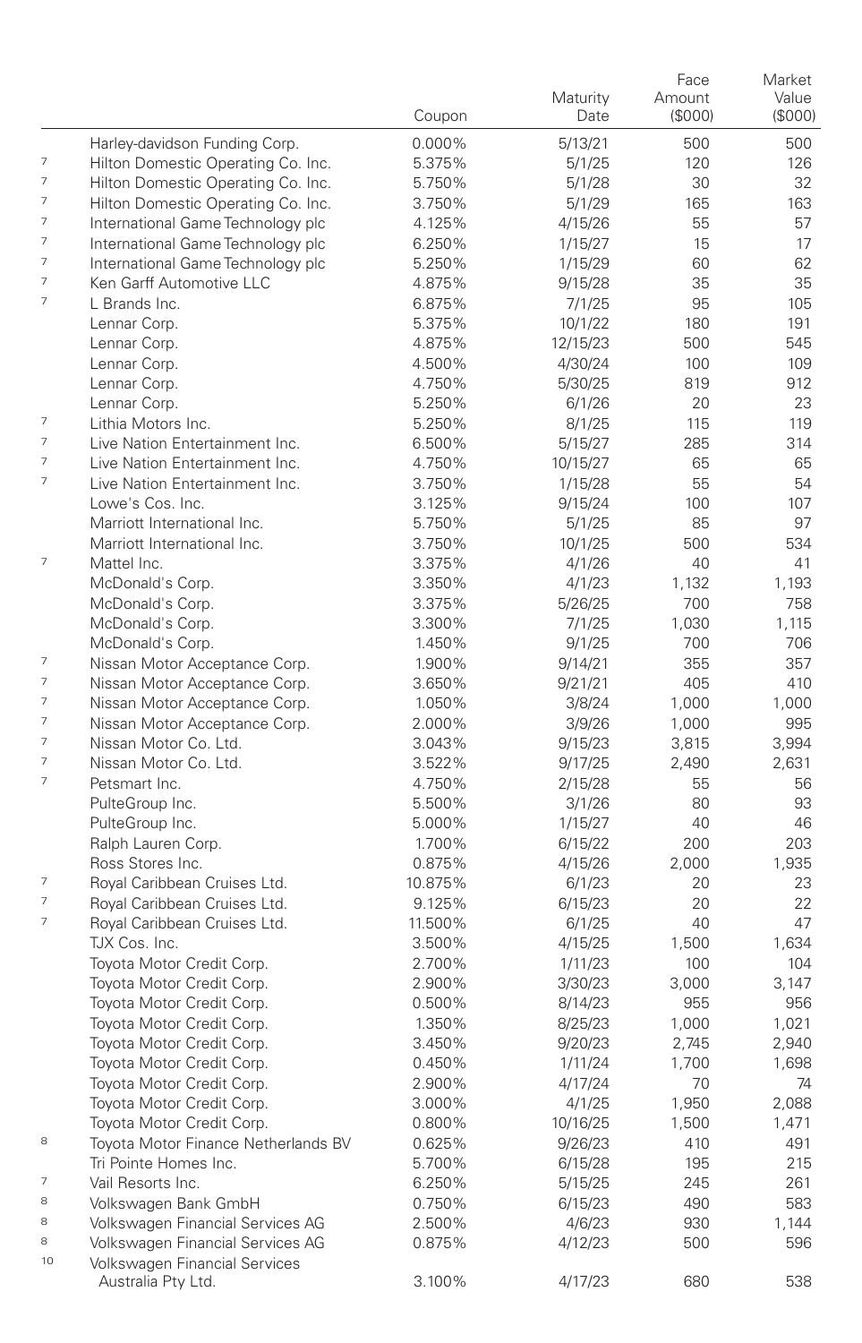| | | Coupon | Maturity Date | Face Amount ($000) | Market Value ($000) |
|---|---|---|---|---|---|
| | Harley-davidson Funding Corp. | 0.000% | 5/13/21 | 500 | 500 |
| 7 | Hilton Domestic Operating Co. Inc. | 5.375% | 5/1/25 | 120 | 126 |
| 7 | Hilton Domestic Operating Co. Inc. | 5.750% | 5/1/28 | 30 | 32 |
| 7 | Hilton Domestic Operating Co. Inc. | 3.750% | 5/1/29 | 165 | 163 |
| 7 | International Game Technology plc | 4.125% | 4/15/26 | 55 | 57 |
| 7 | International Game Technology plc | 6.250% | 1/15/27 | 15 | 17 |
| 7 | International Game Technology plc | 5.250% | 1/15/29 | 60 | 62 |
| 7 | Ken Garff Automotive LLC | 4.875% | 9/15/28 | 35 | 35 |
| 7 | L Brands Inc. | 6.875% | 7/1/25 | 95 | 105 |
| | Lennar Corp. | 5.375% | 10/1/22 | 180 | 191 |
| | Lennar Corp. | 4.875% | 12/15/23 | 500 | 545 |
| | Lennar Corp. | 4.500% | 4/30/24 | 100 | 109 |
| | Lennar Corp. | 4.750% | 5/30/25 | 819 | 912 |
| | Lennar Corp. | 5.250% | 6/1/26 | 20 | 23 |
| 7 | Lithia Motors Inc. | 5.250% | 8/1/25 | 115 | 119 |
| 7 | Live Nation Entertainment Inc. | 6.500% | 5/15/27 | 285 | 314 |
| 7 | Live Nation Entertainment Inc. | 4.750% | 10/15/27 | 65 | 65 |
| 7 | Live Nation Entertainment Inc. | 3.750% | 1/15/28 | 55 | 54 |
| | Lowe's Cos. Inc. | 3.125% | 9/15/24 | 100 | 107 |
| | Marriott International Inc. | 5.750% | 5/1/25 | 85 | 97 |
| | Marriott International Inc. | 3.750% | 10/1/25 | 500 | 534 |
| 7 | Mattel Inc. | 3.375% | 4/1/26 | 40 | 41 |
| | McDonald's Corp. | 3.350% | 4/1/23 | 1,132 | 1,193 |
| | McDonald's Corp. | 3.375% | 5/26/25 | 700 | 758 |
| | McDonald's Corp. | 3.300% | 7/1/25 | 1,030 | 1,115 |
| | McDonald's Corp. | 1.450% | 9/1/25 | 700 | 706 |
| 7 | Nissan Motor Acceptance Corp. | 1.900% | 9/14/21 | 355 | 357 |
| 7 | Nissan Motor Acceptance Corp. | 3.650% | 9/21/21 | 405 | 410 |
| 7 | Nissan Motor Acceptance Corp. | 1.050% | 3/8/24 | 1,000 | 1,000 |
| 7 | Nissan Motor Acceptance Corp. | 2.000% | 3/9/26 | 1,000 | 995 |
| 7 | Nissan Motor Co. Ltd. | 3.043% | 9/15/23 | 3,815 | 3,994 |
| 7 | Nissan Motor Co. Ltd. | 3.522% | 9/17/25 | 2,490 | 2,631 |
| 7 | Petsmart Inc. | 4.750% | 2/15/28 | 55 | 56 |
| | PulteGroup Inc. | 5.500% | 3/1/26 | 80 | 93 |
| | PulteGroup Inc. | 5.000% | 1/15/27 | 40 | 46 |
| | Ralph Lauren Corp. | 1.700% | 6/15/22 | 200 | 203 |
| | Ross Stores Inc. | 0.875% | 4/15/26 | 2,000 | 1,935 |
| 7 | Royal Caribbean Cruises Ltd. | 10.875% | 6/1/23 | 20 | 23 |
| 7 | Royal Caribbean Cruises Ltd. | 9.125% | 6/15/23 | 20 | 22 |
| 7 | Royal Caribbean Cruises Ltd. | 11.500% | 6/1/25 | 40 | 47 |
| | TJX Cos. Inc. | 3.500% | 4/15/25 | 1,500 | 1,634 |
| | Toyota Motor Credit Corp. | 2.700% | 1/11/23 | 100 | 104 |
| | Toyota Motor Credit Corp. | 2.900% | 3/30/23 | 3,000 | 3,147 |
| | Toyota Motor Credit Corp. | 0.500% | 8/14/23 | 955 | 956 |
| | Toyota Motor Credit Corp. | 1.350% | 8/25/23 | 1,000 | 1,021 |
| | Toyota Motor Credit Corp. | 3.450% | 9/20/23 | 2,745 | 2,940 |
| | Toyota Motor Credit Corp. | 0.450% | 1/11/24 | 1,700 | 1,698 |
| | Toyota Motor Credit Corp. | 2.900% | 4/17/24 | 70 | 74 |
| | Toyota Motor Credit Corp. | 3.000% | 4/1/25 | 1,950 | 2,088 |
| | Toyota Motor Credit Corp. | 0.800% | 10/16/25 | 1,500 | 1,471 |
| 8 | Toyota Motor Finance Netherlands BV | 0.625% | 9/26/23 | 410 | 491 |
| | Tri Pointe Homes Inc. | 5.700% | 6/15/28 | 195 | 215 |
| 7 | Vail Resorts Inc. | 6.250% | 5/15/25 | 245 | 261 |
| 8 | Volkswagen Bank GmbH | 0.750% | 6/15/23 | 490 | 583 |
| 8 | Volkswagen Financial Services AG | 2.500% | 4/6/23 | 930 | 1,144 |
| 8 | Volkswagen Financial Services AG | 0.875% | 4/12/23 | 500 | 596 |
| 10 | Volkswagen Financial Services Australia Pty Ltd. | 3.100% | 4/17/23 | 680 | 538 |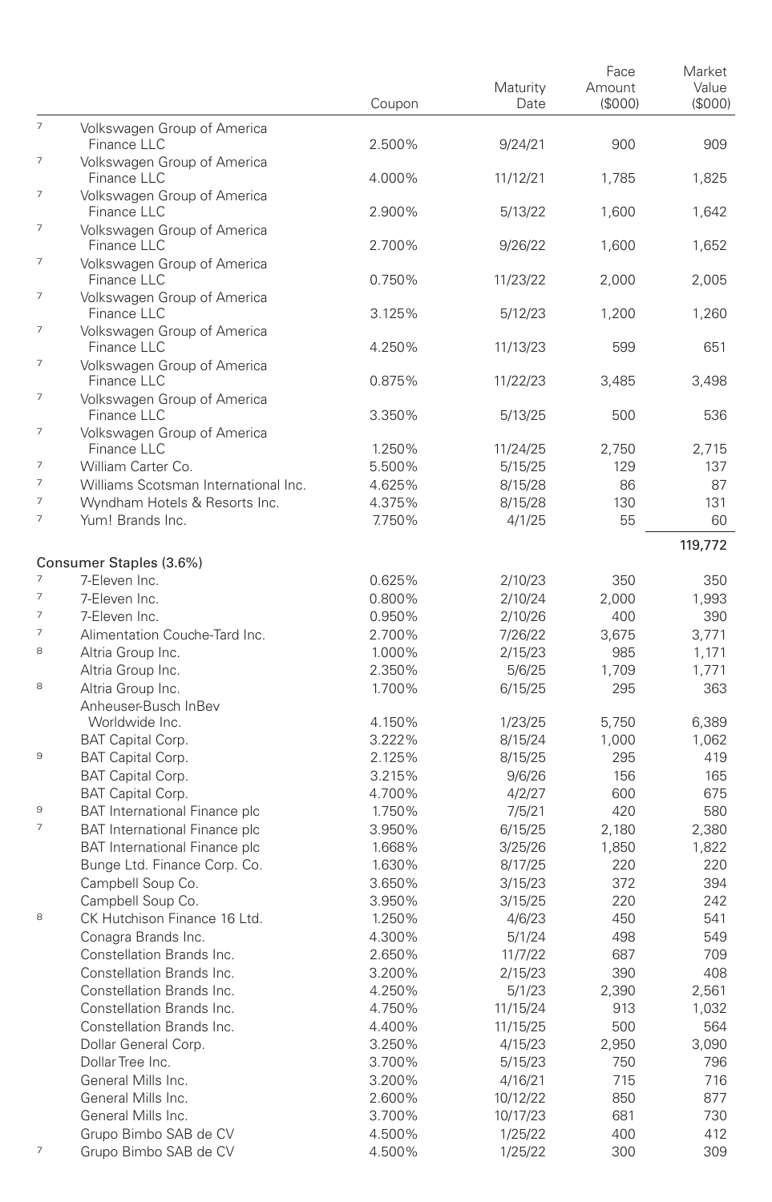| | | Coupon | Maturity Date | Face Amount ($000) | Market Value ($000) |
|---|---|---|---|---|---|
| [7] | Volkswagen Group of America Finance LLC | 2.500% | 9/24/21 | 900 | 909 |
| [7] | Volkswagen Group of America Finance LLC | 4.000% | 11/12/21 | 1,785 | 1,825 |
| [7] | Volkswagen Group of America Finance LLC | 2.900% | 5/13/22 | 1,600 | 1,642 |
| [7] | Volkswagen Group of America Finance LLC | 2.700% | 9/26/22 | 1,600 | 1,652 |
| [7] | Volkswagen Group of America Finance LLC | 0.750% | 11/23/22 | 2,000 | 2,005 |
| [7] | Volkswagen Group of America Finance LLC | 3.125% | 5/12/23 | 1,200 | 1,260 |
| [7] | Volkswagen Group of America Finance LLC | 4.250% | 11/13/23 | 599 | 651 |
| [7] | Volkswagen Group of America Finance LLC | 0.875% | 11/22/23 | 3,485 | 3,498 |
| [7] | Volkswagen Group of America Finance LLC | 3.350% | 5/13/25 | 500 | 536 |
| [7] | Volkswagen Group of America Finance LLC | 1.250% | 11/24/25 | 2,750 | 2,715 |
| [7] | William Carter Co. | 5.500% | 5/15/25 | 129 | 137 |
| [7] | Williams Scotsman International Inc. | 4.625% | 8/15/28 | 86 | 87 |
| [7] | Wyndham Hotels & Resorts Inc. | 4.375% | 8/15/28 | 130 | 131 |
| [7] | Yum! Brands Inc. | 7.750% | 4/1/25 | 55 | 60 |
| | | | | | 119,772 |
| | **Consumer Staples (3.6%)** | | | | |
| [7] | 7-Eleven Inc. | 0.625% | 2/10/23 | 350 | 350 |
| [7] | 7-Eleven Inc. | 0.800% | 2/10/24 | 2,000 | 1,993 |
| [7] | 7-Eleven Inc. | 0.950% | 2/10/26 | 400 | 390 |
| [7] | Alimentation Couche-Tard Inc. | 2.700% | 7/26/22 | 3,675 | 3,771 |
| [8] | Altria Group Inc. | 1.000% | 2/15/23 | 985 | 1,171 |
| | Altria Group Inc. | 2.350% | 5/6/25 | 1,709 | 1,771 |
| [8] | Altria Group Inc. | 1.700% | 6/15/25 | 295 | 363 |
| | Anheuser-Busch InBev Worldwide Inc. | 4.150% | 1/23/25 | 5,750 | 6,389 |
| | BAT Capital Corp. | 3.222% | 8/15/24 | 1,000 | 1,062 |
| [9] | BAT Capital Corp. | 2.125% | 8/15/25 | 295 | 419 |
| | BAT Capital Corp. | 3.215% | 9/6/26 | 156 | 165 |
| | BAT Capital Corp. | 4.700% | 4/2/27 | 600 | 675 |
| [9] | BAT International Finance plc | 1.750% | 7/5/21 | 420 | 580 |
| [7] | BAT International Finance plc | 3.950% | 6/15/25 | 2,180 | 2,380 |
| | BAT International Finance plc | 1.668% | 3/25/26 | 1,850 | 1,822 |
| | Bunge Ltd. Finance Corp. Co. | 1.630% | 8/17/25 | 220 | 220 |
| | Campbell Soup Co. | 3.650% | 3/15/23 | 372 | 394 |
| | Campbell Soup Co. | 3.950% | 3/15/25 | 220 | 242 |
| [8] | CK Hutchison Finance 16 Ltd. | 1.250% | 4/6/23 | 450 | 541 |
| | Conagra Brands Inc. | 4.300% | 5/1/24 | 498 | 549 |
| | Constellation Brands Inc. | 2.650% | 11/7/22 | 687 | 709 |
| | Constellation Brands Inc. | 3.200% | 2/15/23 | 390 | 408 |
| | Constellation Brands Inc. | 4.250% | 5/1/23 | 2,390 | 2,561 |
| | Constellation Brands Inc. | 4.750% | 11/15/24 | 913 | 1,032 |
| | Constellation Brands Inc. | 4.400% | 11/15/25 | 500 | 564 |
| | Dollar General Corp. | 3.250% | 4/15/23 | 2,950 | 3,090 |
| | Dollar Tree Inc. | 3.700% | 5/15/23 | 750 | 796 |
| | General Mills Inc. | 3.200% | 4/16/21 | 715 | 716 |
| | General Mills Inc. | 2.600% | 10/12/22 | 850 | 877 |
| | General Mills Inc. | 3.700% | 10/17/23 | 681 | 730 |
| | Grupo Bimbo SAB de CV | 4.500% | 1/25/22 | 400 | 412 |
| [7] | Grupo Bimbo SAB de CV | 4.500% | 1/25/22 | 300 | 309 |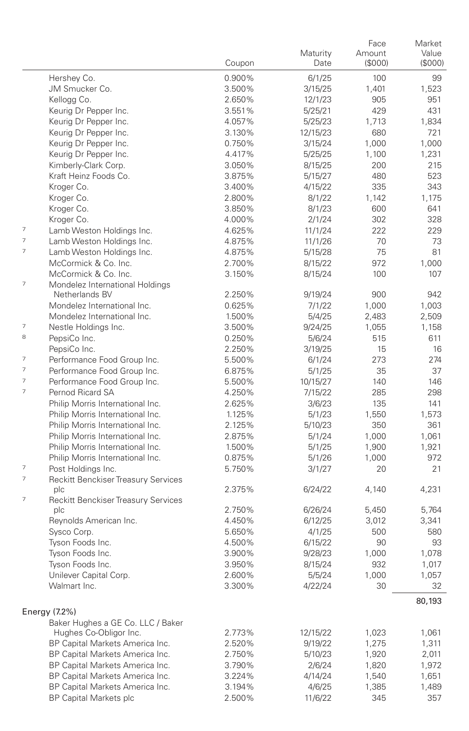| | | Coupon | Maturity Date | Face Amount ($000) | Market Value ($000) |
|---|---|---|---|---|---|
| | Hershey Co. | 0.900% | 6/1/25 | 100 | 99 |
| | JM Smucker Co. | 3.500% | 3/15/25 | 1,401 | 1,523 |
| | Kellogg Co. | 2.650% | 12/1/23 | 905 | 951 |
| | Keurig Dr Pepper Inc. | 3.551% | 5/25/21 | 429 | 431 |
| | Keurig Dr Pepper Inc. | 4.057% | 5/25/23 | 1,713 | 1,834 |
| | Keurig Dr Pepper Inc. | 3.130% | 12/15/23 | 680 | 721 |
| | Keurig Dr Pepper Inc. | 0.750% | 3/15/24 | 1,000 | 1,000 |
| | Keurig Dr Pepper Inc. | 4.417% | 5/25/25 | 1,100 | 1,231 |
| | Kimberly-Clark Corp. | 3.050% | 8/15/25 | 200 | 215 |
| | Kraft Heinz Foods Co. | 3.875% | 5/15/27 | 480 | 523 |
| | Kroger Co. | 3.400% | 4/15/22 | 335 | 343 |
| | Kroger Co. | 2.800% | 8/1/22 | 1,142 | 1,175 |
| | Kroger Co. | 3.850% | 8/1/23 | 600 | 641 |
| | Kroger Co. | 4.000% | 2/1/24 | 302 | 328 |
| 7 | Lamb Weston Holdings Inc. | 4.625% | 11/1/24 | 222 | 229 |
| 7 | Lamb Weston Holdings Inc. | 4.875% | 11/1/26 | 70 | 73 |
| 7 | Lamb Weston Holdings Inc. | 4.875% | 5/15/28 | 75 | 81 |
| | McCormick & Co. Inc. | 2.700% | 8/15/22 | 972 | 1,000 |
| | McCormick & Co. Inc. | 3.150% | 8/15/24 | 100 | 107 |
| 7 | Mondelez International Holdings Netherlands BV | 2.250% | 9/19/24 | 900 | 942 |
| | Mondelez International Inc. | 0.625% | 7/1/22 | 1,000 | 1,003 |
| | Mondelez International Inc. | 1.500% | 5/4/25 | 2,483 | 2,509 |
| 7 | Nestle Holdings Inc. | 3.500% | 9/24/25 | 1,055 | 1,158 |
| 8 | PepsiCo Inc. | 0.250% | 5/6/24 | 515 | 611 |
| | PepsiCo Inc. | 2.250% | 3/19/25 | 15 | 16 |
| 7 | Performance Food Group Inc. | 5.500% | 6/1/24 | 273 | 274 |
| 7 | Performance Food Group Inc. | 6.875% | 5/1/25 | 35 | 37 |
| 7 | Performance Food Group Inc. | 5.500% | 10/15/27 | 140 | 146 |
| 7 | Pernod Ricard SA | 4.250% | 7/15/22 | 285 | 298 |
| | Philip Morris International Inc. | 2.625% | 3/6/23 | 135 | 141 |
| | Philip Morris International Inc. | 1.125% | 5/1/23 | 1,550 | 1,573 |
| | Philip Morris International Inc. | 2.125% | 5/10/23 | 350 | 361 |
| | Philip Morris International Inc. | 2.875% | 5/1/24 | 1,000 | 1,061 |
| | Philip Morris International Inc. | 1.500% | 5/1/25 | 1,900 | 1,921 |
| | Philip Morris International Inc. | 0.875% | 5/1/26 | 1,000 | 972 |
| 7 | Post Holdings Inc. | 5.750% | 3/1/27 | 20 | 21 |
| 7 | Reckitt Benckiser Treasury Services plc | 2.375% | 6/24/22 | 4,140 | 4,231 |
| 7 | Reckitt Benckiser Treasury Services plc | 2.750% | 6/26/24 | 5,450 | 5,764 |
| | Reynolds American Inc. | 4.450% | 6/12/25 | 3,012 | 3,341 |
| | Sysco Corp. | 5.650% | 4/1/25 | 500 | 580 |
| | Tyson Foods Inc. | 4.500% | 6/15/22 | 90 | 93 |
| | Tyson Foods Inc. | 3.900% | 9/28/23 | 1,000 | 1,078 |
| | Tyson Foods Inc. | 3.950% | 8/15/24 | 932 | 1,017 |
| | Unilever Capital Corp. | 2.600% | 5/5/24 | 1,000 | 1,057 |
| | Walmart Inc. | 3.300% | 4/22/24 | 30 | 32 |
| | | | | | 80,193 |
| **Energy (7.2%)** | | | | | |
| | Baker Hughes a GE Co. LLC / Baker Hughes Co-Obligor Inc. | 2.773% | 12/15/22 | 1,023 | 1,061 |
| | BP Capital Markets America Inc. | 2.520% | 9/19/22 | 1,275 | 1,311 |
| | BP Capital Markets America Inc. | 2.750% | 5/10/23 | 1,920 | 2,011 |
| | BP Capital Markets America Inc. | 3.790% | 2/6/24 | 1,820 | 1,972 |
| | BP Capital Markets America Inc. | 3.224% | 4/14/24 | 1,540 | 1,651 |
| | BP Capital Markets America Inc. | 3.194% | 4/6/25 | 1,385 | 1,489 |
| | BP Capital Markets plc | 2.500% | 11/6/22 | 345 | 357 |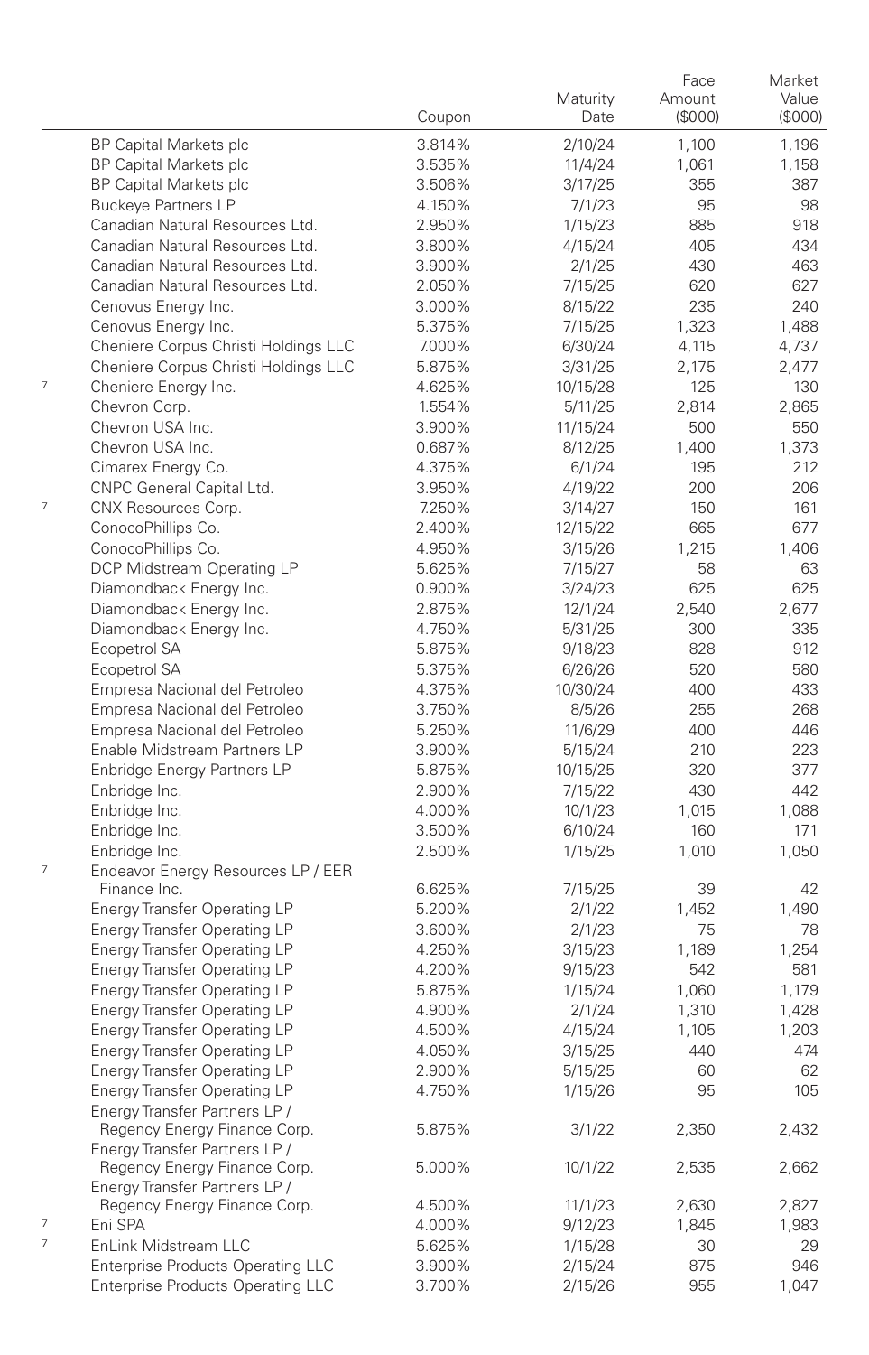| | | Coupon | Maturity Date | Face Amount ($000) | Market Value ($000) |
|---|---|---|---|---|---|
| | BP Capital Markets plc | 3.814% | 2/10/24 | 1,100 | 1,196 |
| | BP Capital Markets plc | 3.535% | 11/4/24 | 1,061 | 1,158 |
| | BP Capital Markets plc | 3.506% | 3/17/25 | 355 | 387 |
| | Buckeye Partners LP | 4.150% | 7/1/23 | 95 | 98 |
| | Canadian Natural Resources Ltd. | 2.950% | 1/15/23 | 885 | 918 |
| | Canadian Natural Resources Ltd. | 3.800% | 4/15/24 | 405 | 434 |
| | Canadian Natural Resources Ltd. | 3.900% | 2/1/25 | 430 | 463 |
| | Canadian Natural Resources Ltd. | 2.050% | 7/15/25 | 620 | 627 |
| | Cenovus Energy Inc. | 3.000% | 8/15/22 | 235 | 240 |
| | Cenovus Energy Inc. | 5.375% | 7/15/25 | 1,323 | 1,488 |
| | Cheniere Corpus Christi Holdings LLC | 7.000% | 6/30/24 | 4,115 | 4,737 |
| | Cheniere Corpus Christi Holdings LLC | 5.875% | 3/31/25 | 2,175 | 2,477 |
| 7 | Cheniere Energy Inc. | 4.625% | 10/15/28 | 125 | 130 |
| | Chevron Corp. | 1.554% | 5/11/25 | 2,814 | 2,865 |
| | Chevron USA Inc. | 3.900% | 11/15/24 | 500 | 550 |
| | Chevron USA Inc. | 0.687% | 8/12/25 | 1,400 | 1,373 |
| | Cimarex Energy Co. | 4.375% | 6/1/24 | 195 | 212 |
| | CNPC General Capital Ltd. | 3.950% | 4/19/22 | 200 | 206 |
| 7 | CNX Resources Corp. | 7.250% | 3/14/27 | 150 | 161 |
| | ConocoPhillips Co. | 2.400% | 12/15/22 | 665 | 677 |
| | ConocoPhillips Co. | 4.950% | 3/15/26 | 1,215 | 1,406 |
| | DCP Midstream Operating LP | 5.625% | 7/15/27 | 58 | 63 |
| | Diamondback Energy Inc. | 0.900% | 3/24/23 | 625 | 625 |
| | Diamondback Energy Inc. | 2.875% | 12/1/24 | 2,540 | 2,677 |
| | Diamondback Energy Inc. | 4.750% | 5/31/25 | 300 | 335 |
| | Ecopetrol SA | 5.875% | 9/18/23 | 828 | 912 |
| | Ecopetrol SA | 5.375% | 6/26/26 | 520 | 580 |
| | Empresa Nacional del Petroleo | 4.375% | 10/30/24 | 400 | 433 |
| | Empresa Nacional del Petroleo | 3.750% | 8/5/26 | 255 | 268 |
| | Empresa Nacional del Petroleo | 5.250% | 11/6/29 | 400 | 446 |
| | Enable Midstream Partners LP | 3.900% | 5/15/24 | 210 | 223 |
| | Enbridge Energy Partners LP | 5.875% | 10/15/25 | 320 | 377 |
| | Enbridge Inc. | 2.900% | 7/15/22 | 430 | 442 |
| | Enbridge Inc. | 4.000% | 10/1/23 | 1,015 | 1,088 |
| | Enbridge Inc. | 3.500% | 6/10/24 | 160 | 171 |
| | Enbridge Inc. | 2.500% | 1/15/25 | 1,010 | 1,050 |
| 7 | Endeavor Energy Resources LP / EER Finance Inc. | 6.625% | 7/15/25 | 39 | 42 |
| | Energy Transfer Operating LP | 5.200% | 2/1/22 | 1,452 | 1,490 |
| | Energy Transfer Operating LP | 3.600% | 2/1/23 | 75 | 78 |
| | Energy Transfer Operating LP | 4.250% | 3/15/23 | 1,189 | 1,254 |
| | Energy Transfer Operating LP | 4.200% | 9/15/23 | 542 | 581 |
| | Energy Transfer Operating LP | 5.875% | 1/15/24 | 1,060 | 1,179 |
| | Energy Transfer Operating LP | 4.900% | 2/1/24 | 1,310 | 1,428 |
| | Energy Transfer Operating LP | 4.500% | 4/15/24 | 1,105 | 1,203 |
| | Energy Transfer Operating LP | 4.050% | 3/15/25 | 440 | 474 |
| | Energy Transfer Operating LP | 2.900% | 5/15/25 | 60 | 62 |
| | Energy Transfer Operating LP | 4.750% | 1/15/26 | 95 | 105 |
| | Energy Transfer Partners LP / Regency Energy Finance Corp. | 5.875% | 3/1/22 | 2,350 | 2,432 |
| | Energy Transfer Partners LP / Regency Energy Finance Corp. | 5.000% | 10/1/22 | 2,535 | 2,662 |
| | Energy Transfer Partners LP / Regency Energy Finance Corp. | 4.500% | 11/1/23 | 2,630 | 2,827 |
| 7 | Eni SPA | 4.000% | 9/12/23 | 1,845 | 1,983 |
| 7 | EnLink Midstream LLC | 5.625% | 1/15/28 | 30 | 29 |
| | Enterprise Products Operating LLC | 3.900% | 2/15/24 | 875 | 946 |
| | Enterprise Products Operating LLC | 3.700% | 2/15/26 | 955 | 1,047 |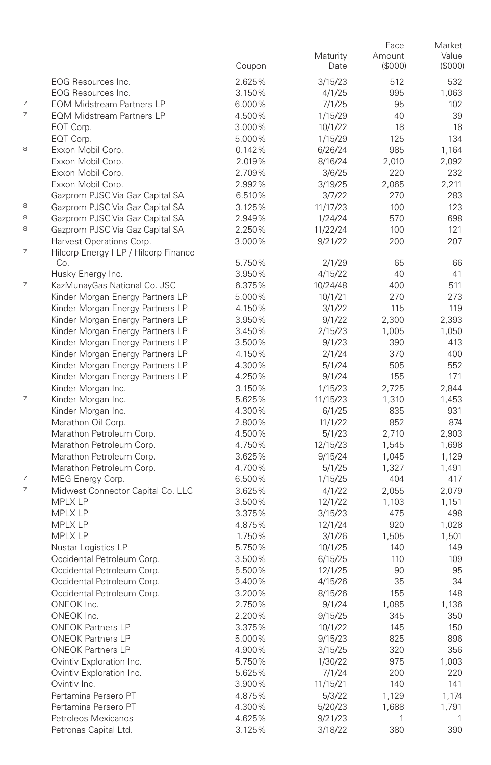| | | Coupon | Maturity Date | Face Amount ($000) | Market Value ($000) |
|---|---|---|---|---|---|
| | EOG Resources Inc. | 2.625% | 3/15/23 | 512 | 532 |
| | EOG Resources Inc. | 3.150% | 4/1/25 | 995 | 1,063 |
| 7 | EQM Midstream Partners LP | 6.000% | 7/1/25 | 95 | 102 |
| 7 | EQM Midstream Partners LP | 4.500% | 1/15/29 | 40 | 39 |
| | EQT Corp. | 3.000% | 10/1/22 | 18 | 18 |
| | EQT Corp. | 5.000% | 1/15/29 | 125 | 134 |
| 8 | Exxon Mobil Corp. | 0.142% | 6/26/24 | 985 | 1,164 |
| | Exxon Mobil Corp. | 2.019% | 8/16/24 | 2,010 | 2,092 |
| | Exxon Mobil Corp. | 2.709% | 3/6/25 | 220 | 232 |
| | Exxon Mobil Corp. | 2.992% | 3/19/25 | 2,065 | 2,211 |
| | Gazprom PJSC Via Gaz Capital SA | 6.510% | 3/7/22 | 270 | 283 |
| 8 | Gazprom PJSC Via Gaz Capital SA | 3.125% | 11/17/23 | 100 | 123 |
| 8 | Gazprom PJSC Via Gaz Capital SA | 2.949% | 1/24/24 | 570 | 698 |
| 8 | Gazprom PJSC Via Gaz Capital SA | 2.250% | 11/22/24 | 100 | 121 |
| | Harvest Operations Corp. | 3.000% | 9/21/22 | 200 | 207 |
| 7 | Hilcorp Energy I LP / Hilcorp Finance Co. | 5.750% | 2/1/29 | 65 | 66 |
| | Husky Energy Inc. | 3.950% | 4/15/22 | 40 | 41 |
| 7 | KazMunayGas National Co. JSC | 6.375% | 10/24/48 | 400 | 511 |
| | Kinder Morgan Energy Partners LP | 5.000% | 10/1/21 | 270 | 273 |
| | Kinder Morgan Energy Partners LP | 4.150% | 3/1/22 | 115 | 119 |
| | Kinder Morgan Energy Partners LP | 3.950% | 9/1/22 | 2,300 | 2,393 |
| | Kinder Morgan Energy Partners LP | 3.450% | 2/15/23 | 1,005 | 1,050 |
| | Kinder Morgan Energy Partners LP | 3.500% | 9/1/23 | 390 | 413 |
| | Kinder Morgan Energy Partners LP | 4.150% | 2/1/24 | 370 | 400 |
| | Kinder Morgan Energy Partners LP | 4.300% | 5/1/24 | 505 | 552 |
| | Kinder Morgan Energy Partners LP | 4.250% | 9/1/24 | 155 | 171 |
| | Kinder Morgan Inc. | 3.150% | 1/15/23 | 2,725 | 2,844 |
| 7 | Kinder Morgan Inc. | 5.625% | 11/15/23 | 1,310 | 1,453 |
| | Kinder Morgan Inc. | 4.300% | 6/1/25 | 835 | 931 |
| | Marathon Oil Corp. | 2.800% | 11/1/22 | 852 | 874 |
| | Marathon Petroleum Corp. | 4.500% | 5/1/23 | 2,710 | 2,903 |
| | Marathon Petroleum Corp. | 4.750% | 12/15/23 | 1,545 | 1,698 |
| | Marathon Petroleum Corp. | 3.625% | 9/15/24 | 1,045 | 1,129 |
| | Marathon Petroleum Corp. | 4.700% | 5/1/25 | 1,327 | 1,491 |
| 7 | MEG Energy Corp. | 6.500% | 1/15/25 | 404 | 417 |
| 7 | Midwest Connector Capital Co. LLC | 3.625% | 4/1/22 | 2,055 | 2,079 |
| | MPLX LP | 3.500% | 12/1/22 | 1,103 | 1,151 |
| | MPLX LP | 3.375% | 3/15/23 | 475 | 498 |
| | MPLX LP | 4.875% | 12/1/24 | 920 | 1,028 |
| | MPLX LP | 1.750% | 3/1/26 | 1,505 | 1,501 |
| | Nustar Logistics LP | 5.750% | 10/1/25 | 140 | 149 |
| | Occidental Petroleum Corp. | 3.500% | 6/15/25 | 110 | 109 |
| | Occidental Petroleum Corp. | 5.500% | 12/1/25 | 90 | 95 |
| | Occidental Petroleum Corp. | 3.400% | 4/15/26 | 35 | 34 |
| | Occidental Petroleum Corp. | 3.200% | 8/15/26 | 155 | 148 |
| | ONEOK Inc. | 2.750% | 9/1/24 | 1,085 | 1,136 |
| | ONEOK Inc. | 2.200% | 9/15/25 | 345 | 350 |
| | ONEOK Partners LP | 3.375% | 10/1/22 | 145 | 150 |
| | ONEOK Partners LP | 5.000% | 9/15/23 | 825 | 896 |
| | ONEOK Partners LP | 4.900% | 3/15/25 | 320 | 356 |
| | Ovintiv Exploration Inc. | 5.750% | 1/30/22 | 975 | 1,003 |
| | Ovintiv Exploration Inc. | 5.625% | 7/1/24 | 200 | 220 |
| | Ovintiv Inc. | 3.900% | 11/15/21 | 140 | 141 |
| | Pertamina Persero PT | 4.875% | 5/3/22 | 1,129 | 1,174 |
| | Pertamina Persero PT | 4.300% | 5/20/23 | 1,688 | 1,791 |
| | Petroleos Mexicanos | 4.625% | 9/21/23 | 1 | 1 |
| | Petronas Capital Ltd. | 3.125% | 3/18/22 | 380 | 390 |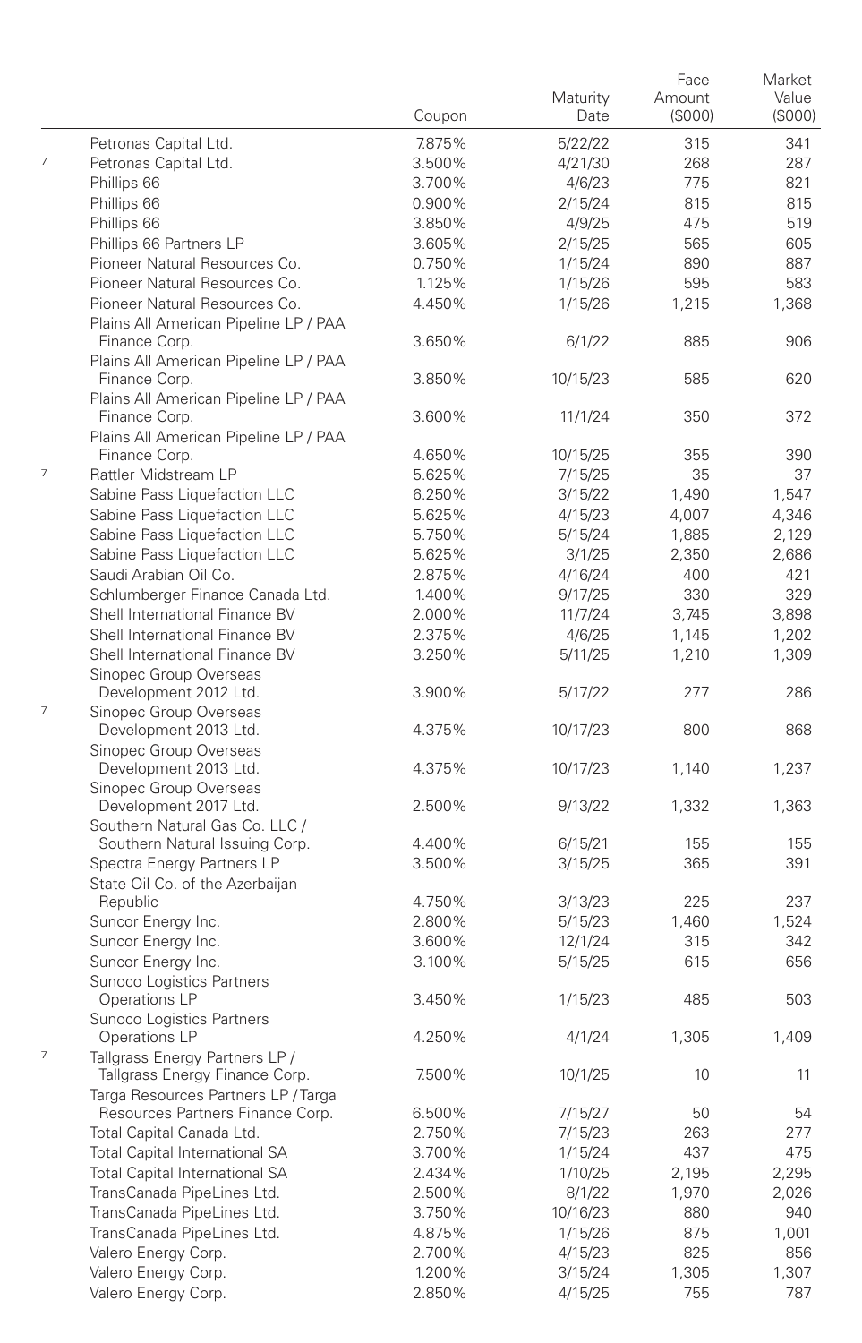| | | Coupon | Maturity Date | Face Amount ($000) | Market Value ($000) |
|---|---|---|---|---|---|
| | Petronas Capital Ltd. | 7.875% | 5/22/22 | 315 | 341 |
| 7 | Petronas Capital Ltd. | 3.500% | 4/21/30 | 268 | 287 |
| | Phillips 66 | 3.700% | 4/6/23 | 775 | 821 |
| | Phillips 66 | 0.900% | 2/15/24 | 815 | 815 |
| | Phillips 66 | 3.850% | 4/9/25 | 475 | 519 |
| | Phillips 66 Partners LP | 3.605% | 2/15/25 | 565 | 605 |
| | Pioneer Natural Resources Co. | 0.750% | 1/15/24 | 890 | 887 |
| | Pioneer Natural Resources Co. | 1.125% | 1/15/26 | 595 | 583 |
| | Pioneer Natural Resources Co. | 4.450% | 1/15/26 | 1,215 | 1,368 |
| | Plains All American Pipeline LP / PAA Finance Corp. | 3.650% | 6/1/22 | 885 | 906 |
| | Plains All American Pipeline LP / PAA Finance Corp. | 3.850% | 10/15/23 | 585 | 620 |
| | Plains All American Pipeline LP / PAA Finance Corp. | 3.600% | 11/1/24 | 350 | 372 |
| | Plains All American Pipeline LP / PAA Finance Corp. | 4.650% | 10/15/25 | 355 | 390 |
| 7 | Rattler Midstream LP | 5.625% | 7/15/25 | 35 | 37 |
| | Sabine Pass Liquefaction LLC | 6.250% | 3/15/22 | 1,490 | 1,547 |
| | Sabine Pass Liquefaction LLC | 5.625% | 4/15/23 | 4,007 | 4,346 |
| | Sabine Pass Liquefaction LLC | 5.750% | 5/15/24 | 1,885 | 2,129 |
| | Sabine Pass Liquefaction LLC | 5.625% | 3/1/25 | 2,350 | 2,686 |
| | Saudi Arabian Oil Co. | 2.875% | 4/16/24 | 400 | 421 |
| | Schlumberger Finance Canada Ltd. | 1.400% | 9/17/25 | 330 | 329 |
| | Shell International Finance BV | 2.000% | 11/7/24 | 3,745 | 3,898 |
| | Shell International Finance BV | 2.375% | 4/6/25 | 1,145 | 1,202 |
| | Shell International Finance BV | 3.250% | 5/11/25 | 1,210 | 1,309 |
| | Sinopec Group Overseas Development 2012 Ltd. | 3.900% | 5/17/22 | 277 | 286 |
| 7 | Sinopec Group Overseas Development 2013 Ltd. | 4.375% | 10/17/23 | 800 | 868 |
| | Sinopec Group Overseas Development 2013 Ltd. | 4.375% | 10/17/23 | 1,140 | 1,237 |
| | Sinopec Group Overseas Development 2017 Ltd. | 2.500% | 9/13/22 | 1,332 | 1,363 |
| | Southern Natural Gas Co. LLC / Southern Natural Issuing Corp. | 4.400% | 6/15/21 | 155 | 155 |
| | Spectra Energy Partners LP | 3.500% | 3/15/25 | 365 | 391 |
| | State Oil Co. of the Azerbaijan Republic | 4.750% | 3/13/23 | 225 | 237 |
| | Suncor Energy Inc. | 2.800% | 5/15/23 | 1,460 | 1,524 |
| | Suncor Energy Inc. | 3.600% | 12/1/24 | 315 | 342 |
| | Suncor Energy Inc. | 3.100% | 5/15/25 | 615 | 656 |
| | Sunoco Logistics Partners Operations LP | 3.450% | 1/15/23 | 485 | 503 |
| | Sunoco Logistics Partners Operations LP | 4.250% | 4/1/24 | 1,305 | 1,409 |
| 7 | Tallgrass Energy Partners LP / Tallgrass Energy Finance Corp. | 7.500% | 10/1/25 | 10 | 11 |
| | Targa Resources Partners LP / Targa Resources Partners Finance Corp. | 6.500% | 7/15/27 | 50 | 54 |
| | Total Capital Canada Ltd. | 2.750% | 7/15/23 | 263 | 277 |
| | Total Capital International SA | 3.700% | 1/15/24 | 437 | 475 |
| | Total Capital International SA | 2.434% | 1/10/25 | 2,195 | 2,295 |
| | TransCanada PipeLines Ltd. | 2.500% | 8/1/22 | 1,970 | 2,026 |
| | TransCanada PipeLines Ltd. | 3.750% | 10/16/23 | 880 | 940 |
| | TransCanada PipeLines Ltd. | 4.875% | 1/15/26 | 875 | 1,001 |
| | Valero Energy Corp. | 2.700% | 4/15/23 | 825 | 856 |
| | Valero Energy Corp. | 1.200% | 3/15/24 | 1,305 | 1,307 |
| | Valero Energy Corp. | 2.850% | 4/15/25 | 755 | 787 |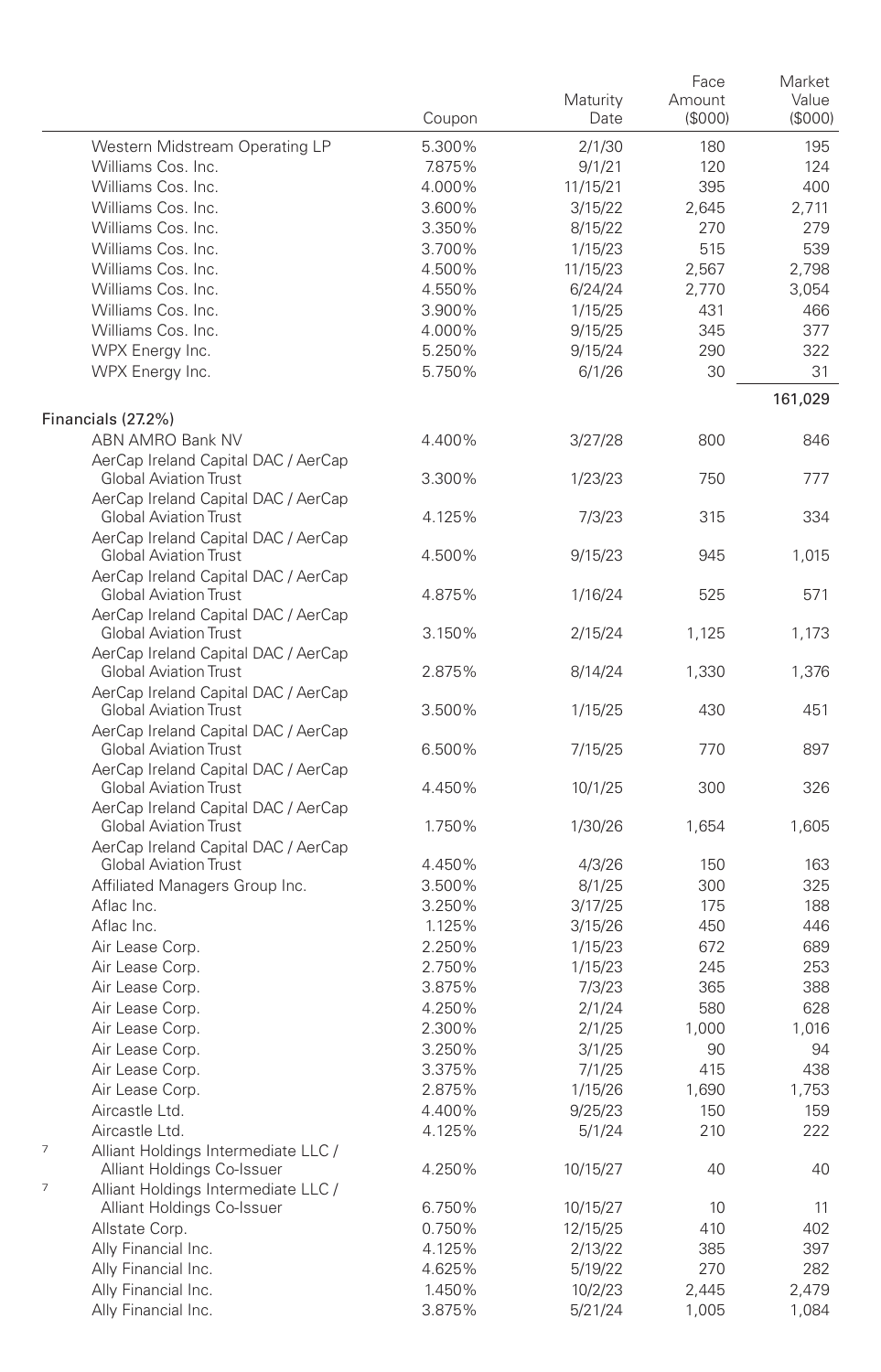| | | Coupon | Maturity Date | Face Amount ($000) | Market Value ($000) |
|---|---|---|---|---|---|
| | Western Midstream Operating LP | 5.300% | 2/1/30 | 180 | 195 |
| | Williams Cos. Inc. | 7.875% | 9/1/21 | 120 | 124 |
| | Williams Cos. Inc. | 4.000% | 11/15/21 | 395 | 400 |
| | Williams Cos. Inc. | 3.600% | 3/15/22 | 2,645 | 2,711 |
| | Williams Cos. Inc. | 3.350% | 8/15/22 | 270 | 279 |
| | Williams Cos. Inc. | 3.700% | 1/15/23 | 515 | 539 |
| | Williams Cos. Inc. | 4.500% | 11/15/23 | 2,567 | 2,798 |
| | Williams Cos. Inc. | 4.550% | 6/24/24 | 2,770 | 3,054 |
| | Williams Cos. Inc. | 3.900% | 1/15/25 | 431 | 466 |
| | Williams Cos. Inc. | 4.000% | 9/15/25 | 345 | 377 |
| | WPX Energy Inc. | 5.250% | 9/15/24 | 290 | 322 |
| | WPX Energy Inc. | 5.750% | 6/1/26 | 30 | 31 |
| | | | | | 161,029 |
| | **Financials (27.2%)** | | | | |
| | ABN AMRO Bank NV | 4.400% | 3/27/28 | 800 | 846 |
| | AerCap Ireland Capital DAC / AerCap Global Aviation Trust | 3.300% | 1/23/23 | 750 | 777 |
| | AerCap Ireland Capital DAC / AerCap Global Aviation Trust | 4.125% | 7/3/23 | 315 | 334 |
| | AerCap Ireland Capital DAC / AerCap Global Aviation Trust | 4.500% | 9/15/23 | 945 | 1,015 |
| | AerCap Ireland Capital DAC / AerCap Global Aviation Trust | 4.875% | 1/16/24 | 525 | 571 |
| | AerCap Ireland Capital DAC / AerCap Global Aviation Trust | 3.150% | 2/15/24 | 1,125 | 1,173 |
| | AerCap Ireland Capital DAC / AerCap Global Aviation Trust | 2.875% | 8/14/24 | 1,330 | 1,376 |
| | AerCap Ireland Capital DAC / AerCap Global Aviation Trust | 3.500% | 1/15/25 | 430 | 451 |
| | AerCap Ireland Capital DAC / AerCap Global Aviation Trust | 6.500% | 7/15/25 | 770 | 897 |
| | AerCap Ireland Capital DAC / AerCap Global Aviation Trust | 4.450% | 10/1/25 | 300 | 326 |
| | AerCap Ireland Capital DAC / AerCap Global Aviation Trust | 1.750% | 1/30/26 | 1,654 | 1,605 |
| | AerCap Ireland Capital DAC / AerCap Global Aviation Trust | 4.450% | 4/3/26 | 150 | 163 |
| | Affiliated Managers Group Inc. | 3.500% | 8/1/25 | 300 | 325 |
| | Aflac Inc. | 3.250% | 3/17/25 | 175 | 188 |
| | Aflac Inc. | 1.125% | 3/15/26 | 450 | 446 |
| | Air Lease Corp. | 2.250% | 1/15/23 | 672 | 689 |
| | Air Lease Corp. | 2.750% | 1/15/23 | 245 | 253 |
| | Air Lease Corp. | 3.875% | 7/3/23 | 365 | 388 |
| | Air Lease Corp. | 4.250% | 2/1/24 | 580 | 628 |
| | Air Lease Corp. | 2.300% | 2/1/25 | 1,000 | 1,016 |
| | Air Lease Corp. | 3.250% | 3/1/25 | 90 | 94 |
| | Air Lease Corp. | 3.375% | 7/1/25 | 415 | 438 |
| | Air Lease Corp. | 2.875% | 1/15/26 | 1,690 | 1,753 |
| | Aircastle Ltd. | 4.400% | 9/25/23 | 150 | 159 |
| | Aircastle Ltd. | 4.125% | 5/1/24 | 210 | 222 |
| 7 | Alliant Holdings Intermediate LLC / Alliant Holdings Co-Issuer | 4.250% | 10/15/27 | 40 | 40 |
| 7 | Alliant Holdings Intermediate LLC / Alliant Holdings Co-Issuer | 6.750% | 10/15/27 | 10 | 11 |
| | Allstate Corp. | 0.750% | 12/15/25 | 410 | 402 |
| | Ally Financial Inc. | 4.125% | 2/13/22 | 385 | 397 |
| | Ally Financial Inc. | 4.625% | 5/19/22 | 270 | 282 |
| | Ally Financial Inc. | 1.450% | 10/2/23 | 2,445 | 2,479 |
| | Ally Financial Inc. | 3.875% | 5/21/24 | 1,005 | 1,084 |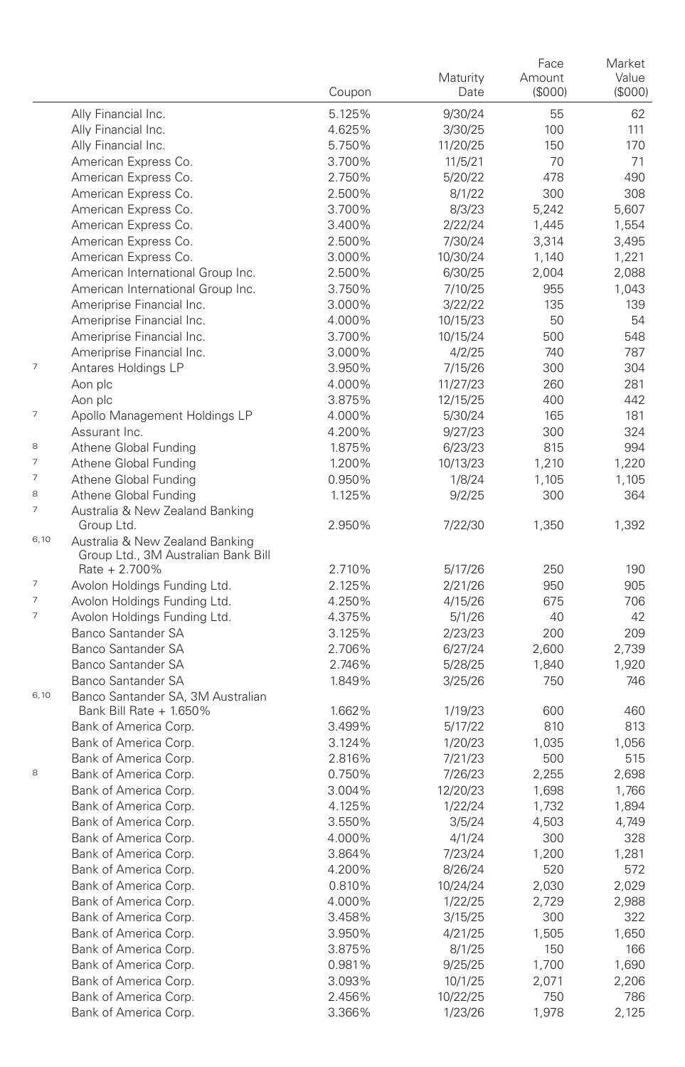| | | Coupon | Maturity Date | Face Amount ($000) | Market Value ($000) |
|---|---|---|---|---|---|
| | Ally Financial Inc. | 5.125% | 9/30/24 | 55 | 62 |
| | Ally Financial Inc. | 4.625% | 3/30/25 | 100 | 111 |
| | Ally Financial Inc. | 5.750% | 11/20/25 | 150 | 170 |
| | American Express Co. | 3.700% | 11/5/21 | 70 | 71 |
| | American Express Co. | 2.750% | 5/20/22 | 478 | 490 |
| | American Express Co. | 2.500% | 8/1/22 | 300 | 308 |
| | American Express Co. | 3.700% | 8/3/23 | 5,242 | 5,607 |
| | American Express Co. | 3.400% | 2/22/24 | 1,445 | 1,554 |
| | American Express Co. | 2.500% | 7/30/24 | 3,314 | 3,495 |
| | American Express Co. | 3.000% | 10/30/24 | 1,140 | 1,221 |
| | American International Group Inc. | 2.500% | 6/30/25 | 2,004 | 2,088 |
| | American International Group Inc. | 3.750% | 7/10/25 | 955 | 1,043 |
| | Ameriprise Financial Inc. | 3.000% | 3/22/22 | 135 | 139 |
| | Ameriprise Financial Inc. | 4.000% | 10/15/23 | 50 | 54 |
| | Ameriprise Financial Inc. | 3.700% | 10/15/24 | 500 | 548 |
| | Ameriprise Financial Inc. | 3.000% | 4/2/25 | 740 | 787 |
| 7 | Antares Holdings LP | 3.950% | 7/15/26 | 300 | 304 |
| | Aon plc | 4.000% | 11/27/23 | 260 | 281 |
| | Aon plc | 3.875% | 12/15/25 | 400 | 442 |
| 7 | Apollo Management Holdings LP | 4.000% | 5/30/24 | 165 | 181 |
| | Assurant Inc. | 4.200% | 9/27/23 | 300 | 324 |
| 8 | Athene Global Funding | 1.875% | 6/23/23 | 815 | 994 |
| 7 | Athene Global Funding | 1.200% | 10/13/23 | 1,210 | 1,220 |
| 7 | Athene Global Funding | 0.950% | 1/8/24 | 1,105 | 1,105 |
| 8 | Athene Global Funding | 1.125% | 9/2/25 | 300 | 364 |
| 7 | Australia & New Zealand Banking Group Ltd. | 2.950% | 7/22/30 | 1,350 | 1,392 |
| 6,10 | Australia & New Zealand Banking Group Ltd., 3M Australian Bank Bill Rate + 2.700% | 2.710% | 5/17/26 | 250 | 190 |
| 7 | Avolon Holdings Funding Ltd. | 2.125% | 2/21/26 | 950 | 905 |
| 7 | Avolon Holdings Funding Ltd. | 4.250% | 4/15/26 | 675 | 706 |
| 7 | Avolon Holdings Funding Ltd. | 4.375% | 5/1/26 | 40 | 42 |
| | Banco Santander SA | 3.125% | 2/23/23 | 200 | 209 |
| | Banco Santander SA | 2.706% | 6/27/24 | 2,600 | 2,739 |
| | Banco Santander SA | 2.746% | 5/28/25 | 1,840 | 1,920 |
| | Banco Santander SA | 1.849% | 3/25/26 | 750 | 746 |
| 6,10 | Banco Santander SA, 3M Australian Bank Bill Rate + 1.650% | 1.662% | 1/19/23 | 600 | 460 |
| | Bank of America Corp. | 3.499% | 5/17/22 | 810 | 813 |
| | Bank of America Corp. | 3.124% | 1/20/23 | 1,035 | 1,056 |
| | Bank of America Corp. | 2.816% | 7/21/23 | 500 | 515 |
| 8 | Bank of America Corp. | 0.750% | 7/26/23 | 2,255 | 2,698 |
| | Bank of America Corp. | 3.004% | 12/20/23 | 1,698 | 1,766 |
| | Bank of America Corp. | 4.125% | 1/22/24 | 1,732 | 1,894 |
| | Bank of America Corp. | 3.550% | 3/5/24 | 4,503 | 4,749 |
| | Bank of America Corp. | 4.000% | 4/1/24 | 300 | 328 |
| | Bank of America Corp. | 3.864% | 7/23/24 | 1,200 | 1,281 |
| | Bank of America Corp. | 4.200% | 8/26/24 | 520 | 572 |
| | Bank of America Corp. | 0.810% | 10/24/24 | 2,030 | 2,029 |
| | Bank of America Corp. | 4.000% | 1/22/25 | 2,729 | 2,988 |
| | Bank of America Corp. | 3.458% | 3/15/25 | 300 | 322 |
| | Bank of America Corp. | 3.950% | 4/21/25 | 1,505 | 1,650 |
| | Bank of America Corp. | 3.875% | 8/1/25 | 150 | 166 |
| | Bank of America Corp. | 0.981% | 9/25/25 | 1,700 | 1,690 |
| | Bank of America Corp. | 3.093% | 10/1/25 | 2,071 | 2,206 |
| | Bank of America Corp. | 2.456% | 10/22/25 | 750 | 786 |
| | Bank of America Corp. | 3.366% | 1/23/26 | 1,978 | 2,125 |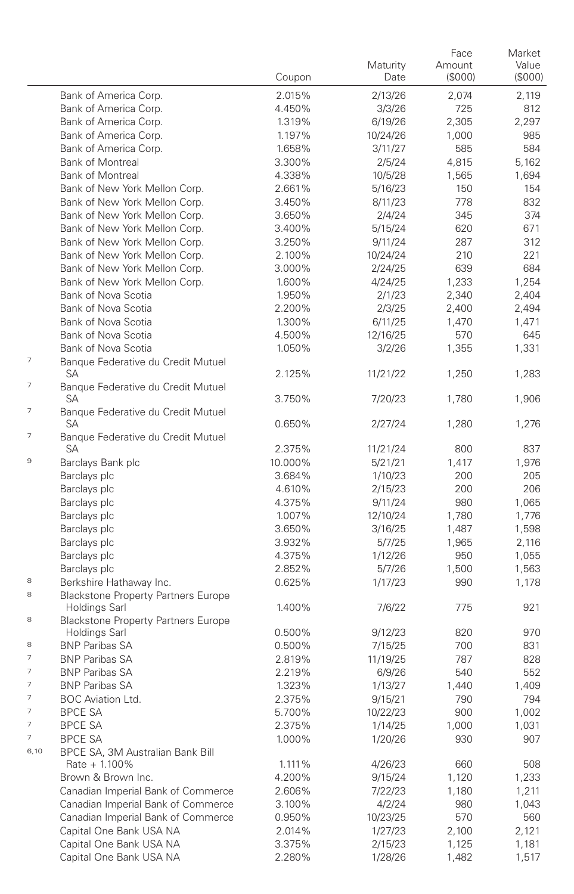| | | Coupon | Maturity Date | Face Amount ($000) | Market Value ($000) |
|---|---|---|---|---|---|
| | Bank of America Corp. | 2.015% | 2/13/26 | 2,074 | 2,119 |
| | Bank of America Corp. | 4.450% | 3/3/26 | 725 | 812 |
| | Bank of America Corp. | 1.319% | 6/19/26 | 2,305 | 2,297 |
| | Bank of America Corp. | 1.197% | 10/24/26 | 1,000 | 985 |
| | Bank of America Corp. | 1.658% | 3/11/27 | 585 | 584 |
| | Bank of Montreal | 3.300% | 2/5/24 | 4,815 | 5,162 |
| | Bank of Montreal | 4.338% | 10/5/28 | 1,565 | 1,694 |
| | Bank of New York Mellon Corp. | 2.661% | 5/16/23 | 150 | 154 |
| | Bank of New York Mellon Corp. | 3.450% | 8/11/23 | 778 | 832 |
| | Bank of New York Mellon Corp. | 3.650% | 2/4/24 | 345 | 374 |
| | Bank of New York Mellon Corp. | 3.400% | 5/15/24 | 620 | 671 |
| | Bank of New York Mellon Corp. | 3.250% | 9/11/24 | 287 | 312 |
| | Bank of New York Mellon Corp. | 2.100% | 10/24/24 | 210 | 221 |
| | Bank of New York Mellon Corp. | 3.000% | 2/24/25 | 639 | 684 |
| | Bank of New York Mellon Corp. | 1.600% | 4/24/25 | 1,233 | 1,254 |
| | Bank of Nova Scotia | 1.950% | 2/1/23 | 2,340 | 2,404 |
| | Bank of Nova Scotia | 2.200% | 2/3/25 | 2,400 | 2,494 |
| | Bank of Nova Scotia | 1.300% | 6/11/25 | 1,470 | 1,471 |
| | Bank of Nova Scotia | 4.500% | 12/16/25 | 570 | 645 |
| | Bank of Nova Scotia | 1.050% | 3/2/26 | 1,355 | 1,331 |
| 7 | Banque Federative du Credit Mutuel SA | 2.125% | 11/21/22 | 1,250 | 1,283 |
| 7 | Banque Federative du Credit Mutuel SA | 3.750% | 7/20/23 | 1,780 | 1,906 |
| 7 | Banque Federative du Credit Mutuel SA | 0.650% | 2/27/24 | 1,280 | 1,276 |
| 7 | Banque Federative du Credit Mutuel SA | 2.375% | 11/21/24 | 800 | 837 |
| 9 | Barclays Bank plc | 10.000% | 5/21/21 | 1,417 | 1,976 |
| | Barclays plc | 3.684% | 1/10/23 | 200 | 205 |
| | Barclays plc | 4.610% | 2/15/23 | 200 | 206 |
| | Barclays plc | 4.375% | 9/11/24 | 980 | 1,065 |
| | Barclays plc | 1.007% | 12/10/24 | 1,780 | 1,776 |
| | Barclays plc | 3.650% | 3/16/25 | 1,487 | 1,598 |
| | Barclays plc | 3.932% | 5/7/25 | 1,965 | 2,116 |
| | Barclays plc | 4.375% | 1/12/26 | 950 | 1,055 |
| | Barclays plc | 2.852% | 5/7/26 | 1,500 | 1,563 |
| 8 | Berkshire Hathaway Inc. | 0.625% | 1/17/23 | 990 | 1,178 |
| 8 | Blackstone Property Partners Europe Holdings Sarl | 1.400% | 7/6/22 | 775 | 921 |
| 8 | Blackstone Property Partners Europe Holdings Sarl | 0.500% | 9/12/23 | 820 | 970 |
| 8 | BNP Paribas SA | 0.500% | 7/15/25 | 700 | 831 |
| 7 | BNP Paribas SA | 2.819% | 11/19/25 | 787 | 828 |
| 7 | BNP Paribas SA | 2.219% | 6/9/26 | 540 | 552 |
| 7 | BNP Paribas SA | 1.323% | 1/13/27 | 1,440 | 1,409 |
| 7 | BOC Aviation Ltd. | 2.375% | 9/15/21 | 790 | 794 |
| 7 | BPCE SA | 5.700% | 10/22/23 | 900 | 1,002 |
| 7 | BPCE SA | 2.375% | 1/14/25 | 1,000 | 1,031 |
| 7 | BPCE SA | 1.000% | 1/20/26 | 930 | 907 |
| 6,10 | BPCE SA, 3M Australian Bank Bill Rate + 1.100% | 1.111% | 4/26/23 | 660 | 508 |
| | Brown & Brown Inc. | 4.200% | 9/15/24 | 1,120 | 1,233 |
| | Canadian Imperial Bank of Commerce | 2.606% | 7/22/23 | 1,180 | 1,211 |
| | Canadian Imperial Bank of Commerce | 3.100% | 4/2/24 | 980 | 1,043 |
| | Canadian Imperial Bank of Commerce | 0.950% | 10/23/25 | 570 | 560 |
| | Capital One Bank USA NA | 2.014% | 1/27/23 | 2,100 | 2,121 |
| | Capital One Bank USA NA | 3.375% | 2/15/23 | 1,125 | 1,181 |
| | Capital One Bank USA NA | 2.280% | 1/28/26 | 1,482 | 1,517 |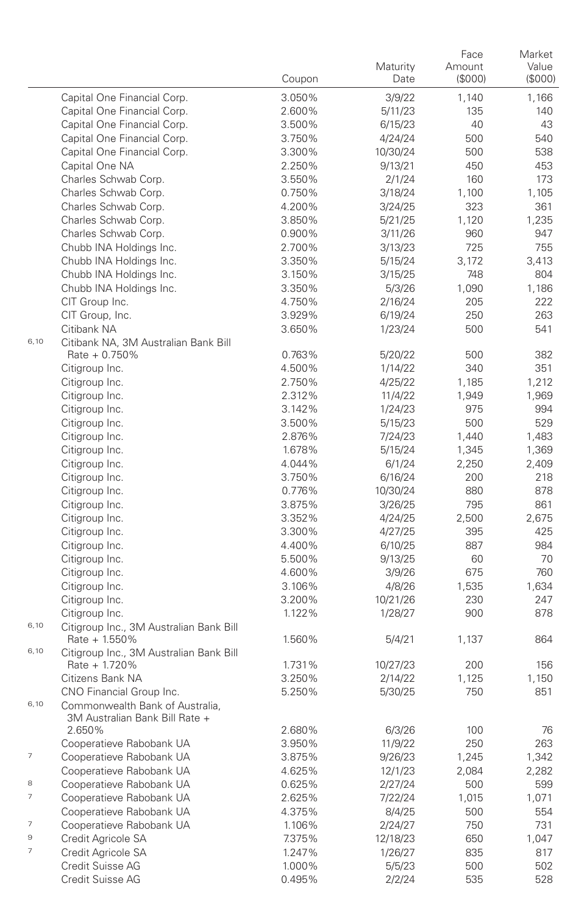| | | Coupon | Maturity Date | Face Amount ($000) | Market Value ($000) |
|---|---|---|---|---|---|
| | Capital One Financial Corp. | 3.050% | 3/9/22 | 1,140 | 1,166 |
| | Capital One Financial Corp. | 2.600% | 5/11/23 | 135 | 140 |
| | Capital One Financial Corp. | 3.500% | 6/15/23 | 40 | 43 |
| | Capital One Financial Corp. | 3.750% | 4/24/24 | 500 | 540 |
| | Capital One Financial Corp. | 3.300% | 10/30/24 | 500 | 538 |
| | Capital One NA | 2.250% | 9/13/21 | 450 | 453 |
| | Charles Schwab Corp. | 3.550% | 2/1/24 | 160 | 173 |
| | Charles Schwab Corp. | 0.750% | 3/18/24 | 1,100 | 1,105 |
| | Charles Schwab Corp. | 4.200% | 3/24/25 | 323 | 361 |
| | Charles Schwab Corp. | 3.850% | 5/21/25 | 1,120 | 1,235 |
| | Charles Schwab Corp. | 0.900% | 3/11/26 | 960 | 947 |
| | Chubb INA Holdings Inc. | 2.700% | 3/13/23 | 725 | 755 |
| | Chubb INA Holdings Inc. | 3.350% | 5/15/24 | 3,172 | 3,413 |
| | Chubb INA Holdings Inc. | 3.150% | 3/15/25 | 748 | 804 |
| | Chubb INA Holdings Inc. | 3.350% | 5/3/26 | 1,090 | 1,186 |
| | CIT Group Inc. | 4.750% | 2/16/24 | 205 | 222 |
| | CIT Group, Inc. | 3.929% | 6/19/24 | 250 | 263 |
| | Citibank NA | 3.650% | 1/23/24 | 500 | 541 |
| 6,10 | Citibank NA, 3M Australian Bank Bill Rate + 0.750% | 0.763% | 5/20/22 | 500 | 382 |
| | Citigroup Inc. | 4.500% | 1/14/22 | 340 | 351 |
| | Citigroup Inc. | 2.750% | 4/25/22 | 1,185 | 1,212 |
| | Citigroup Inc. | 2.312% | 11/4/22 | 1,949 | 1,969 |
| | Citigroup Inc. | 3.142% | 1/24/23 | 975 | 994 |
| | Citigroup Inc. | 3.500% | 5/15/23 | 500 | 529 |
| | Citigroup Inc. | 2.876% | 7/24/23 | 1,440 | 1,483 |
| | Citigroup Inc. | 1.678% | 5/15/24 | 1,345 | 1,369 |
| | Citigroup Inc. | 4.044% | 6/1/24 | 2,250 | 2,409 |
| | Citigroup Inc. | 3.750% | 6/16/24 | 200 | 218 |
| | Citigroup Inc. | 0.776% | 10/30/24 | 880 | 878 |
| | Citigroup Inc. | 3.875% | 3/26/25 | 795 | 861 |
| | Citigroup Inc. | 3.352% | 4/24/25 | 2,500 | 2,675 |
| | Citigroup Inc. | 3.300% | 4/27/25 | 395 | 425 |
| | Citigroup Inc. | 4.400% | 6/10/25 | 887 | 984 |
| | Citigroup Inc. | 5.500% | 9/13/25 | 60 | 70 |
| | Citigroup Inc. | 4.600% | 3/9/26 | 675 | 760 |
| | Citigroup Inc. | 3.106% | 4/8/26 | 1,535 | 1,634 |
| | Citigroup Inc. | 3.200% | 10/21/26 | 230 | 247 |
| | Citigroup Inc. | 1.122% | 1/28/27 | 900 | 878 |
| 6,10 | Citigroup Inc., 3M Australian Bank Bill Rate + 1.550% | 1.560% | 5/4/21 | 1,137 | 864 |
| 6,10 | Citigroup Inc., 3M Australian Bank Bill Rate + 1.720% | 1.731% | 10/27/23 | 200 | 156 |
| | Citizens Bank NA | 3.250% | 2/14/22 | 1,125 | 1,150 |
| | CNO Financial Group Inc. | 5.250% | 5/30/25 | 750 | 851 |
| 6,10 | Commonwealth Bank of Australia, 3M Australian Bank Bill Rate + 2.650% | 2.680% | 6/3/26 | 100 | 76 |
| | Cooperatieve Rabobank UA | 3.950% | 11/9/22 | 250 | 263 |
| 7 | Cooperatieve Rabobank UA | 3.875% | 9/26/23 | 1,245 | 1,342 |
| | Cooperatieve Rabobank UA | 4.625% | 12/1/23 | 2,084 | 2,282 |
| 8 | Cooperatieve Rabobank UA | 0.625% | 2/27/24 | 500 | 599 |
| 7 | Cooperatieve Rabobank UA | 2.625% | 7/22/24 | 1,015 | 1,071 |
| | Cooperatieve Rabobank UA | 4.375% | 8/4/25 | 500 | 554 |
| 7 | Cooperatieve Rabobank UA | 1.106% | 2/24/27 | 750 | 731 |
| 9 | Credit Agricole SA | 7.375% | 12/18/23 | 650 | 1,047 |
| 7 | Credit Agricole SA | 1.247% | 1/26/27 | 835 | 817 |
| | Credit Suisse AG | 1.000% | 5/5/23 | 500 | 502 |
| | Credit Suisse AG | 0.495% | 2/2/24 | 535 | 528 |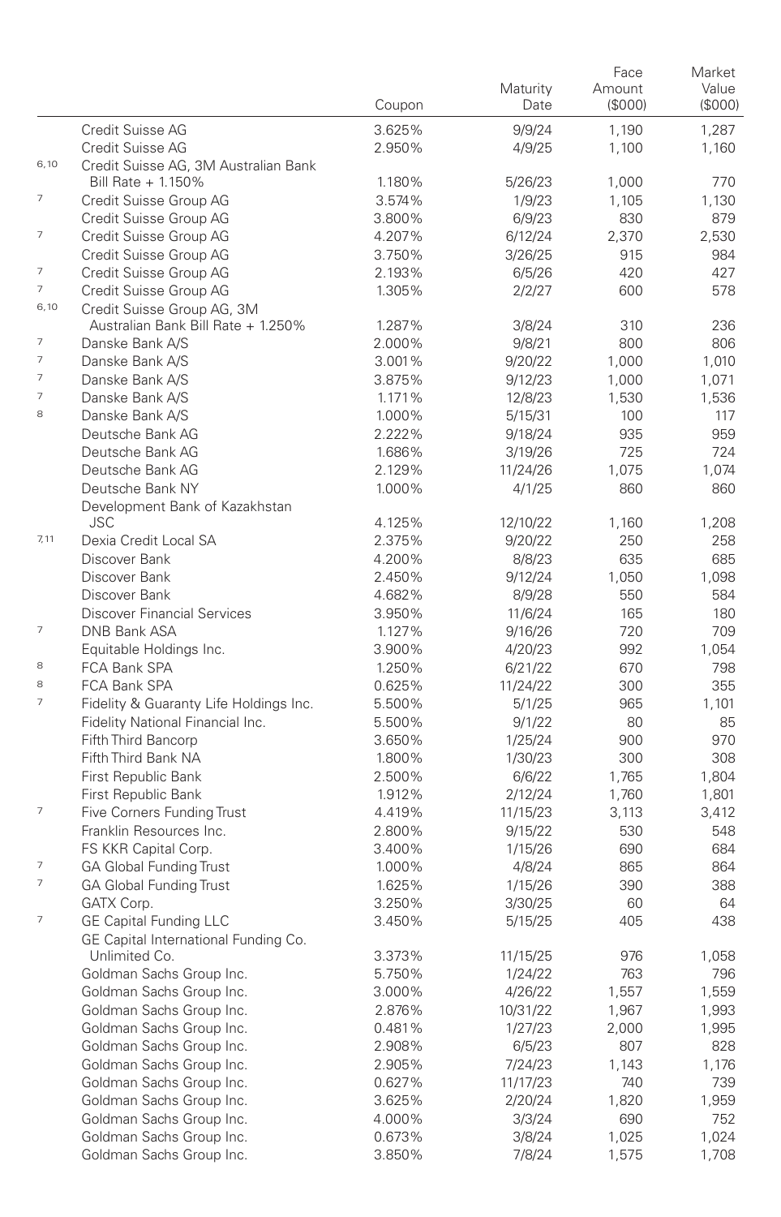| | | Coupon | Maturity Date | Face Amount ($000) | Market Value ($000) |
|---|---|---|---|---|---|
| | Credit Suisse AG | 3.625% | 9/9/24 | 1,190 | 1,287 |
| | Credit Suisse AG | 2.950% | 4/9/25 | 1,100 | 1,160 |
| 6,10 | Credit Suisse AG, 3M Australian Bank Bill Rate + 1.150% | 1.180% | 5/26/23 | 1,000 | 770 |
| 7 | Credit Suisse Group AG | 3.574% | 1/9/23 | 1,105 | 1,130 |
| | Credit Suisse Group AG | 3.800% | 6/9/23 | 830 | 879 |
| 7 | Credit Suisse Group AG | 4.207% | 6/12/24 | 2,370 | 2,530 |
| | Credit Suisse Group AG | 3.750% | 3/26/25 | 915 | 984 |
| 7 | Credit Suisse Group AG | 2.193% | 6/5/26 | 420 | 427 |
| 7 | Credit Suisse Group AG | 1.305% | 2/2/27 | 600 | 578 |
| 6,10 | Credit Suisse Group AG, 3M Australian Bank Bill Rate + 1.250% | 1.287% | 3/8/24 | 310 | 236 |
| 7 | Danske Bank A/S | 2.000% | 9/8/21 | 800 | 806 |
| 7 | Danske Bank A/S | 3.001% | 9/20/22 | 1,000 | 1,010 |
| 7 | Danske Bank A/S | 3.875% | 9/12/23 | 1,000 | 1,071 |
| 7 | Danske Bank A/S | 1.171% | 12/8/23 | 1,530 | 1,536 |
| 8 | Danske Bank A/S | 1.000% | 5/15/31 | 100 | 117 |
| | Deutsche Bank AG | 2.222% | 9/18/24 | 935 | 959 |
| | Deutsche Bank AG | 1.686% | 3/19/26 | 725 | 724 |
| | Deutsche Bank AG | 2.129% | 11/24/26 | 1,075 | 1,074 |
| | Deutsche Bank NY | 1.000% | 4/1/25 | 860 | 860 |
| | Development Bank of Kazakhstan JSC | 4.125% | 12/10/22 | 1,160 | 1,208 |
| 7,11 | Dexia Credit Local SA | 2.375% | 9/20/22 | 250 | 258 |
| | Discover Bank | 4.200% | 8/8/23 | 635 | 685 |
| | Discover Bank | 2.450% | 9/12/24 | 1,050 | 1,098 |
| | Discover Bank | 4.682% | 8/9/28 | 550 | 584 |
| | Discover Financial Services | 3.950% | 11/6/24 | 165 | 180 |
| 7 | DNB Bank ASA | 1.127% | 9/16/26 | 720 | 709 |
| | Equitable Holdings Inc. | 3.900% | 4/20/23 | 992 | 1,054 |
| 8 | FCA Bank SPA | 1.250% | 6/21/22 | 670 | 798 |
| 8 | FCA Bank SPA | 0.625% | 11/24/22 | 300 | 355 |
| 7 | Fidelity & Guaranty Life Holdings Inc. | 5.500% | 5/1/25 | 965 | 1,101 |
| | Fidelity National Financial Inc. | 5.500% | 9/1/22 | 80 | 85 |
| | Fifth Third Bancorp | 3.650% | 1/25/24 | 900 | 970 |
| | Fifth Third Bank NA | 1.800% | 1/30/23 | 300 | 308 |
| | First Republic Bank | 2.500% | 6/6/22 | 1,765 | 1,804 |
| | First Republic Bank | 1.912% | 2/12/24 | 1,760 | 1,801 |
| 7 | Five Corners Funding Trust | 4.419% | 11/15/23 | 3,113 | 3,412 |
| | Franklin Resources Inc. | 2.800% | 9/15/22 | 530 | 548 |
| | FS KKR Capital Corp. | 3.400% | 1/15/26 | 690 | 684 |
| 7 | GA Global Funding Trust | 1.000% | 4/8/24 | 865 | 864 |
| 7 | GA Global Funding Trust | 1.625% | 1/15/26 | 390 | 388 |
| | GATX Corp. | 3.250% | 3/30/25 | 60 | 64 |
| 7 | GE Capital Funding LLC | 3.450% | 5/15/25 | 405 | 438 |
| | GE Capital International Funding Co. Unlimited Co. | 3.373% | 11/15/25 | 976 | 1,058 |
| | Goldman Sachs Group Inc. | 5.750% | 1/24/22 | 763 | 796 |
| | Goldman Sachs Group Inc. | 3.000% | 4/26/22 | 1,557 | 1,559 |
| | Goldman Sachs Group Inc. | 2.876% | 10/31/22 | 1,967 | 1,993 |
| | Goldman Sachs Group Inc. | 0.481% | 1/27/23 | 2,000 | 1,995 |
| | Goldman Sachs Group Inc. | 2.908% | 6/5/23 | 807 | 828 |
| | Goldman Sachs Group Inc. | 2.905% | 7/24/23 | 1,143 | 1,176 |
| | Goldman Sachs Group Inc. | 0.627% | 11/17/23 | 740 | 739 |
| | Goldman Sachs Group Inc. | 3.625% | 2/20/24 | 1,820 | 1,959 |
| | Goldman Sachs Group Inc. | 4.000% | 3/3/24 | 690 | 752 |
| | Goldman Sachs Group Inc. | 0.673% | 3/8/24 | 1,025 | 1,024 |
| | Goldman Sachs Group Inc. | 3.850% | 7/8/24 | 1,575 | 1,708 |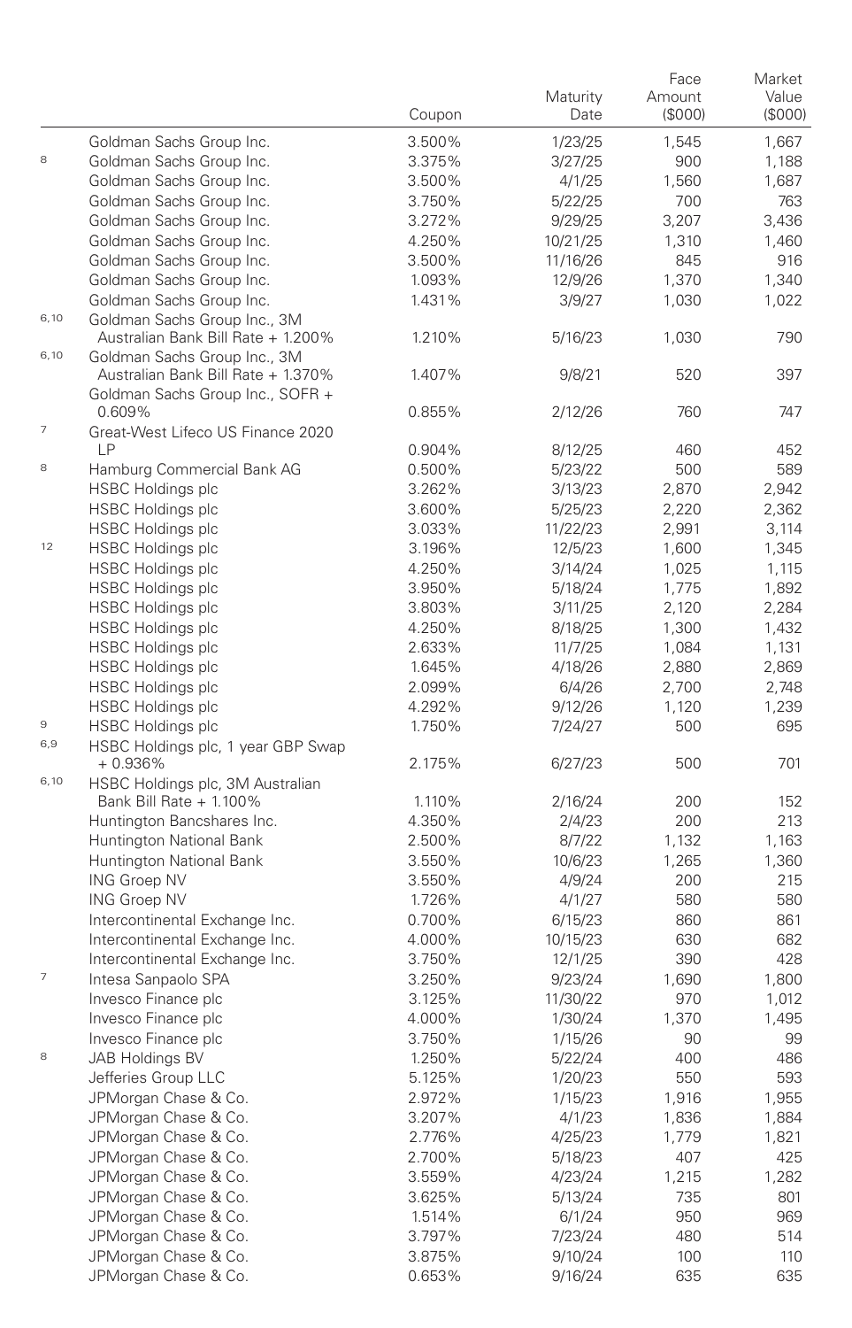| | | Coupon | Maturity Date | Face Amount ($000) | Market Value ($000) |
|---|---|---|---|---|---|
| | Goldman Sachs Group Inc. | 3.500% | 1/23/25 | 1,545 | 1,667 |
| 8 | Goldman Sachs Group Inc. | 3.375% | 3/27/25 | 900 | 1,188 |
| | Goldman Sachs Group Inc. | 3.500% | 4/1/25 | 1,560 | 1,687 |
| | Goldman Sachs Group Inc. | 3.750% | 5/22/25 | 700 | 763 |
| | Goldman Sachs Group Inc. | 3.272% | 9/29/25 | 3,207 | 3,436 |
| | Goldman Sachs Group Inc. | 4.250% | 10/21/25 | 1,310 | 1,460 |
| | Goldman Sachs Group Inc. | 3.500% | 11/16/26 | 845 | 916 |
| | Goldman Sachs Group Inc. | 1.093% | 12/9/26 | 1,370 | 1,340 |
| | Goldman Sachs Group Inc. | 1.431% | 3/9/27 | 1,030 | 1,022 |
| 6,10 | Goldman Sachs Group Inc., 3M Australian Bank Bill Rate + 1.200% | 1.210% | 5/16/23 | 1,030 | 790 |
| 6,10 | Goldman Sachs Group Inc., 3M Australian Bank Bill Rate + 1.370% | 1.407% | 9/8/21 | 520 | 397 |
| | Goldman Sachs Group Inc., SOFR + 0.609% | 0.855% | 2/12/26 | 760 | 747 |
| 7 | Great-West Lifeco US Finance 2020 LP | 0.904% | 8/12/25 | 460 | 452 |
| 8 | Hamburg Commercial Bank AG | 0.500% | 5/23/22 | 500 | 589 |
| | HSBC Holdings plc | 3.262% | 3/13/23 | 2,870 | 2,942 |
| | HSBC Holdings plc | 3.600% | 5/25/23 | 2,220 | 2,362 |
| | HSBC Holdings plc | 3.033% | 11/22/23 | 2,991 | 3,114 |
| 12 | HSBC Holdings plc | 3.196% | 12/5/23 | 1,600 | 1,345 |
| | HSBC Holdings plc | 4.250% | 3/14/24 | 1,025 | 1,115 |
| | HSBC Holdings plc | 3.950% | 5/18/24 | 1,775 | 1,892 |
| | HSBC Holdings plc | 3.803% | 3/11/25 | 2,120 | 2,284 |
| | HSBC Holdings plc | 4.250% | 8/18/25 | 1,300 | 1,432 |
| | HSBC Holdings plc | 2.633% | 11/7/25 | 1,084 | 1,131 |
| | HSBC Holdings plc | 1.645% | 4/18/26 | 2,880 | 2,869 |
| | HSBC Holdings plc | 2.099% | 6/4/26 | 2,700 | 2,748 |
| | HSBC Holdings plc | 4.292% | 9/12/26 | 1,120 | 1,239 |
| 9 | HSBC Holdings plc | 1.750% | 7/24/27 | 500 | 695 |
| 6,9 | HSBC Holdings plc, 1 year GBP Swap + 0.936% | 2.175% | 6/27/23 | 500 | 701 |
| 6,10 | HSBC Holdings plc, 3M Australian Bank Bill Rate + 1.100% | 1.110% | 2/16/24 | 200 | 152 |
| | Huntington Bancshares Inc. | 4.350% | 2/4/23 | 200 | 213 |
| | Huntington National Bank | 2.500% | 8/7/22 | 1,132 | 1,163 |
| | Huntington National Bank | 3.550% | 10/6/23 | 1,265 | 1,360 |
| | ING Groep NV | 3.550% | 4/9/24 | 200 | 215 |
| | ING Groep NV | 1.726% | 4/1/27 | 580 | 580 |
| | Intercontinental Exchange Inc. | 0.700% | 6/15/23 | 860 | 861 |
| | Intercontinental Exchange Inc. | 4.000% | 10/15/23 | 630 | 682 |
| | Intercontinental Exchange Inc. | 3.750% | 12/1/25 | 390 | 428 |
| 7 | Intesa Sanpaolo SPA | 3.250% | 9/23/24 | 1,690 | 1,800 |
| | Invesco Finance plc | 3.125% | 11/30/22 | 970 | 1,012 |
| | Invesco Finance plc | 4.000% | 1/30/24 | 1,370 | 1,495 |
| | Invesco Finance plc | 3.750% | 1/15/26 | 90 | 99 |
| 8 | JAB Holdings BV | 1.250% | 5/22/24 | 400 | 486 |
| | Jefferies Group LLC | 5.125% | 1/20/23 | 550 | 593 |
| | JPMorgan Chase & Co. | 2.972% | 1/15/23 | 1,916 | 1,955 |
| | JPMorgan Chase & Co. | 3.207% | 4/1/23 | 1,836 | 1,884 |
| | JPMorgan Chase & Co. | 2.776% | 4/25/23 | 1,779 | 1,821 |
| | JPMorgan Chase & Co. | 2.700% | 5/18/23 | 407 | 425 |
| | JPMorgan Chase & Co. | 3.559% | 4/23/24 | 1,215 | 1,282 |
| | JPMorgan Chase & Co. | 3.625% | 5/13/24 | 735 | 801 |
| | JPMorgan Chase & Co. | 1.514% | 6/1/24 | 950 | 969 |
| | JPMorgan Chase & Co. | 3.797% | 7/23/24 | 480 | 514 |
| | JPMorgan Chase & Co. | 3.875% | 9/10/24 | 100 | 110 |
| | JPMorgan Chase & Co. | 0.653% | 9/16/24 | 635 | 635 |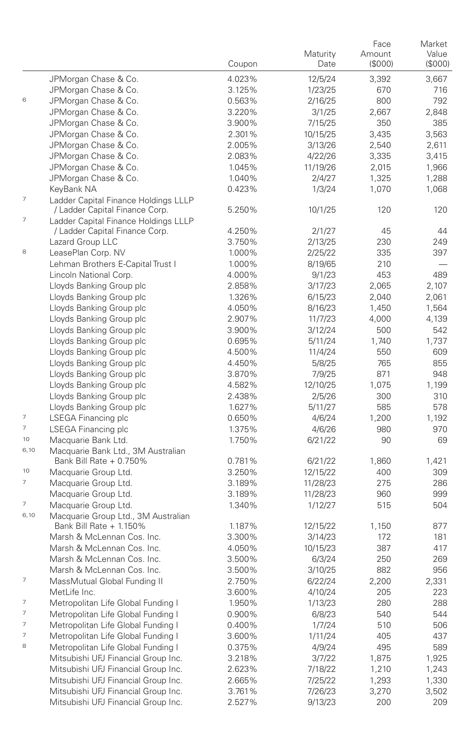| | | Coupon | Maturity Date | Face Amount ($000) | Market Value ($000) |
|---|---|---|---|---|---|
| | JPMorgan Chase & Co. | 4.023% | 12/5/24 | 3,392 | 3,667 |
| | JPMorgan Chase & Co. | 3.125% | 1/23/25 | 670 | 716 |
| 6 | JPMorgan Chase & Co. | 0.563% | 2/16/25 | 800 | 792 |
| | JPMorgan Chase & Co. | 3.220% | 3/1/25 | 2,667 | 2,848 |
| | JPMorgan Chase & Co. | 3.900% | 7/15/25 | 350 | 385 |
| | JPMorgan Chase & Co. | 2.301% | 10/15/25 | 3,435 | 3,563 |
| | JPMorgan Chase & Co. | 2.005% | 3/13/26 | 2,540 | 2,611 |
| | JPMorgan Chase & Co. | 2.083% | 4/22/26 | 3,335 | 3,415 |
| | JPMorgan Chase & Co. | 1.045% | 11/19/26 | 2,015 | 1,966 |
| | JPMorgan Chase & Co. | 1.040% | 2/4/27 | 1,325 | 1,288 |
| | KeyBank NA | 0.423% | 1/3/24 | 1,070 | 1,068 |
| 7 | Ladder Capital Finance Holdings LLLP / Ladder Capital Finance Corp. | 5.250% | 10/1/25 | 120 | 120 |
| 7 | Ladder Capital Finance Holdings LLLP / Ladder Capital Finance Corp. | 4.250% | 2/1/27 | 45 | 44 |
| | Lazard Group LLC | 3.750% | 2/13/25 | 230 | 249 |
| 8 | LeasePlan Corp. NV | 1.000% | 2/25/22 | 335 | 397 |
| | Lehman Brothers E-Capital Trust I | 1.000% | 8/19/65 | 210 | — |
| | Lincoln National Corp. | 4.000% | 9/1/23 | 453 | 489 |
| | Lloyds Banking Group plc | 2.858% | 3/17/23 | 2,065 | 2,107 |
| | Lloyds Banking Group plc | 1.326% | 6/15/23 | 2,040 | 2,061 |
| | Lloyds Banking Group plc | 4.050% | 8/16/23 | 1,450 | 1,564 |
| | Lloyds Banking Group plc | 2.907% | 11/7/23 | 4,000 | 4,139 |
| | Lloyds Banking Group plc | 3.900% | 3/12/24 | 500 | 542 |
| | Lloyds Banking Group plc | 0.695% | 5/11/24 | 1,740 | 1,737 |
| | Lloyds Banking Group plc | 4.500% | 11/4/24 | 550 | 609 |
| | Lloyds Banking Group plc | 4.450% | 5/8/25 | 765 | 855 |
| | Lloyds Banking Group plc | 3.870% | 7/9/25 | 871 | 948 |
| | Lloyds Banking Group plc | 4.582% | 12/10/25 | 1,075 | 1,199 |
| | Lloyds Banking Group plc | 2.438% | 2/5/26 | 300 | 310 |
| | Lloyds Banking Group plc | 1.627% | 5/11/27 | 585 | 578 |
| 7 | LSEGA Financing plc | 0.650% | 4/6/24 | 1,200 | 1,192 |
| 7 | LSEGA Financing plc | 1.375% | 4/6/26 | 980 | 970 |
| 10 | Macquarie Bank Ltd. | 1.750% | 6/21/22 | 90 | 69 |
| 6,10 | Macquarie Bank Ltd., 3M Australian Bank Bill Rate + 0.750% | 0.781% | 6/21/22 | 1,860 | 1,421 |
| 10 | Macquarie Group Ltd. | 3.250% | 12/15/22 | 400 | 309 |
| 7 | Macquarie Group Ltd. | 3.189% | 11/28/23 | 275 | 286 |
| | Macquarie Group Ltd. | 3.189% | 11/28/23 | 960 | 999 |
| 7 | Macquarie Group Ltd. | 1.340% | 1/12/27 | 515 | 504 |
| 6,10 | Macquarie Group Ltd., 3M Australian Bank Bill Rate + 1.150% | 1.187% | 12/15/22 | 1,150 | 877 |
| | Marsh & McLennan Cos. Inc. | 3.300% | 3/14/23 | 172 | 181 |
| | Marsh & McLennan Cos. Inc. | 4.050% | 10/15/23 | 387 | 417 |
| | Marsh & McLennan Cos. Inc. | 3.500% | 6/3/24 | 250 | 269 |
| | Marsh & McLennan Cos. Inc. | 3.500% | 3/10/25 | 882 | 956 |
| 7 | MassMutual Global Funding II | 2.750% | 6/22/24 | 2,200 | 2,331 |
| | MetLife Inc. | 3.600% | 4/10/24 | 205 | 223 |
| 7 | Metropolitan Life Global Funding I | 1.950% | 1/13/23 | 280 | 288 |
| 7 | Metropolitan Life Global Funding I | 0.900% | 6/8/23 | 540 | 544 |
| 7 | Metropolitan Life Global Funding I | 0.400% | 1/7/24 | 510 | 506 |
| 7 | Metropolitan Life Global Funding I | 3.600% | 1/11/24 | 405 | 437 |
| 8 | Metropolitan Life Global Funding I | 0.375% | 4/9/24 | 495 | 589 |
| | Mitsubishi UFJ Financial Group Inc. | 3.218% | 3/7/22 | 1,875 | 1,925 |
| | Mitsubishi UFJ Financial Group Inc. | 2.623% | 7/18/22 | 1,210 | 1,243 |
| | Mitsubishi UFJ Financial Group Inc. | 2.665% | 7/25/22 | 1,293 | 1,330 |
| | Mitsubishi UFJ Financial Group Inc. | 3.761% | 7/26/23 | 3,270 | 3,502 |
| | Mitsubishi UFJ Financial Group Inc. | 2.527% | 9/13/23 | 200 | 209 |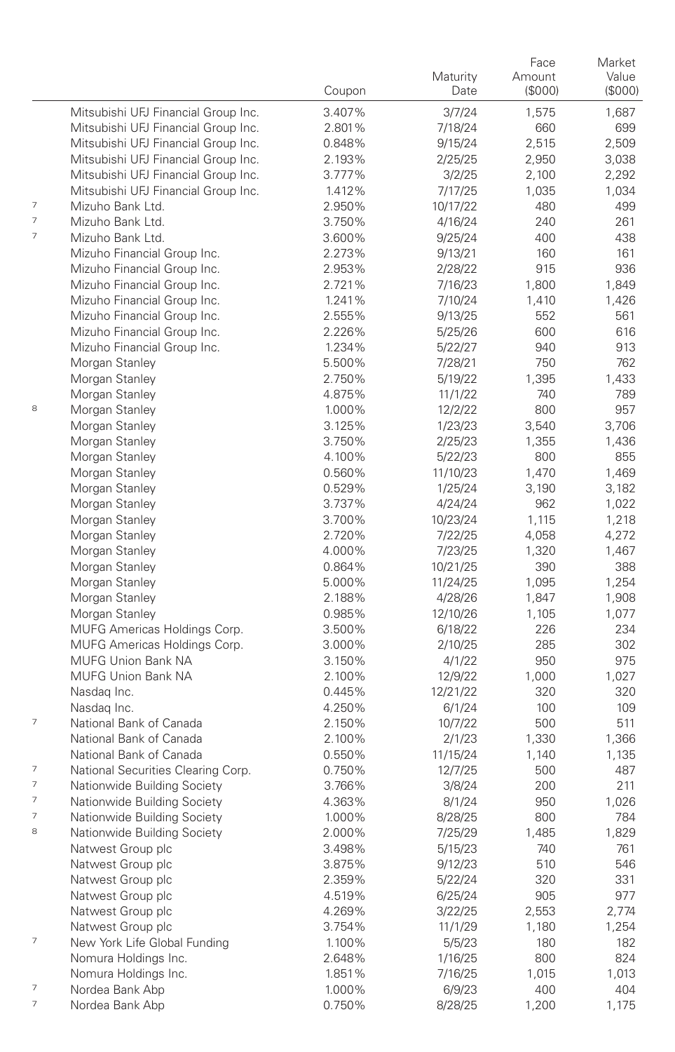| | | Coupon | Maturity Date | Face Amount ($000) | Market Value ($000) |
|---|---|---|---|---|---|
| | Mitsubishi UFJ Financial Group Inc. | 3.407% | 3/7/24 | 1,575 | 1,687 |
| | Mitsubishi UFJ Financial Group Inc. | 2.801% | 7/18/24 | 660 | 699 |
| | Mitsubishi UFJ Financial Group Inc. | 0.848% | 9/15/24 | 2,515 | 2,509 |
| | Mitsubishi UFJ Financial Group Inc. | 2.193% | 2/25/25 | 2,950 | 3,038 |
| | Mitsubishi UFJ Financial Group Inc. | 3.777% | 3/2/25 | 2,100 | 2,292 |
| | Mitsubishi UFJ Financial Group Inc. | 1.412% | 7/17/25 | 1,035 | 1,034 |
| 7 | Mizuho Bank Ltd. | 2.950% | 10/17/22 | 480 | 499 |
| 7 | Mizuho Bank Ltd. | 3.750% | 4/16/24 | 240 | 261 |
| 7 | Mizuho Bank Ltd. | 3.600% | 9/25/24 | 400 | 438 |
| | Mizuho Financial Group Inc. | 2.273% | 9/13/21 | 160 | 161 |
| | Mizuho Financial Group Inc. | 2.953% | 2/28/22 | 915 | 936 |
| | Mizuho Financial Group Inc. | 2.721% | 7/16/23 | 1,800 | 1,849 |
| | Mizuho Financial Group Inc. | 1.241% | 7/10/24 | 1,410 | 1,426 |
| | Mizuho Financial Group Inc. | 2.555% | 9/13/25 | 552 | 561 |
| | Mizuho Financial Group Inc. | 2.226% | 5/25/26 | 600 | 616 |
| | Mizuho Financial Group Inc. | 1.234% | 5/22/27 | 940 | 913 |
| | Morgan Stanley | 5.500% | 7/28/21 | 750 | 762 |
| | Morgan Stanley | 2.750% | 5/19/22 | 1,395 | 1,433 |
| | Morgan Stanley | 4.875% | 11/1/22 | 740 | 789 |
| 8 | Morgan Stanley | 1.000% | 12/2/22 | 800 | 957 |
| | Morgan Stanley | 3.125% | 1/23/23 | 3,540 | 3,706 |
| | Morgan Stanley | 3.750% | 2/25/23 | 1,355 | 1,436 |
| | Morgan Stanley | 4.100% | 5/22/23 | 800 | 855 |
| | Morgan Stanley | 0.560% | 11/10/23 | 1,470 | 1,469 |
| | Morgan Stanley | 0.529% | 1/25/24 | 3,190 | 3,182 |
| | Morgan Stanley | 3.737% | 4/24/24 | 962 | 1,022 |
| | Morgan Stanley | 3.700% | 10/23/24 | 1,115 | 1,218 |
| | Morgan Stanley | 2.720% | 7/22/25 | 4,058 | 4,272 |
| | Morgan Stanley | 4.000% | 7/23/25 | 1,320 | 1,467 |
| | Morgan Stanley | 0.864% | 10/21/25 | 390 | 388 |
| | Morgan Stanley | 5.000% | 11/24/25 | 1,095 | 1,254 |
| | Morgan Stanley | 2.188% | 4/28/26 | 1,847 | 1,908 |
| | Morgan Stanley | 0.985% | 12/10/26 | 1,105 | 1,077 |
| | MUFG Americas Holdings Corp. | 3.500% | 6/18/22 | 226 | 234 |
| | MUFG Americas Holdings Corp. | 3.000% | 2/10/25 | 285 | 302 |
| | MUFG Union Bank NA | 3.150% | 4/1/22 | 950 | 975 |
| | MUFG Union Bank NA | 2.100% | 12/9/22 | 1,000 | 1,027 |
| | Nasdaq Inc. | 0.445% | 12/21/22 | 320 | 320 |
| | Nasdaq Inc. | 4.250% | 6/1/24 | 100 | 109 |
| 7 | National Bank of Canada | 2.150% | 10/7/22 | 500 | 511 |
| | National Bank of Canada | 2.100% | 2/1/23 | 1,330 | 1,366 |
| | National Bank of Canada | 0.550% | 11/15/24 | 1,140 | 1,135 |
| 7 | National Securities Clearing Corp. | 0.750% | 12/7/25 | 500 | 487 |
| 7 | Nationwide Building Society | 3.766% | 3/8/24 | 200 | 211 |
| 7 | Nationwide Building Society | 4.363% | 8/1/24 | 950 | 1,026 |
| 7 | Nationwide Building Society | 1.000% | 8/28/25 | 800 | 784 |
| 8 | Nationwide Building Society | 2.000% | 7/25/29 | 1,485 | 1,829 |
| | Natwest Group plc | 3.498% | 5/15/23 | 740 | 761 |
| | Natwest Group plc | 3.875% | 9/12/23 | 510 | 546 |
| | Natwest Group plc | 2.359% | 5/22/24 | 320 | 331 |
| | Natwest Group plc | 4.519% | 6/25/24 | 905 | 977 |
| | Natwest Group plc | 4.269% | 3/22/25 | 2,553 | 2,774 |
| | Natwest Group plc | 3.754% | 11/1/29 | 1,180 | 1,254 |
| 7 | New York Life Global Funding | 1.100% | 5/5/23 | 180 | 182 |
| | Nomura Holdings Inc. | 2.648% | 1/16/25 | 800 | 824 |
| | Nomura Holdings Inc. | 1.851% | 7/16/25 | 1,015 | 1,013 |
| 7 | Nordea Bank Abp | 1.000% | 6/9/23 | 400 | 404 |
| 7 | Nordea Bank Abp | 0.750% | 8/28/25 | 1,200 | 1,175 |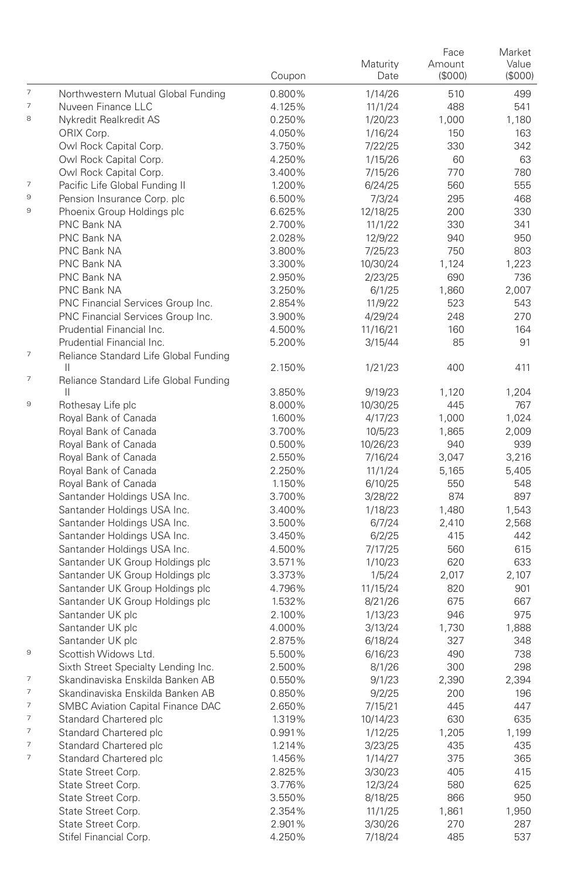| | | Coupon | Maturity Date | Face Amount ($000) | Market Value ($000) |
|---|---|---|---|---|---|
| 7 | Northwestern Mutual Global Funding | 0.800% | 1/14/26 | 510 | 499 |
| 7 | Nuveen Finance LLC | 4.125% | 11/1/24 | 488 | 541 |
| 8 | Nykredit Realkredit AS | 0.250% | 1/20/23 | 1,000 | 1,180 |
| | ORIX Corp. | 4.050% | 1/16/24 | 150 | 163 |
| | Owl Rock Capital Corp. | 3.750% | 7/22/25 | 330 | 342 |
| | Owl Rock Capital Corp. | 4.250% | 1/15/26 | 60 | 63 |
| | Owl Rock Capital Corp. | 3.400% | 7/15/26 | 770 | 780 |
| 7 | Pacific Life Global Funding II | 1.200% | 6/24/25 | 560 | 555 |
| 9 | Pension Insurance Corp. plc | 6.500% | 7/3/24 | 295 | 468 |
| 9 | Phoenix Group Holdings plc | 6.625% | 12/18/25 | 200 | 330 |
| | PNC Bank NA | 2.700% | 11/1/22 | 330 | 341 |
| | PNC Bank NA | 2.028% | 12/9/22 | 940 | 950 |
| | PNC Bank NA | 3.800% | 7/25/23 | 750 | 803 |
| | PNC Bank NA | 3.300% | 10/30/24 | 1,124 | 1,223 |
| | PNC Bank NA | 2.950% | 2/23/25 | 690 | 736 |
| | PNC Bank NA | 3.250% | 6/1/25 | 1,860 | 2,007 |
| | PNC Financial Services Group Inc. | 2.854% | 11/9/22 | 523 | 543 |
| | PNC Financial Services Group Inc. | 3.900% | 4/29/24 | 248 | 270 |
| | Prudential Financial Inc. | 4.500% | 11/16/21 | 160 | 164 |
| | Prudential Financial Inc. | 5.200% | 3/15/44 | 85 | 91 |
| 7 | Reliance Standard Life Global Funding II | 2.150% | 1/21/23 | 400 | 411 |
| 7 | Reliance Standard Life Global Funding II | 3.850% | 9/19/23 | 1,120 | 1,204 |
| 9 | Rothesay Life plc | 8.000% | 10/30/25 | 445 | 767 |
| | Royal Bank of Canada | 1.600% | 4/17/23 | 1,000 | 1,024 |
| | Royal Bank of Canada | 3.700% | 10/5/23 | 1,865 | 2,009 |
| | Royal Bank of Canada | 0.500% | 10/26/23 | 940 | 939 |
| | Royal Bank of Canada | 2.550% | 7/16/24 | 3,047 | 3,216 |
| | Royal Bank of Canada | 2.250% | 11/1/24 | 5,165 | 5,405 |
| | Royal Bank of Canada | 1.150% | 6/10/25 | 550 | 548 |
| | Santander Holdings USA Inc. | 3.700% | 3/28/22 | 874 | 897 |
| | Santander Holdings USA Inc. | 3.400% | 1/18/23 | 1,480 | 1,543 |
| | Santander Holdings USA Inc. | 3.500% | 6/7/24 | 2,410 | 2,568 |
| | Santander Holdings USA Inc. | 3.450% | 6/2/25 | 415 | 442 |
| | Santander Holdings USA Inc. | 4.500% | 7/17/25 | 560 | 615 |
| | Santander UK Group Holdings plc | 3.571% | 1/10/23 | 620 | 633 |
| | Santander UK Group Holdings plc | 3.373% | 1/5/24 | 2,017 | 2,107 |
| | Santander UK Group Holdings plc | 4.796% | 11/15/24 | 820 | 901 |
| | Santander UK Group Holdings plc | 1.532% | 8/21/26 | 675 | 667 |
| | Santander UK plc | 2.100% | 1/13/23 | 946 | 975 |
| | Santander UK plc | 4.000% | 3/13/24 | 1,730 | 1,888 |
| | Santander UK plc | 2.875% | 6/18/24 | 327 | 348 |
| 9 | Scottish Widows Ltd. | 5.500% | 6/16/23 | 490 | 738 |
| | Sixth Street Specialty Lending Inc. | 2.500% | 8/1/26 | 300 | 298 |
| 7 | Skandinaviska Enskilda Banken AB | 0.550% | 9/1/23 | 2,390 | 2,394 |
| 7 | Skandinaviska Enskilda Banken AB | 0.850% | 9/2/25 | 200 | 196 |
| 7 | SMBC Aviation Capital Finance DAC | 2.650% | 7/15/21 | 445 | 447 |
| 7 | Standard Chartered plc | 1.319% | 10/14/23 | 630 | 635 |
| 7 | Standard Chartered plc | 0.991% | 1/12/25 | 1,205 | 1,199 |
| 7 | Standard Chartered plc | 1.214% | 3/23/25 | 435 | 435 |
| 7 | Standard Chartered plc | 1.456% | 1/14/27 | 375 | 365 |
| | State Street Corp. | 2.825% | 3/30/23 | 405 | 415 |
| | State Street Corp. | 3.776% | 12/3/24 | 580 | 625 |
| | State Street Corp. | 3.550% | 8/18/25 | 866 | 950 |
| | State Street Corp. | 2.354% | 11/1/25 | 1,861 | 1,950 |
| | State Street Corp. | 2.901% | 3/30/26 | 270 | 287 |
| | Stifel Financial Corp. | 4.250% | 7/18/24 | 485 | 537 |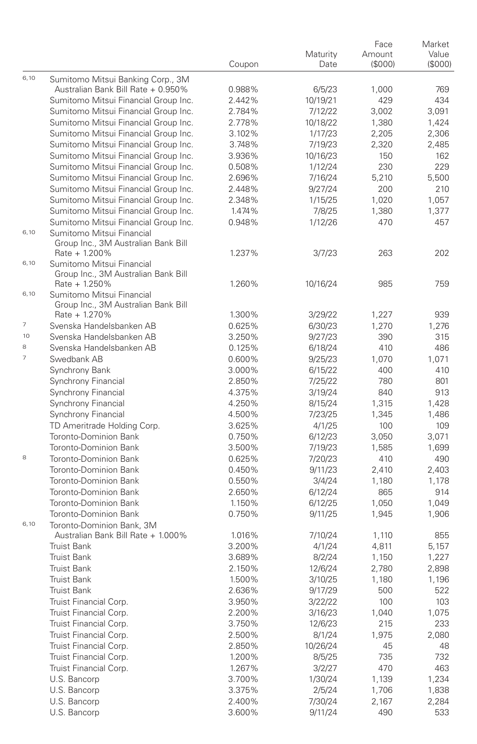| | | Coupon | Maturity Date | Face Amount ($000) | Market Value ($000) |
|---|---|---|---|---|---|
| 6,10 | Sumitomo Mitsui Banking Corp., 3M Australian Bank Bill Rate + 0.950% | 0.988% | 6/5/23 | 1,000 | 769 |
| | Sumitomo Mitsui Financial Group Inc. | 2.442% | 10/19/21 | 429 | 434 |
| | Sumitomo Mitsui Financial Group Inc. | 2.784% | 7/12/22 | 3,002 | 3,091 |
| | Sumitomo Mitsui Financial Group Inc. | 2.778% | 10/18/22 | 1,380 | 1,424 |
| | Sumitomo Mitsui Financial Group Inc. | 3.102% | 1/17/23 | 2,205 | 2,306 |
| | Sumitomo Mitsui Financial Group Inc. | 3.748% | 7/19/23 | 2,320 | 2,485 |
| | Sumitomo Mitsui Financial Group Inc. | 3.936% | 10/16/23 | 150 | 162 |
| | Sumitomo Mitsui Financial Group Inc. | 0.508% | 1/12/24 | 230 | 229 |
| | Sumitomo Mitsui Financial Group Inc. | 2.696% | 7/16/24 | 5,210 | 5,500 |
| | Sumitomo Mitsui Financial Group Inc. | 2.448% | 9/27/24 | 200 | 210 |
| | Sumitomo Mitsui Financial Group Inc. | 2.348% | 1/15/25 | 1,020 | 1,057 |
| | Sumitomo Mitsui Financial Group Inc. | 1.474% | 7/8/25 | 1,380 | 1,377 |
| | Sumitomo Mitsui Financial Group Inc. | 0.948% | 1/12/26 | 470 | 457 |
| 6,10 | Sumitomo Mitsui Financial Group Inc., 3M Australian Bank Bill Rate + 1.200% | 1.237% | 3/7/23 | 263 | 202 |
| 6,10 | Sumitomo Mitsui Financial Group Inc., 3M Australian Bank Bill Rate + 1.250% | 1.260% | 10/16/24 | 985 | 759 |
| 6,10 | Sumitomo Mitsui Financial Group Inc., 3M Australian Bank Bill Rate + 1.270% | 1.300% | 3/29/22 | 1,227 | 939 |
| 7 | Svenska Handelsbanken AB | 0.625% | 6/30/23 | 1,270 | 1,276 |
| 10 | Svenska Handelsbanken AB | 3.250% | 9/27/23 | 390 | 315 |
| 8 | Svenska Handelsbanken AB | 0.125% | 6/18/24 | 410 | 486 |
| 7 | Swedbank AB | 0.600% | 9/25/23 | 1,070 | 1,071 |
| | Synchrony Bank | 3.000% | 6/15/22 | 400 | 410 |
| | Synchrony Financial | 2.850% | 7/25/22 | 780 | 801 |
| | Synchrony Financial | 4.375% | 3/19/24 | 840 | 913 |
| | Synchrony Financial | 4.250% | 8/15/24 | 1,315 | 1,428 |
| | Synchrony Financial | 4.500% | 7/23/25 | 1,345 | 1,486 |
| | TD Ameritrade Holding Corp. | 3.625% | 4/1/25 | 100 | 109 |
| | Toronto-Dominion Bank | 0.750% | 6/12/23 | 3,050 | 3,071 |
| | Toronto-Dominion Bank | 3.500% | 7/19/23 | 1,585 | 1,699 |
| 8 | Toronto-Dominion Bank | 0.625% | 7/20/23 | 410 | 490 |
| | Toronto-Dominion Bank | 0.450% | 9/11/23 | 2,410 | 2,403 |
| | Toronto-Dominion Bank | 0.550% | 3/4/24 | 1,180 | 1,178 |
| | Toronto-Dominion Bank | 2.650% | 6/12/24 | 865 | 914 |
| | Toronto-Dominion Bank | 1.150% | 6/12/25 | 1,050 | 1,049 |
| | Toronto-Dominion Bank | 0.750% | 9/11/25 | 1,945 | 1,906 |
| 6,10 | Toronto-Dominion Bank, 3M Australian Bank Bill Rate + 1.000% | 1.016% | 7/10/24 | 1,110 | 855 |
| | Truist Bank | 3.200% | 4/1/24 | 4,811 | 5,157 |
| | Truist Bank | 3.689% | 8/2/24 | 1,150 | 1,227 |
| | Truist Bank | 2.150% | 12/6/24 | 2,780 | 2,898 |
| | Truist Bank | 1.500% | 3/10/25 | 1,180 | 1,196 |
| | Truist Bank | 2.636% | 9/17/29 | 500 | 522 |
| | Truist Financial Corp. | 3.950% | 3/22/22 | 100 | 103 |
| | Truist Financial Corp. | 2.200% | 3/16/23 | 1,040 | 1,075 |
| | Truist Financial Corp. | 3.750% | 12/6/23 | 215 | 233 |
| | Truist Financial Corp. | 2.500% | 8/1/24 | 1,975 | 2,080 |
| | Truist Financial Corp. | 2.850% | 10/26/24 | 45 | 48 |
| | Truist Financial Corp. | 1.200% | 8/5/25 | 735 | 732 |
| | Truist Financial Corp. | 1.267% | 3/2/27 | 470 | 463 |
| | U.S. Bancorp | 3.700% | 1/30/24 | 1,139 | 1,234 |
| | U.S. Bancorp | 3.375% | 2/5/24 | 1,706 | 1,838 |
| | U.S. Bancorp | 2.400% | 7/30/24 | 2,167 | 2,284 |
| | U.S. Bancorp | 3.600% | 9/11/24 | 490 | 533 |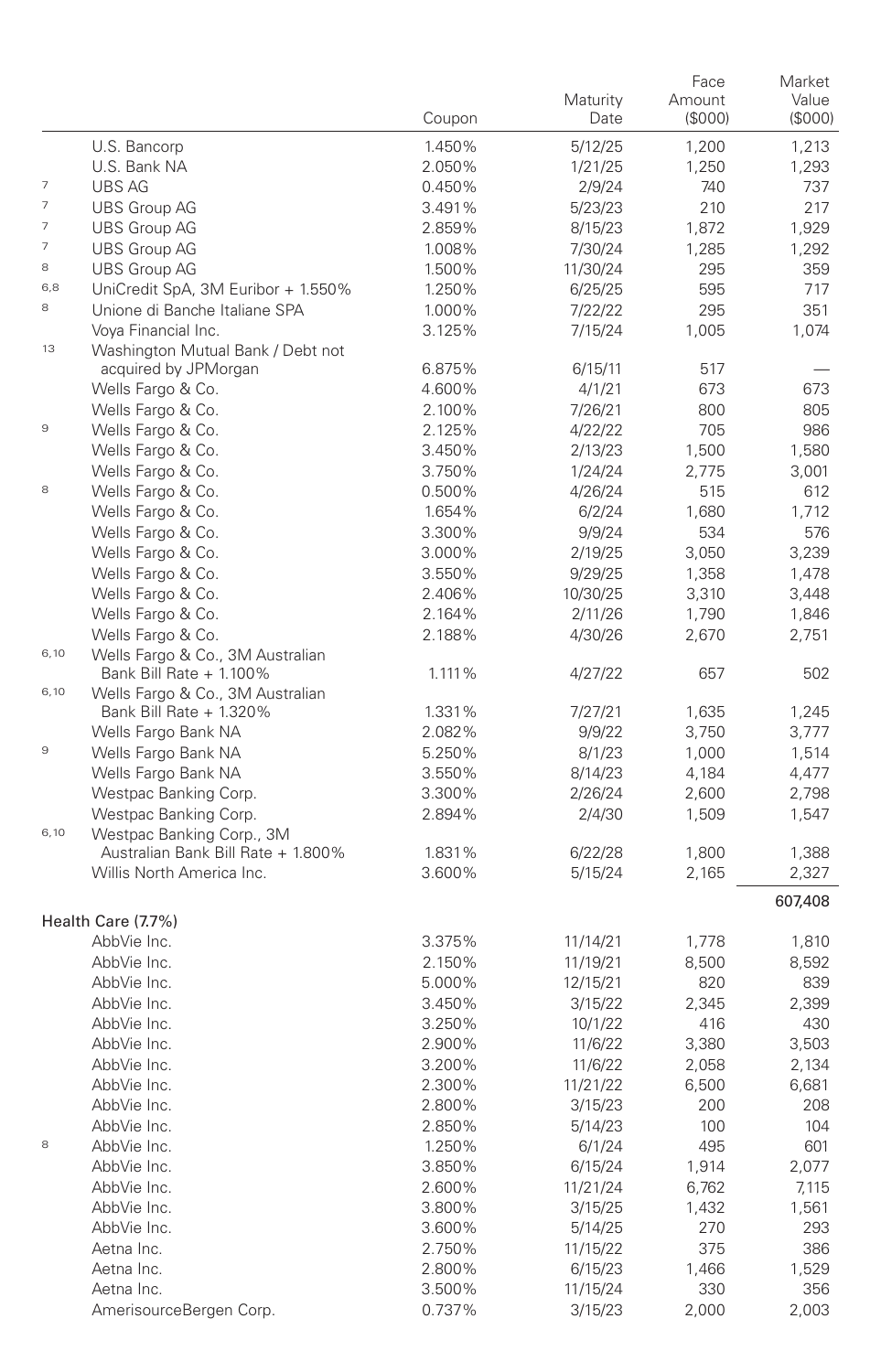| | | Coupon | Maturity Date | Face Amount ($000) | Market Value ($000) |
|---|---|---|---|---|---|
| | U.S. Bancorp | 1.450% | 5/12/25 | 1,200 | 1,213 |
| | U.S. Bank NA | 2.050% | 1/21/25 | 1,250 | 1,293 |
| 7 | UBS AG | 0.450% | 2/9/24 | 740 | 737 |
| 7 | UBS Group AG | 3.491% | 5/23/23 | 210 | 217 |
| 7 | UBS Group AG | 2.859% | 8/15/23 | 1,872 | 1,929 |
| 7 | UBS Group AG | 1.008% | 7/30/24 | 1,285 | 1,292 |
| 8 | UBS Group AG | 1.500% | 11/30/24 | 295 | 359 |
| 6,8 | UniCredit SpA, 3M Euribor + 1.550% | 1.250% | 6/25/25 | 595 | 717 |
| 8 | Unione di Banche Italiane SPA | 1.000% | 7/22/22 | 295 | 351 |
| | Voya Financial Inc. | 3.125% | 7/15/24 | 1,005 | 1,074 |
| 13 | Washington Mutual Bank / Debt not acquired by JPMorgan | 6.875% | 6/15/11 | 517 | — |
| | Wells Fargo & Co. | 4.600% | 4/1/21 | 673 | 673 |
| | Wells Fargo & Co. | 2.100% | 7/26/21 | 800 | 805 |
| 9 | Wells Fargo & Co. | 2.125% | 4/22/22 | 705 | 986 |
| | Wells Fargo & Co. | 3.450% | 2/13/23 | 1,500 | 1,580 |
| | Wells Fargo & Co. | 3.750% | 1/24/24 | 2,775 | 3,001 |
| 8 | Wells Fargo & Co. | 0.500% | 4/26/24 | 515 | 612 |
| | Wells Fargo & Co. | 1.654% | 6/2/24 | 1,680 | 1,712 |
| | Wells Fargo & Co. | 3.300% | 9/9/24 | 534 | 576 |
| | Wells Fargo & Co. | 3.000% | 2/19/25 | 3,050 | 3,239 |
| | Wells Fargo & Co. | 3.550% | 9/29/25 | 1,358 | 1,478 |
| | Wells Fargo & Co. | 2.406% | 10/30/25 | 3,310 | 3,448 |
| | Wells Fargo & Co. | 2.164% | 2/11/26 | 1,790 | 1,846 |
| | Wells Fargo & Co. | 2.188% | 4/30/26 | 2,670 | 2,751 |
| 6,10 | Wells Fargo & Co., 3M Australian Bank Bill Rate + 1.100% | 1.111% | 4/27/22 | 657 | 502 |
| 6,10 | Wells Fargo & Co., 3M Australian Bank Bill Rate + 1.320% | 1.331% | 7/27/21 | 1,635 | 1,245 |
| | Wells Fargo Bank NA | 2.082% | 9/9/22 | 3,750 | 3,777 |
| 9 | Wells Fargo Bank NA | 5.250% | 8/1/23 | 1,000 | 1,514 |
| | Wells Fargo Bank NA | 3.550% | 8/14/23 | 4,184 | 4,477 |
| | Westpac Banking Corp. | 3.300% | 2/26/24 | 2,600 | 2,798 |
| | Westpac Banking Corp. | 2.894% | 2/4/30 | 1,509 | 1,547 |
| 6,10 | Westpac Banking Corp., 3M Australian Bank Bill Rate + 1.800% | 1.831% | 6/22/28 | 1,800 | 1,388 |
| | Willis North America Inc. | 3.600% | 5/15/24 | 2,165 | 2,327 |
| | | | | | 607,408 |
| **Health Care (7.7%)** | | | | | |
| | AbbVie Inc. | 3.375% | 11/14/21 | 1,778 | 1,810 |
| | AbbVie Inc. | 2.150% | 11/19/21 | 8,500 | 8,592 |
| | AbbVie Inc. | 5.000% | 12/15/21 | 820 | 839 |
| | AbbVie Inc. | 3.450% | 3/15/22 | 2,345 | 2,399 |
| | AbbVie Inc. | 3.250% | 10/1/22 | 416 | 430 |
| | AbbVie Inc. | 2.900% | 11/6/22 | 3,380 | 3,503 |
| | AbbVie Inc. | 3.200% | 11/6/22 | 2,058 | 2,134 |
| | AbbVie Inc. | 2.300% | 11/21/22 | 6,500 | 6,681 |
| | AbbVie Inc. | 2.800% | 3/15/23 | 200 | 208 |
| | AbbVie Inc. | 2.850% | 5/14/23 | 100 | 104 |
| 8 | AbbVie Inc. | 1.250% | 6/1/24 | 495 | 601 |
| | AbbVie Inc. | 3.850% | 6/15/24 | 1,914 | 2,077 |
| | AbbVie Inc. | 2.600% | 11/21/24 | 6,762 | 7,115 |
| | AbbVie Inc. | 3.800% | 3/15/25 | 1,432 | 1,561 |
| | AbbVie Inc. | 3.600% | 5/14/25 | 270 | 293 |
| | Aetna Inc. | 2.750% | 11/15/22 | 375 | 386 |
| | Aetna Inc. | 2.800% | 6/15/23 | 1,466 | 1,529 |
| | Aetna Inc. | 3.500% | 11/15/24 | 330 | 356 |
| | AmerisourceBergen Corp. | 0.737% | 3/15/23 | 2,000 | 2,003 |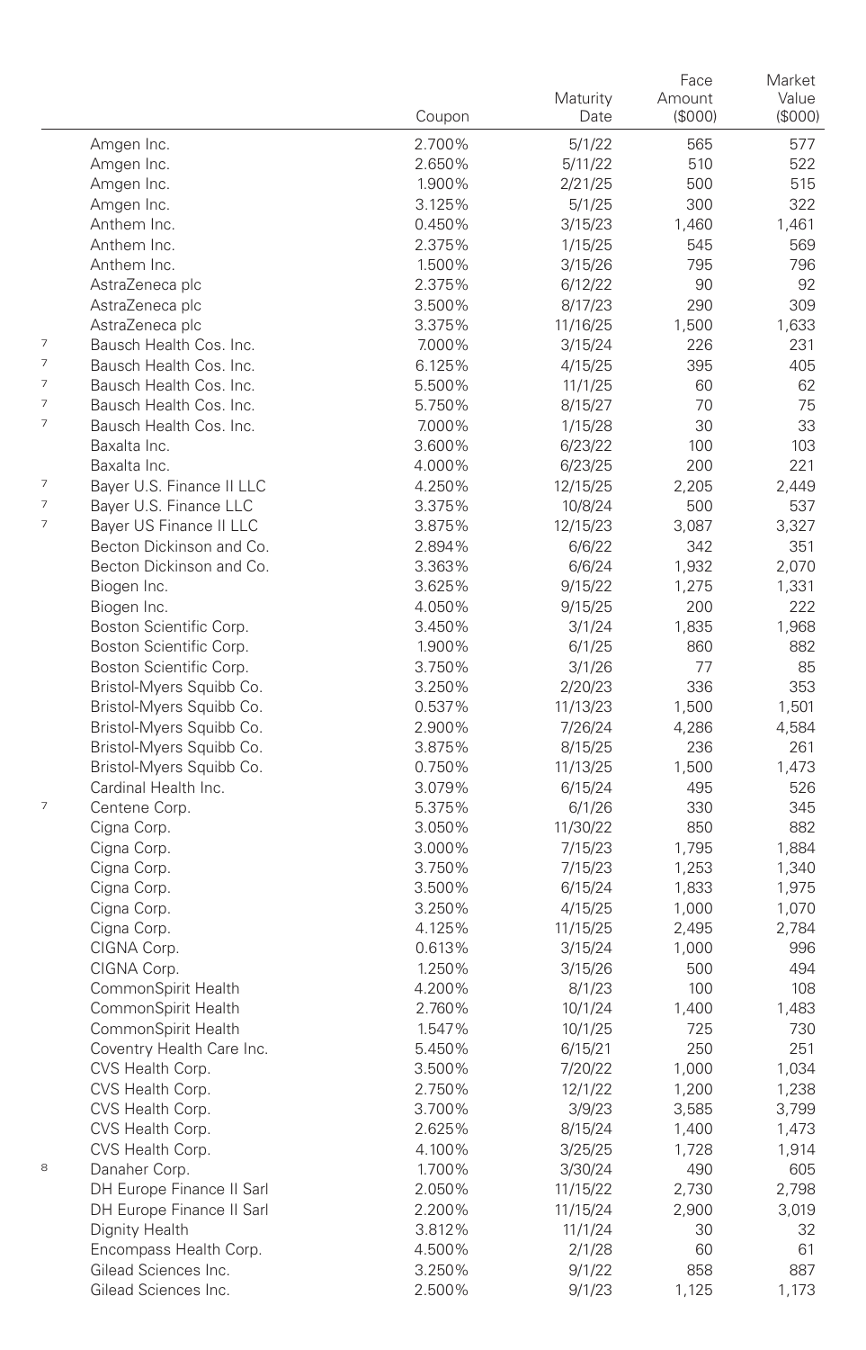| | | Coupon | Maturity Date | Face Amount ($000) | Market Value ($000) |
|---|---|---|---|---|---|
| | Amgen Inc. | 2.700% | 5/1/22 | 565 | 577 |
| | Amgen Inc. | 2.650% | 5/11/22 | 510 | 522 |
| | Amgen Inc. | 1.900% | 2/21/25 | 500 | 515 |
| | Amgen Inc. | 3.125% | 5/1/25 | 300 | 322 |
| | Anthem Inc. | 0.450% | 3/15/23 | 1,460 | 1,461 |
| | Anthem Inc. | 2.375% | 1/15/25 | 545 | 569 |
| | Anthem Inc. | 1.500% | 3/15/26 | 795 | 796 |
| | AstraZeneca plc | 2.375% | 6/12/22 | 90 | 92 |
| | AstraZeneca plc | 3.500% | 8/17/23 | 290 | 309 |
| | AstraZeneca plc | 3.375% | 11/16/25 | 1,500 | 1,633 |
| 7 | Bausch Health Cos. Inc. | 7.000% | 3/15/24 | 226 | 231 |
| 7 | Bausch Health Cos. Inc. | 6.125% | 4/15/25 | 395 | 405 |
| 7 | Bausch Health Cos. Inc. | 5.500% | 11/1/25 | 60 | 62 |
| 7 | Bausch Health Cos. Inc. | 5.750% | 8/15/27 | 70 | 75 |
| 7 | Bausch Health Cos. Inc. | 7.000% | 1/15/28 | 30 | 33 |
| | Baxalta Inc. | 3.600% | 6/23/22 | 100 | 103 |
| | Baxalta Inc. | 4.000% | 6/23/25 | 200 | 221 |
| 7 | Bayer U.S. Finance II LLC | 4.250% | 12/15/25 | 2,205 | 2,449 |
| 7 | Bayer U.S. Finance LLC | 3.375% | 10/8/24 | 500 | 537 |
| 7 | Bayer US Finance II LLC | 3.875% | 12/15/23 | 3,087 | 3,327 |
| | Becton Dickinson and Co. | 2.894% | 6/6/22 | 342 | 351 |
| | Becton Dickinson and Co. | 3.363% | 6/6/24 | 1,932 | 2,070 |
| | Biogen Inc. | 3.625% | 9/15/22 | 1,275 | 1,331 |
| | Biogen Inc. | 4.050% | 9/15/25 | 200 | 222 |
| | Boston Scientific Corp. | 3.450% | 3/1/24 | 1,835 | 1,968 |
| | Boston Scientific Corp. | 1.900% | 6/1/25 | 860 | 882 |
| | Boston Scientific Corp. | 3.750% | 3/1/26 | 77 | 85 |
| | Bristol-Myers Squibb Co. | 3.250% | 2/20/23 | 336 | 353 |
| | Bristol-Myers Squibb Co. | 0.537% | 11/13/23 | 1,500 | 1,501 |
| | Bristol-Myers Squibb Co. | 2.900% | 7/26/24 | 4,286 | 4,584 |
| | Bristol-Myers Squibb Co. | 3.875% | 8/15/25 | 236 | 261 |
| | Bristol-Myers Squibb Co. | 0.750% | 11/13/25 | 1,500 | 1,473 |
| | Cardinal Health Inc. | 3.079% | 6/15/24 | 495 | 526 |
| 7 | Centene Corp. | 5.375% | 6/1/26 | 330 | 345 |
| | Cigna Corp. | 3.050% | 11/30/22 | 850 | 882 |
| | Cigna Corp. | 3.000% | 7/15/23 | 1,795 | 1,884 |
| | Cigna Corp. | 3.750% | 7/15/23 | 1,253 | 1,340 |
| | Cigna Corp. | 3.500% | 6/15/24 | 1,833 | 1,975 |
| | Cigna Corp. | 3.250% | 4/15/25 | 1,000 | 1,070 |
| | Cigna Corp. | 4.125% | 11/15/25 | 2,495 | 2,784 |
| | CIGNA Corp. | 0.613% | 3/15/24 | 1,000 | 996 |
| | CIGNA Corp. | 1.250% | 3/15/26 | 500 | 494 |
| | CommonSpirit Health | 4.200% | 8/1/23 | 100 | 108 |
| | CommonSpirit Health | 2.760% | 10/1/24 | 1,400 | 1,483 |
| | CommonSpirit Health | 1.547% | 10/1/25 | 725 | 730 |
| | Coventry Health Care Inc. | 5.450% | 6/15/21 | 250 | 251 |
| | CVS Health Corp. | 3.500% | 7/20/22 | 1,000 | 1,034 |
| | CVS Health Corp. | 2.750% | 12/1/22 | 1,200 | 1,238 |
| | CVS Health Corp. | 3.700% | 3/9/23 | 3,585 | 3,799 |
| | CVS Health Corp. | 2.625% | 8/15/24 | 1,400 | 1,473 |
| | CVS Health Corp. | 4.100% | 3/25/25 | 1,728 | 1,914 |
| 8 | Danaher Corp. | 1.700% | 3/30/24 | 490 | 605 |
| | DH Europe Finance II Sarl | 2.050% | 11/15/22 | 2,730 | 2,798 |
| | DH Europe Finance II Sarl | 2.200% | 11/15/24 | 2,900 | 3,019 |
| | Dignity Health | 3.812% | 11/1/24 | 30 | 32 |
| | Encompass Health Corp. | 4.500% | 2/1/28 | 60 | 61 |
| | Gilead Sciences Inc. | 3.250% | 9/1/22 | 858 | 887 |
| | Gilead Sciences Inc. | 2.500% | 9/1/23 | 1,125 | 1,173 |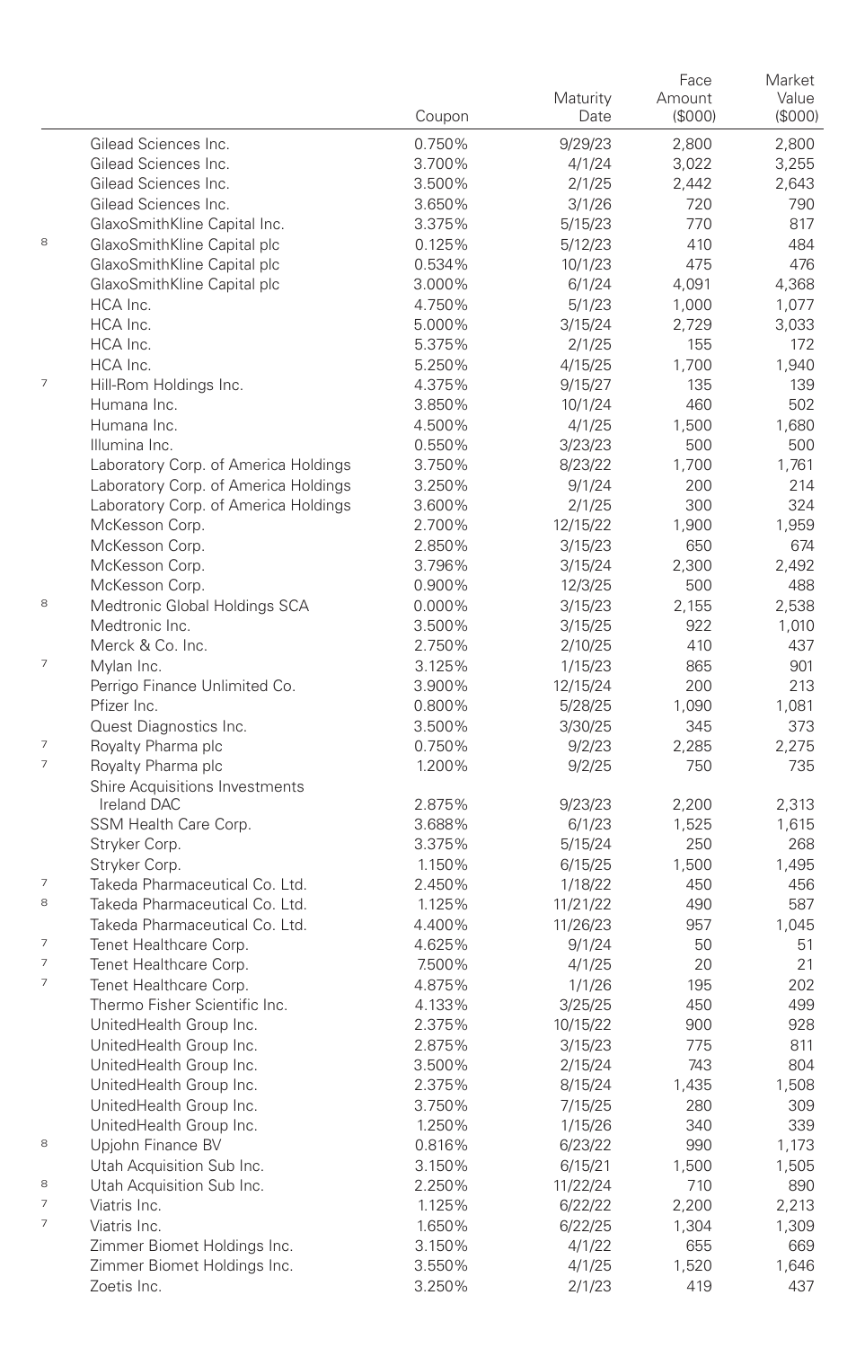| | | Coupon | Maturity Date | Face Amount ($000) | Market Value ($000) |
|---|---|---|---|---|---|
| | Gilead Sciences Inc. | 0.750% | 9/29/23 | 2,800 | 2,800 |
| | Gilead Sciences Inc. | 3.700% | 4/1/24 | 3,022 | 3,255 |
| | Gilead Sciences Inc. | 3.500% | 2/1/25 | 2,442 | 2,643 |
| | Gilead Sciences Inc. | 3.650% | 3/1/26 | 720 | 790 |
| | GlaxoSmithKline Capital Inc. | 3.375% | 5/15/23 | 770 | 817 |
| 8 | GlaxoSmithKline Capital plc | 0.125% | 5/12/23 | 410 | 484 |
| | GlaxoSmithKline Capital plc | 0.534% | 10/1/23 | 475 | 476 |
| | GlaxoSmithKline Capital plc | 3.000% | 6/1/24 | 4,091 | 4,368 |
| | HCA Inc. | 4.750% | 5/1/23 | 1,000 | 1,077 |
| | HCA Inc. | 5.000% | 3/15/24 | 2,729 | 3,033 |
| | HCA Inc. | 5.375% | 2/1/25 | 155 | 172 |
| | HCA Inc. | 5.250% | 4/15/25 | 1,700 | 1,940 |
| 7 | Hill-Rom Holdings Inc. | 4.375% | 9/15/27 | 135 | 139 |
| | Humana Inc. | 3.850% | 10/1/24 | 460 | 502 |
| | Humana Inc. | 4.500% | 4/1/25 | 1,500 | 1,680 |
| | Illumina Inc. | 0.550% | 3/23/23 | 500 | 500 |
| | Laboratory Corp. of America Holdings | 3.750% | 8/23/22 | 1,700 | 1,761 |
| | Laboratory Corp. of America Holdings | 3.250% | 9/1/24 | 200 | 214 |
| | Laboratory Corp. of America Holdings | 3.600% | 2/1/25 | 300 | 324 |
| | McKesson Corp. | 2.700% | 12/15/22 | 1,900 | 1,959 |
| | McKesson Corp. | 2.850% | 3/15/23 | 650 | 674 |
| | McKesson Corp. | 3.796% | 3/15/24 | 2,300 | 2,492 |
| | McKesson Corp. | 0.900% | 12/3/25 | 500 | 488 |
| 8 | Medtronic Global Holdings SCA | 0.000% | 3/15/23 | 2,155 | 2,538 |
| | Medtronic Inc. | 3.500% | 3/15/25 | 922 | 1,010 |
| | Merck & Co. Inc. | 2.750% | 2/10/25 | 410 | 437 |
| 7 | Mylan Inc. | 3.125% | 1/15/23 | 865 | 901 |
| | Perrigo Finance Unlimited Co. | 3.900% | 12/15/24 | 200 | 213 |
| | Pfizer Inc. | 0.800% | 5/28/25 | 1,090 | 1,081 |
| | Quest Diagnostics Inc. | 3.500% | 3/30/25 | 345 | 373 |
| 7 | Royalty Pharma plc | 0.750% | 9/2/23 | 2,285 | 2,275 |
| 7 | Royalty Pharma plc | 1.200% | 9/2/25 | 750 | 735 |
| | Shire Acquisitions Investments Ireland DAC | 2.875% | 9/23/23 | 2,200 | 2,313 |
| | SSM Health Care Corp. | 3.688% | 6/1/23 | 1,525 | 1,615 |
| | Stryker Corp. | 3.375% | 5/15/24 | 250 | 268 |
| | Stryker Corp. | 1.150% | 6/15/25 | 1,500 | 1,495 |
| 7 | Takeda Pharmaceutical Co. Ltd. | 2.450% | 1/18/22 | 450 | 456 |
| 8 | Takeda Pharmaceutical Co. Ltd. | 1.125% | 11/21/22 | 490 | 587 |
| | Takeda Pharmaceutical Co. Ltd. | 4.400% | 11/26/23 | 957 | 1,045 |
| 7 | Tenet Healthcare Corp. | 4.625% | 9/1/24 | 50 | 51 |
| 7 | Tenet Healthcare Corp. | 7.500% | 4/1/25 | 20 | 21 |
| 7 | Tenet Healthcare Corp. | 4.875% | 1/1/26 | 195 | 202 |
| | Thermo Fisher Scientific Inc. | 4.133% | 3/25/25 | 450 | 499 |
| | UnitedHealth Group Inc. | 2.375% | 10/15/22 | 900 | 928 |
| | UnitedHealth Group Inc. | 2.875% | 3/15/23 | 775 | 811 |
| | UnitedHealth Group Inc. | 3.500% | 2/15/24 | 743 | 804 |
| | UnitedHealth Group Inc. | 2.375% | 8/15/24 | 1,435 | 1,508 |
| | UnitedHealth Group Inc. | 3.750% | 7/15/25 | 280 | 309 |
| | UnitedHealth Group Inc. | 1.250% | 1/15/26 | 340 | 339 |
| 8 | Upjohn Finance BV | 0.816% | 6/23/22 | 990 | 1,173 |
| | Utah Acquisition Sub Inc. | 3.150% | 6/15/21 | 1,500 | 1,505 |
| 8 | Utah Acquisition Sub Inc. | 2.250% | 11/22/24 | 710 | 890 |
| 7 | Viatris Inc. | 1.125% | 6/22/22 | 2,200 | 2,213 |
| 7 | Viatris Inc. | 1.650% | 6/22/25 | 1,304 | 1,309 |
| | Zimmer Biomet Holdings Inc. | 3.150% | 4/1/22 | 655 | 669 |
| | Zimmer Biomet Holdings Inc. | 3.550% | 4/1/25 | 1,520 | 1,646 |
| | Zoetis Inc. | 3.250% | 2/1/23 | 419 | 437 |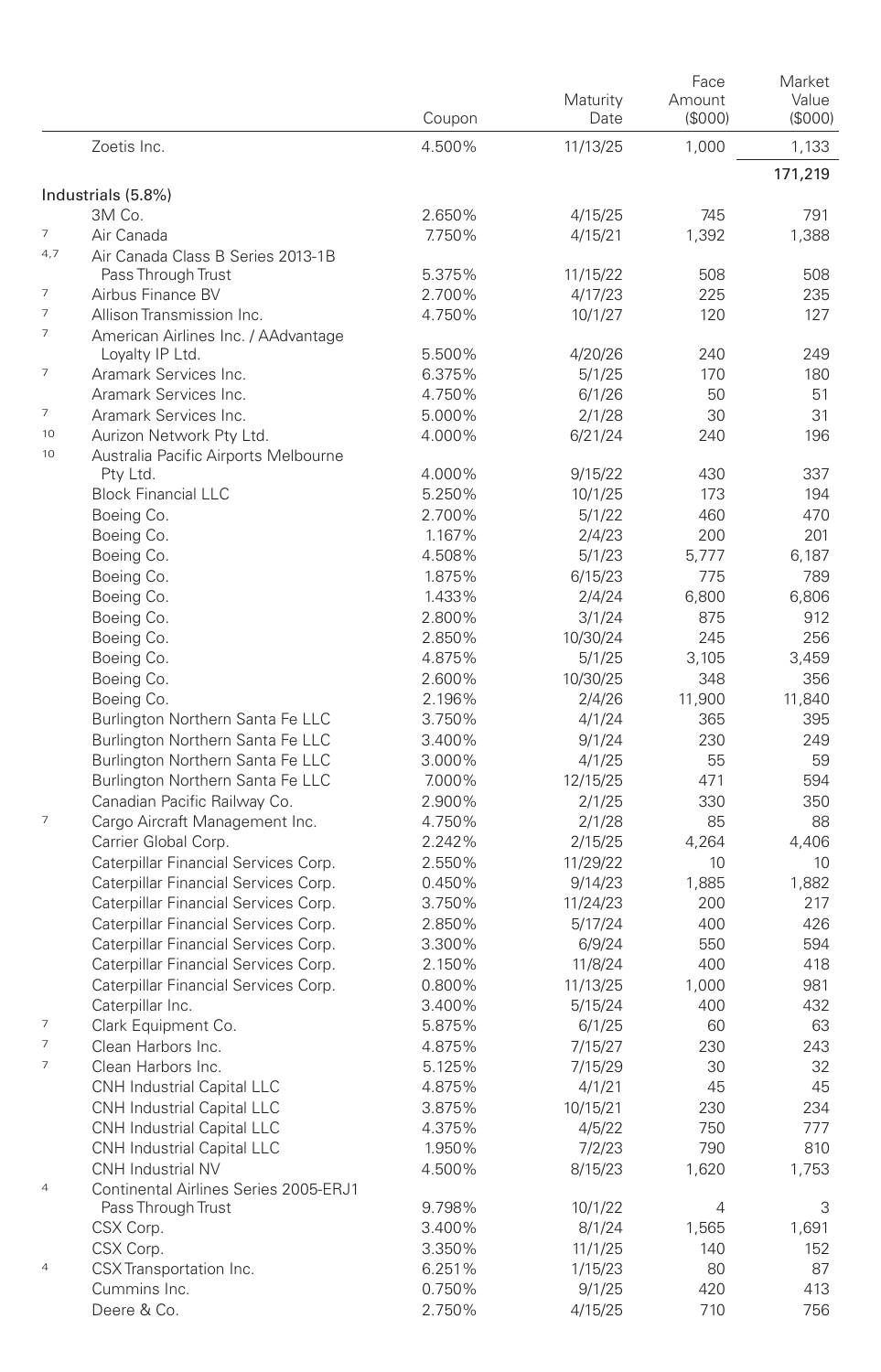| | | Coupon | Maturity Date | Face Amount ($000) | Market Value ($000) |
|---|---|---|---|---|---|
| | Zoetis Inc. | 4.500% | 11/13/25 | 1,000 | 1,133 |
| | | | | | 171,219 |
| **Industrials (5.8%)** | | | | | |
| | 3M Co. | 2.650% | 4/15/25 | 745 | 791 |
| 7 | Air Canada | 7.750% | 4/15/21 | 1,392 | 1,388 |
| 4,7 | Air Canada Class B Series 2013-1B Pass Through Trust | 5.375% | 11/15/22 | 508 | 508 |
| 7 | Airbus Finance BV | 2.700% | 4/17/23 | 225 | 235 |
| 7 | Allison Transmission Inc. | 4.750% | 10/1/27 | 120 | 127 |
| 7 | American Airlines Inc. / AAdvantage Loyalty IP Ltd. | 5.500% | 4/20/26 | 240 | 249 |
| 7 | Aramark Services Inc. | 6.375% | 5/1/25 | 170 | 180 |
| | Aramark Services Inc. | 4.750% | 6/1/26 | 50 | 51 |
| 7 | Aramark Services Inc. | 5.000% | 2/1/28 | 30 | 31 |
| 10 | Aurizon Network Pty Ltd. | 4.000% | 6/21/24 | 240 | 196 |
| 10 | Australia Pacific Airports Melbourne Pty Ltd. | 4.000% | 9/15/22 | 430 | 337 |
| | Block Financial LLC | 5.250% | 10/1/25 | 173 | 194 |
| | Boeing Co. | 2.700% | 5/1/22 | 460 | 470 |
| | Boeing Co. | 1.167% | 2/4/23 | 200 | 201 |
| | Boeing Co. | 4.508% | 5/1/23 | 5,777 | 6,187 |
| | Boeing Co. | 1.875% | 6/15/23 | 775 | 789 |
| | Boeing Co. | 1.433% | 2/4/24 | 6,800 | 6,806 |
| | Boeing Co. | 2.800% | 3/1/24 | 875 | 912 |
| | Boeing Co. | 2.850% | 10/30/24 | 245 | 256 |
| | Boeing Co. | 4.875% | 5/1/25 | 3,105 | 3,459 |
| | Boeing Co. | 2.600% | 10/30/25 | 348 | 356 |
| | Boeing Co. | 2.196% | 2/4/26 | 11,900 | 11,840 |
| | Burlington Northern Santa Fe LLC | 3.750% | 4/1/24 | 365 | 395 |
| | Burlington Northern Santa Fe LLC | 3.400% | 9/1/24 | 230 | 249 |
| | Burlington Northern Santa Fe LLC | 3.000% | 4/1/25 | 55 | 59 |
| | Burlington Northern Santa Fe LLC | 7.000% | 12/15/25 | 471 | 594 |
| | Canadian Pacific Railway Co. | 2.900% | 2/1/25 | 330 | 350 |
| 7 | Cargo Aircraft Management Inc. | 4.750% | 2/1/28 | 85 | 88 |
| | Carrier Global Corp. | 2.242% | 2/15/25 | 4,264 | 4,406 |
| | Caterpillar Financial Services Corp. | 2.550% | 11/29/22 | 10 | 10 |
| | Caterpillar Financial Services Corp. | 0.450% | 9/14/23 | 1,885 | 1,882 |
| | Caterpillar Financial Services Corp. | 3.750% | 11/24/23 | 200 | 217 |
| | Caterpillar Financial Services Corp. | 2.850% | 5/17/24 | 400 | 426 |
| | Caterpillar Financial Services Corp. | 3.300% | 6/9/24 | 550 | 594 |
| | Caterpillar Financial Services Corp. | 2.150% | 11/8/24 | 400 | 418 |
| | Caterpillar Financial Services Corp. | 0.800% | 11/13/25 | 1,000 | 981 |
| | Caterpillar Inc. | 3.400% | 5/15/24 | 400 | 432 |
| 7 | Clark Equipment Co. | 5.875% | 6/1/25 | 60 | 63 |
| 7 | Clean Harbors Inc. | 4.875% | 7/15/27 | 230 | 243 |
| 7 | Clean Harbors Inc. | 5.125% | 7/15/29 | 30 | 32 |
| | CNH Industrial Capital LLC | 4.875% | 4/1/21 | 45 | 45 |
| | CNH Industrial Capital LLC | 3.875% | 10/15/21 | 230 | 234 |
| | CNH Industrial Capital LLC | 4.375% | 4/5/22 | 750 | 777 |
| | CNH Industrial Capital LLC | 1.950% | 7/2/23 | 790 | 810 |
| | CNH Industrial NV | 4.500% | 8/15/23 | 1,620 | 1,753 |
| 4 | Continental Airlines Series 2005-ERJ1 Pass Through Trust | 9.798% | 10/1/22 | 4 | 3 |
| | CSX Corp. | 3.400% | 8/1/24 | 1,565 | 1,691 |
| | CSX Corp. | 3.350% | 11/1/25 | 140 | 152 |
| 4 | CSX Transportation Inc. | 6.251% | 1/15/23 | 80 | 87 |
| | Cummins Inc. | 0.750% | 9/1/25 | 420 | 413 |
| | Deere & Co. | 2.750% | 4/15/25 | 710 | 756 |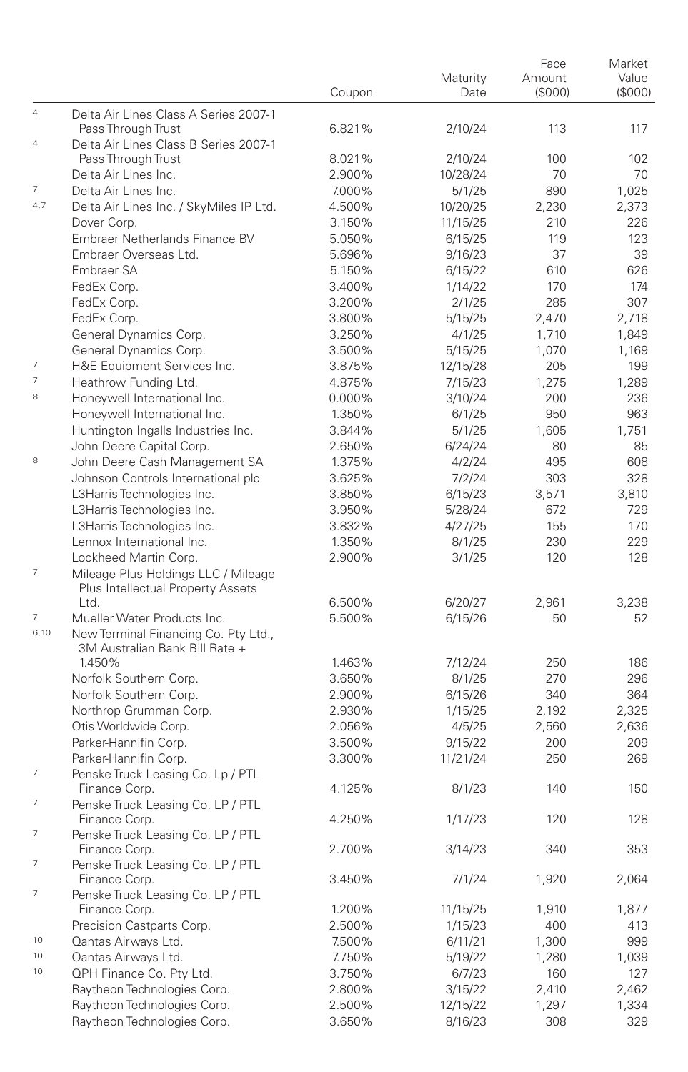| | | Coupon | Maturity Date | Face Amount ($000) | Market Value ($000) |
|---|---|---|---|---|---|
| 4 | Delta Air Lines Class A Series 2007-1 Pass Through Trust | 6.821% | 2/10/24 | 113 | 117 |
| 4 | Delta Air Lines Class B Series 2007-1 Pass Through Trust | 8.021% | 2/10/24 | 100 | 102 |
| | Delta Air Lines Inc. | 2.900% | 10/28/24 | 70 | 70 |
| 7 | Delta Air Lines Inc. | 7.000% | 5/1/25 | 890 | 1,025 |
| 4,7 | Delta Air Lines Inc. / SkyMiles IP Ltd. | 4.500% | 10/20/25 | 2,230 | 2,373 |
| | Dover Corp. | 3.150% | 11/15/25 | 210 | 226 |
| | Embraer Netherlands Finance BV | 5.050% | 6/15/25 | 119 | 123 |
| | Embraer Overseas Ltd. | 5.696% | 9/16/23 | 37 | 39 |
| | Embraer SA | 5.150% | 6/15/22 | 610 | 626 |
| | FedEx Corp. | 3.400% | 1/14/22 | 170 | 174 |
| | FedEx Corp. | 3.200% | 2/1/25 | 285 | 307 |
| | FedEx Corp. | 3.800% | 5/15/25 | 2,470 | 2,718 |
| | General Dynamics Corp. | 3.250% | 4/1/25 | 1,710 | 1,849 |
| | General Dynamics Corp. | 3.500% | 5/15/25 | 1,070 | 1,169 |
| 7 | H&E Equipment Services Inc. | 3.875% | 12/15/28 | 205 | 199 |
| 7 | Heathrow Funding Ltd. | 4.875% | 7/15/23 | 1,275 | 1,289 |
| 8 | Honeywell International Inc. | 0.000% | 3/10/24 | 200 | 236 |
| | Honeywell International Inc. | 1.350% | 6/1/25 | 950 | 963 |
| | Huntington Ingalls Industries Inc. | 3.844% | 5/1/25 | 1,605 | 1,751 |
| | John Deere Capital Corp. | 2.650% | 6/24/24 | 80 | 85 |
| 8 | John Deere Cash Management SA | 1.375% | 4/2/24 | 495 | 608 |
| | Johnson Controls International plc | 3.625% | 7/2/24 | 303 | 328 |
| | L3Harris Technologies Inc. | 3.850% | 6/15/23 | 3,571 | 3,810 |
| | L3Harris Technologies Inc. | 3.950% | 5/28/24 | 672 | 729 |
| | L3Harris Technologies Inc. | 3.832% | 4/27/25 | 155 | 170 |
| | Lennox International Inc. | 1.350% | 8/1/25 | 230 | 229 |
| | Lockheed Martin Corp. | 2.900% | 3/1/25 | 120 | 128 |
| 7 | Mileage Plus Holdings LLC / Mileage Plus Intellectual Property Assets Ltd. | 6.500% | 6/20/27 | 2,961 | 3,238 |
| 7 | Mueller Water Products Inc. | 5.500% | 6/15/26 | 50 | 52 |
| 6,10 | New Terminal Financing Co. Pty Ltd., 3M Australian Bank Bill Rate + 1.450% | 1.463% | 7/12/24 | 250 | 186 |
| | Norfolk Southern Corp. | 3.650% | 8/1/25 | 270 | 296 |
| | Norfolk Southern Corp. | 2.900% | 6/15/26 | 340 | 364 |
| | Northrop Grumman Corp. | 2.930% | 1/15/25 | 2,192 | 2,325 |
| | Otis Worldwide Corp. | 2.056% | 4/5/25 | 2,560 | 2,636 |
| | Parker-Hannifin Corp. | 3.500% | 9/15/22 | 200 | 209 |
| | Parker-Hannifin Corp. | 3.300% | 11/21/24 | 250 | 269 |
| 7 | Penske Truck Leasing Co. Lp / PTL Finance Corp. | 4.125% | 8/1/23 | 140 | 150 |
| 7 | Penske Truck Leasing Co. LP / PTL Finance Corp. | 4.250% | 1/17/23 | 120 | 128 |
| 7 | Penske Truck Leasing Co. LP / PTL Finance Corp. | 2.700% | 3/14/23 | 340 | 353 |
| 7 | Penske Truck Leasing Co. LP / PTL Finance Corp. | 3.450% | 7/1/24 | 1,920 | 2,064 |
| 7 | Penske Truck Leasing Co. LP / PTL Finance Corp. | 1.200% | 11/15/25 | 1,910 | 1,877 |
| | Precision Castparts Corp. | 2.500% | 1/15/23 | 400 | 413 |
| 10 | Qantas Airways Ltd. | 7.500% | 6/11/21 | 1,300 | 999 |
| 10 | Qantas Airways Ltd. | 7.750% | 5/19/22 | 1,280 | 1,039 |
| 10 | QPH Finance Co. Pty Ltd. | 3.750% | 6/7/23 | 160 | 127 |
| | Raytheon Technologies Corp. | 2.800% | 3/15/22 | 2,410 | 2,462 |
| | Raytheon Technologies Corp. | 2.500% | 12/15/22 | 1,297 | 1,334 |
| | Raytheon Technologies Corp. | 3.650% | 8/16/23 | 308 | 329 |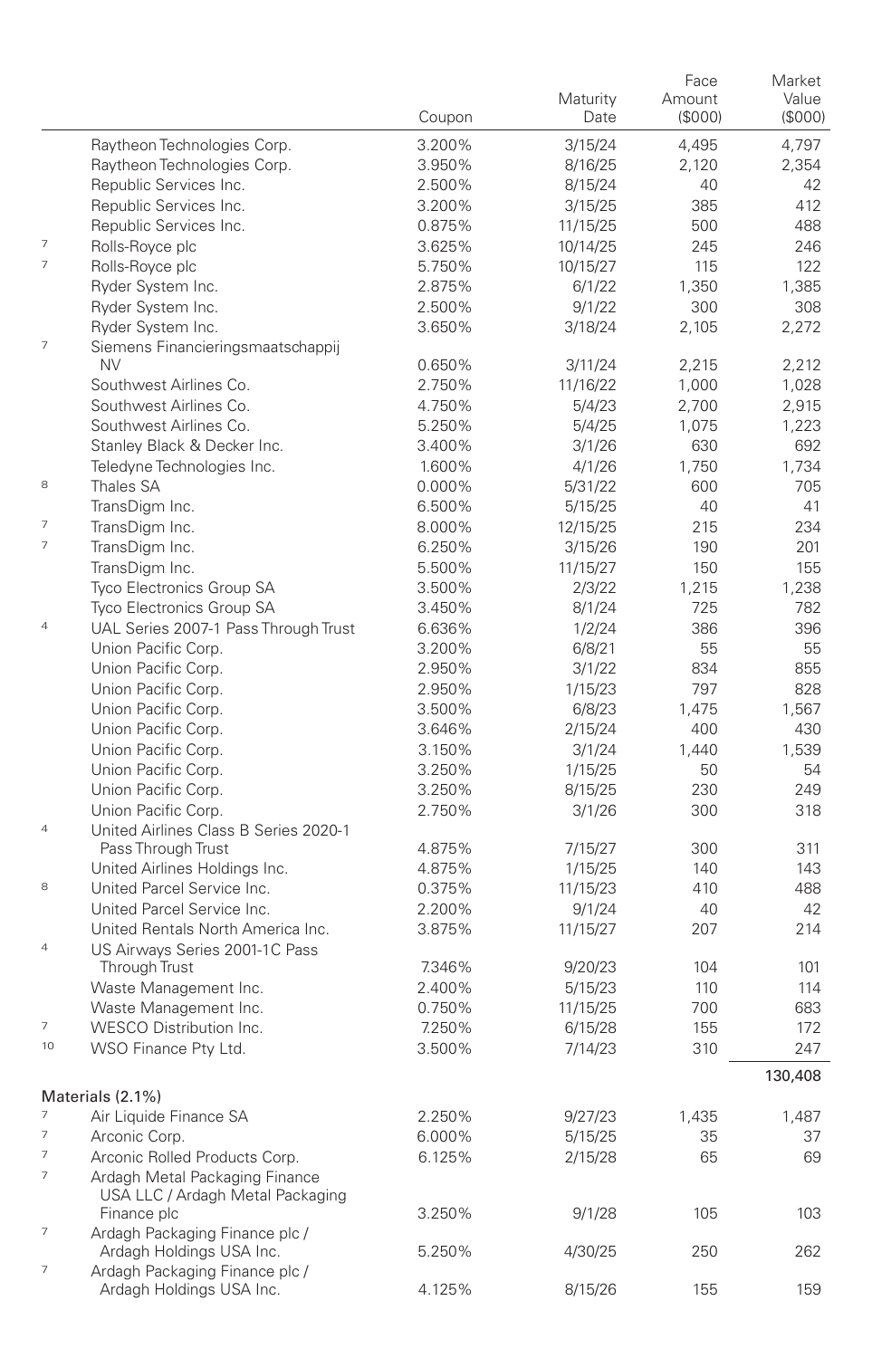| | | Coupon | Maturity Date | Face Amount ($000) | Market Value ($000) |
|---|---|---|---|---|---|
| | Raytheon Technologies Corp. | 3.200% | 3/15/24 | 4,495 | 4,797 |
| | Raytheon Technologies Corp. | 3.950% | 8/16/25 | 2,120 | 2,354 |
| | Republic Services Inc. | 2.500% | 8/15/24 | 40 | 42 |
| | Republic Services Inc. | 3.200% | 3/15/25 | 385 | 412 |
| | Republic Services Inc. | 0.875% | 11/15/25 | 500 | 488 |
| 7 | Rolls-Royce plc | 3.625% | 10/14/25 | 245 | 246 |
| 7 | Rolls-Royce plc | 5.750% | 10/15/27 | 115 | 122 |
| | Ryder System Inc. | 2.875% | 6/1/22 | 1,350 | 1,385 |
| | Ryder System Inc. | 2.500% | 9/1/22 | 300 | 308 |
| | Ryder System Inc. | 3.650% | 3/18/24 | 2,105 | 2,272 |
| 7 | Siemens Financieringsmaatschappij NV | 0.650% | 3/11/24 | 2,215 | 2,212 |
| | Southwest Airlines Co. | 2.750% | 11/16/22 | 1,000 | 1,028 |
| | Southwest Airlines Co. | 4.750% | 5/4/23 | 2,700 | 2,915 |
| | Southwest Airlines Co. | 5.250% | 5/4/25 | 1,075 | 1,223 |
| | Stanley Black & Decker Inc. | 3.400% | 3/1/26 | 630 | 692 |
| | Teledyne Technologies Inc. | 1.600% | 4/1/26 | 1,750 | 1,734 |
| 8 | Thales SA | 0.000% | 5/31/22 | 600 | 705 |
| | TransDigm Inc. | 6.500% | 5/15/25 | 40 | 41 |
| 7 | TransDigm Inc. | 8.000% | 12/15/25 | 215 | 234 |
| 7 | TransDigm Inc. | 6.250% | 3/15/26 | 190 | 201 |
| | TransDigm Inc. | 5.500% | 11/15/27 | 150 | 155 |
| | Tyco Electronics Group SA | 3.500% | 2/3/22 | 1,215 | 1,238 |
| | Tyco Electronics Group SA | 3.450% | 8/1/24 | 725 | 782 |
| 4 | UAL Series 2007-1 Pass Through Trust | 6.636% | 1/2/24 | 386 | 396 |
| | Union Pacific Corp. | 3.200% | 6/8/21 | 55 | 55 |
| | Union Pacific Corp. | 2.950% | 3/1/22 | 834 | 855 |
| | Union Pacific Corp. | 2.950% | 1/15/23 | 797 | 828 |
| | Union Pacific Corp. | 3.500% | 6/8/23 | 1,475 | 1,567 |
| | Union Pacific Corp. | 3.646% | 2/15/24 | 400 | 430 |
| | Union Pacific Corp. | 3.150% | 3/1/24 | 1,440 | 1,539 |
| | Union Pacific Corp. | 3.250% | 1/15/25 | 50 | 54 |
| | Union Pacific Corp. | 3.250% | 8/15/25 | 230 | 249 |
| | Union Pacific Corp. | 2.750% | 3/1/26 | 300 | 318 |
| 4 | United Airlines Class B Series 2020-1 Pass Through Trust | 4.875% | 7/15/27 | 300 | 311 |
| | United Airlines Holdings Inc. | 4.875% | 1/15/25 | 140 | 143 |
| 8 | United Parcel Service Inc. | 0.375% | 11/15/23 | 410 | 488 |
| | United Parcel Service Inc. | 2.200% | 9/1/24 | 40 | 42 |
| | United Rentals North America Inc. | 3.875% | 11/15/27 | 207 | 214 |
| 4 | US Airways Series 2001-1C Pass Through Trust | 7.346% | 9/20/23 | 104 | 101 |
| | Waste Management Inc. | 2.400% | 5/15/23 | 110 | 114 |
| | Waste Management Inc. | 0.750% | 11/15/25 | 700 | 683 |
| 7 | WESCO Distribution Inc. | 7.250% | 6/15/28 | 155 | 172 |
| 10 | WSO Finance Pty Ltd. | 3.500% | 7/14/23 | 310 | 247 |
| | | | | | 130,408 |
| | **Materials (2.1%)** | | | | |
| 7 | Air Liquide Finance SA | 2.250% | 9/27/23 | 1,435 | 1,487 |
| 7 | Arconic Corp. | 6.000% | 5/15/25 | 35 | 37 |
| 7 | Arconic Rolled Products Corp. | 6.125% | 2/15/28 | 65 | 69 |
| 7 | Ardagh Metal Packaging Finance USA LLC / Ardagh Metal Packaging Finance plc | 3.250% | 9/1/28 | 105 | 103 |
| 7 | Ardagh Packaging Finance plc / Ardagh Holdings USA Inc. | 5.250% | 4/30/25 | 250 | 262 |
| 7 | Ardagh Packaging Finance plc / Ardagh Holdings USA Inc. | 4.125% | 8/15/26 | 155 | 159 |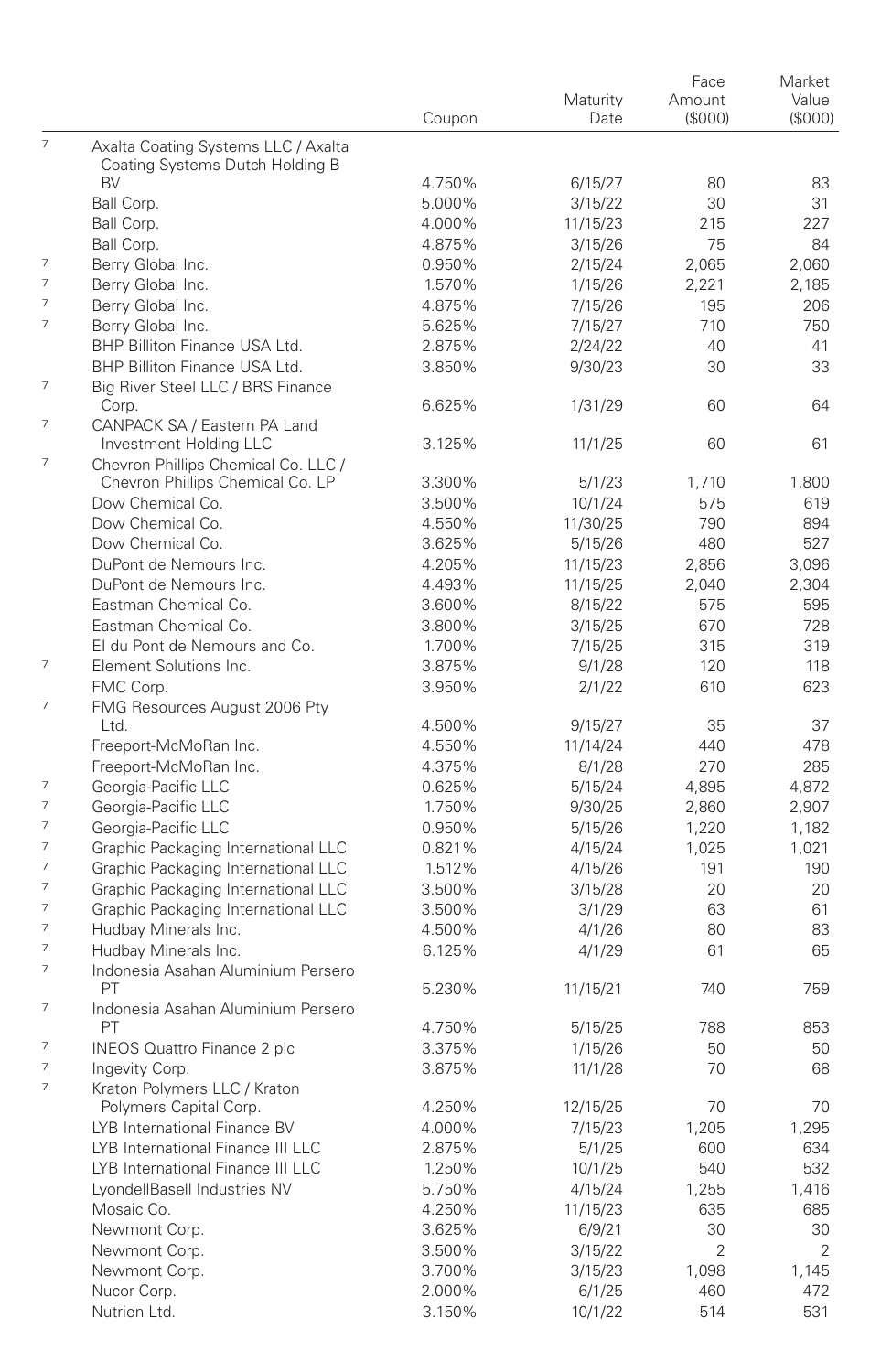| | | Coupon | Maturity Date | Face Amount ($000) | Market Value ($000) |
|---|---|---|---|---|---|
| 7 | Axalta Coating Systems LLC / Axalta Coating Systems Dutch Holding B BV | 4.750% | 6/15/27 | 80 | 83 |
| | Ball Corp. | 5.000% | 3/15/22 | 30 | 31 |
| | Ball Corp. | 4.000% | 11/15/23 | 215 | 227 |
| | Ball Corp. | 4.875% | 3/15/26 | 75 | 84 |
| 7 | Berry Global Inc. | 0.950% | 2/15/24 | 2,065 | 2,060 |
| 7 | Berry Global Inc. | 1.570% | 1/15/26 | 2,221 | 2,185 |
| 7 | Berry Global Inc. | 4.875% | 7/15/26 | 195 | 206 |
| 7 | Berry Global Inc. | 5.625% | 7/15/27 | 710 | 750 |
| | BHP Billiton Finance USA Ltd. | 2.875% | 2/24/22 | 40 | 41 |
| | BHP Billiton Finance USA Ltd. | 3.850% | 9/30/23 | 30 | 33 |
| 7 | Big River Steel LLC / BRS Finance Corp. | 6.625% | 1/31/29 | 60 | 64 |
| 7 | CANPACK SA / Eastern PA Land Investment Holding LLC | 3.125% | 11/1/25 | 60 | 61 |
| 7 | Chevron Phillips Chemical Co. LLC / Chevron Phillips Chemical Co. LP | 3.300% | 5/1/23 | 1,710 | 1,800 |
| | Dow Chemical Co. | 3.500% | 10/1/24 | 575 | 619 |
| | Dow Chemical Co. | 4.550% | 11/30/25 | 790 | 894 |
| | Dow Chemical Co. | 3.625% | 5/15/26 | 480 | 527 |
| | DuPont de Nemours Inc. | 4.205% | 11/15/23 | 2,856 | 3,096 |
| | DuPont de Nemours Inc. | 4.493% | 11/15/25 | 2,040 | 2,304 |
| | Eastman Chemical Co. | 3.600% | 8/15/22 | 575 | 595 |
| | Eastman Chemical Co. | 3.800% | 3/15/25 | 670 | 728 |
| | EI du Pont de Nemours and Co. | 1.700% | 7/15/25 | 315 | 319 |
| 7 | Element Solutions Inc. | 3.875% | 9/1/28 | 120 | 118 |
| | FMC Corp. | 3.950% | 2/1/22 | 610 | 623 |
| 7 | FMG Resources August 2006 Pty Ltd. | 4.500% | 9/15/27 | 35 | 37 |
| | Freeport-McMoRan Inc. | 4.550% | 11/14/24 | 440 | 478 |
| | Freeport-McMoRan Inc. | 4.375% | 8/1/28 | 270 | 285 |
| 7 | Georgia-Pacific LLC | 0.625% | 5/15/24 | 4,895 | 4,872 |
| 7 | Georgia-Pacific LLC | 1.750% | 9/30/25 | 2,860 | 2,907 |
| 7 | Georgia-Pacific LLC | 0.950% | 5/15/26 | 1,220 | 1,182 |
| 7 | Graphic Packaging International LLC | 0.821% | 4/15/24 | 1,025 | 1,021 |
| 7 | Graphic Packaging International LLC | 1.512% | 4/15/26 | 191 | 190 |
| 7 | Graphic Packaging International LLC | 3.500% | 3/15/28 | 20 | 20 |
| 7 | Graphic Packaging International LLC | 3.500% | 3/1/29 | 63 | 61 |
| 7 | Hudbay Minerals Inc. | 4.500% | 4/1/26 | 80 | 83 |
| 7 | Hudbay Minerals Inc. | 6.125% | 4/1/29 | 61 | 65 |
| 7 | Indonesia Asahan Aluminium Persero PT | 5.230% | 11/15/21 | 740 | 759 |
| 7 | Indonesia Asahan Aluminium Persero PT | 4.750% | 5/15/25 | 788 | 853 |
| 7 | INEOS Quattro Finance 2 plc | 3.375% | 1/15/26 | 50 | 50 |
| 7 | Ingevity Corp. | 3.875% | 11/1/28 | 70 | 68 |
| 7 | Kraton Polymers LLC / Kraton Polymers Capital Corp. | 4.250% | 12/15/25 | 70 | 70 |
| | LYB International Finance BV | 4.000% | 7/15/23 | 1,205 | 1,295 |
| | LYB International Finance III LLC | 2.875% | 5/1/25 | 600 | 634 |
| | LYB International Finance III LLC | 1.250% | 10/1/25 | 540 | 532 |
| | LyondellBasell Industries NV | 5.750% | 4/15/24 | 1,255 | 1,416 |
| | Mosaic Co. | 4.250% | 11/15/23 | 635 | 685 |
| | Newmont Corp. | 3.625% | 6/9/21 | 30 | 30 |
| | Newmont Corp. | 3.500% | 3/15/22 | 2 | 2 |
| | Newmont Corp. | 3.700% | 3/15/23 | 1,098 | 1,145 |
| | Nucor Corp. | 2.000% | 6/1/25 | 460 | 472 |
| | Nutrien Ltd. | 3.150% | 10/1/22 | 514 | 531 |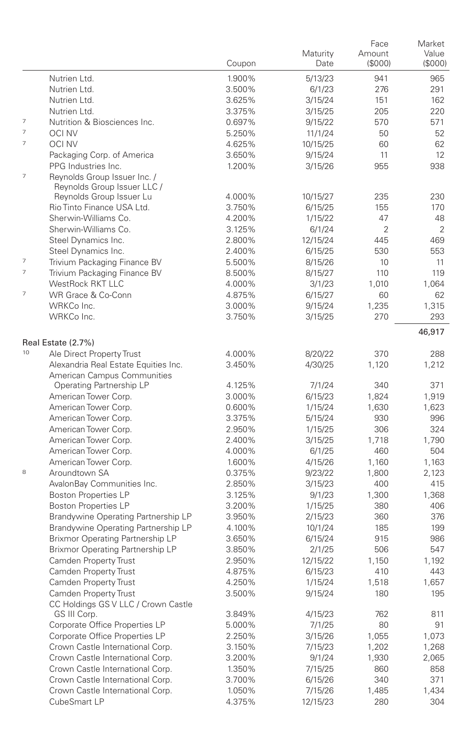| | | Coupon | Maturity Date | Face Amount ($000) | Market Value ($000) |
|---|---|---|---|---|---|
| | Nutrien Ltd. | 1.900% | 5/13/23 | 941 | 965 |
| | Nutrien Ltd. | 3.500% | 6/1/23 | 276 | 291 |
| | Nutrien Ltd. | 3.625% | 3/15/24 | 151 | 162 |
| | Nutrien Ltd. | 3.375% | 3/15/25 | 205 | 220 |
| 7 | Nutrition & Biosciences Inc. | 0.697% | 9/15/22 | 570 | 571 |
| 7 | OCI NV | 5.250% | 11/1/24 | 50 | 52 |
| 7 | OCI NV | 4.625% | 10/15/25 | 60 | 62 |
| | Packaging Corp. of America | 3.650% | 9/15/24 | 11 | 12 |
| | PPG Industries Inc. | 1.200% | 3/15/26 | 955 | 938 |
| 7 | Reynolds Group Issuer Inc. / Reynolds Group Issuer LLC / Reynolds Group Issuer Lu | 4.000% | 10/15/27 | 235 | 230 |
| | Rio Tinto Finance USA Ltd. | 3.750% | 6/15/25 | 155 | 170 |
| | Sherwin-Williams Co. | 4.200% | 1/15/22 | 47 | 48 |
| | Sherwin-Williams Co. | 3.125% | 6/1/24 | 2 | 2 |
| | Steel Dynamics Inc. | 2.800% | 12/15/24 | 445 | 469 |
| | Steel Dynamics Inc. | 2.400% | 6/15/25 | 530 | 553 |
| 7 | Trivium Packaging Finance BV | 5.500% | 8/15/26 | 10 | 11 |
| 7 | Trivium Packaging Finance BV | 8.500% | 8/15/27 | 110 | 119 |
| | WestRock RKT LLC | 4.000% | 3/1/23 | 1,010 | 1,064 |
| 7 | WR Grace & Co-Conn | 4.875% | 6/15/27 | 60 | 62 |
| | WRKCo Inc. | 3.000% | 9/15/24 | 1,235 | 1,315 |
| | WRKCo Inc. | 3.750% | 3/15/25 | 270 | 293 |
| | | | | | 46,917 |
| | **Real Estate (2.7%)** | | | | |
| 10 | Ale Direct Property Trust | 4.000% | 8/20/22 | 370 | 288 |
| | Alexandria Real Estate Equities Inc. | 3.450% | 4/30/25 | 1,120 | 1,212 |
| | American Campus Communities Operating Partnership LP | 4.125% | 7/1/24 | 340 | 371 |
| | American Tower Corp. | 3.000% | 6/15/23 | 1,824 | 1,919 |
| | American Tower Corp. | 0.600% | 1/15/24 | 1,630 | 1,623 |
| | American Tower Corp. | 3.375% | 5/15/24 | 930 | 996 |
| | American Tower Corp. | 2.950% | 1/15/25 | 306 | 324 |
| | American Tower Corp. | 2.400% | 3/15/25 | 1,718 | 1,790 |
| | American Tower Corp. | 4.000% | 6/1/25 | 460 | 504 |
| | American Tower Corp. | 1.600% | 4/15/26 | 1,160 | 1,163 |
| 8 | Aroundtown SA | 0.375% | 9/23/22 | 1,800 | 2,123 |
| | AvalonBay Communities Inc. | 2.850% | 3/15/23 | 400 | 415 |
| | Boston Properties LP | 3.125% | 9/1/23 | 1,300 | 1,368 |
| | Boston Properties LP | 3.200% | 1/15/25 | 380 | 406 |
| | Brandywine Operating Partnership LP | 3.950% | 2/15/23 | 360 | 376 |
| | Brandywine Operating Partnership LP | 4.100% | 10/1/24 | 185 | 199 |
| | Brixmor Operating Partnership LP | 3.650% | 6/15/24 | 915 | 986 |
| | Brixmor Operating Partnership LP | 3.850% | 2/1/25 | 506 | 547 |
| | Camden Property Trust | 2.950% | 12/15/22 | 1,150 | 1,192 |
| | Camden Property Trust | 4.875% | 6/15/23 | 410 | 443 |
| | Camden Property Trust | 4.250% | 1/15/24 | 1,518 | 1,657 |
| | Camden Property Trust | 3.500% | 9/15/24 | 180 | 195 |
| | CC Holdings GS V LLC / Crown Castle GS III Corp. | 3.849% | 4/15/23 | 762 | 811 |
| | Corporate Office Properties LP | 5.000% | 7/1/25 | 80 | 91 |
| | Corporate Office Properties LP | 2.250% | 3/15/26 | 1,055 | 1,073 |
| | Crown Castle International Corp. | 3.150% | 7/15/23 | 1,202 | 1,268 |
| | Crown Castle International Corp. | 3.200% | 9/1/24 | 1,930 | 2,065 |
| | Crown Castle International Corp. | 1.350% | 7/15/25 | 860 | 858 |
| | Crown Castle International Corp. | 3.700% | 6/15/26 | 340 | 371 |
| | Crown Castle International Corp. | 1.050% | 7/15/26 | 1,485 | 1,434 |
| | CubeSmart LP | 4.375% | 12/15/23 | 280 | 304 |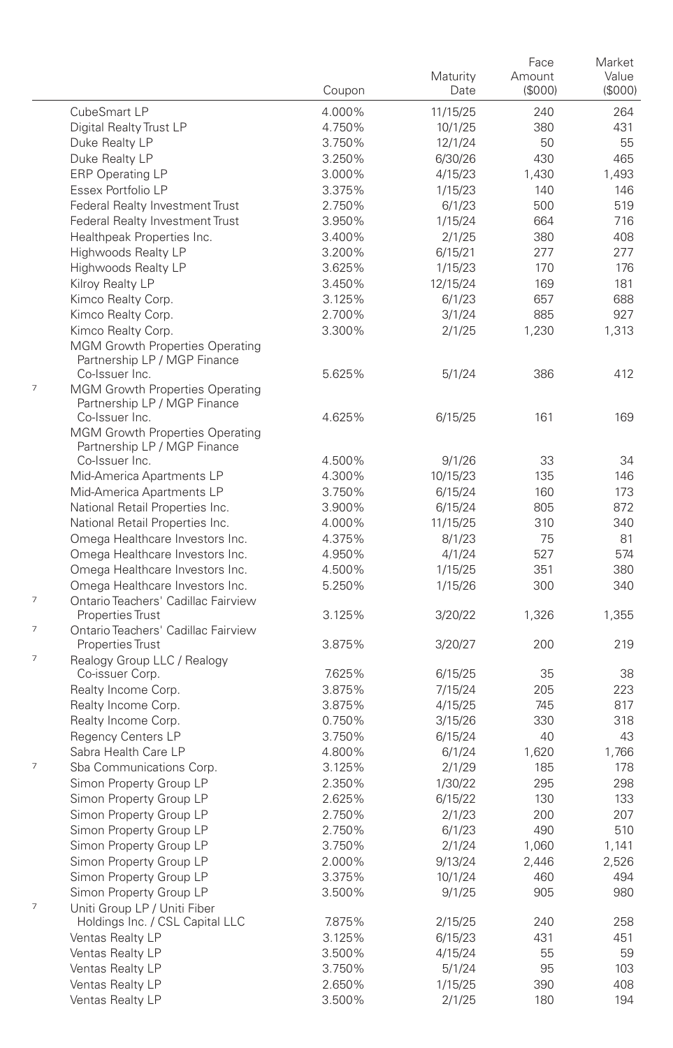| | | Coupon | Maturity Date | Face Amount ($000) | Market Value ($000) |
|---|---|---|---|---|---|
| | CubeSmart LP | 4.000% | 11/15/25 | 240 | 264 |
| | Digital Realty Trust LP | 4.750% | 10/1/25 | 380 | 431 |
| | Duke Realty LP | 3.750% | 12/1/24 | 50 | 55 |
| | Duke Realty LP | 3.250% | 6/30/26 | 430 | 465 |
| | ERP Operating LP | 3.000% | 4/15/23 | 1,430 | 1,493 |
| | Essex Portfolio LP | 3.375% | 1/15/23 | 140 | 146 |
| | Federal Realty Investment Trust | 2.750% | 6/1/23 | 500 | 519 |
| | Federal Realty Investment Trust | 3.950% | 1/15/24 | 664 | 716 |
| | Healthpeak Properties Inc. | 3.400% | 2/1/25 | 380 | 408 |
| | Highwoods Realty LP | 3.200% | 6/15/21 | 277 | 277 |
| | Highwoods Realty LP | 3.625% | 1/15/23 | 170 | 176 |
| | Kilroy Realty LP | 3.450% | 12/15/24 | 169 | 181 |
| | Kimco Realty Corp. | 3.125% | 6/1/23 | 657 | 688 |
| | Kimco Realty Corp. | 2.700% | 3/1/24 | 885 | 927 |
| | Kimco Realty Corp. | 3.300% | 2/1/25 | 1,230 | 1,313 |
| | MGM Growth Properties Operating Partnership LP / MGP Finance Co-Issuer Inc. | 5.625% | 5/1/24 | 386 | 412 |
| 7 | MGM Growth Properties Operating Partnership LP / MGP Finance Co-Issuer Inc. | 4.625% | 6/15/25 | 161 | 169 |
| | MGM Growth Properties Operating Partnership LP / MGP Finance Co-Issuer Inc. | 4.500% | 9/1/26 | 33 | 34 |
| | Mid-America Apartments LP | 4.300% | 10/15/23 | 135 | 146 |
| | Mid-America Apartments LP | 3.750% | 6/15/24 | 160 | 173 |
| | National Retail Properties Inc. | 3.900% | 6/15/24 | 805 | 872 |
| | National Retail Properties Inc. | 4.000% | 11/15/25 | 310 | 340 |
| | Omega Healthcare Investors Inc. | 4.375% | 8/1/23 | 75 | 81 |
| | Omega Healthcare Investors Inc. | 4.950% | 4/1/24 | 527 | 574 |
| | Omega Healthcare Investors Inc. | 4.500% | 1/15/25 | 351 | 380 |
| | Omega Healthcare Investors Inc. | 5.250% | 1/15/26 | 300 | 340 |
| 7 | Ontario Teachers' Cadillac Fairview Properties Trust | 3.125% | 3/20/22 | 1,326 | 1,355 |
| 7 | Ontario Teachers' Cadillac Fairview Properties Trust | 3.875% | 3/20/27 | 200 | 219 |
| 7 | Realogy Group LLC / Realogy Co-issuer Corp. | 7.625% | 6/15/25 | 35 | 38 |
| | Realty Income Corp. | 3.875% | 7/15/24 | 205 | 223 |
| | Realty Income Corp. | 3.875% | 4/15/25 | 745 | 817 |
| | Realty Income Corp. | 0.750% | 3/15/26 | 330 | 318 |
| | Regency Centers LP | 3.750% | 6/15/24 | 40 | 43 |
| | Sabra Health Care LP | 4.800% | 6/1/24 | 1,620 | 1,766 |
| 7 | Sba Communications Corp. | 3.125% | 2/1/29 | 185 | 178 |
| | Simon Property Group LP | 2.350% | 1/30/22 | 295 | 298 |
| | Simon Property Group LP | 2.625% | 6/15/22 | 130 | 133 |
| | Simon Property Group LP | 2.750% | 2/1/23 | 200 | 207 |
| | Simon Property Group LP | 2.750% | 6/1/23 | 490 | 510 |
| | Simon Property Group LP | 3.750% | 2/1/24 | 1,060 | 1,141 |
| | Simon Property Group LP | 2.000% | 9/13/24 | 2,446 | 2,526 |
| | Simon Property Group LP | 3.375% | 10/1/24 | 460 | 494 |
| | Simon Property Group LP | 3.500% | 9/1/25 | 905 | 980 |
| 7 | Uniti Group LP / Uniti Fiber Holdings Inc. / CSL Capital LLC | 7.875% | 2/15/25 | 240 | 258 |
| | Ventas Realty LP | 3.125% | 6/15/23 | 431 | 451 |
| | Ventas Realty LP | 3.500% | 4/15/24 | 55 | 59 |
| | Ventas Realty LP | 3.750% | 5/1/24 | 95 | 103 |
| | Ventas Realty LP | 2.650% | 1/15/25 | 390 | 408 |
| | Ventas Realty LP | 3.500% | 2/1/25 | 180 | 194 |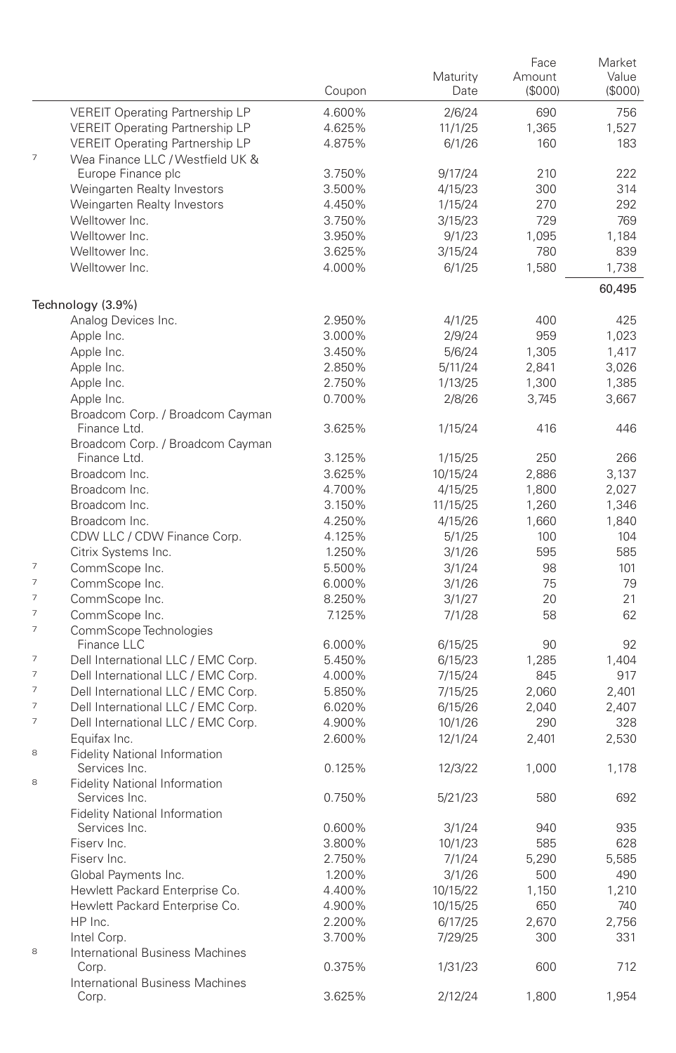| | | Coupon | Maturity Date | Face Amount ($000) | Market Value ($000) |
|---|---|---|---|---|---|
| | VEREIT Operating Partnership LP | 4.600% | 2/6/24 | 690 | 756 |
| | VEREIT Operating Partnership LP | 4.625% | 11/1/25 | 1,365 | 1,527 |
| | VEREIT Operating Partnership LP | 4.875% | 6/1/26 | 160 | 183 |
| 7 | Wea Finance LLC / Westfield UK & Europe Finance plc | 3.750% | 9/17/24 | 210 | 222 |
| | Weingarten Realty Investors | 3.500% | 4/15/23 | 300 | 314 |
| | Weingarten Realty Investors | 4.450% | 1/15/24 | 270 | 292 |
| | Welltower Inc. | 3.750% | 3/15/23 | 729 | 769 |
| | Welltower Inc. | 3.950% | 9/1/23 | 1,095 | 1,184 |
| | Welltower Inc. | 3.625% | 3/15/24 | 780 | 839 |
| | Welltower Inc. | 4.000% | 6/1/25 | 1,580 | 1,738 |
| | | | | | 60,495 |
| Technology (3.9%) | | | | | |
| | Analog Devices Inc. | 2.950% | 4/1/25 | 400 | 425 |
| | Apple Inc. | 3.000% | 2/9/24 | 959 | 1,023 |
| | Apple Inc. | 3.450% | 5/6/24 | 1,305 | 1,417 |
| | Apple Inc. | 2.850% | 5/11/24 | 2,841 | 3,026 |
| | Apple Inc. | 2.750% | 1/13/25 | 1,300 | 1,385 |
| | Apple Inc. | 0.700% | 2/8/26 | 3,745 | 3,667 |
| | Broadcom Corp. / Broadcom Cayman Finance Ltd. | 3.625% | 1/15/24 | 416 | 446 |
| | Broadcom Corp. / Broadcom Cayman Finance Ltd. | 3.125% | 1/15/25 | 250 | 266 |
| | Broadcom Inc. | 3.625% | 10/15/24 | 2,886 | 3,137 |
| | Broadcom Inc. | 4.700% | 4/15/25 | 1,800 | 2,027 |
| | Broadcom Inc. | 3.150% | 11/15/25 | 1,260 | 1,346 |
| | Broadcom Inc. | 4.250% | 4/15/26 | 1,660 | 1,840 |
| | CDW LLC / CDW Finance Corp. | 4.125% | 5/1/25 | 100 | 104 |
| | Citrix Systems Inc. | 1.250% | 3/1/26 | 595 | 585 |
| 7 | CommScope Inc. | 5.500% | 3/1/24 | 98 | 101 |
| 7 | CommScope Inc. | 6.000% | 3/1/26 | 75 | 79 |
| 7 | CommScope Inc. | 8.250% | 3/1/27 | 20 | 21 |
| 7 | CommScope Inc. | 7.125% | 7/1/28 | 58 | 62 |
| 7 | CommScope Technologies Finance LLC | 6.000% | 6/15/25 | 90 | 92 |
| 7 | Dell International LLC / EMC Corp. | 5.450% | 6/15/23 | 1,285 | 1,404 |
| 7 | Dell International LLC / EMC Corp. | 4.000% | 7/15/24 | 845 | 917 |
| 7 | Dell International LLC / EMC Corp. | 5.850% | 7/15/25 | 2,060 | 2,401 |
| 7 | Dell International LLC / EMC Corp. | 6.020% | 6/15/26 | 2,040 | 2,407 |
| 7 | Dell International LLC / EMC Corp. | 4.900% | 10/1/26 | 290 | 328 |
| | Equifax Inc. | 2.600% | 12/1/24 | 2,401 | 2,530 |
| 8 | Fidelity National Information Services Inc. | 0.125% | 12/3/22 | 1,000 | 1,178 |
| 8 | Fidelity National Information Services Inc. | 0.750% | 5/21/23 | 580 | 692 |
| | Fidelity National Information Services Inc. | 0.600% | 3/1/24 | 940 | 935 |
| | Fiserv Inc. | 3.800% | 10/1/23 | 585 | 628 |
| | Fiserv Inc. | 2.750% | 7/1/24 | 5,290 | 5,585 |
| | Global Payments Inc. | 1.200% | 3/1/26 | 500 | 490 |
| | Hewlett Packard Enterprise Co. | 4.400% | 10/15/22 | 1,150 | 1,210 |
| | Hewlett Packard Enterprise Co. | 4.900% | 10/15/25 | 650 | 740 |
| | HP Inc. | 2.200% | 6/17/25 | 2,670 | 2,756 |
| | Intel Corp. | 3.700% | 7/29/25 | 300 | 331 |
| 8 | International Business Machines Corp. | 0.375% | 1/31/23 | 600 | 712 |
| | International Business Machines Corp. | 3.625% | 2/12/24 | 1,800 | 1,954 |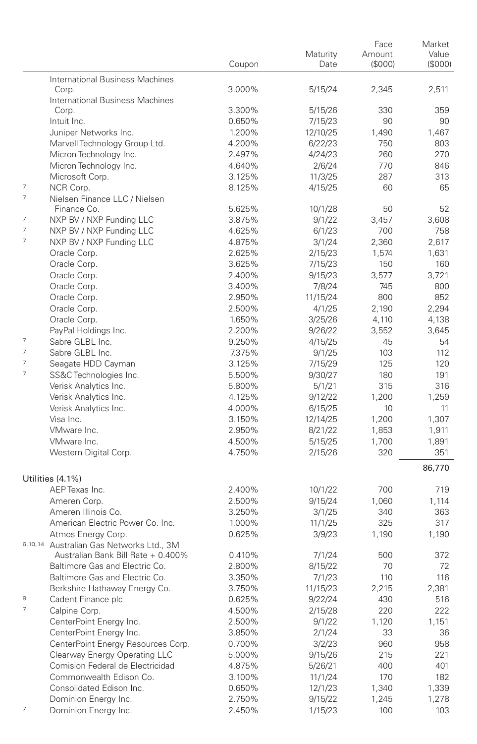| | | Coupon | Maturity Date | Face Amount ($000) | Market Value ($000) |
|---|---|---|---|---|---|
| | International Business Machines Corp. | 3.000% | 5/15/24 | 2,345 | 2,511 |
| | International Business Machines Corp. | 3.300% | 5/15/26 | 330 | 359 |
| | Intuit Inc. | 0.650% | 7/15/23 | 90 | 90 |
| | Juniper Networks Inc. | 1.200% | 12/10/25 | 1,490 | 1,467 |
| | Marvell Technology Group Ltd. | 4.200% | 6/22/23 | 750 | 803 |
| | Micron Technology Inc. | 2.497% | 4/24/23 | 260 | 270 |
| | Micron Technology Inc. | 4.640% | 2/6/24 | 770 | 846 |
| | Microsoft Corp. | 3.125% | 11/3/25 | 287 | 313 |
| 7 | NCR Corp. | 8.125% | 4/15/25 | 60 | 65 |
| 7 | Nielsen Finance LLC / Nielsen Finance Co. | 5.625% | 10/1/28 | 50 | 52 |
| 7 | NXP BV / NXP Funding LLC | 3.875% | 9/1/22 | 3,457 | 3,608 |
| 7 | NXP BV / NXP Funding LLC | 4.625% | 6/1/23 | 700 | 758 |
| 7 | NXP BV / NXP Funding LLC | 4.875% | 3/1/24 | 2,360 | 2,617 |
| | Oracle Corp. | 2.625% | 2/15/23 | 1,574 | 1,631 |
| | Oracle Corp. | 3.625% | 7/15/23 | 150 | 160 |
| | Oracle Corp. | 2.400% | 9/15/23 | 3,577 | 3,721 |
| | Oracle Corp. | 3.400% | 7/8/24 | 745 | 800 |
| | Oracle Corp. | 2.950% | 11/15/24 | 800 | 852 |
| | Oracle Corp. | 2.500% | 4/1/25 | 2,190 | 2,294 |
| | Oracle Corp. | 1.650% | 3/25/26 | 4,110 | 4,138 |
| | PayPal Holdings Inc. | 2.200% | 9/26/22 | 3,552 | 3,645 |
| 7 | Sabre GLBL Inc. | 9.250% | 4/15/25 | 45 | 54 |
| 7 | Sabre GLBL Inc. | 7.375% | 9/1/25 | 103 | 112 |
| 7 | Seagate HDD Cayman | 3.125% | 7/15/29 | 125 | 120 |
| 7 | SS&C Technologies Inc. | 5.500% | 9/30/27 | 180 | 191 |
| | Verisk Analytics Inc. | 5.800% | 5/1/21 | 315 | 316 |
| | Verisk Analytics Inc. | 4.125% | 9/12/22 | 1,200 | 1,259 |
| | Verisk Analytics Inc. | 4.000% | 6/15/25 | 10 | 11 |
| | Visa Inc. | 3.150% | 12/14/25 | 1,200 | 1,307 |
| | VMware Inc. | 2.950% | 8/21/22 | 1,853 | 1,911 |
| | VMware Inc. | 4.500% | 5/15/25 | 1,700 | 1,891 |
| | Western Digital Corp. | 4.750% | 2/15/26 | 320 | 351 |
| | | | | | 86,770 |
| | **Utilities (4.1%)** | | | | |
| | AEP Texas Inc. | 2.400% | 10/1/22 | 700 | 719 |
| | Ameren Corp. | 2.500% | 9/15/24 | 1,060 | 1,114 |
| | Ameren Illinois Co. | 3.250% | 3/1/25 | 340 | 363 |
| | American Electric Power Co. Inc. | 1.000% | 11/1/25 | 325 | 317 |
| | Atmos Energy Corp. | 0.625% | 3/9/23 | 1,190 | 1,190 |
| 6,10,14 | Australian Gas Networks Ltd., 3M Australian Bank Bill Rate + 0.400% | 0.410% | 7/1/24 | 500 | 372 |
| | Baltimore Gas and Electric Co. | 2.800% | 8/15/22 | 70 | 72 |
| | Baltimore Gas and Electric Co. | 3.350% | 7/1/23 | 110 | 116 |
| | Berkshire Hathaway Energy Co. | 3.750% | 11/15/23 | 2,215 | 2,381 |
| 8 | Cadent Finance plc | 0.625% | 9/22/24 | 430 | 516 |
| 7 | Calpine Corp. | 4.500% | 2/15/28 | 220 | 222 |
| | CenterPoint Energy Inc. | 2.500% | 9/1/22 | 1,120 | 1,151 |
| | CenterPoint Energy Inc. | 3.850% | 2/1/24 | 33 | 36 |
| | CenterPoint Energy Resources Corp. | 0.700% | 3/2/23 | 960 | 958 |
| | Clearway Energy Operating LLC | 5.000% | 9/15/26 | 215 | 221 |
| | Comision Federal de Electricidad | 4.875% | 5/26/21 | 400 | 401 |
| | Commonwealth Edison Co. | 3.100% | 11/1/24 | 170 | 182 |
| | Consolidated Edison Inc. | 0.650% | 12/1/23 | 1,340 | 1,339 |
| | Dominion Energy Inc. | 2.750% | 9/15/22 | 1,245 | 1,278 |
| 7 | Dominion Energy Inc. | 2.450% | 1/15/23 | 100 | 103 |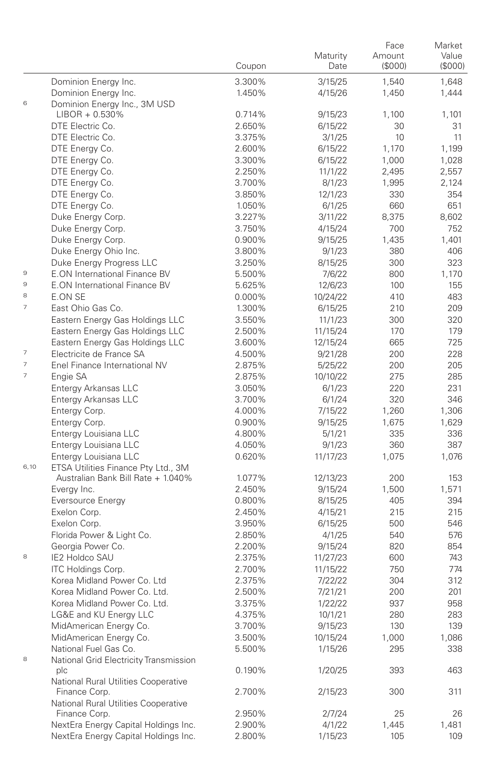| | | Coupon | Maturity Date | Face Amount ($000) | Market Value ($000) |
|---|---|---|---|---|---|
| | Dominion Energy Inc. | 3.300% | 3/15/25 | 1,540 | 1,648 |
| | Dominion Energy Inc. | 1.450% | 4/15/26 | 1,450 | 1,444 |
| 6 | Dominion Energy Inc., 3M USD LIBOR + 0.530% | 0.714% | 9/15/23 | 1,100 | 1,101 |
| | DTE Electric Co. | 2.650% | 6/15/22 | 30 | 31 |
| | DTE Electric Co. | 3.375% | 3/1/25 | 10 | 11 |
| | DTE Energy Co. | 2.600% | 6/15/22 | 1,170 | 1,199 |
| | DTE Energy Co. | 3.300% | 6/15/22 | 1,000 | 1,028 |
| | DTE Energy Co. | 2.250% | 11/1/22 | 2,495 | 2,557 |
| | DTE Energy Co. | 3.700% | 8/1/23 | 1,995 | 2,124 |
| | DTE Energy Co. | 3.850% | 12/1/23 | 330 | 354 |
| | DTE Energy Co. | 1.050% | 6/1/25 | 660 | 651 |
| | Duke Energy Corp. | 3.227% | 3/11/22 | 8,375 | 8,602 |
| | Duke Energy Corp. | 3.750% | 4/15/24 | 700 | 752 |
| | Duke Energy Corp. | 0.900% | 9/15/25 | 1,435 | 1,401 |
| | Duke Energy Ohio Inc. | 3.800% | 9/1/23 | 380 | 406 |
| | Duke Energy Progress LLC | 3.250% | 8/15/25 | 300 | 323 |
| 9 | E.ON International Finance BV | 5.500% | 7/6/22 | 800 | 1,170 |
| 9 | E.ON International Finance BV | 5.625% | 12/6/23 | 100 | 155 |
| 8 | E.ON SE | 0.000% | 10/24/22 | 410 | 483 |
| 7 | East Ohio Gas Co. | 1.300% | 6/15/25 | 210 | 209 |
| | Eastern Energy Gas Holdings LLC | 3.550% | 11/1/23 | 300 | 320 |
| | Eastern Energy Gas Holdings LLC | 2.500% | 11/15/24 | 170 | 179 |
| | Eastern Energy Gas Holdings LLC | 3.600% | 12/15/24 | 665 | 725 |
| 7 | Electricite de France SA | 4.500% | 9/21/28 | 200 | 228 |
| 7 | Enel Finance International NV | 2.875% | 5/25/22 | 200 | 205 |
| 7 | Engie SA | 2.875% | 10/10/22 | 275 | 285 |
| | Entergy Arkansas LLC | 3.050% | 6/1/23 | 220 | 231 |
| | Entergy Arkansas LLC | 3.700% | 6/1/24 | 320 | 346 |
| | Entergy Corp. | 4.000% | 7/15/22 | 1,260 | 1,306 |
| | Entergy Corp. | 0.900% | 9/15/25 | 1,675 | 1,629 |
| | Entergy Louisiana LLC | 4.800% | 5/1/21 | 335 | 336 |
| | Entergy Louisiana LLC | 4.050% | 9/1/23 | 360 | 387 |
| | Entergy Louisiana LLC | 0.620% | 11/17/23 | 1,075 | 1,076 |
| 6,10 | ETSA Utilities Finance Pty Ltd., 3M Australian Bank Bill Rate + 1.040% | 1.077% | 12/13/23 | 200 | 153 |
| | Evergy Inc. | 2.450% | 9/15/24 | 1,500 | 1,571 |
| | Eversource Energy | 0.800% | 8/15/25 | 405 | 394 |
| | Exelon Corp. | 2.450% | 4/15/21 | 215 | 215 |
| | Exelon Corp. | 3.950% | 6/15/25 | 500 | 546 |
| | Florida Power & Light Co. | 2.850% | 4/1/25 | 540 | 576 |
| | Georgia Power Co. | 2.200% | 9/15/24 | 820 | 854 |
| 8 | IE2 Holdco SAU | 2.375% | 11/27/23 | 600 | 743 |
| | ITC Holdings Corp. | 2.700% | 11/15/22 | 750 | 774 |
| | Korea Midland Power Co. Ltd | 2.375% | 7/22/22 | 304 | 312 |
| | Korea Midland Power Co. Ltd. | 2.500% | 7/21/21 | 200 | 201 |
| | Korea Midland Power Co. Ltd. | 3.375% | 1/22/22 | 937 | 958 |
| | LG&E and KU Energy LLC | 4.375% | 10/1/21 | 280 | 283 |
| | MidAmerican Energy Co. | 3.700% | 9/15/23 | 130 | 139 |
| | MidAmerican Energy Co. | 3.500% | 10/15/24 | 1,000 | 1,086 |
| | National Fuel Gas Co. | 5.500% | 1/15/26 | 295 | 338 |
| 8 | National Grid Electricity Transmission plc | 0.190% | 1/20/25 | 393 | 463 |
| | National Rural Utilities Cooperative Finance Corp. | 2.700% | 2/15/23 | 300 | 311 |
| | National Rural Utilities Cooperative Finance Corp. | 2.950% | 2/7/24 | 25 | 26 |
| | NextEra Energy Capital Holdings Inc. | 2.900% | 4/1/22 | 1,445 | 1,481 |
| | NextEra Energy Capital Holdings Inc. | 2.800% | 1/15/23 | 105 | 109 |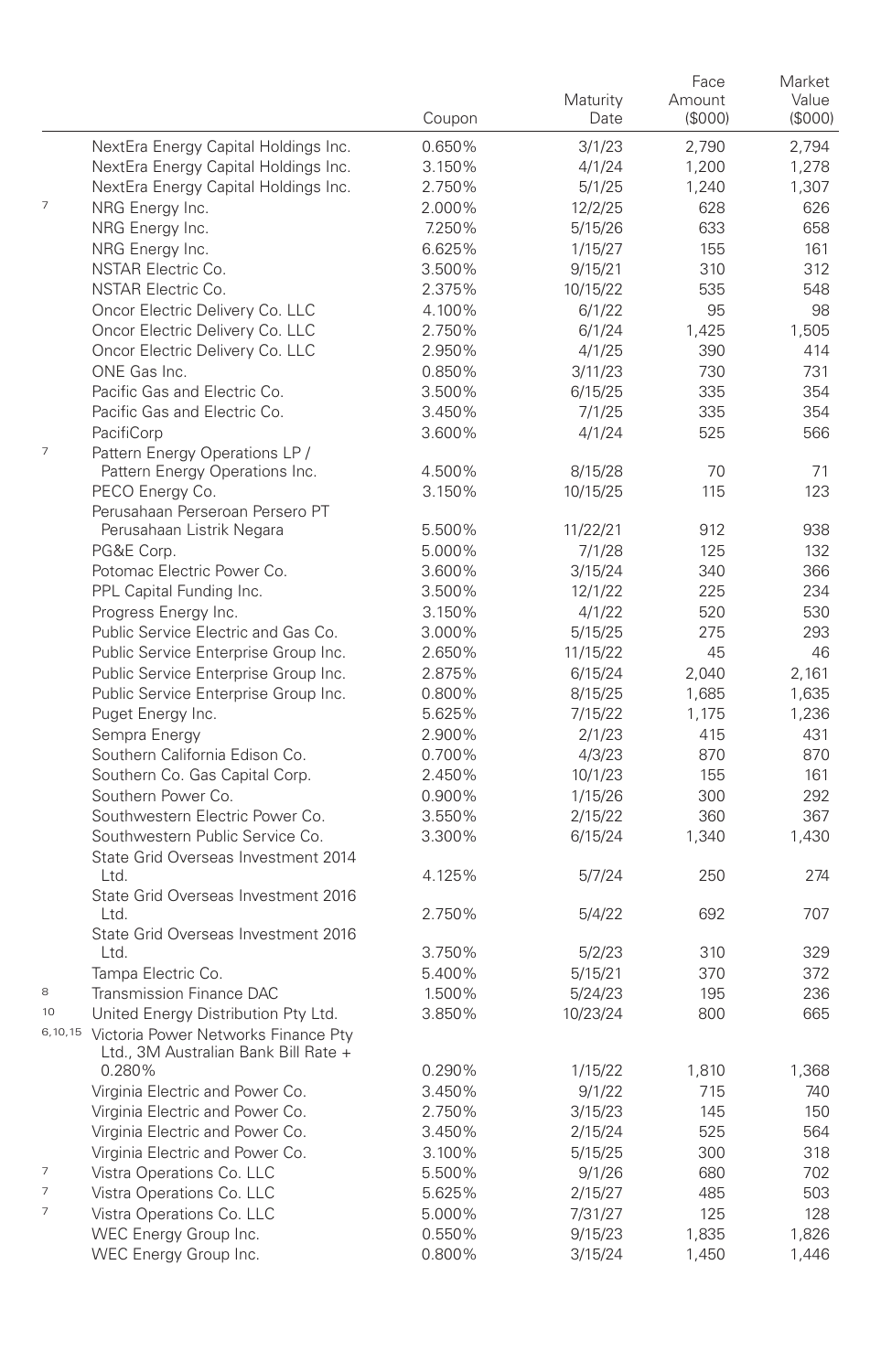| | | Coupon | Maturity Date | Face Amount ($000) | Market Value ($000) |
|---|---|---|---|---|---|
| | NextEra Energy Capital Holdings Inc. | 0.650% | 3/1/23 | 2,790 | 2,794 |
| | NextEra Energy Capital Holdings Inc. | 3.150% | 4/1/24 | 1,200 | 1,278 |
| | NextEra Energy Capital Holdings Inc. | 2.750% | 5/1/25 | 1,240 | 1,307 |
| 7 | NRG Energy Inc. | 2.000% | 12/2/25 | 628 | 626 |
| | NRG Energy Inc. | 7.250% | 5/15/26 | 633 | 658 |
| | NRG Energy Inc. | 6.625% | 1/15/27 | 155 | 161 |
| | NSTAR Electric Co. | 3.500% | 9/15/21 | 310 | 312 |
| | NSTAR Electric Co. | 2.375% | 10/15/22 | 535 | 548 |
| | Oncor Electric Delivery Co. LLC | 4.100% | 6/1/22 | 95 | 98 |
| | Oncor Electric Delivery Co. LLC | 2.750% | 6/1/24 | 1,425 | 1,505 |
| | Oncor Electric Delivery Co. LLC | 2.950% | 4/1/25 | 390 | 414 |
| | ONE Gas Inc. | 0.850% | 3/11/23 | 730 | 731 |
| | Pacific Gas and Electric Co. | 3.500% | 6/15/25 | 335 | 354 |
| | Pacific Gas and Electric Co. | 3.450% | 7/1/25 | 335 | 354 |
| | PacifiCorp | 3.600% | 4/1/24 | 525 | 566 |
| 7 | Pattern Energy Operations LP / Pattern Energy Operations Inc. | 4.500% | 8/15/28 | 70 | 71 |
| | PECO Energy Co. | 3.150% | 10/15/25 | 115 | 123 |
| | Perusahaan Perseroan Persero PT Perusahaan Listrik Negara | 5.500% | 11/22/21 | 912 | 938 |
| | PG&E Corp. | 5.000% | 7/1/28 | 125 | 132 |
| | Potomac Electric Power Co. | 3.600% | 3/15/24 | 340 | 366 |
| | PPL Capital Funding Inc. | 3.500% | 12/1/22 | 225 | 234 |
| | Progress Energy Inc. | 3.150% | 4/1/22 | 520 | 530 |
| | Public Service Electric and Gas Co. | 3.000% | 5/15/25 | 275 | 293 |
| | Public Service Enterprise Group Inc. | 2.650% | 11/15/22 | 45 | 46 |
| | Public Service Enterprise Group Inc. | 2.875% | 6/15/24 | 2,040 | 2,161 |
| | Public Service Enterprise Group Inc. | 0.800% | 8/15/25 | 1,685 | 1,635 |
| | Puget Energy Inc. | 5.625% | 7/15/22 | 1,175 | 1,236 |
| | Sempra Energy | 2.900% | 2/1/23 | 415 | 431 |
| | Southern California Edison Co. | 0.700% | 4/3/23 | 870 | 870 |
| | Southern Co. Gas Capital Corp. | 2.450% | 10/1/23 | 155 | 161 |
| | Southern Power Co. | 0.900% | 1/15/26 | 300 | 292 |
| | Southwestern Electric Power Co. | 3.550% | 2/15/22 | 360 | 367 |
| | Southwestern Public Service Co. | 3.300% | 6/15/24 | 1,340 | 1,430 |
| | State Grid Overseas Investment 2014 Ltd. | 4.125% | 5/7/24 | 250 | 274 |
| | State Grid Overseas Investment 2016 Ltd. | 2.750% | 5/4/22 | 692 | 707 |
| | State Grid Overseas Investment 2016 Ltd. | 3.750% | 5/2/23 | 310 | 329 |
| | Tampa Electric Co. | 5.400% | 5/15/21 | 370 | 372 |
| 8 | Transmission Finance DAC | 1.500% | 5/24/23 | 195 | 236 |
| 10 | United Energy Distribution Pty Ltd. | 3.850% | 10/23/24 | 800 | 665 |
| 6,10,15 | Victoria Power Networks Finance Pty Ltd., 3M Australian Bank Bill Rate + 0.280% | 0.290% | 1/15/22 | 1,810 | 1,368 |
| | Virginia Electric and Power Co. | 3.450% | 9/1/22 | 715 | 740 |
| | Virginia Electric and Power Co. | 2.750% | 3/15/23 | 145 | 150 |
| | Virginia Electric and Power Co. | 3.450% | 2/15/24 | 525 | 564 |
| | Virginia Electric and Power Co. | 3.100% | 5/15/25 | 300 | 318 |
| 7 | Vistra Operations Co. LLC | 5.500% | 9/1/26 | 680 | 702 |
| 7 | Vistra Operations Co. LLC | 5.625% | 2/15/27 | 485 | 503 |
| 7 | Vistra Operations Co. LLC | 5.000% | 7/31/27 | 125 | 128 |
| | WEC Energy Group Inc. | 0.550% | 9/15/23 | 1,835 | 1,826 |
| | WEC Energy Group Inc. | 0.800% | 3/15/24 | 1,450 | 1,446 |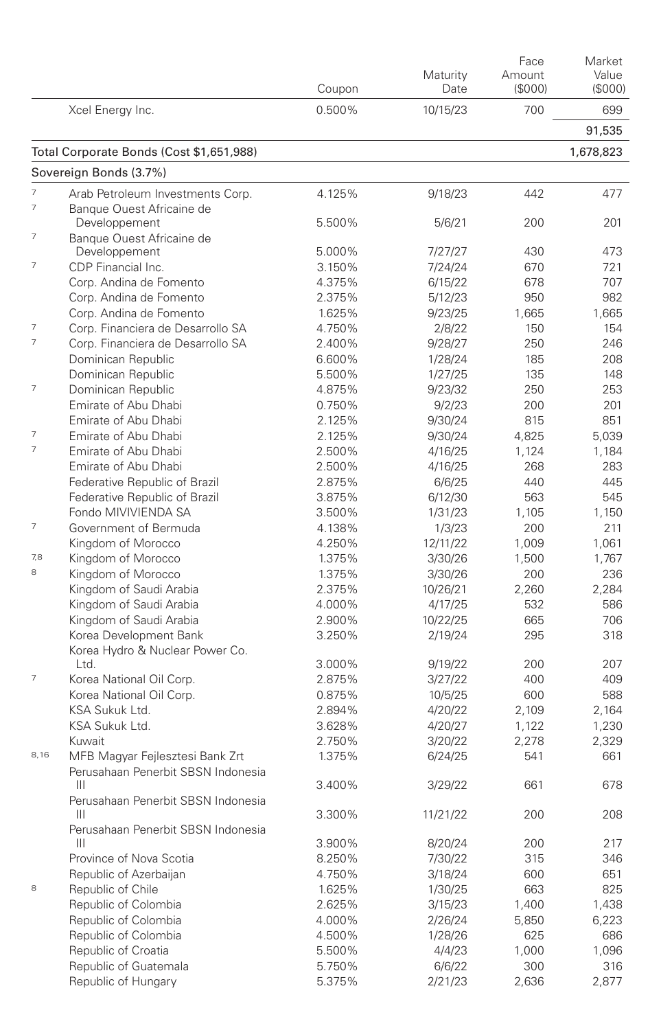| | | Coupon | Maturity Date | Face Amount ($000) | Market Value ($000) |
|---|---|---|---|---|---|
| | Xcel Energy Inc. | 0.500% | 10/15/23 | 700 | 699 |
| | | | | | 91,535 |
| Total Corporate Bonds (Cost $1,651,988) | | | | | 1,678,823 |
| Sovereign Bonds (3.7%) | | | | | |
| 7 | Arab Petroleum Investments Corp. | 4.125% | 9/18/23 | 442 | 477 |
| 7 | Banque Ouest Africaine de Developpement | 5.500% | 5/6/21 | 200 | 201 |
| 7 | Banque Ouest Africaine de Developpement | 5.000% | 7/27/27 | 430 | 473 |
| 7 | CDP Financial Inc. | 3.150% | 7/24/24 | 670 | 721 |
| | Corp. Andina de Fomento | 4.375% | 6/15/22 | 678 | 707 |
| | Corp. Andina de Fomento | 2.375% | 5/12/23 | 950 | 982 |
| | Corp. Andina de Fomento | 1.625% | 9/23/25 | 1,665 | 1,665 |
| 7 | Corp. Financiera de Desarrollo SA | 4.750% | 2/8/22 | 150 | 154 |
| 7 | Corp. Financiera de Desarrollo SA | 2.400% | 9/28/27 | 250 | 246 |
| | Dominican Republic | 6.600% | 1/28/24 | 185 | 208 |
| | Dominican Republic | 5.500% | 1/27/25 | 135 | 148 |
| 7 | Dominican Republic | 4.875% | 9/23/32 | 250 | 253 |
| | Emirate of Abu Dhabi | 0.750% | 9/2/23 | 200 | 201 |
| | Emirate of Abu Dhabi | 2.125% | 9/30/24 | 815 | 851 |
| 7 | Emirate of Abu Dhabi | 2.125% | 9/30/24 | 4,825 | 5,039 |
| 7 | Emirate of Abu Dhabi | 2.500% | 4/16/25 | 1,124 | 1,184 |
| | Emirate of Abu Dhabi | 2.500% | 4/16/25 | 268 | 283 |
| | Federative Republic of Brazil | 2.875% | 6/6/25 | 440 | 445 |
| | Federative Republic of Brazil | 3.875% | 6/12/30 | 563 | 545 |
| | Fondo MIVIVIENDA SA | 3.500% | 1/31/23 | 1,105 | 1,150 |
| 7 | Government of Bermuda | 4.138% | 1/3/23 | 200 | 211 |
| | Kingdom of Morocco | 4.250% | 12/11/22 | 1,009 | 1,061 |
| 7,8 | Kingdom of Morocco | 1.375% | 3/30/26 | 1,500 | 1,767 |
| 8 | Kingdom of Morocco | 1.375% | 3/30/26 | 200 | 236 |
| | Kingdom of Saudi Arabia | 2.375% | 10/26/21 | 2,260 | 2,284 |
| | Kingdom of Saudi Arabia | 4.000% | 4/17/25 | 532 | 586 |
| | Kingdom of Saudi Arabia | 2.900% | 10/22/25 | 665 | 706 |
| | Korea Development Bank | 3.250% | 2/19/24 | 295 | 318 |
| | Korea Hydro & Nuclear Power Co. Ltd. | 3.000% | 9/19/22 | 200 | 207 |
| 7 | Korea National Oil Corp. | 2.875% | 3/27/22 | 400 | 409 |
| | Korea National Oil Corp. | 0.875% | 10/5/25 | 600 | 588 |
| | KSA Sukuk Ltd. | 2.894% | 4/20/22 | 2,109 | 2,164 |
| | KSA Sukuk Ltd. | 3.628% | 4/20/27 | 1,122 | 1,230 |
| | Kuwait | 2.750% | 3/20/22 | 2,278 | 2,329 |
| 8,16 | MFB Magyar Fejlesztesi Bank Zrt | 1.375% | 6/24/25 | 541 | 661 |
| | Perusahaan Penerbit SBSN Indonesia III | 3.400% | 3/29/22 | 661 | 678 |
| | Perusahaan Penerbit SBSN Indonesia III | 3.300% | 11/21/22 | 200 | 208 |
| | Perusahaan Penerbit SBSN Indonesia III | 3.900% | 8/20/24 | 200 | 217 |
| | Province of Nova Scotia | 8.250% | 7/30/22 | 315 | 346 |
| | Republic of Azerbaijan | 4.750% | 3/18/24 | 600 | 651 |
| 8 | Republic of Chile | 1.625% | 1/30/25 | 663 | 825 |
| | Republic of Colombia | 2.625% | 3/15/23 | 1,400 | 1,438 |
| | Republic of Colombia | 4.000% | 2/26/24 | 5,850 | 6,223 |
| | Republic of Colombia | 4.500% | 1/28/26 | 625 | 686 |
| | Republic of Croatia | 5.500% | 4/4/23 | 1,000 | 1,096 |
| | Republic of Guatemala | 5.750% | 6/6/22 | 300 | 316 |
| | Republic of Hungary | 5.375% | 2/21/23 | 2,636 | 2,877 |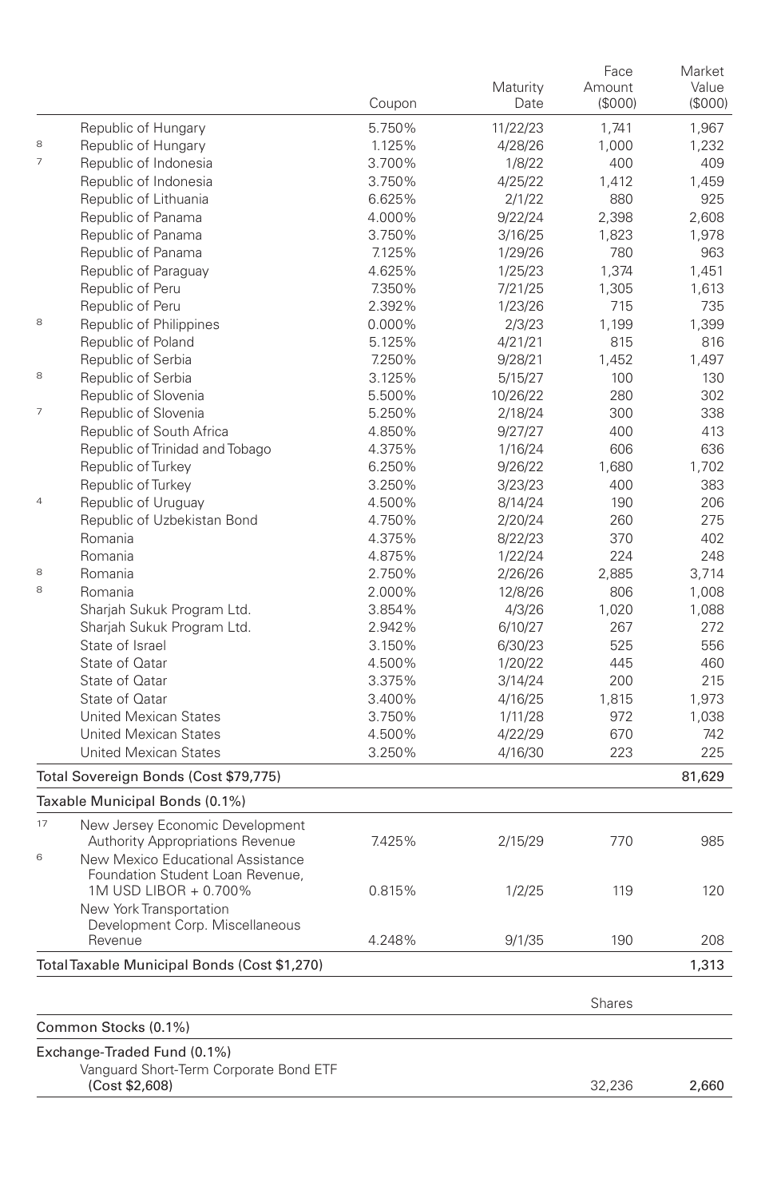| | | Coupon | Maturity Date | Face Amount ($000) | Market Value ($000) |
|---|---|---|---|---|---|
| | Republic of Hungary | 5.750% | 11/22/23 | 1,741 | 1,967 |
| 8 | Republic of Hungary | 1.125% | 4/28/26 | 1,000 | 1,232 |
| 7 | Republic of Indonesia | 3.700% | 1/8/22 | 400 | 409 |
| | Republic of Indonesia | 3.750% | 4/25/22 | 1,412 | 1,459 |
| | Republic of Lithuania | 6.625% | 2/1/22 | 880 | 925 |
| | Republic of Panama | 4.000% | 9/22/24 | 2,398 | 2,608 |
| | Republic of Panama | 3.750% | 3/16/25 | 1,823 | 1,978 |
| | Republic of Panama | 7.125% | 1/29/26 | 780 | 963 |
| | Republic of Paraguay | 4.625% | 1/25/23 | 1,374 | 1,451 |
| | Republic of Peru | 7.350% | 7/21/25 | 1,305 | 1,613 |
| | Republic of Peru | 2.392% | 1/23/26 | 715 | 735 |
| 8 | Republic of Philippines | 0.000% | 2/3/23 | 1,199 | 1,399 |
| | Republic of Poland | 5.125% | 4/21/21 | 815 | 816 |
| | Republic of Serbia | 7.250% | 9/28/21 | 1,452 | 1,497 |
| 8 | Republic of Serbia | 3.125% | 5/15/27 | 100 | 130 |
| | Republic of Slovenia | 5.500% | 10/26/22 | 280 | 302 |
| 7 | Republic of Slovenia | 5.250% | 2/18/24 | 300 | 338 |
| | Republic of South Africa | 4.850% | 9/27/27 | 400 | 413 |
| | Republic of Trinidad and Tobago | 4.375% | 1/16/24 | 606 | 636 |
| | Republic of Turkey | 6.250% | 9/26/22 | 1,680 | 1,702 |
| | Republic of Turkey | 3.250% | 3/23/23 | 400 | 383 |
| 4 | Republic of Uruguay | 4.500% | 8/14/24 | 190 | 206 |
| | Republic of Uzbekistan Bond | 4.750% | 2/20/24 | 260 | 275 |
| | Romania | 4.375% | 8/22/23 | 370 | 402 |
| | Romania | 4.875% | 1/22/24 | 224 | 248 |
| 8 | Romania | 2.750% | 2/26/26 | 2,885 | 3,714 |
| 8 | Romania | 2.000% | 12/8/26 | 806 | 1,008 |
| | Sharjah Sukuk Program Ltd. | 3.854% | 4/3/26 | 1,020 | 1,088 |
| | Sharjah Sukuk Program Ltd. | 2.942% | 6/10/27 | 267 | 272 |
| | State of Israel | 3.150% | 6/30/23 | 525 | 556 |
| | State of Qatar | 4.500% | 1/20/22 | 445 | 460 |
| | State of Qatar | 3.375% | 3/14/24 | 200 | 215 |
| | State of Qatar | 3.400% | 4/16/25 | 1,815 | 1,973 |
| | United Mexican States | 3.750% | 1/11/28 | 972 | 1,038 |
| | United Mexican States | 4.500% | 4/22/29 | 670 | 742 |
| | United Mexican States | 3.250% | 4/16/30 | 223 | 225 |
| **Total Sovereign Bonds (Cost $79,775)** | | | | | **81,629** |
| **Taxable Municipal Bonds (0.1%)** | | | | | |
| 17 | New Jersey Economic Development Authority Appropriations Revenue | 7.425% | 2/15/29 | 770 | 985 |
| 6 | New Mexico Educational Assistance Foundation Student Loan Revenue, 1M USD LIBOR + 0.700% | 0.815% | 1/2/25 | 119 | 120 |
| | New York Transportation Development Corp. Miscellaneous Revenue | 4.248% | 9/1/35 | 190 | 208 |
| **Total Taxable Municipal Bonds (Cost $1,270)** | | | | | **1,313** |
| | | | | **Shares** | |
| **Common Stocks (0.1%)** | | | | | |
| **Exchange-Traded Fund (0.1%)** | | | | | |
| | Vanguard Short-Term Corporate Bond ETF (Cost $2,608) | | | 32,236 | 2,660 |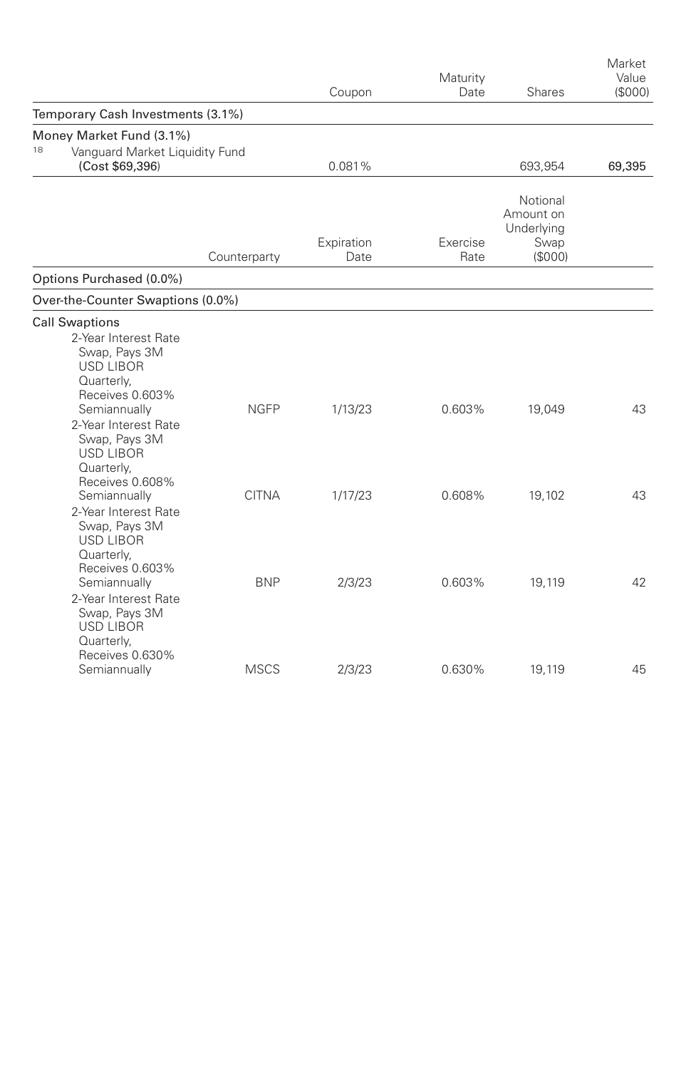| | | Coupon | Maturity Date | Shares | Market Value ($000) |
|---|---|---|---|---|---|
| Temporary Cash Investments (3.1%) | | | | | |
| Money Market Fund (3.1%) | | | | | |
| [18] Vanguard Market Liquidity Fund (Cost $69,396) | | 0.081% | | 693,954 | **69,395** |

| | Counterparty | Expiration Date | Exercise Rate | Notional Amount on Underlying Swap ($000) | |
|---|---|---|---|---|---|
| Options Purchased (0.0%) | | | | | |
| Over-the-Counter Swaptions (0.0%) | | | | | |
| Call Swaptions | | | | | |
| 2-Year Interest Rate Swap, Pays 3M USD LIBOR Quarterly, Receives 0.603% Semiannually | NGFP | 1/13/23 | 0.603% | 19,049 | 43 |
| 2-Year Interest Rate Swap, Pays 3M USD LIBOR Quarterly, Receives 0.608% Semiannually | CITNA | 1/17/23 | 0.608% | 19,102 | 43 |
| 2-Year Interest Rate Swap, Pays 3M USD LIBOR Quarterly, Receives 0.603% Semiannually | BNP | 2/3/23 | 0.603% | 19,119 | 42 |
| 2-Year Interest Rate Swap, Pays 3M USD LIBOR Quarterly, Receives 0.630% Semiannually | MSCS | 2/3/23 | 0.630% | 19,119 | 45 |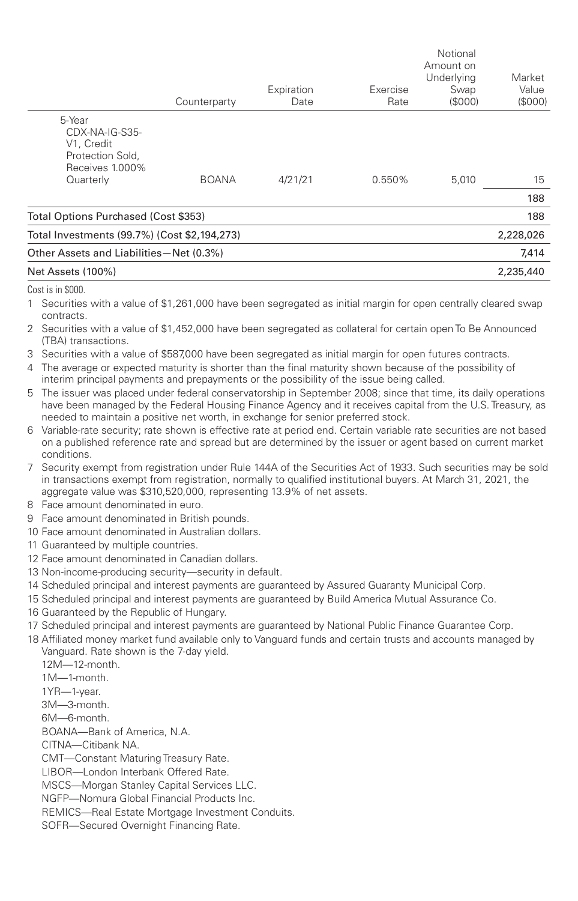| | Counterparty | Expiration Date | Exercise Rate | Notional Amount on Underlying Swap ($000) | Market Value ($000) |
|---|---|---|---|---|---|
| 5-Year CDX-NA-IG-S35-V1, Credit Protection Sold, Receives 1.000% Quarterly | BOANA | 4/21/21 | 0.550% | 5,010 | 15 |
| | | | | | 188 |
| Total Options Purchased (Cost $353) | | | | | 188 |
| Total Investments (99.7%) (Cost $2,194,273) | | | | | 2,228,026 |
| Other Assets and Liabilities—Net (0.3%) | | | | | 7,414 |
| Net Assets (100%) | | | | | 2,235,440 |

Cost is in $000.

1 Securities with a value of $1,261,000 have been segregated as initial margin for open centrally cleared swap contracts.
2 Securities with a value of $1,452,000 have been segregated as collateral for certain open To Be Announced (TBA) transactions.
3 Securities with a value of $587,000 have been segregated as initial margin for open futures contracts.
4 The average or expected maturity is shorter than the final maturity shown because of the possibility of interim principal payments and prepayments or the possibility of the issue being called.
5 The issuer was placed under federal conservatorship in September 2008; since that time, its daily operations have been managed by the Federal Housing Finance Agency and it receives capital from the U.S. Treasury, as needed to maintain a positive net worth, in exchange for senior preferred stock.
6 Variable-rate security; rate shown is effective rate at period end. Certain variable rate securities are not based on a published reference rate and spread but are determined by the issuer or agent based on current market conditions.
7 Security exempt from registration under Rule 144A of the Securities Act of 1933. Such securities may be sold in transactions exempt from registration, normally to qualified institutional buyers. At March 31, 2021, the aggregate value was $310,520,000, representing 13.9% of net assets.
8 Face amount denominated in euro.
9 Face amount denominated in British pounds.
10 Face amount denominated in Australian dollars.
11 Guaranteed by multiple countries.
12 Face amount denominated in Canadian dollars.
13 Non-income-producing security—security in default.
14 Scheduled principal and interest payments are guaranteed by Assured Guaranty Municipal Corp.
15 Scheduled principal and interest payments are guaranteed by Build America Mutual Assurance Co.
16 Guaranteed by the Republic of Hungary.
17 Scheduled principal and interest payments are guaranteed by National Public Finance Guarantee Corp.
18 Affiliated money market fund available only to Vanguard funds and certain trusts and accounts managed by Vanguard. Rate shown is the 7-day yield.

12M—12-month.
1M—1-month.
1YR—1-year.
3M—3-month.
6M—6-month.
BOANA—Bank of America, N.A.
CITNA—Citibank NA.
CMT—Constant Maturing Treasury Rate.
LIBOR—London Interbank Offered Rate.
MSCS—Morgan Stanley Capital Services LLC.
NGFP—Nomura Global Financial Products Inc.
REMICS—Real Estate Mortgage Investment Conduits.
SOFR—Secured Overnight Financing Rate.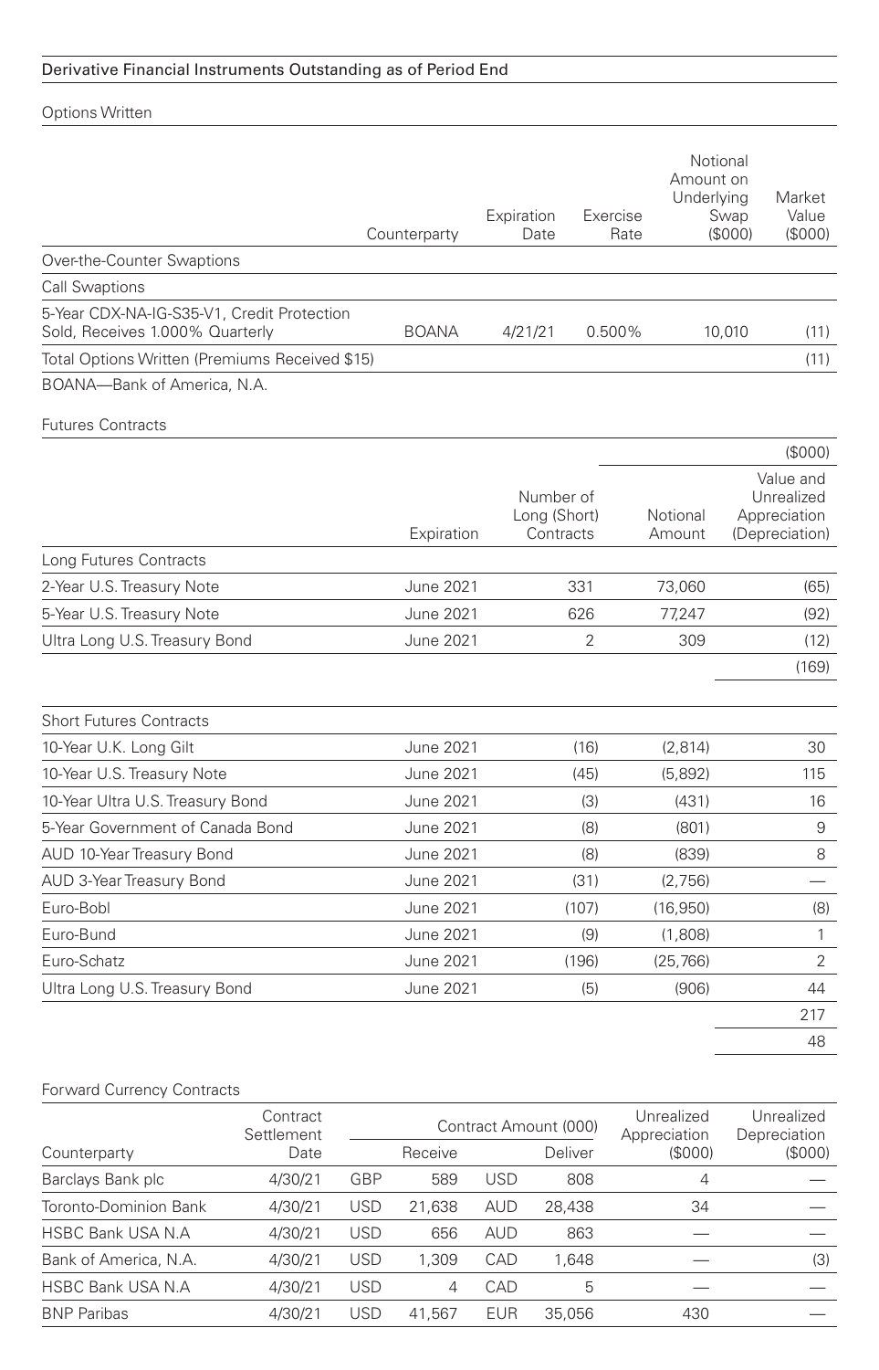## Derivative Financial Instruments Outstanding as of Period End

### Options Written

| | Counterparty | Expiration Date | Exercise Rate | Notional Amount on Underlying Swap ($000) | Market Value ($000) |
|---|---|---|---|---|---|
| Over-the-Counter Swaptions | | | | | |
| Call Swaptions | | | | | |
| 5-Year CDX-NA-IG-S35-V1, Credit Protection Sold, Receives 1.000% Quarterly | BOANA | 4/21/21 | 0.500% | 10,010 | (11) |
| Total Options Written (Premiums Received $15) | | | | | (11) |

BOANA—Bank of America, N.A.

### Futures Contracts

| | | | | ($000) |
|---|---|---|---|---|
| | Expiration | Number of Long (Short) Contracts | Notional Amount | Value and Unrealized Appreciation (Depreciation) |
| Long Futures Contracts | | | | |
| 2-Year U.S. Treasury Note | June 2021 | 331 | 73,060 | (65) |
| 5-Year U.S. Treasury Note | June 2021 | 626 | 77,247 | (92) |
| Ultra Long U.S. Treasury Bond | June 2021 | 2 | 309 | (12) |
| | | | | (169) |
| Short Futures Contracts | | | | |
| 10-Year U.K. Long Gilt | June 2021 | (16) | (2,814) | 30 |
| 10-Year U.S. Treasury Note | June 2021 | (45) | (5,892) | 115 |
| 10-Year Ultra U.S. Treasury Bond | June 2021 | (3) | (431) | 16 |
| 5-Year Government of Canada Bond | June 2021 | (8) | (801) | 9 |
| AUD 10-Year Treasury Bond | June 2021 | (8) | (839) | 8 |
| AUD 3-Year Treasury Bond | June 2021 | (31) | (2,756) | — |
| Euro-Bobl | June 2021 | (107) | (16,950) | (8) |
| Euro-Bund | June 2021 | (9) | (1,808) | 1 |
| Euro-Schatz | June 2021 | (196) | (25,766) | 2 |
| Ultra Long U.S. Treasury Bond | June 2021 | (5) | (906) | 44 |
| | | | | 217 |
| | | | | 48 |

### Forward Currency Contracts

| Counterparty | Contract Settlement Date | Contract Amount (000) | | | | Unrealized Appreciation ($000) | Unrealized Depreciation ($000) |
|---|---|---|---|---|---|---|---|
| | | | Receive | | Deliver | | |
| Barclays Bank plc | 4/30/21 | GBP | 589 | USD | 808 | 4 | — |
| Toronto-Dominion Bank | 4/30/21 | USD | 21,638 | AUD | 28,438 | 34 | — |
| HSBC Bank USA N.A | 4/30/21 | USD | 656 | AUD | 863 | — | — |
| Bank of America, N.A. | 4/30/21 | USD | 1,309 | CAD | 1,648 | — | (3) |
| HSBC Bank USA N.A | 4/30/21 | USD | 4 | CAD | 5 | — | — |
| BNP Paribas | 4/30/21 | USD | 41,567 | EUR | 35,056 | 430 | — |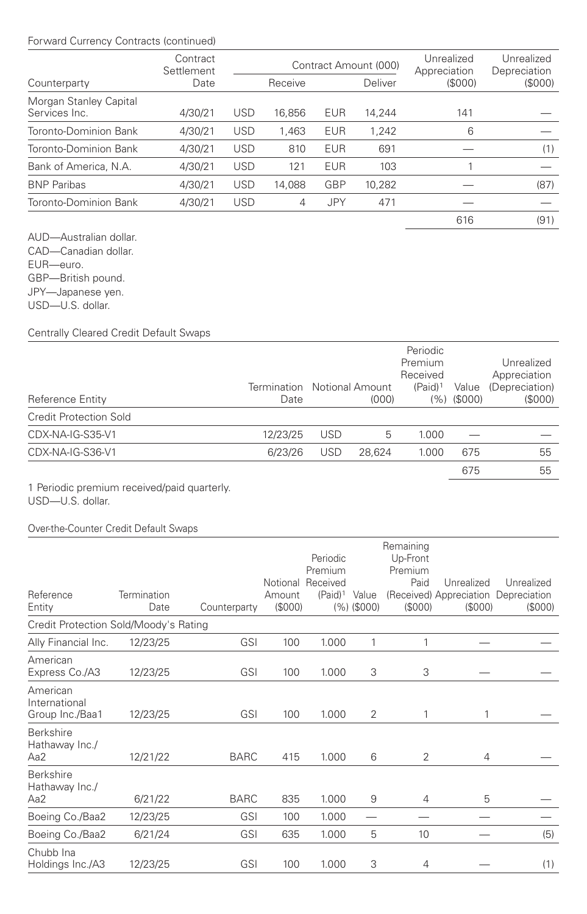Forward Currency Contracts (continued)

| Counterparty | Contract Settlement Date | Contract Amount (000) | | | | Unrealized Appreciation ($000) | Unrealized Depreciation ($000) |
|---|---|---|---|---|---|---|---|
| | | Receive | | Deliver | | | |
| Morgan Stanley Capital Services Inc. | 4/30/21 | USD | 16,856 | EUR | 14,244 | 141 | — |
| Toronto-Dominion Bank | 4/30/21 | USD | 1,463 | EUR | 1,242 | 6 | — |
| Toronto-Dominion Bank | 4/30/21 | USD | 810 | EUR | 691 | — | (1) |
| Bank of America, N.A. | 4/30/21 | USD | 121 | EUR | 103 | 1 | — |
| BNP Paribas | 4/30/21 | USD | 14,088 | GBP | 10,282 | — | (87) |
| Toronto-Dominion Bank | 4/30/21 | USD | 4 | JPY | 471 | — | — |
| | | | | | | 616 | (91) |

AUD—Australian dollar.
CAD—Canadian dollar.
EUR—euro.
GBP—British pound.
JPY—Japanese yen.
USD—U.S. dollar.

Centrally Cleared Credit Default Swaps

| Reference Entity | Termination Date | Notional Amount (000) | | Periodic Premium Received (Paid)[1] (%) | Value ($000) | Unrealized Appreciation (Depreciation) ($000) |
|---|---|---|---|---|---|---|
| Credit Protection Sold | | | | | | |
| CDX-NA-IG-S35-V1 | 12/23/25 | USD | 5 | 1.000 | — | — |
| CDX-NA-IG-S36-V1 | 6/23/26 | USD | 28,624 | 1.000 | 675 | 55 |
| | | | | | 675 | 55 |

1 Periodic premium received/paid quarterly.
USD—U.S. dollar.

Over-the-Counter Credit Default Swaps

| Reference Entity | Termination Date | Counterparty | Notional Amount ($000) | Periodic Premium Received (Paid)[1] (%) | Value ($000) | Remaining Up-Front Premium Paid (Received) ($000) | Unrealized Appreciation ($000) | Unrealized Depreciation ($000) |
|---|---|---|---|---|---|---|---|---|
| Credit Protection Sold/Moody's Rating | | | | | | | | |
| Ally Financial Inc. | 12/23/25 | GSI | 100 | 1.000 | 1 | 1 | — | — |
| American Express Co./A3 | 12/23/25 | GSI | 100 | 1.000 | 3 | 3 | — | — |
| American International Group Inc./Baa1 | 12/23/25 | GSI | 100 | 1.000 | 2 | 1 | 1 | — |
| Berkshire Hathaway Inc./Aa2 | 12/21/22 | BARC | 415 | 1.000 | 6 | 2 | 4 | — |
| Berkshire Hathaway Inc./Aa2 | 6/21/22 | BARC | 835 | 1.000 | 9 | 4 | 5 | — |
| Boeing Co./Baa2 | 12/23/25 | GSI | 100 | 1.000 | — | — | — | — |
| Boeing Co./Baa2 | 6/21/24 | GSI | 635 | 1.000 | 5 | 10 | — | (5) |
| Chubb Ina Holdings Inc./A3 | 12/23/25 | GSI | 100 | 1.000 | 3 | 4 | — | (1) |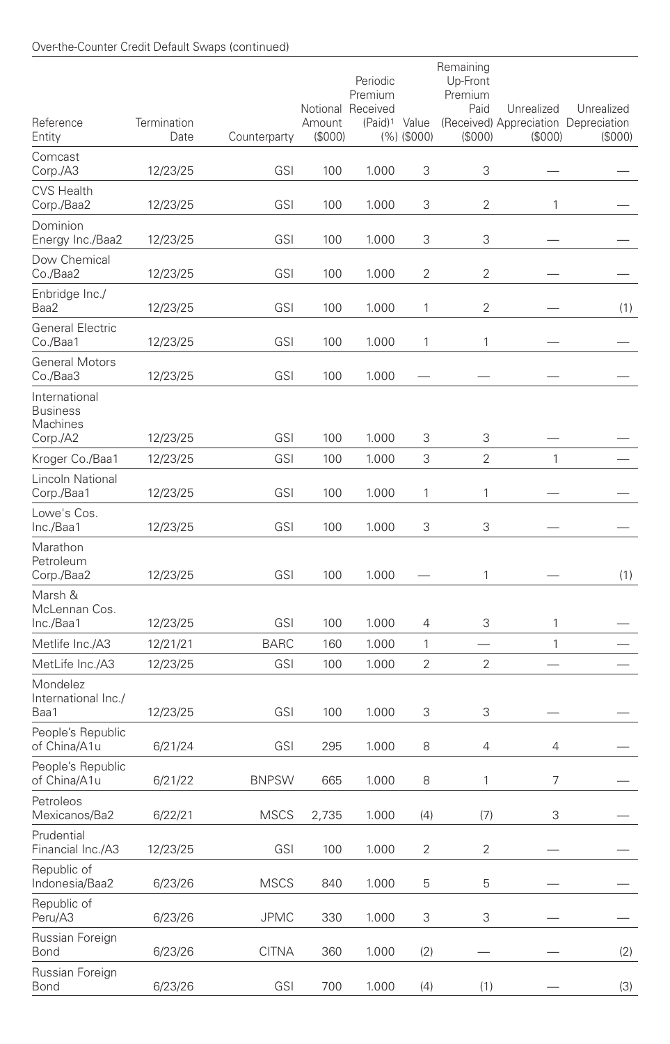Over-the-Counter Credit Default Swaps (continued)

| Reference Entity | Termination Date | Counterparty | Notional Amount ($000) | Periodic Premium Received (Paid)[1] (%) | Value ($000) | Remaining Up-Front Premium Paid (Received) ($000) | Unrealized Appreciation ($000) | Unrealized Depreciation ($000) |
|---|---|---|---|---|---|---|---|---|
| Comcast Corp./A3 | 12/23/25 | GSI | 100 | 1.000 | 3 | 3 | — | — |
| CVS Health Corp./Baa2 | 12/23/25 | GSI | 100 | 1.000 | 3 | 2 | 1 | — |
| Dominion Energy Inc./Baa2 | 12/23/25 | GSI | 100 | 1.000 | 3 | 3 | — | — |
| Dow Chemical Co./Baa2 | 12/23/25 | GSI | 100 | 1.000 | 2 | 2 | — | — |
| Enbridge Inc./Baa2 | 12/23/25 | GSI | 100 | 1.000 | 1 | 2 | — | (1) |
| General Electric Co./Baa1 | 12/23/25 | GSI | 100 | 1.000 | 1 | 1 | — | — |
| General Motors Co./Baa3 | 12/23/25 | GSI | 100 | 1.000 | — | — | — | — |
| International Business Machines Corp./A2 | 12/23/25 | GSI | 100 | 1.000 | 3 | 3 | — | — |
| Kroger Co./Baa1 | 12/23/25 | GSI | 100 | 1.000 | 3 | 2 | 1 | — |
| Lincoln National Corp./Baa1 | 12/23/25 | GSI | 100 | 1.000 | 1 | 1 | — | — |
| Lowe's Cos. Inc./Baa1 | 12/23/25 | GSI | 100 | 1.000 | 3 | 3 | — | — |
| Marathon Petroleum Corp./Baa2 | 12/23/25 | GSI | 100 | 1.000 | — | 1 | — | (1) |
| Marsh & McLennan Cos. Inc./Baa1 | 12/23/25 | GSI | 100 | 1.000 | 4 | 3 | 1 | — |
| Metlife Inc./A3 | 12/21/21 | BARC | 160 | 1.000 | 1 | — | 1 | — |
| MetLife Inc./A3 | 12/23/25 | GSI | 100 | 1.000 | 2 | 2 | — | — |
| Mondelez International Inc./Baa1 | 12/23/25 | GSI | 100 | 1.000 | 3 | 3 | — | — |
| People's Republic of China/A1u | 6/21/24 | GSI | 295 | 1.000 | 8 | 4 | 4 | — |
| People's Republic of China/A1u | 6/21/22 | BNPSW | 665 | 1.000 | 8 | 1 | 7 | — |
| Petroleos Mexicanos/Ba2 | 6/22/21 | MSCS | 2,735 | 1.000 | (4) | (7) | 3 | — |
| Prudential Financial Inc./A3 | 12/23/25 | GSI | 100 | 1.000 | 2 | 2 | — | — |
| Republic of Indonesia/Baa2 | 6/23/26 | MSCS | 840 | 1.000 | 5 | 5 | — | — |
| Republic of Peru/A3 | 6/23/26 | JPMC | 330 | 1.000 | 3 | 3 | — | — |
| Russian Foreign Bond | 6/23/26 | CITNA | 360 | 1.000 | (2) | — | — | (2) |
| Russian Foreign Bond | 6/23/26 | GSI | 700 | 1.000 | (4) | (1) | — | (3) |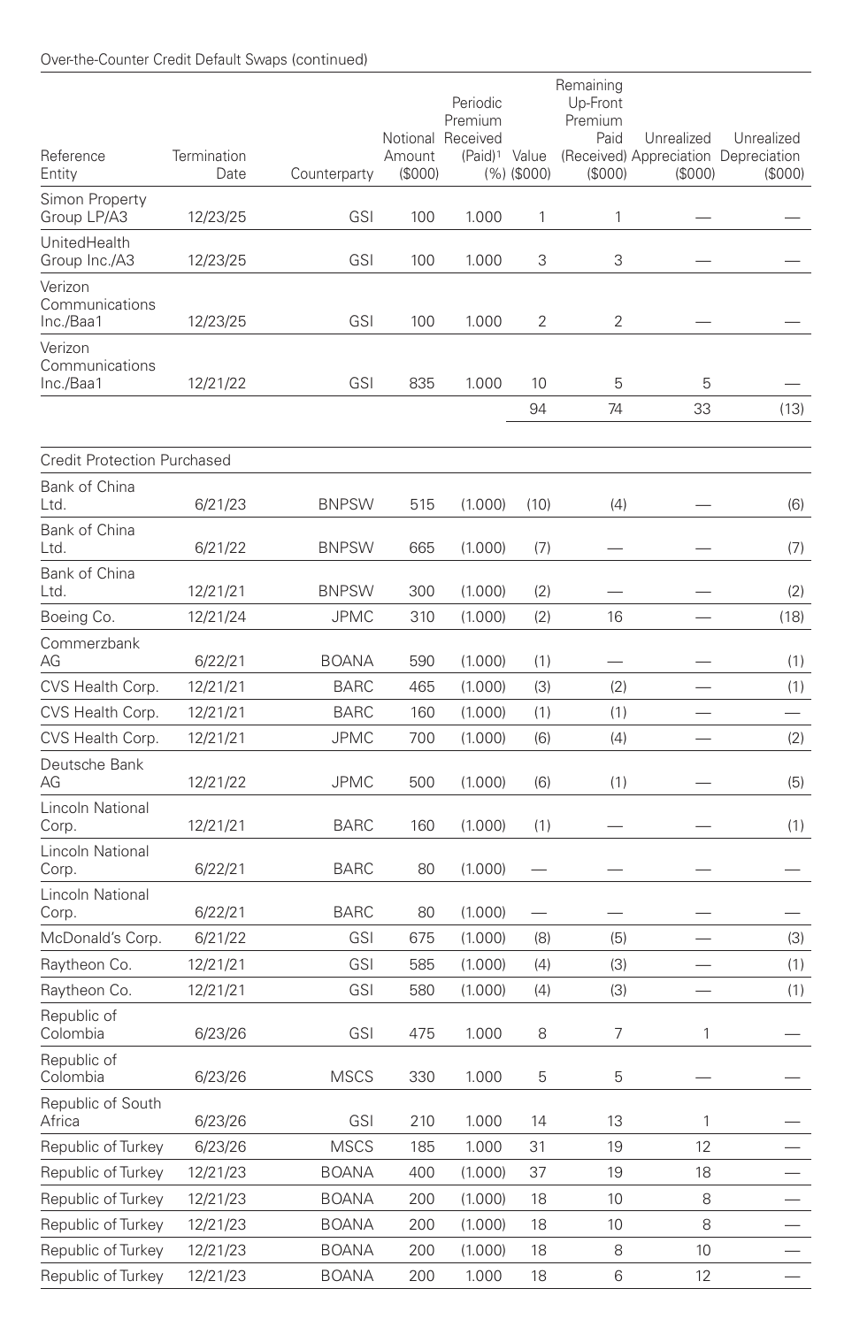Over-the-Counter Credit Default Swaps (continued)

| Reference Entity | Termination Date | Counterparty | Notional Amount ($000) | Periodic Premium Received (Paid)[1] (%) | Value ($000) | Remaining Up-Front Premium Paid (Received) ($000) | Unrealized Appreciation ($000) | Unrealized Depreciation ($000) |
|---|---|---|---|---|---|---|---|---|
| Simon Property Group LP/A3 | 12/23/25 | GSI | 100 | 1.000 | 1 | 1 | — | — |
| UnitedHealth Group Inc./A3 | 12/23/25 | GSI | 100 | 1.000 | 3 | 3 | — | — |
| Verizon Communications Inc./Baa1 | 12/23/25 | GSI | 100 | 1.000 | 2 | 2 | — | — |
| Verizon Communications Inc./Baa1 | 12/21/22 | GSI | 835 | 1.000 | 10 | 5 | 5 | — |
| | | | | | 94 | 74 | 33 | (13) |
| Credit Protection Purchased | | | | | | | | |
| Bank of China Ltd. | 6/21/23 | BNPSW | 515 | (1.000) | (10) | (4) | — | (6) |
| Bank of China Ltd. | 6/21/22 | BNPSW | 665 | (1.000) | (7) | — | — | (7) |
| Bank of China Ltd. | 12/21/21 | BNPSW | 300 | (1.000) | (2) | — | — | (2) |
| Boeing Co. | 12/21/24 | JPMC | 310 | (1.000) | (2) | 16 | — | (18) |
| Commerzbank AG | 6/22/21 | BOANA | 590 | (1.000) | (1) | — | — | (1) |
| CVS Health Corp. | 12/21/21 | BARC | 465 | (1.000) | (3) | (2) | — | (1) |
| CVS Health Corp. | 12/21/21 | BARC | 160 | (1.000) | (1) | (1) | — | — |
| CVS Health Corp. | 12/21/21 | JPMC | 700 | (1.000) | (6) | (4) | — | (2) |
| Deutsche Bank AG | 12/21/22 | JPMC | 500 | (1.000) | (6) | (1) | — | (5) |
| Lincoln National Corp. | 12/21/21 | BARC | 160 | (1.000) | (1) | — | — | (1) |
| Lincoln National Corp. | 6/22/21 | BARC | 80 | (1.000) | — | — | — | — |
| Lincoln National Corp. | 6/22/21 | BARC | 80 | (1.000) | — | — | — | — |
| McDonald's Corp. | 6/21/22 | GSI | 675 | (1.000) | (8) | (5) | — | (3) |
| Raytheon Co. | 12/21/21 | GSI | 585 | (1.000) | (4) | (3) | — | (1) |
| Raytheon Co. | 12/21/21 | GSI | 580 | (1.000) | (4) | (3) | — | (1) |
| Republic of Colombia | 6/23/26 | GSI | 475 | 1.000 | 8 | 7 | 1 | — |
| Republic of Colombia | 6/23/26 | MSCS | 330 | 1.000 | 5 | 5 | — | — |
| Republic of South Africa | 6/23/26 | GSI | 210 | 1.000 | 14 | 13 | 1 | — |
| Republic of Turkey | 6/23/26 | MSCS | 185 | 1.000 | 31 | 19 | 12 | — |
| Republic of Turkey | 12/21/23 | BOANA | 400 | (1.000) | 37 | 19 | 18 | — |
| Republic of Turkey | 12/21/23 | BOANA | 200 | (1.000) | 18 | 10 | 8 | — |
| Republic of Turkey | 12/21/23 | BOANA | 200 | (1.000) | 18 | 10 | 8 | — |
| Republic of Turkey | 12/21/23 | BOANA | 200 | (1.000) | 18 | 8 | 10 | — |
| Republic of Turkey | 12/21/23 | BOANA | 200 | 1.000 | 18 | 6 | 12 | — |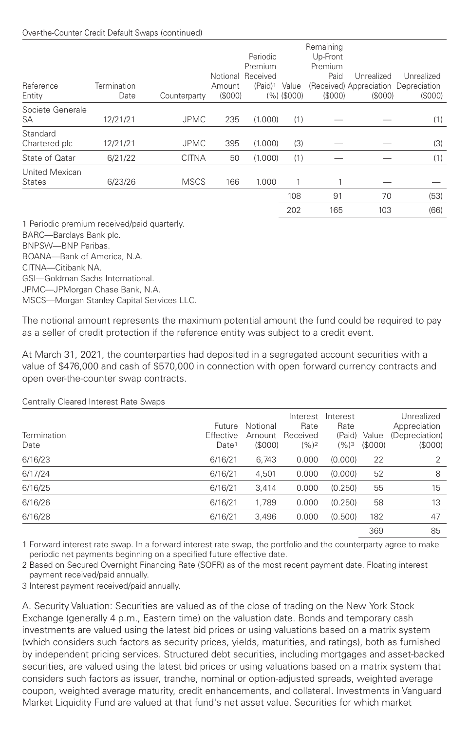Over-the-Counter Credit Default Swaps (continued)

| Reference Entity | Termination Date | Counterparty | Notional Amount ($000) | Periodic Premium Received (Paid)[1] (%) | Value ($000) | Remaining Up-Front Premium Paid (Received) ($000) | Unrealized Appreciation ($000) | Unrealized Depreciation ($000) |
|---|---|---|---|---|---|---|---|---|
| Societe Generale SA | 12/21/21 | JPMC | 235 | (1.000) | (1) | — | — | (1) |
| Standard Chartered plc | 12/21/21 | JPMC | 395 | (1.000) | (3) | — | — | (3) |
| State of Qatar | 6/21/22 | CITNA | 50 | (1.000) | (1) | — | — | (1) |
| United Mexican States | 6/23/26 | MSCS | 166 | 1.000 | 1 | 1 | — | — |
| | | | | | 108 | 91 | 70 | (53) |
| | | | | | 202 | 165 | 103 | (66) |

1 Periodic premium received/paid quarterly.
BARC—Barclays Bank plc.
BNPSW—BNP Paribas.
BOANA—Bank of America, N.A.
CITNA—Citibank NA.
GSI—Goldman Sachs International.
JPMC—JPMorgan Chase Bank, N.A.
MSCS—Morgan Stanley Capital Services LLC.

The notional amount represents the maximum potential amount the fund could be required to pay as a seller of credit protection if the reference entity was subject to a credit event.

At March 31, 2021, the counterparties had deposited in a segregated account securities with a value of $476,000 and cash of $570,000 in connection with open forward currency contracts and open over-the-counter swap contracts.

Centrally Cleared Interest Rate Swaps

| Termination Date | Future Effective Date[1] | Notional Amount ($000) | Interest Rate Received (%)[2] | Interest Rate (Paid) (%)[3] | Value ($000) | Unrealized Appreciation (Depreciation) ($000) |
|---|---|---|---|---|---|---|
| 6/16/23 | 6/16/21 | 6,743 | 0.000 | (0.000) | 22 | 2 |
| 6/17/24 | 6/16/21 | 4,501 | 0.000 | (0.000) | 52 | 8 |
| 6/16/25 | 6/16/21 | 3,414 | 0.000 | (0.250) | 55 | 15 |
| 6/16/26 | 6/16/21 | 1,789 | 0.000 | (0.250) | 58 | 13 |
| 6/16/28 | 6/16/21 | 3,496 | 0.000 | (0.500) | 182 | 47 |
| | | | | | 369 | 85 |

1 Forward interest rate swap. In a forward interest rate swap, the portfolio and the counterparty agree to make periodic net payments beginning on a specified future effective date.
2 Based on Secured Overnight Financing Rate (SOFR) as of the most recent payment date. Floating interest payment received/paid annually.
3 Interest payment received/paid annually.

A. Security Valuation: Securities are valued as of the close of trading on the New York Stock Exchange (generally 4 p.m., Eastern time) on the valuation date. Bonds and temporary cash investments are valued using the latest bid prices or using valuations based on a matrix system (which considers such factors as security prices, yields, maturities, and ratings), both as furnished by independent pricing services. Structured debt securities, including mortgages and asset-backed securities, are valued using the latest bid prices or using valuations based on a matrix system that considers such factors as issuer, tranche, nominal or option-adjusted spreads, weighted average coupon, weighted average maturity, credit enhancements, and collateral. Investments in Vanguard Market Liquidity Fund are valued at that fund's net asset value. Securities for which market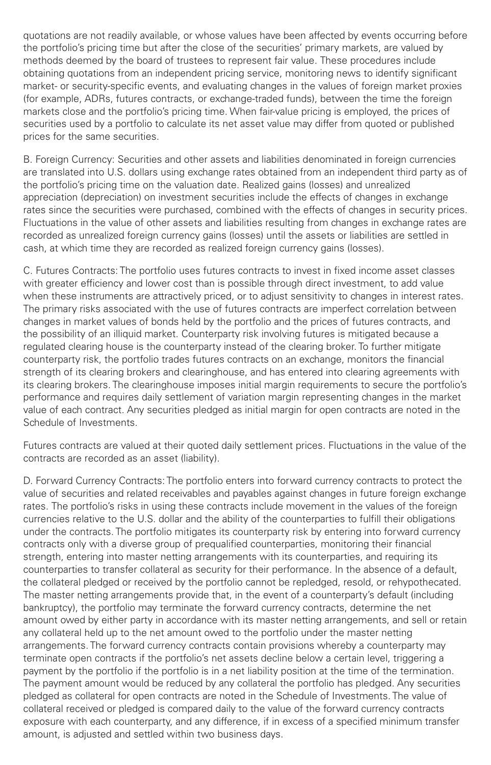quotations are not readily available, or whose values have been affected by events occurring before the portfolio's pricing time but after the close of the securities' primary markets, are valued by methods deemed by the board of trustees to represent fair value. These procedures include obtaining quotations from an independent pricing service, monitoring news to identify significant market- or security-specific events, and evaluating changes in the values of foreign market proxies (for example, ADRs, futures contracts, or exchange-traded funds), between the time the foreign markets close and the portfolio's pricing time. When fair-value pricing is employed, the prices of securities used by a portfolio to calculate its net asset value may differ from quoted or published prices for the same securities.

B. Foreign Currency: Securities and other assets and liabilities denominated in foreign currencies are translated into U.S. dollars using exchange rates obtained from an independent third party as of the portfolio's pricing time on the valuation date. Realized gains (losses) and unrealized appreciation (depreciation) on investment securities include the effects of changes in exchange rates since the securities were purchased, combined with the effects of changes in security prices. Fluctuations in the value of other assets and liabilities resulting from changes in exchange rates are recorded as unrealized foreign currency gains (losses) until the assets or liabilities are settled in cash, at which time they are recorded as realized foreign currency gains (losses).

C. Futures Contracts: The portfolio uses futures contracts to invest in fixed income asset classes with greater efficiency and lower cost than is possible through direct investment, to add value when these instruments are attractively priced, or to adjust sensitivity to changes in interest rates. The primary risks associated with the use of futures contracts are imperfect correlation between changes in market values of bonds held by the portfolio and the prices of futures contracts, and the possibility of an illiquid market. Counterparty risk involving futures is mitigated because a regulated clearing house is the counterparty instead of the clearing broker. To further mitigate counterparty risk, the portfolio trades futures contracts on an exchange, monitors the financial strength of its clearing brokers and clearinghouse, and has entered into clearing agreements with its clearing brokers. The clearinghouse imposes initial margin requirements to secure the portfolio's performance and requires daily settlement of variation margin representing changes in the market value of each contract. Any securities pledged as initial margin for open contracts are noted in the Schedule of Investments.

Futures contracts are valued at their quoted daily settlement prices. Fluctuations in the value of the contracts are recorded as an asset (liability).

D. Forward Currency Contracts: The portfolio enters into forward currency contracts to protect the value of securities and related receivables and payables against changes in future foreign exchange rates. The portfolio's risks in using these contracts include movement in the values of the foreign currencies relative to the U.S. dollar and the ability of the counterparties to fulfill their obligations under the contracts. The portfolio mitigates its counterparty risk by entering into forward currency contracts only with a diverse group of prequalified counterparties, monitoring their financial strength, entering into master netting arrangements with its counterparties, and requiring its counterparties to transfer collateral as security for their performance. In the absence of a default, the collateral pledged or received by the portfolio cannot be repledged, resold, or rehypothecated. The master netting arrangements provide that, in the event of a counterparty's default (including bankruptcy), the portfolio may terminate the forward currency contracts, determine the net amount owed by either party in accordance with its master netting arrangements, and sell or retain any collateral held up to the net amount owed to the portfolio under the master netting arrangements. The forward currency contracts contain provisions whereby a counterparty may terminate open contracts if the portfolio's net assets decline below a certain level, triggering a payment by the portfolio if the portfolio is in a net liability position at the time of the termination. The payment amount would be reduced by any collateral the portfolio has pledged. Any securities pledged as collateral for open contracts are noted in the Schedule of Investments. The value of collateral received or pledged is compared daily to the value of the forward currency contracts exposure with each counterparty, and any difference, if in excess of a specified minimum transfer amount, is adjusted and settled within two business days.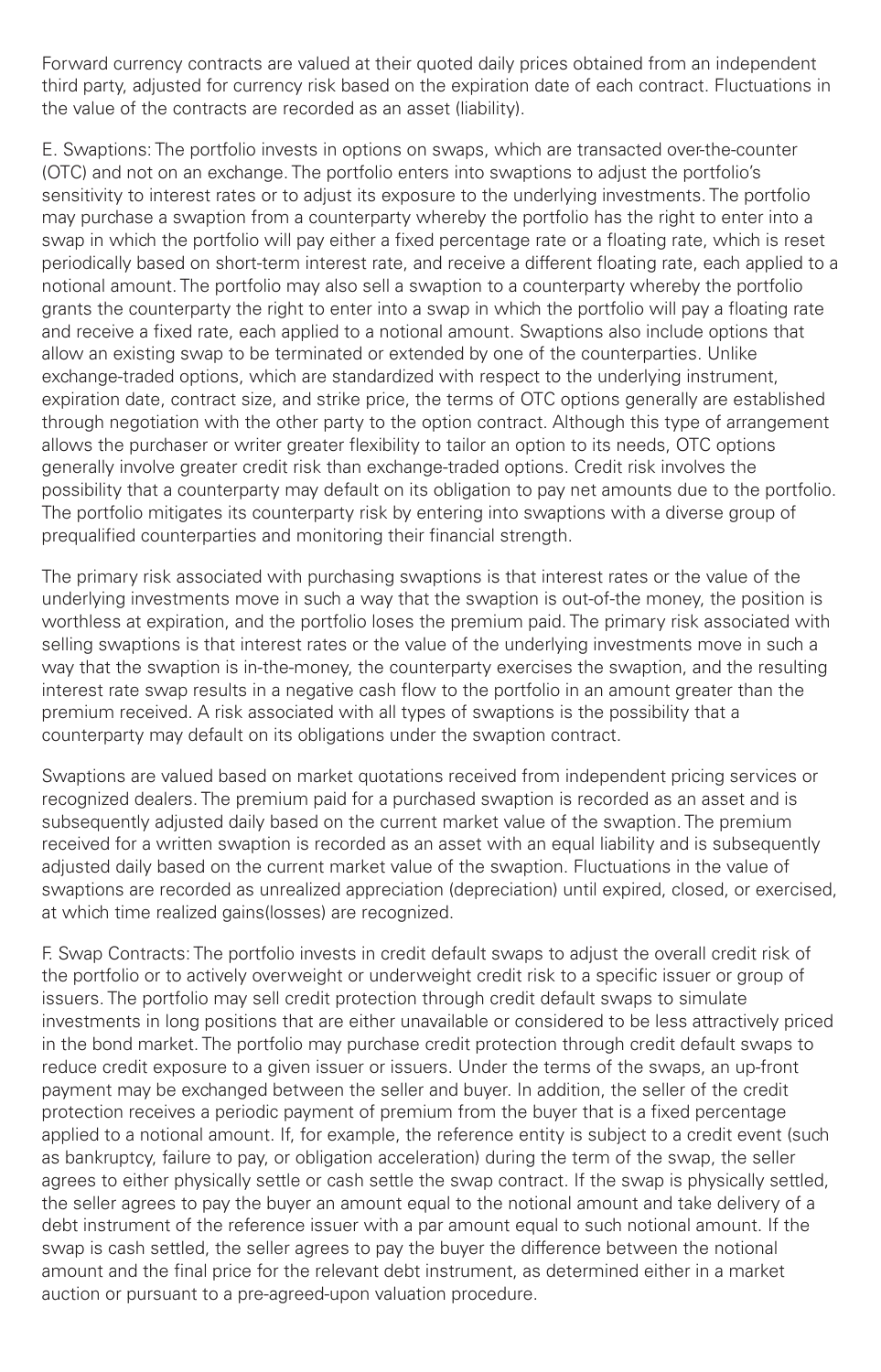Forward currency contracts are valued at their quoted daily prices obtained from an independent third party, adjusted for currency risk based on the expiration date of each contract. Fluctuations in the value of the contracts are recorded as an asset (liability).

E. Swaptions: The portfolio invests in options on swaps, which are transacted over-the-counter (OTC) and not on an exchange. The portfolio enters into swaptions to adjust the portfolio's sensitivity to interest rates or to adjust its exposure to the underlying investments. The portfolio may purchase a swaption from a counterparty whereby the portfolio has the right to enter into a swap in which the portfolio will pay either a fixed percentage rate or a floating rate, which is reset periodically based on short-term interest rate, and receive a different floating rate, each applied to a notional amount. The portfolio may also sell a swaption to a counterparty whereby the portfolio grants the counterparty the right to enter into a swap in which the portfolio will pay a floating rate and receive a fixed rate, each applied to a notional amount. Swaptions also include options that allow an existing swap to be terminated or extended by one of the counterparties. Unlike exchange-traded options, which are standardized with respect to the underlying instrument, expiration date, contract size, and strike price, the terms of OTC options generally are established through negotiation with the other party to the option contract. Although this type of arrangement allows the purchaser or writer greater flexibility to tailor an option to its needs, OTC options generally involve greater credit risk than exchange-traded options. Credit risk involves the possibility that a counterparty may default on its obligation to pay net amounts due to the portfolio. The portfolio mitigates its counterparty risk by entering into swaptions with a diverse group of prequalified counterparties and monitoring their financial strength.

The primary risk associated with purchasing swaptions is that interest rates or the value of the underlying investments move in such a way that the swaption is out-of-the money, the position is worthless at expiration, and the portfolio loses the premium paid. The primary risk associated with selling swaptions is that interest rates or the value of the underlying investments move in such a way that the swaption is in-the-money, the counterparty exercises the swaption, and the resulting interest rate swap results in a negative cash flow to the portfolio in an amount greater than the premium received. A risk associated with all types of swaptions is the possibility that a counterparty may default on its obligations under the swaption contract.

Swaptions are valued based on market quotations received from independent pricing services or recognized dealers. The premium paid for a purchased swaption is recorded as an asset and is subsequently adjusted daily based on the current market value of the swaption. The premium received for a written swaption is recorded as an asset with an equal liability and is subsequently adjusted daily based on the current market value of the swaption. Fluctuations in the value of swaptions are recorded as unrealized appreciation (depreciation) until expired, closed, or exercised, at which time realized gains(losses) are recognized.

F. Swap Contracts: The portfolio invests in credit default swaps to adjust the overall credit risk of the portfolio or to actively overweight or underweight credit risk to a specific issuer or group of issuers. The portfolio may sell credit protection through credit default swaps to simulate investments in long positions that are either unavailable or considered to be less attractively priced in the bond market. The portfolio may purchase credit protection through credit default swaps to reduce credit exposure to a given issuer or issuers. Under the terms of the swaps, an up-front payment may be exchanged between the seller and buyer. In addition, the seller of the credit protection receives a periodic payment of premium from the buyer that is a fixed percentage applied to a notional amount. If, for example, the reference entity is subject to a credit event (such as bankruptcy, failure to pay, or obligation acceleration) during the term of the swap, the seller agrees to either physically settle or cash settle the swap contract. If the swap is physically settled, the seller agrees to pay the buyer an amount equal to the notional amount and take delivery of a debt instrument of the reference issuer with a par amount equal to such notional amount. If the swap is cash settled, the seller agrees to pay the buyer the difference between the notional amount and the final price for the relevant debt instrument, as determined either in a market auction or pursuant to a pre-agreed-upon valuation procedure.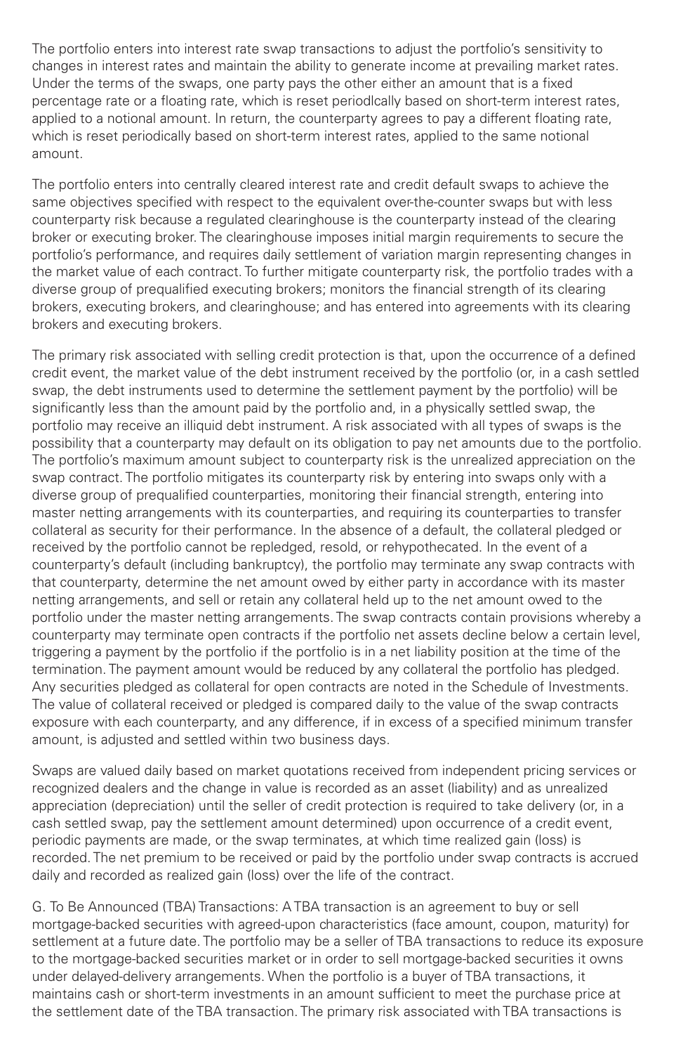The portfolio enters into interest rate swap transactions to adjust the portfolio's sensitivity to changes in interest rates and maintain the ability to generate income at prevailing market rates. Under the terms of the swaps, one party pays the other either an amount that is a fixed percentage rate or a floating rate, which is reset periodically based on short-term interest rates, applied to a notional amount. In return, the counterparty agrees to pay a different floating rate, which is reset periodically based on short-term interest rates, applied to the same notional amount.

The portfolio enters into centrally cleared interest rate and credit default swaps to achieve the same objectives specified with respect to the equivalent over-the-counter swaps but with less counterparty risk because a regulated clearinghouse is the counterparty instead of the clearing broker or executing broker. The clearinghouse imposes initial margin requirements to secure the portfolio's performance, and requires daily settlement of variation margin representing changes in the market value of each contract. To further mitigate counterparty risk, the portfolio trades with a diverse group of prequalified executing brokers; monitors the financial strength of its clearing brokers, executing brokers, and clearinghouse; and has entered into agreements with its clearing brokers and executing brokers.

The primary risk associated with selling credit protection is that, upon the occurrence of a defined credit event, the market value of the debt instrument received by the portfolio (or, in a cash settled swap, the debt instruments used to determine the settlement payment by the portfolio) will be significantly less than the amount paid by the portfolio and, in a physically settled swap, the portfolio may receive an illiquid debt instrument. A risk associated with all types of swaps is the possibility that a counterparty may default on its obligation to pay net amounts due to the portfolio. The portfolio's maximum amount subject to counterparty risk is the unrealized appreciation on the swap contract. The portfolio mitigates its counterparty risk by entering into swaps only with a diverse group of prequalified counterparties, monitoring their financial strength, entering into master netting arrangements with its counterparties, and requiring its counterparties to transfer collateral as security for their performance. In the absence of a default, the collateral pledged or received by the portfolio cannot be repledged, resold, or rehypothecated. In the event of a counterparty's default (including bankruptcy), the portfolio may terminate any swap contracts with that counterparty, determine the net amount owed by either party in accordance with its master netting arrangements, and sell or retain any collateral held up to the net amount owed to the portfolio under the master netting arrangements. The swap contracts contain provisions whereby a counterparty may terminate open contracts if the portfolio net assets decline below a certain level, triggering a payment by the portfolio if the portfolio is in a net liability position at the time of the termination. The payment amount would be reduced by any collateral the portfolio has pledged. Any securities pledged as collateral for open contracts are noted in the Schedule of Investments. The value of collateral received or pledged is compared daily to the value of the swap contracts exposure with each counterparty, and any difference, if in excess of a specified minimum transfer amount, is adjusted and settled within two business days.

Swaps are valued daily based on market quotations received from independent pricing services or recognized dealers and the change in value is recorded as an asset (liability) and as unrealized appreciation (depreciation) until the seller of credit protection is required to take delivery (or, in a cash settled swap, pay the settlement amount determined) upon occurrence of a credit event, periodic payments are made, or the swap terminates, at which time realized gain (loss) is recorded. The net premium to be received or paid by the portfolio under swap contracts is accrued daily and recorded as realized gain (loss) over the life of the contract.

G. To Be Announced (TBA) Transactions: A TBA transaction is an agreement to buy or sell mortgage-backed securities with agreed-upon characteristics (face amount, coupon, maturity) for settlement at a future date. The portfolio may be a seller of TBA transactions to reduce its exposure to the mortgage-backed securities market or in order to sell mortgage-backed securities it owns under delayed-delivery arrangements. When the portfolio is a buyer of TBA transactions, it maintains cash or short-term investments in an amount sufficient to meet the purchase price at the settlement date of the TBA transaction. The primary risk associated with TBA transactions is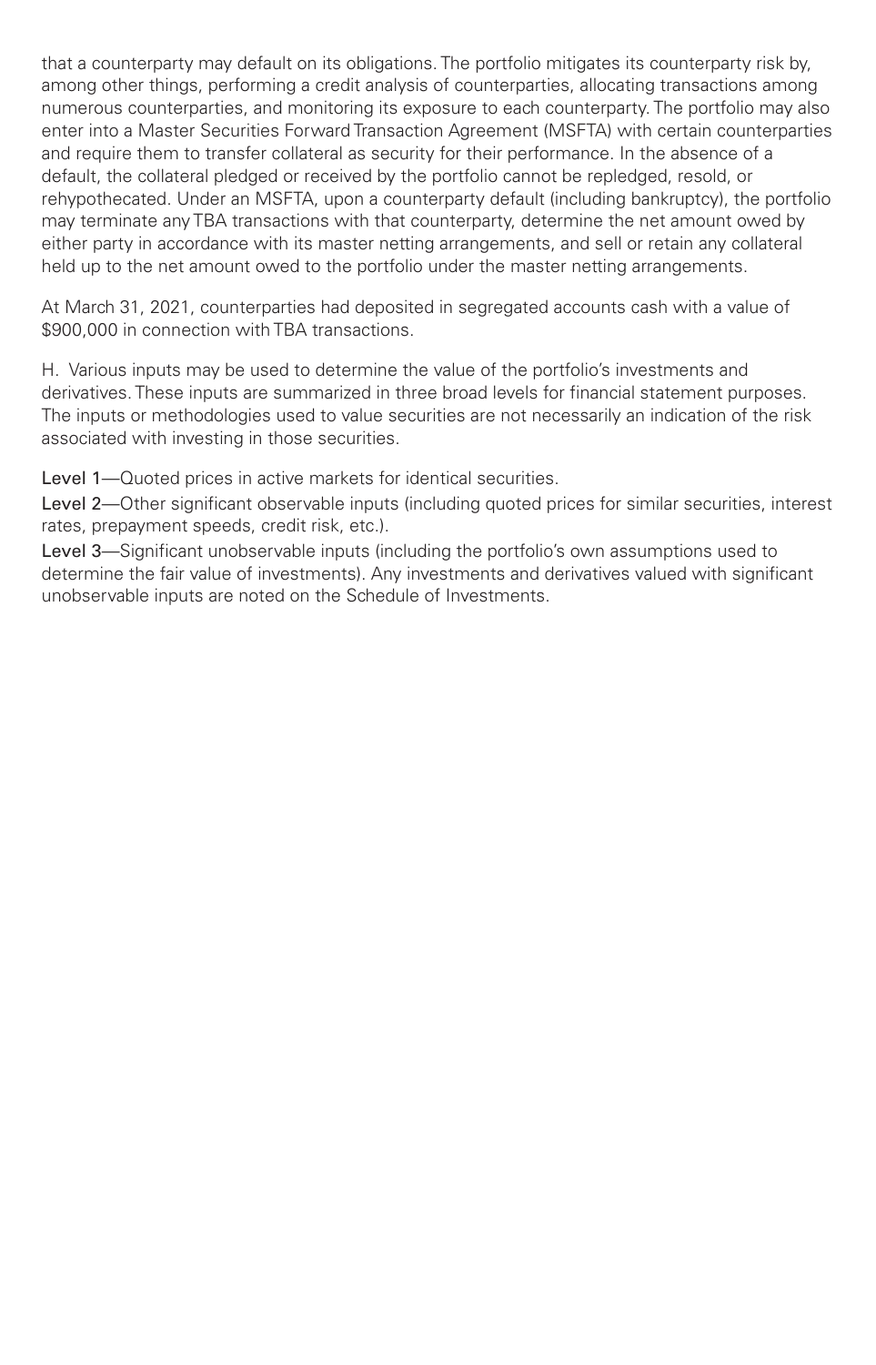that a counterparty may default on its obligations. The portfolio mitigates its counterparty risk by, among other things, performing a credit analysis of counterparties, allocating transactions among numerous counterparties, and monitoring its exposure to each counterparty. The portfolio may also enter into a Master Securities Forward Transaction Agreement (MSFTA) with certain counterparties and require them to transfer collateral as security for their performance. In the absence of a default, the collateral pledged or received by the portfolio cannot be repledged, resold, or rehypothecated. Under an MSFTA, upon a counterparty default (including bankruptcy), the portfolio may terminate any TBA transactions with that counterparty, determine the net amount owed by either party in accordance with its master netting arrangements, and sell or retain any collateral held up to the net amount owed to the portfolio under the master netting arrangements.

At March 31, 2021, counterparties had deposited in segregated accounts cash with a value of $900,000 in connection with TBA transactions.

H. Various inputs may be used to determine the value of the portfolio's investments and derivatives. These inputs are summarized in three broad levels for financial statement purposes. The inputs or methodologies used to value securities are not necessarily an indication of the risk associated with investing in those securities.

Level 1—Quoted prices in active markets for identical securities.

Level 2—Other significant observable inputs (including quoted prices for similar securities, interest rates, prepayment speeds, credit risk, etc.).

Level 3—Significant unobservable inputs (including the portfolio's own assumptions used to determine the fair value of investments). Any investments and derivatives valued with significant unobservable inputs are noted on the Schedule of Investments.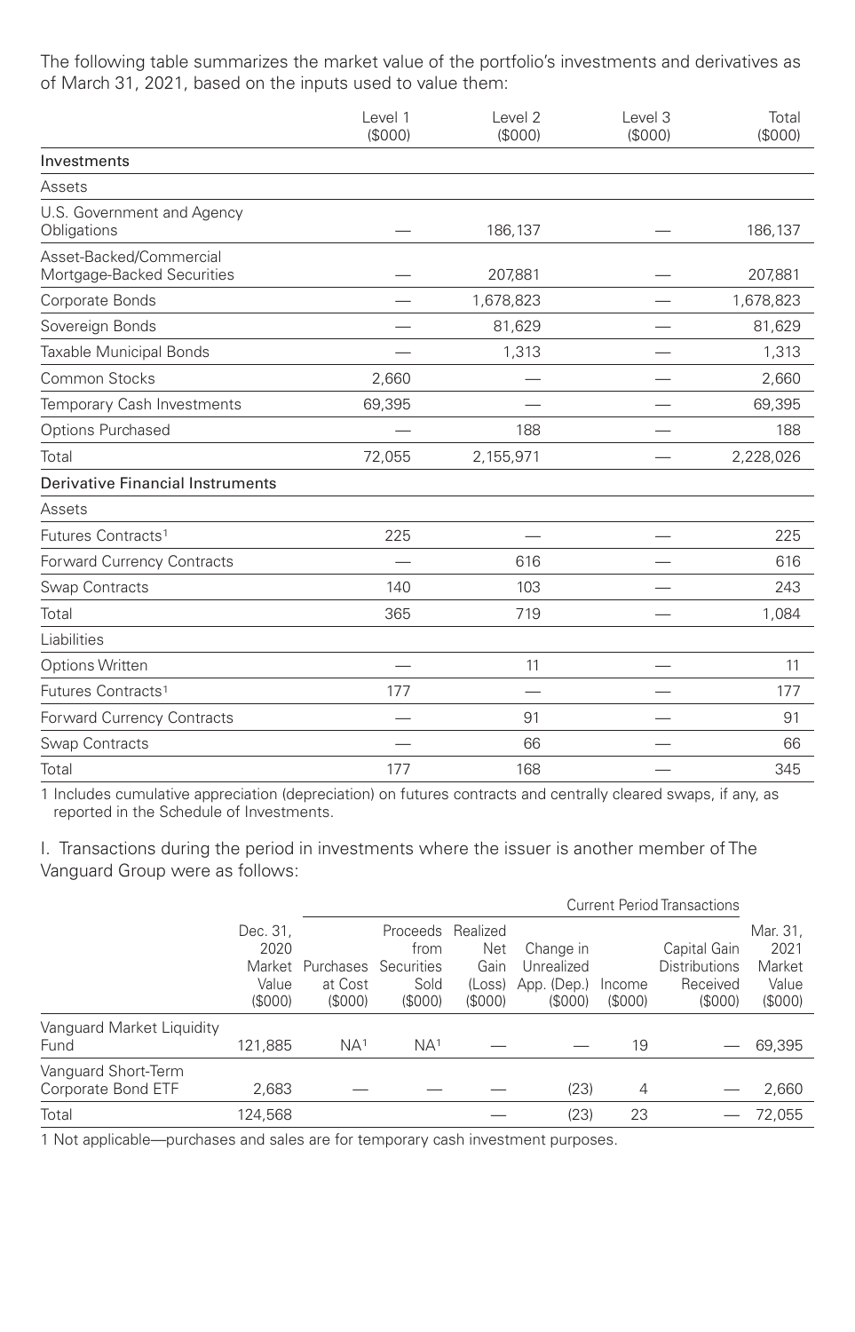The following table summarizes the market value of the portfolio's investments and derivatives as of March 31, 2021, based on the inputs used to value them:

| | Level 1 ($000) | Level 2 ($000) | Level 3 ($000) | Total ($000) |
|---|---|---|---|---|
| Investments | | | | |
| Assets | | | | |
| U.S. Government and Agency Obligations | — | 186,137 | — | 186,137 |
| Asset-Backed/Commercial Mortgage-Backed Securities | — | 207,881 | — | 207,881 |
| Corporate Bonds | — | 1,678,823 | — | 1,678,823 |
| Sovereign Bonds | — | 81,629 | — | 81,629 |
| Taxable Municipal Bonds | — | 1,313 | — | 1,313 |
| Common Stocks | 2,660 | — | — | 2,660 |
| Temporary Cash Investments | 69,395 | — | — | 69,395 |
| Options Purchased | — | 188 | — | 188 |
| Total | 72,055 | 2,155,971 | — | 2,228,026 |
| Derivative Financial Instruments | | | | |
| Assets | | | | |
| Futures Contracts[1] | 225 | — | — | 225 |
| Forward Currency Contracts | — | 616 | — | 616 |
| Swap Contracts | 140 | 103 | — | 243 |
| Total | 365 | 719 | — | 1,084 |
| Liabilities | | | | |
| Options Written | — | 11 | — | 11 |
| Futures Contracts[1] | 177 | — | — | 177 |
| Forward Currency Contracts | — | 91 | — | 91 |
| Swap Contracts | — | 66 | — | 66 |
| Total | 177 | 168 | — | 345 |

1 Includes cumulative appreciation (depreciation) on futures contracts and centrally cleared swaps, if any, as reported in the Schedule of Investments.

I. Transactions during the period in investments where the issuer is another member of The Vanguard Group were as follows:

| | | Current Period Transactions | | | | | | |
|---|---|---|---|---|---|---|---|---|
| | Dec. 31, 2020 Market Value ($000) | Purchases at Cost ($000) | Proceeds from Securities Sold ($000) | Realized Net Gain (Loss) ($000) | Change in Unrealized App. (Dep.) ($000) | Income ($000) | Capital Gain Distributions Received ($000) | Mar. 31, 2021 Market Value ($000) |
| Vanguard Market Liquidity Fund | 121,885 | NA[1] | NA[1] | — | — | 19 | — | 69,395 |
| Vanguard Short-Term Corporate Bond ETF | 2,683 | — | — | — | (23) | 4 | — | 2,660 |
| Total | 124,568 | | | — | (23) | 23 | — | 72,055 |

1 Not applicable—purchases and sales are for temporary cash investment purposes.